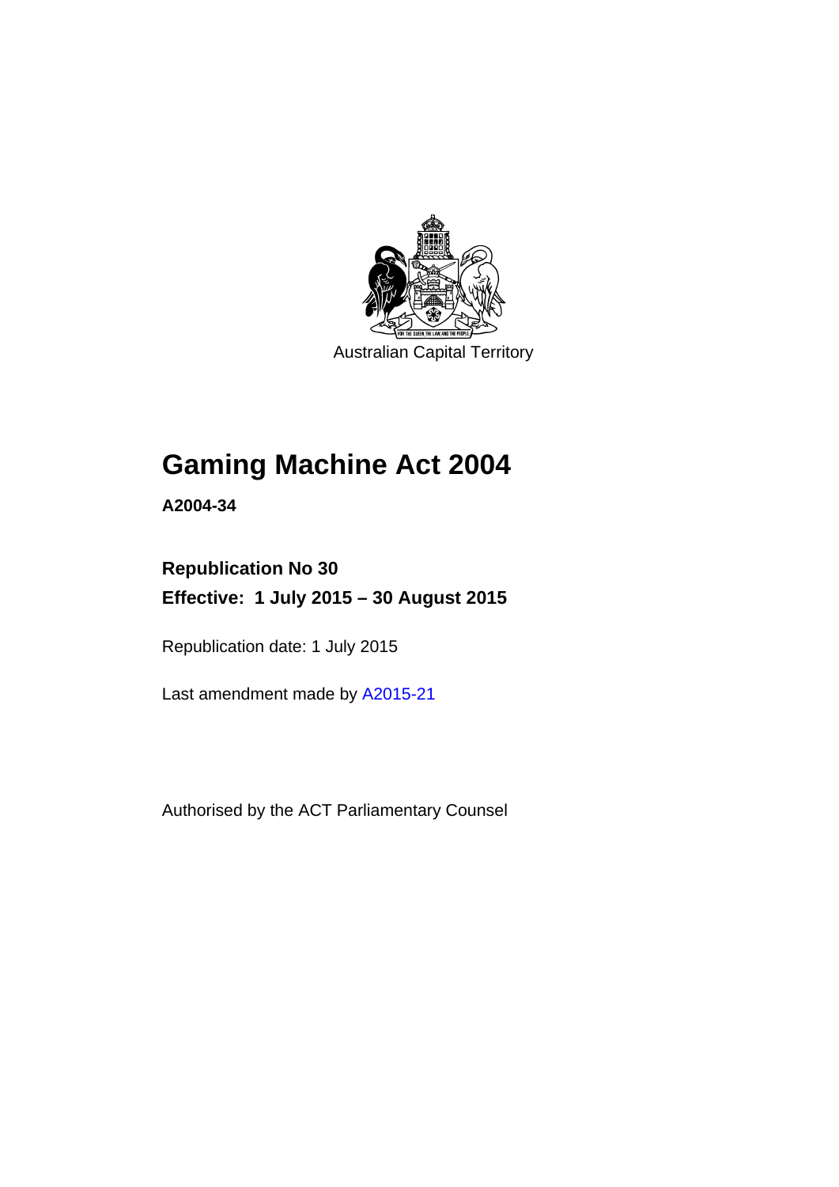Australian Capital Territory

# Gaming Machine Act 2004

**A2004-34**

**Republication No 30**

**Effective: 1 July 2015 – 30 August 2015**

Republication date: 1 July 2015

Last amendment made by A2015-21

Authorised by the ACT Parliamentary Counsel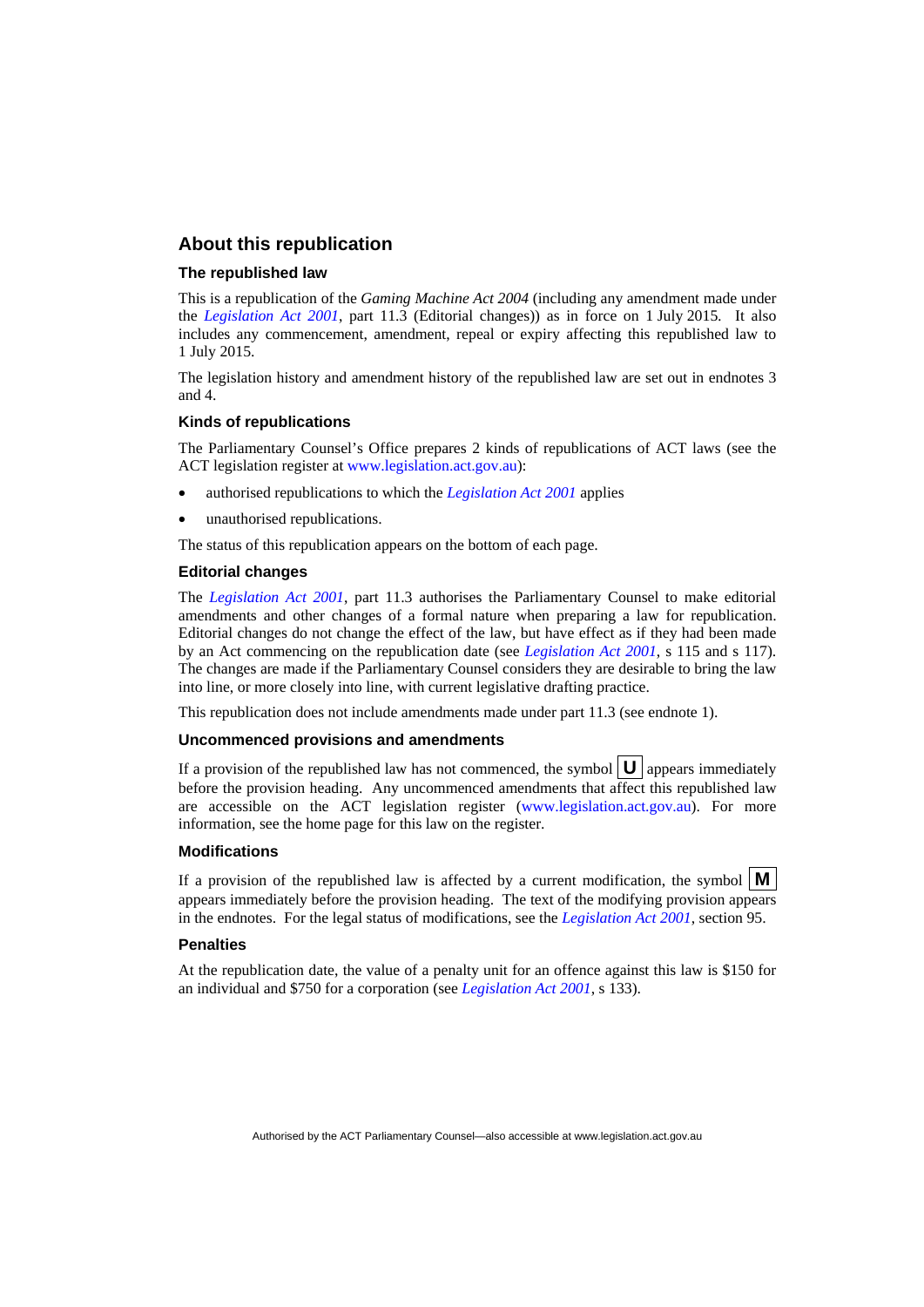## About this republication

### The republished law

This is a republication of the *Gaming Machine Act 2004* (including any amendment made under the *Legislation Act 2001*, part 11.3 (Editorial changes)) as in force on 1 July 2015. It also includes any commencement, amendment, repeal or expiry affecting this republished law to 1 July 2015.

The legislation history and amendment history of the republished law are set out in endnotes 3 and 4.

### Kinds of republications

The Parliamentary Counsel's Office prepares 2 kinds of republications of ACT laws (see the ACT legislation register at www.legislation.act.gov.au):

- authorised republications to which the *Legislation Act 2001* applies
- unauthorised republications.

The status of this republication appears on the bottom of each page.

### Editorial changes

The *Legislation Act 2001*, part 11.3 authorises the Parliamentary Counsel to make editorial amendments and other changes of a formal nature when preparing a law for republication. Editorial changes do not change the effect of the law, but have effect as if they had been made by an Act commencing on the republication date (see *Legislation Act 2001*, s 115 and s 117). The changes are made if the Parliamentary Counsel considers they are desirable to bring the law into line, or more closely into line, with current legislative drafting practice.

This republication does not include amendments made under part 11.3 (see endnote 1).

### Uncommenced provisions and amendments

If a provision of the republished law has not commenced, the symbol **U** appears immediately before the provision heading. Any uncommenced amendments that affect this republished law are accessible on the ACT legislation register (www.legislation.act.gov.au). For more information, see the home page for this law on the register.

### Modifications

If a provision of the republished law is affected by a current modification, the symbol **M** appears immediately before the provision heading. The text of the modifying provision appears in the endnotes. For the legal status of modifications, see the *Legislation Act 2001*, section 95.

### Penalties

At the republication date, the value of a penalty unit for an offence against this law is $150 for an individual and $750 for a corporation (see *Legislation Act 2001*, s 133).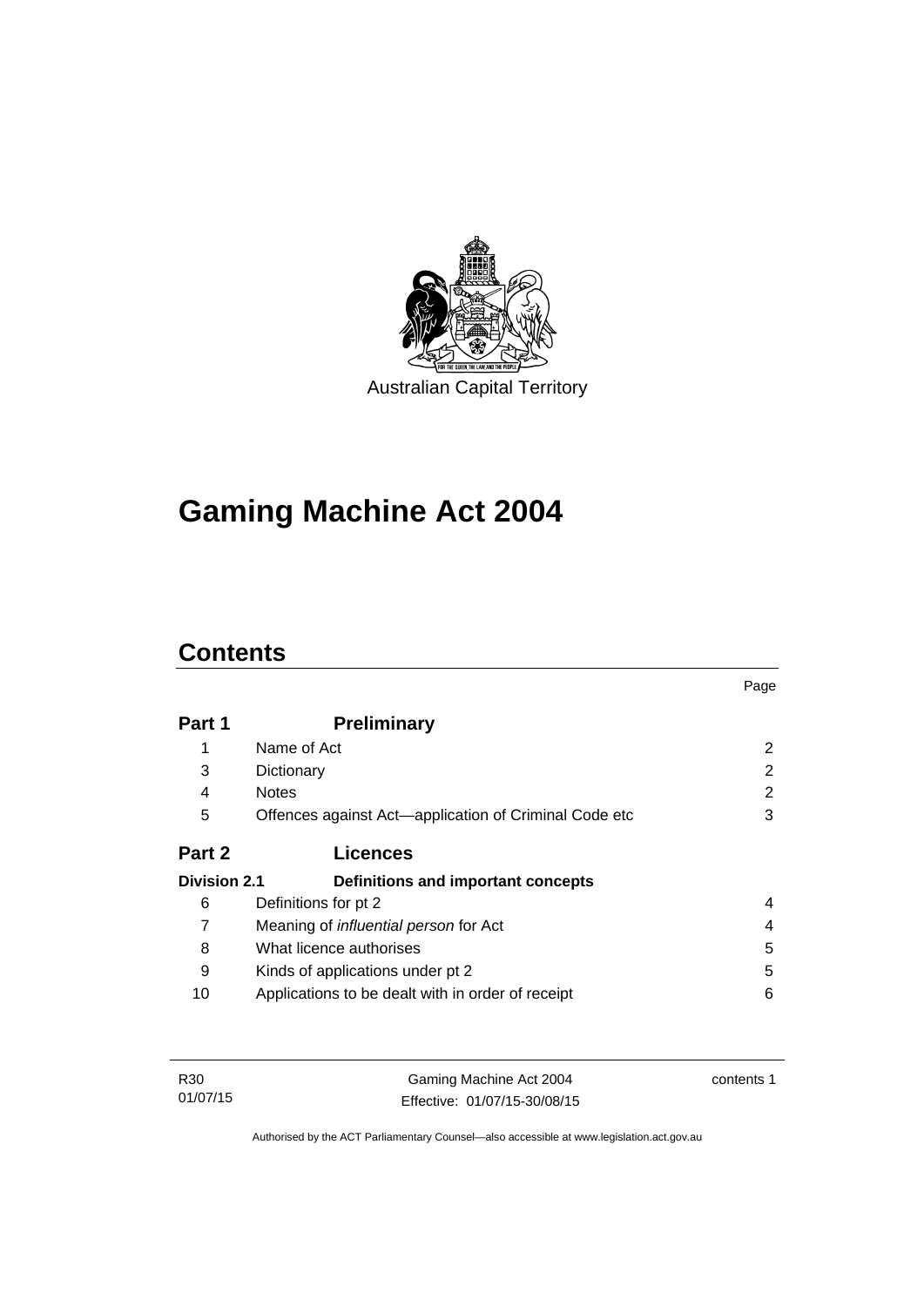Australian Capital Territory

# Gaming Machine Act 2004

## Contents

| | | Page |
|---|---|---|
| **Part 1** | **Preliminary** | |
| 1 | Name of Act | 2 |
| 3 | Dictionary | 2 |
| 4 | Notes | 2 |
| 5 | Offences against Act—application of Criminal Code etc | 3 |
| **Part 2** | **Licences** | |
| **Division 2.1** | **Definitions and important concepts** | |
| 6 | Definitions for pt 2 | 4 |
| 7 | Meaning of *influential person* for Act | 4 |
| 8 | What licence authorises | 5 |
| 9 | Kinds of applications under pt 2 | 5 |
| 10 | Applications to be dealt with in order of receipt | 6 |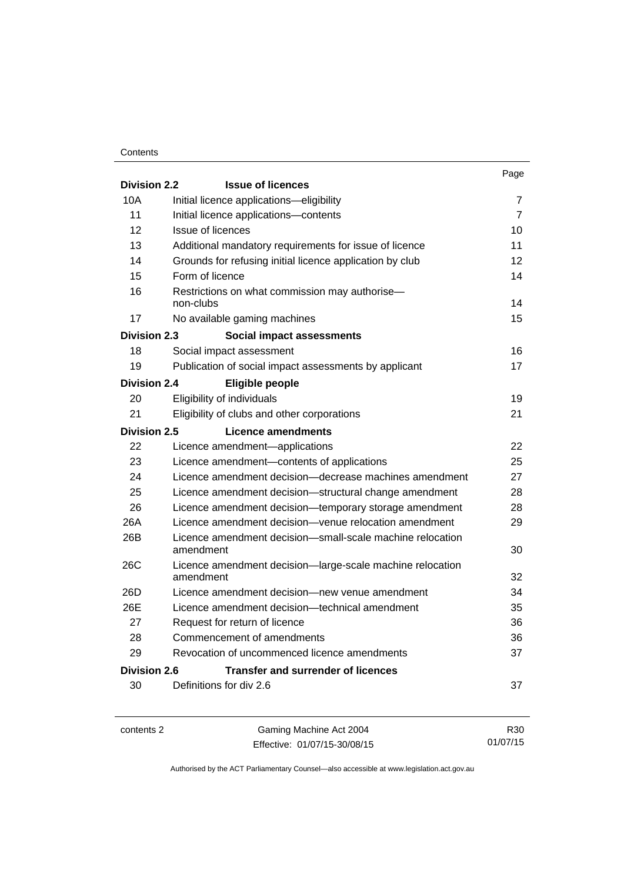| | | Page |
|---|---|---|
| **Division 2.2** | **Issue of licences** | |
| 10A | Initial licence applications—eligibility | 7 |
| 11 | Initial licence applications—contents | 7 |
| 12 | Issue of licences | 10 |
| 13 | Additional mandatory requirements for issue of licence | 11 |
| 14 | Grounds for refusing initial licence application by club | 12 |
| 15 | Form of licence | 14 |
| 16 | Restrictions on what commission may authorise—non-clubs | 14 |
| 17 | No available gaming machines | 15 |
| **Division 2.3** | **Social impact assessments** | |
| 18 | Social impact assessment | 16 |
| 19 | Publication of social impact assessments by applicant | 17 |
| **Division 2.4** | **Eligible people** | |
| 20 | Eligibility of individuals | 19 |
| 21 | Eligibility of clubs and other corporations | 21 |
| **Division 2.5** | **Licence amendments** | |
| 22 | Licence amendment—applications | 22 |
| 23 | Licence amendment—contents of applications | 25 |
| 24 | Licence amendment decision—decrease machines amendment | 27 |
| 25 | Licence amendment decision—structural change amendment | 28 |
| 26 | Licence amendment decision—temporary storage amendment | 28 |
| 26A | Licence amendment decision—venue relocation amendment | 29 |
| 26B | Licence amendment decision—small-scale machine relocation amendment | 30 |
| 26C | Licence amendment decision—large-scale machine relocation amendment | 32 |
| 26D | Licence amendment decision—new venue amendment | 34 |
| 26E | Licence amendment decision—technical amendment | 35 |
| 27 | Request for return of licence | 36 |
| 28 | Commencement of amendments | 36 |
| 29 | Revocation of uncommenced licence amendments | 37 |
| **Division 2.6** | **Transfer and surrender of licences** | |
| 30 | Definitions for div 2.6 | 37 |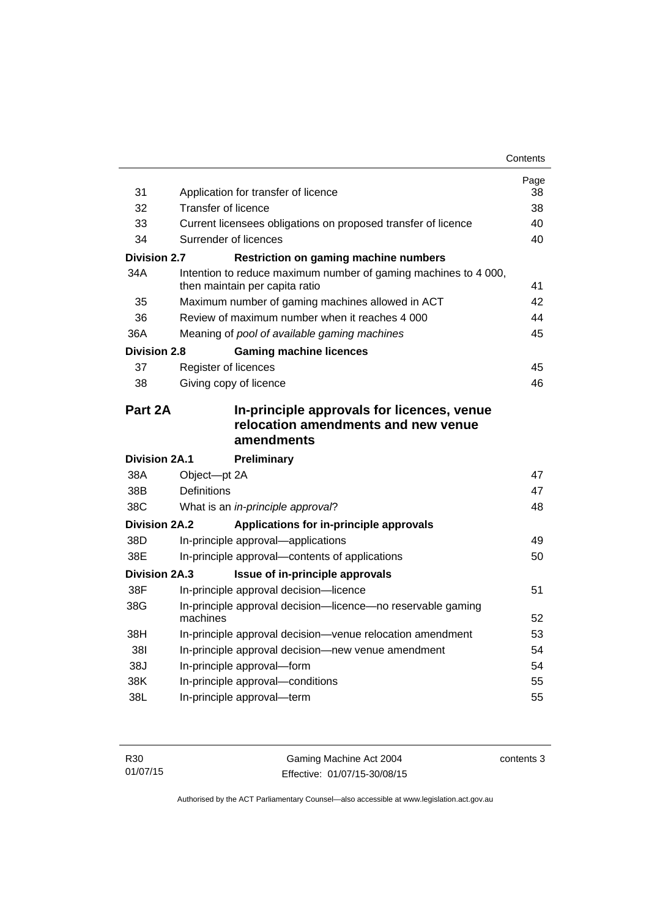| | | Page |
|---|---|---|
| 31 | Application for transfer of licence | 38 |
| 32 | Transfer of licence | 38 |
| 33 | Current licensees obligations on proposed transfer of licence | 40 |
| 34 | Surrender of licences | 40 |
| **Division 2.7** | **Restriction on gaming machine numbers** | |
| 34A | Intention to reduce maximum number of gaming machines to 4 000, then maintain per capita ratio | 41 |
| 35 | Maximum number of gaming machines allowed in ACT | 42 |
| 36 | Review of maximum number when it reaches 4 000 | 44 |
| 36A | Meaning of *pool of available gaming machines* | 45 |
| **Division 2.8** | **Gaming machine licences** | |
| 37 | Register of licences | 45 |
| 38 | Giving copy of licence | 46 |
| **Part 2A** | **In-principle approvals for licences, venue relocation amendments and new venue amendments** | |
| **Division 2A.1** | **Preliminary** | |
| 38A | Object—pt 2A | 47 |
| 38B | Definitions | 47 |
| 38C | What is an *in-principle approval*? | 48 |
| **Division 2A.2** | **Applications for in-principle approvals** | |
| 38D | In-principle approval—applications | 49 |
| 38E | In-principle approval—contents of applications | 50 |
| **Division 2A.3** | **Issue of in-principle approvals** | |
| 38F | In-principle approval decision—licence | 51 |
| 38G | In-principle approval decision—licence—no reservable gaming machines | 52 |
| 38H | In-principle approval decision—venue relocation amendment | 53 |
| 38I | In-principle approval decision—new venue amendment | 54 |
| 38J | In-principle approval—form | 54 |
| 38K | In-principle approval—conditions | 55 |
| 38L | In-principle approval—term | 55 |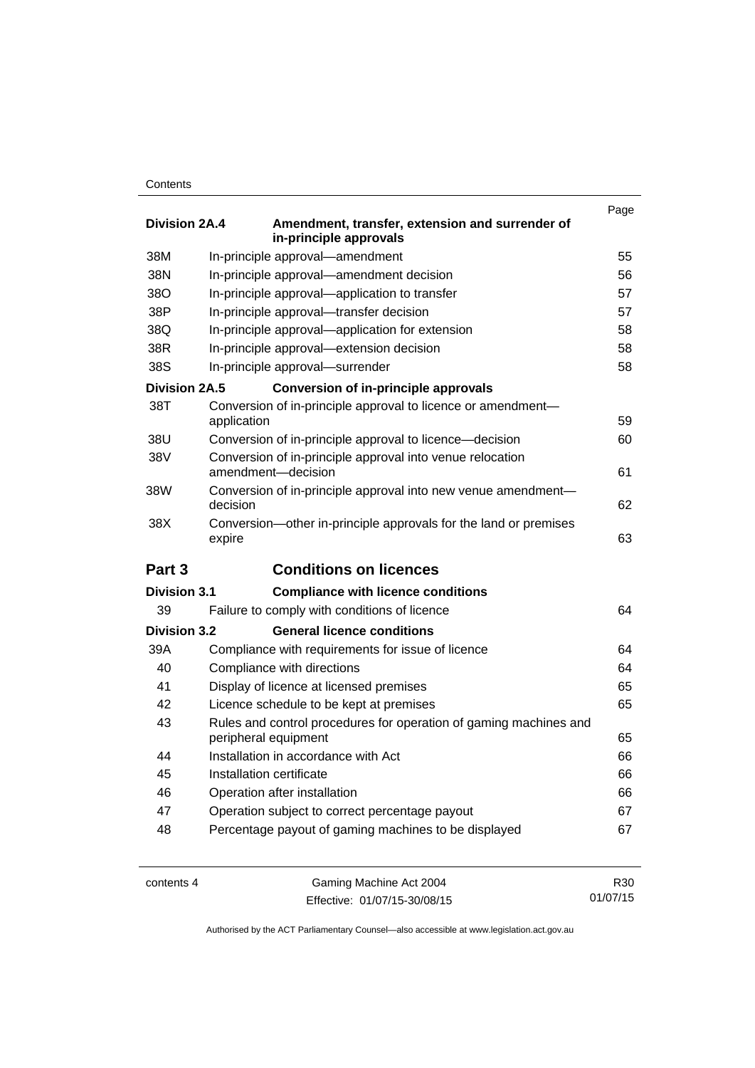| | | Page |
|---|---|---|
| **Division 2A.4** | **Amendment, transfer, extension and surrender of in-principle approvals** | |
| 38M | In-principle approval—amendment | 55 |
| 38N | In-principle approval—amendment decision | 56 |
| 38O | In-principle approval—application to transfer | 57 |
| 38P | In-principle approval—transfer decision | 57 |
| 38Q | In-principle approval—application for extension | 58 |
| 38R | In-principle approval—extension decision | 58 |
| 38S | In-principle approval—surrender | 58 |
| **Division 2A.5** | **Conversion of in-principle approvals** | |
| 38T | Conversion of in-principle approval to licence or amendment—application | 59 |
| 38U | Conversion of in-principle approval to licence—decision | 60 |
| 38V | Conversion of in-principle approval into venue relocation amendment—decision | 61 |
| 38W | Conversion of in-principle approval into new venue amendment—decision | 62 |
| 38X | Conversion—other in-principle approvals for the land or premises expire | 63 |
| **Part 3** | **Conditions on licences** | |
| **Division 3.1** | **Compliance with licence conditions** | |
| 39 | Failure to comply with conditions of licence | 64 |
| **Division 3.2** | **General licence conditions** | |
| 39A | Compliance with requirements for issue of licence | 64 |
| 40 | Compliance with directions | 64 |
| 41 | Display of licence at licensed premises | 65 |
| 42 | Licence schedule to be kept at premises | 65 |
| 43 | Rules and control procedures for operation of gaming machines and peripheral equipment | 65 |
| 44 | Installation in accordance with Act | 66 |
| 45 | Installation certificate | 66 |
| 46 | Operation after installation | 66 |
| 47 | Operation subject to correct percentage payout | 67 |
| 48 | Percentage payout of gaming machines to be displayed | 67 |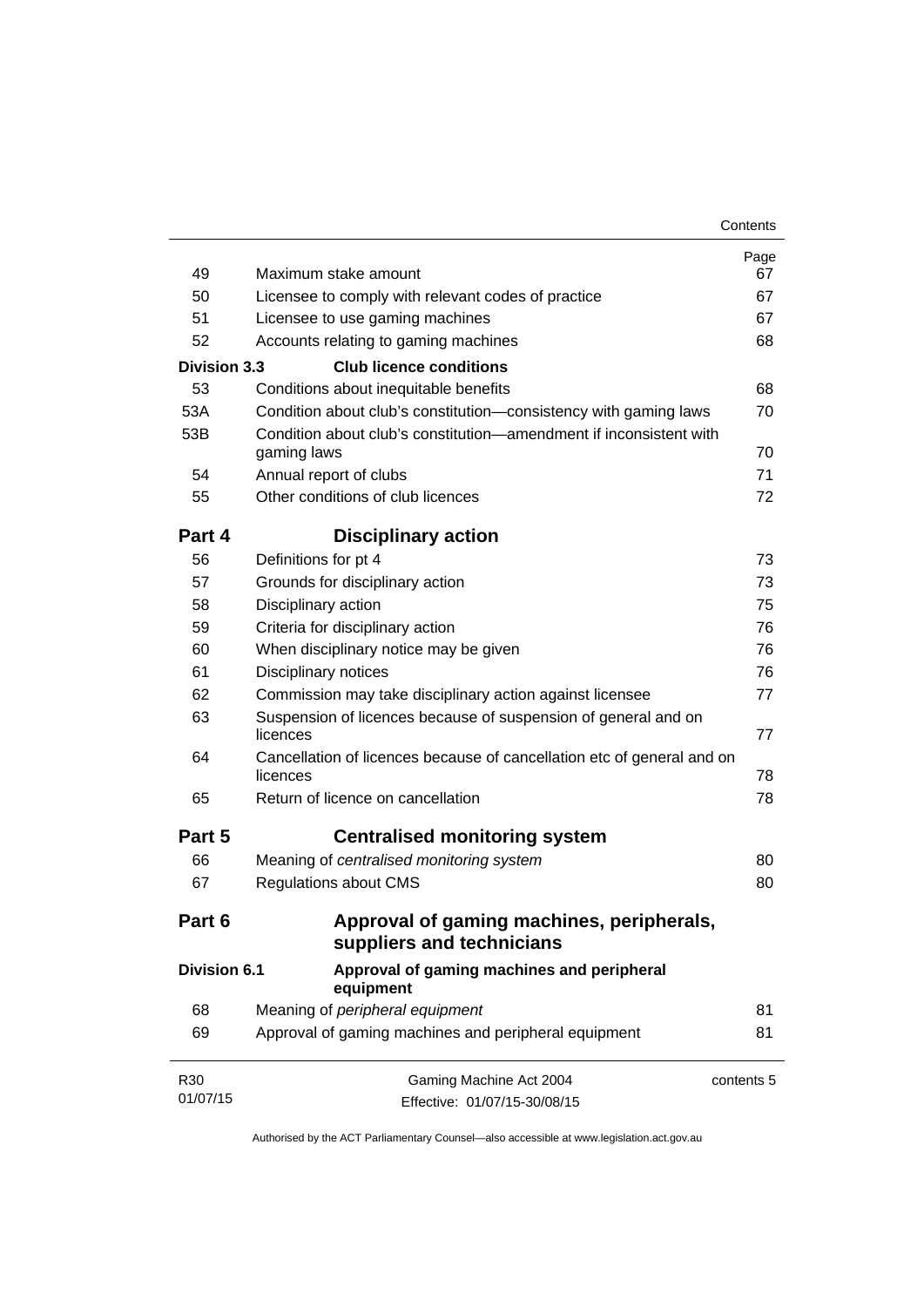| | | Page |
|---|---|---|
| 49 | Maximum stake amount | 67 |
| 50 | Licensee to comply with relevant codes of practice | 67 |
| 51 | Licensee to use gaming machines | 67 |
| 52 | Accounts relating to gaming machines | 68 |
| **Division 3.3** | **Club licence conditions** | |
| 53 | Conditions about inequitable benefits | 68 |
| 53A | Condition about club's constitution—consistency with gaming laws | 70 |
| 53B | Condition about club's constitution—amendment if inconsistent with gaming laws | 70 |
| 54 | Annual report of clubs | 71 |
| 55 | Other conditions of club licences | 72 |
| **Part 4** | **Disciplinary action** | |
| 56 | Definitions for pt 4 | 73 |
| 57 | Grounds for disciplinary action | 73 |
| 58 | Disciplinary action | 75 |
| 59 | Criteria for disciplinary action | 76 |
| 60 | When disciplinary notice may be given | 76 |
| 61 | Disciplinary notices | 76 |
| 62 | Commission may take disciplinary action against licensee | 77 |
| 63 | Suspension of licences because of suspension of general and on licences | 77 |
| 64 | Cancellation of licences because of cancellation etc of general and on licences | 78 |
| 65 | Return of licence on cancellation | 78 |
| **Part 5** | **Centralised monitoring system** | |
| 66 | Meaning of *centralised monitoring system* | 80 |
| 67 | Regulations about CMS | 80 |
| **Part 6** | **Approval of gaming machines, peripherals, suppliers and technicians** | |
| **Division 6.1** | **Approval of gaming machines and peripheral equipment** | |
| 68 | Meaning of *peripheral equipment* | 81 |
| 69 | Approval of gaming machines and peripheral equipment | 81 |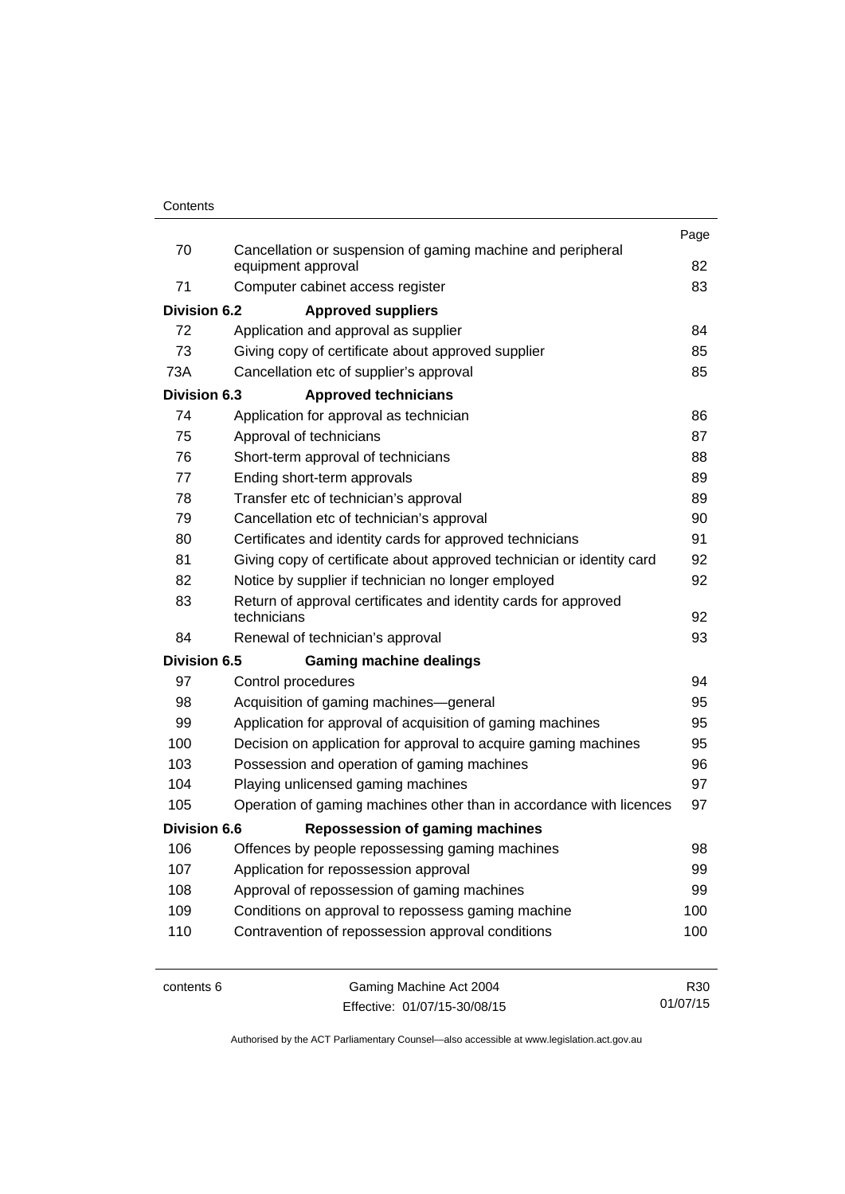| | | Page |
|---|---|---|
| 70 | Cancellation or suspension of gaming machine and peripheral equipment approval | 82 |
| 71 | Computer cabinet access register | 83 |
| **Division 6.2** | **Approved suppliers** | |
| 72 | Application and approval as supplier | 84 |
| 73 | Giving copy of certificate about approved supplier | 85 |
| 73A | Cancellation etc of supplier's approval | 85 |
| **Division 6.3** | **Approved technicians** | |
| 74 | Application for approval as technician | 86 |
| 75 | Approval of technicians | 87 |
| 76 | Short-term approval of technicians | 88 |
| 77 | Ending short-term approvals | 89 |
| 78 | Transfer etc of technician's approval | 89 |
| 79 | Cancellation etc of technician's approval | 90 |
| 80 | Certificates and identity cards for approved technicians | 91 |
| 81 | Giving copy of certificate about approved technician or identity card | 92 |
| 82 | Notice by supplier if technician no longer employed | 92 |
| 83 | Return of approval certificates and identity cards for approved technicians | 92 |
| 84 | Renewal of technician's approval | 93 |
| **Division 6.5** | **Gaming machine dealings** | |
| 97 | Control procedures | 94 |
| 98 | Acquisition of gaming machines—general | 95 |
| 99 | Application for approval of acquisition of gaming machines | 95 |
| 100 | Decision on application for approval to acquire gaming machines | 95 |
| 103 | Possession and operation of gaming machines | 96 |
| 104 | Playing unlicensed gaming machines | 97 |
| 105 | Operation of gaming machines other than in accordance with licences | 97 |
| **Division 6.6** | **Repossession of gaming machines** | |
| 106 | Offences by people repossessing gaming machines | 98 |
| 107 | Application for repossession approval | 99 |
| 108 | Approval of repossession of gaming machines | 99 |
| 109 | Conditions on approval to repossess gaming machine | 100 |
| 110 | Contravention of repossession approval conditions | 100 |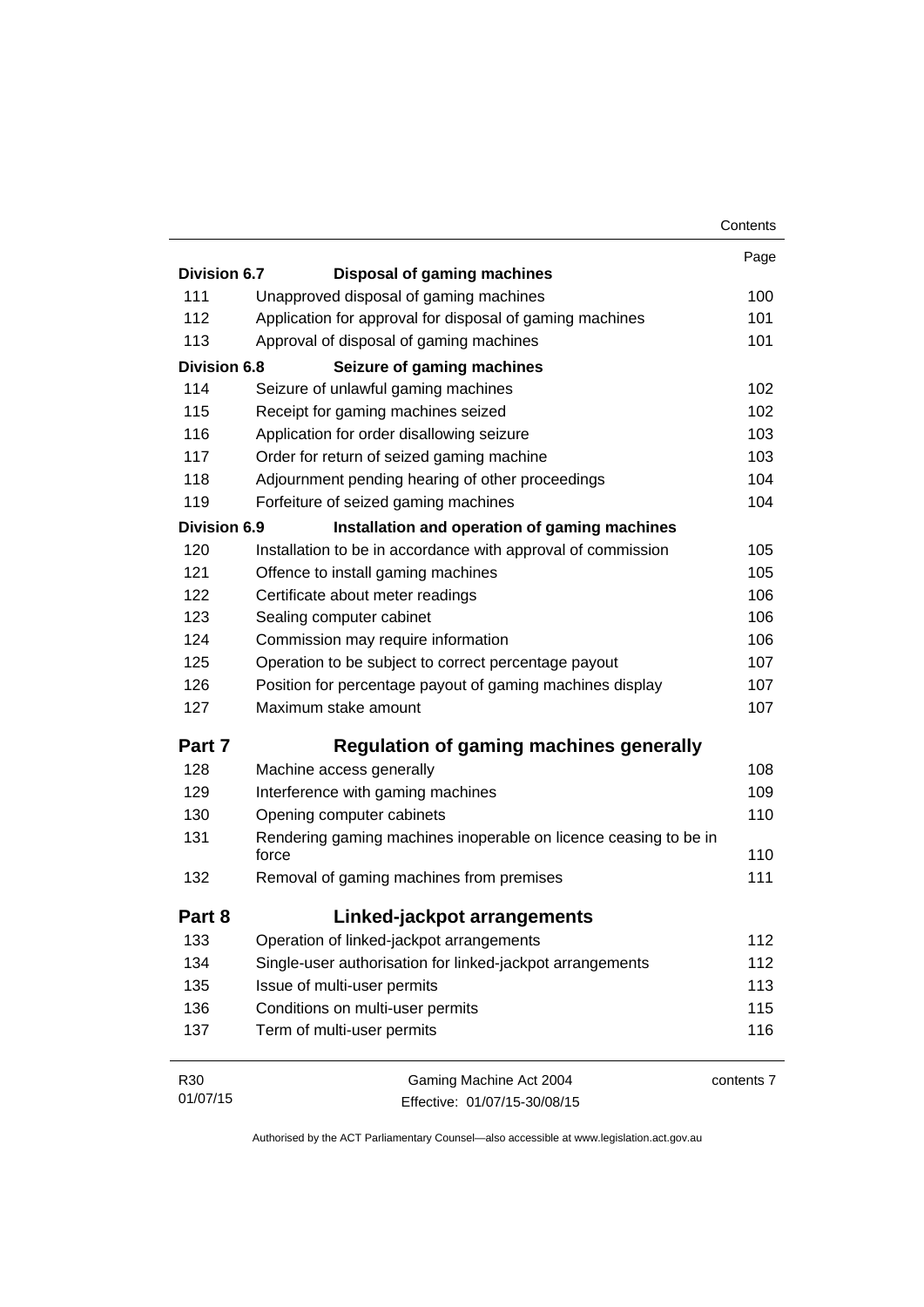| | | Page |
|---|---|---|
| **Division 6.7** | **Disposal of gaming machines** | |
| 111 | Unapproved disposal of gaming machines | 100 |
| 112 | Application for approval for disposal of gaming machines | 101 |
| 113 | Approval of disposal of gaming machines | 101 |
| **Division 6.8** | **Seizure of gaming machines** | |
| 114 | Seizure of unlawful gaming machines | 102 |
| 115 | Receipt for gaming machines seized | 102 |
| 116 | Application for order disallowing seizure | 103 |
| 117 | Order for return of seized gaming machine | 103 |
| 118 | Adjournment pending hearing of other proceedings | 104 |
| 119 | Forfeiture of seized gaming machines | 104 |
| **Division 6.9** | **Installation and operation of gaming machines** | |
| 120 | Installation to be in accordance with approval of commission | 105 |
| 121 | Offence to install gaming machines | 105 |
| 122 | Certificate about meter readings | 106 |
| 123 | Sealing computer cabinet | 106 |
| 124 | Commission may require information | 106 |
| 125 | Operation to be subject to correct percentage payout | 107 |
| 126 | Position for percentage payout of gaming machines display | 107 |
| 127 | Maximum stake amount | 107 |
| **Part 7** | **Regulation of gaming machines generally** | |
| 128 | Machine access generally | 108 |
| 129 | Interference with gaming machines | 109 |
| 130 | Opening computer cabinets | 110 |
| 131 | Rendering gaming machines inoperable on licence ceasing to be in force | 110 |
| 132 | Removal of gaming machines from premises | 111 |
| **Part 8** | **Linked-jackpot arrangements** | |
| 133 | Operation of linked-jackpot arrangements | 112 |
| 134 | Single-user authorisation for linked-jackpot arrangements | 112 |
| 135 | Issue of multi-user permits | 113 |
| 136 | Conditions on multi-user permits | 115 |
| 137 | Term of multi-user permits | 116 |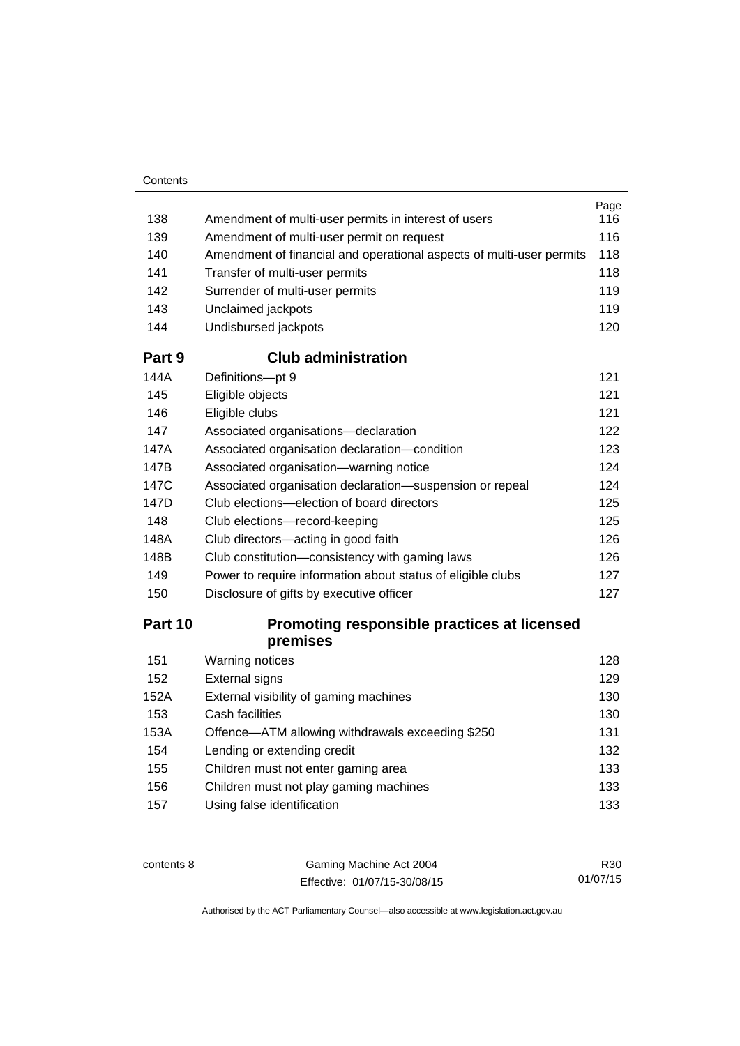| | | Page |
|---|---|---|
| 138 | Amendment of multi-user permits in interest of users | 116 |
| 139 | Amendment of multi-user permit on request | 116 |
| 140 | Amendment of financial and operational aspects of multi-user permits | 118 |
| 141 | Transfer of multi-user permits | 118 |
| 142 | Surrender of multi-user permits | 119 |
| 143 | Unclaimed jackpots | 119 |
| 144 | Undisbursed jackpots | 120 |

## Part 9 Club administration

| | | |
|---|---|---|
| 144A | Definitions—pt 9 | 121 |
| 145 | Eligible objects | 121 |
| 146 | Eligible clubs | 121 |
| 147 | Associated organisations—declaration | 122 |
| 147A | Associated organisation declaration—condition | 123 |
| 147B | Associated organisation—warning notice | 124 |
| 147C | Associated organisation declaration—suspension or repeal | 124 |
| 147D | Club elections—election of board directors | 125 |
| 148 | Club elections—record-keeping | 125 |
| 148A | Club directors—acting in good faith | 126 |
| 148B | Club constitution—consistency with gaming laws | 126 |
| 149 | Power to require information about status of eligible clubs | 127 |
| 150 | Disclosure of gifts by executive officer | 127 |

## Part 10 Promoting responsible practices at licensed premises

| | | |
|---|---|---|
| 151 | Warning notices | 128 |
| 152 | External signs | 129 |
| 152A | External visibility of gaming machines | 130 |
| 153 | Cash facilities | 130 |
| 153A | Offence—ATM allowing withdrawals exceeding $250 | 131 |
| 154 | Lending or extending credit | 132 |
| 155 | Children must not enter gaming area | 133 |
| 156 | Children must not play gaming machines | 133 |
| 157 | Using false identification | 133 |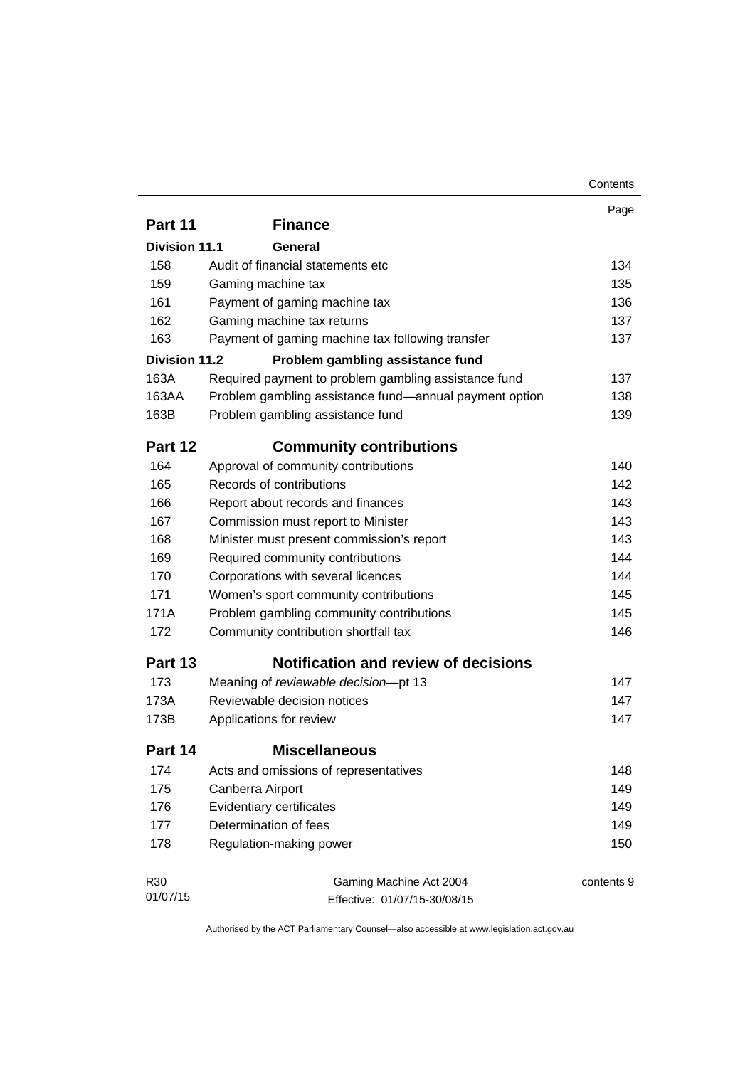| | | Page |
|---|---|---|
| **Part 11** | **Finance** | |
| **Division 11.1** | **General** | |
| 158 | Audit of financial statements etc | 134 |
| 159 | Gaming machine tax | 135 |
| 161 | Payment of gaming machine tax | 136 |
| 162 | Gaming machine tax returns | 137 |
| 163 | Payment of gaming machine tax following transfer | 137 |
| **Division 11.2** | **Problem gambling assistance fund** | |
| 163A | Required payment to problem gambling assistance fund | 137 |
| 163AA | Problem gambling assistance fund—annual payment option | 138 |
| 163B | Problem gambling assistance fund | 139 |
| **Part 12** | **Community contributions** | |
| 164 | Approval of community contributions | 140 |
| 165 | Records of contributions | 142 |
| 166 | Report about records and finances | 143 |
| 167 | Commission must report to Minister | 143 |
| 168 | Minister must present commission's report | 143 |
| 169 | Required community contributions | 144 |
| 170 | Corporations with several licences | 144 |
| 171 | Women's sport community contributions | 145 |
| 171A | Problem gambling community contributions | 145 |
| 172 | Community contribution shortfall tax | 146 |
| **Part 13** | **Notification and review of decisions** | |
| 173 | Meaning of *reviewable decision*—pt 13 | 147 |
| 173A | Reviewable decision notices | 147 |
| 173B | Applications for review | 147 |
| **Part 14** | **Miscellaneous** | |
| 174 | Acts and omissions of representatives | 148 |
| 175 | Canberra Airport | 149 |
| 176 | Evidentiary certificates | 149 |
| 177 | Determination of fees | 149 |
| 178 | Regulation-making power | 150 |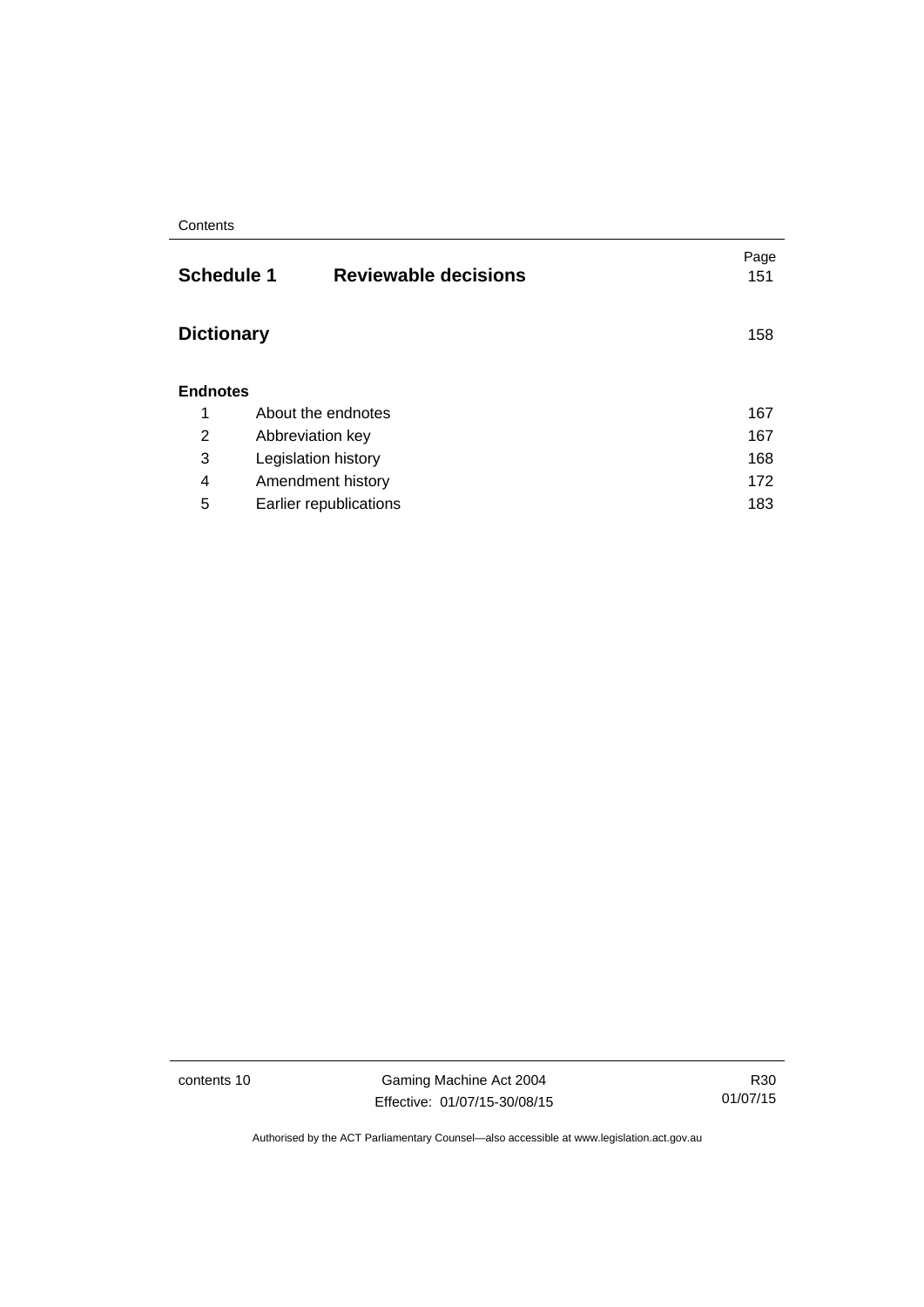| | | Page |
|---|---|---|
| **Schedule 1** | **Reviewable decisions** | 151 |
| **Dictionary** | | 158 |
| **Endnotes** | | |
| 1 | About the endnotes | 167 |
| 2 | Abbreviation key | 167 |
| 3 | Legislation history | 168 |
| 4 | Amendment history | 172 |
| 5 | Earlier republications | 183 |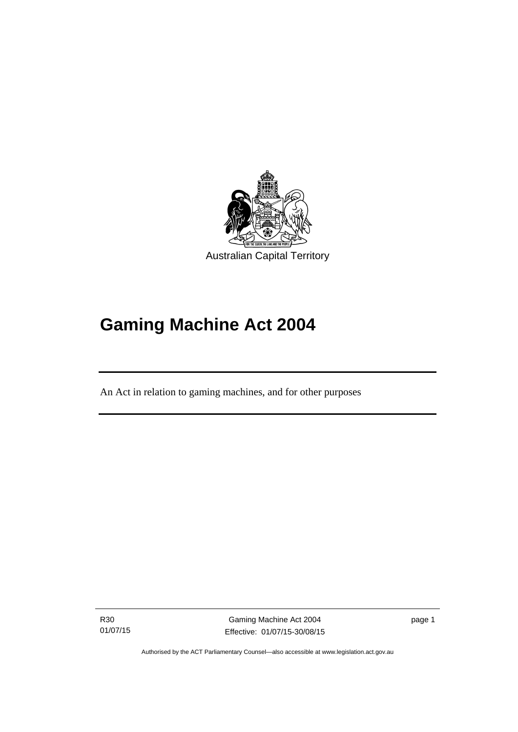Australian Capital Territory

# Gaming Machine Act 2004

An Act in relation to gaming machines, and for other purposes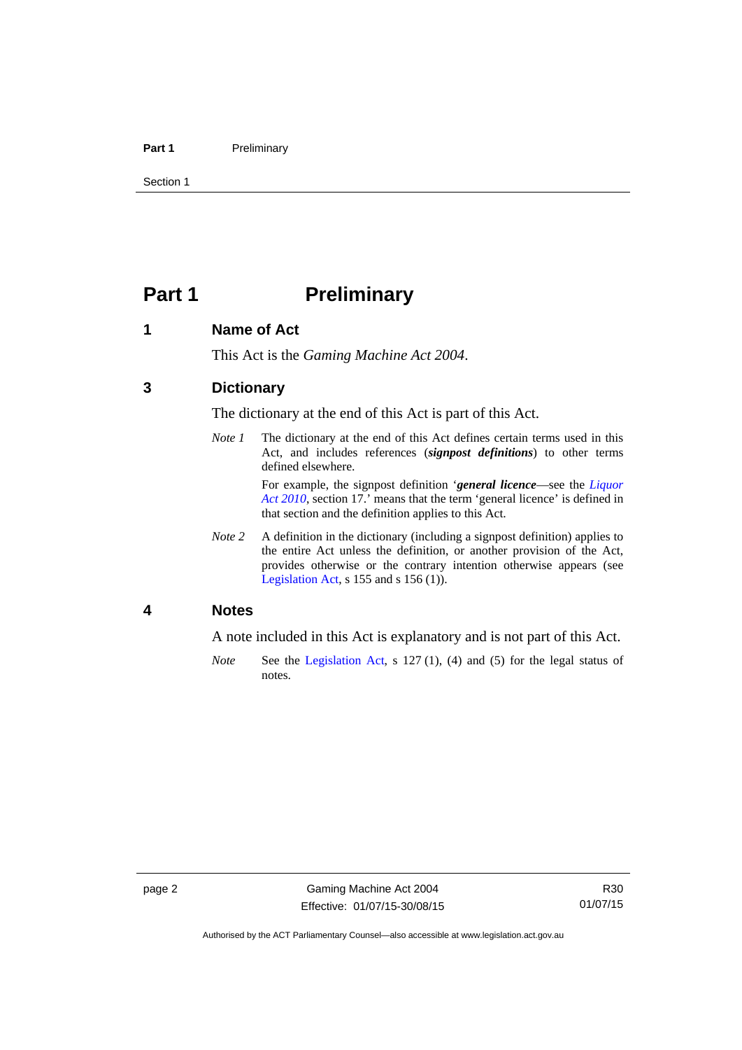# Part 1 Preliminary

## 1 Name of Act

This Act is the *Gaming Machine Act 2004*.

## 3 Dictionary

The dictionary at the end of this Act is part of this Act.

*Note 1* The dictionary at the end of this Act defines certain terms used in this Act, and includes references (***signpost definitions***) to other terms defined elsewhere.

For example, the signpost definition '***general licence***—see the *Liquor Act 2010*, section 17.' means that the term 'general licence' is defined in that section and the definition applies to this Act.

*Note 2* A definition in the dictionary (including a signpost definition) applies to the entire Act unless the definition, or another provision of the Act, provides otherwise or the contrary intention otherwise appears (see Legislation Act, s 155 and s 156 (1)).

## 4 Notes

A note included in this Act is explanatory and is not part of this Act.

*Note* See the Legislation Act, s 127 (1), (4) and (5) for the legal status of notes.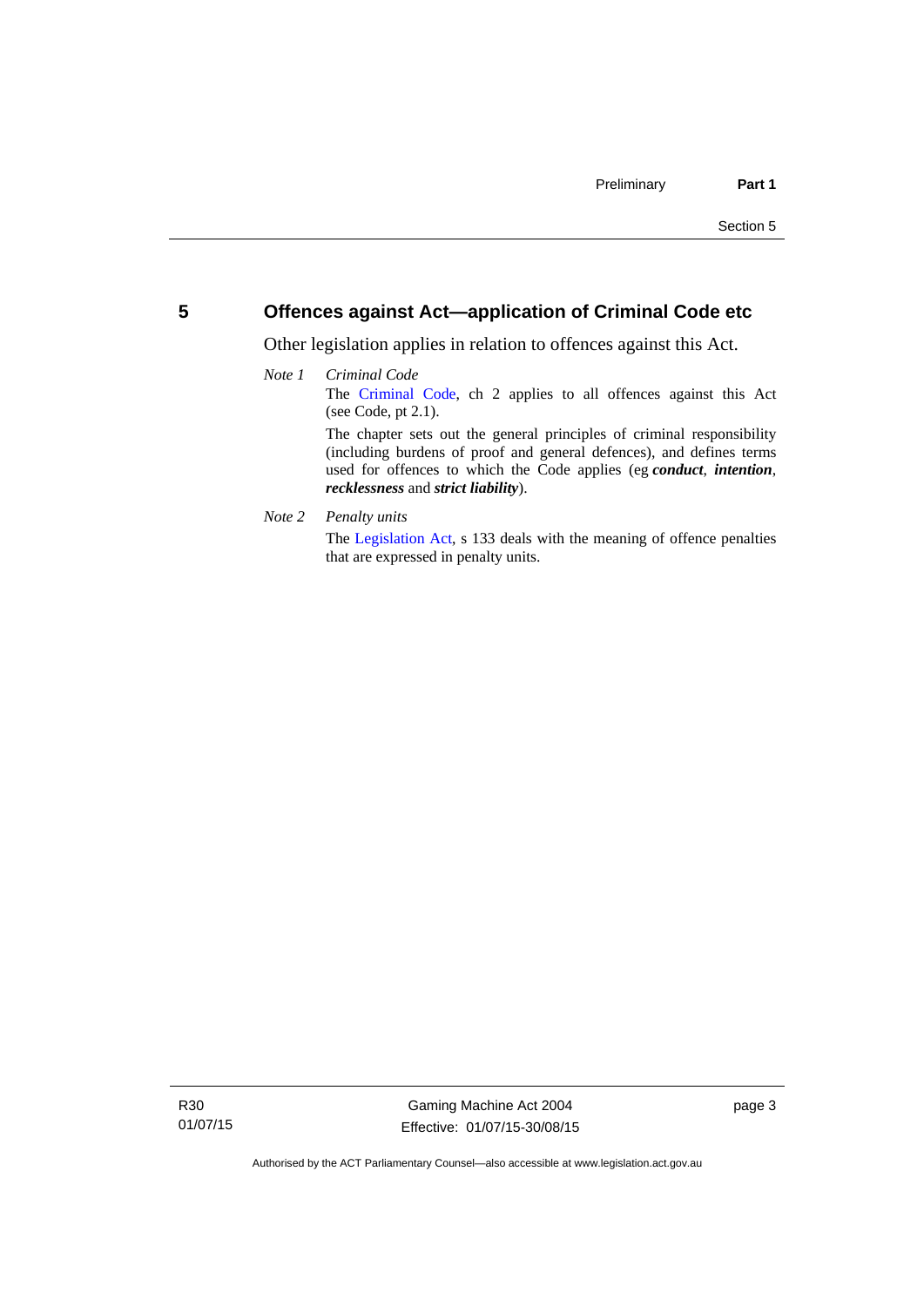## 5 Offences against Act—application of Criminal Code etc

Other legislation applies in relation to offences against this Act.

*Note 1* *Criminal Code*

The Criminal Code, ch 2 applies to all offences against this Act (see Code, pt 2.1).

The chapter sets out the general principles of criminal responsibility (including burdens of proof and general defences), and defines terms used for offences to which the Code applies (eg ***conduct***, ***intention***, ***recklessness*** and ***strict liability***).

*Note 2* *Penalty units*

The Legislation Act, s 133 deals with the meaning of offence penalties that are expressed in penalty units.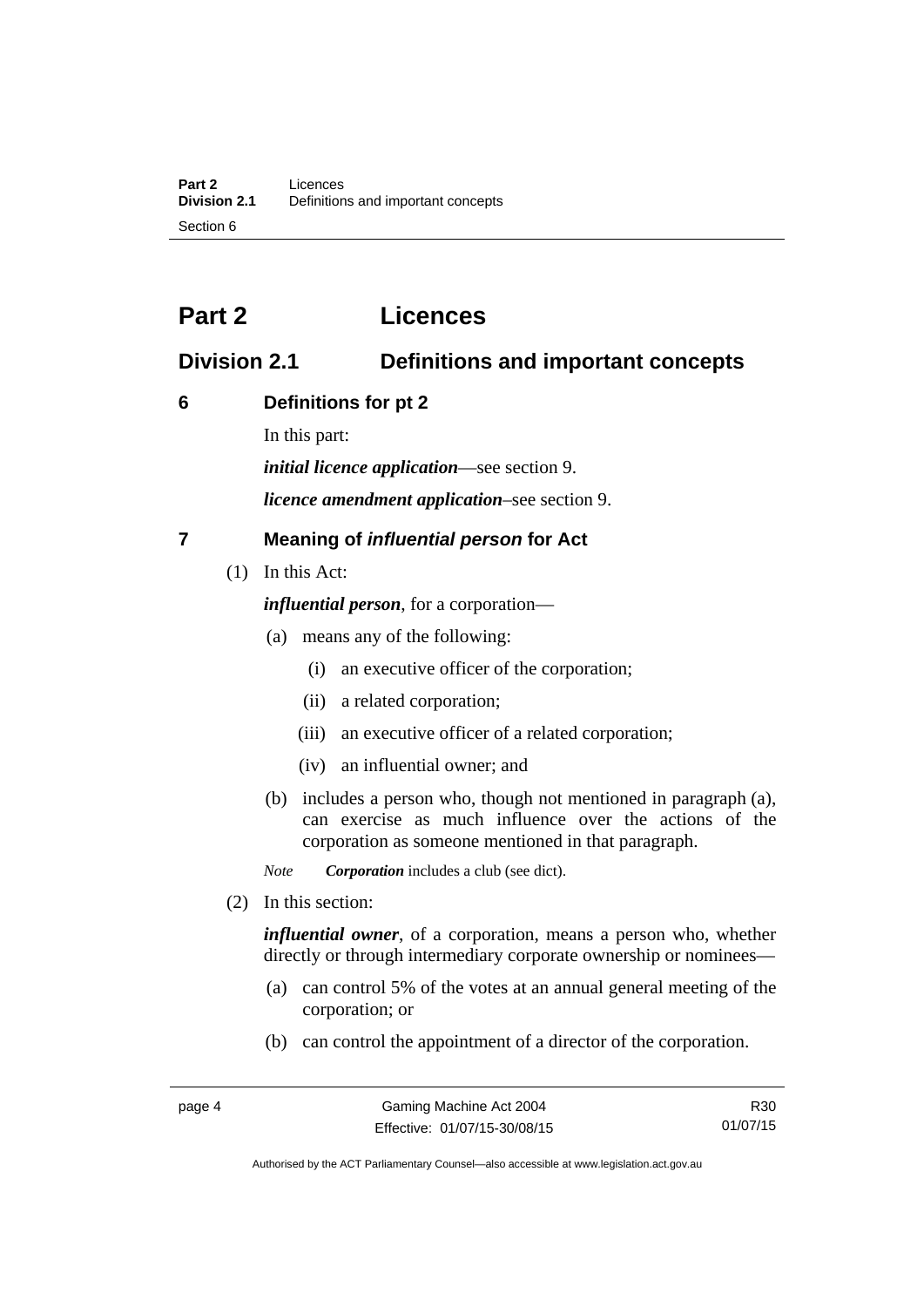# Part 2 Licences

## Division 2.1 Definitions and important concepts

### 6 Definitions for pt 2

In this part:

***initial licence application***—see section 9.

***licence amendment application***–see section 9.

### 7 Meaning of *influential person* for Act

(1) In this Act:

***influential person***, for a corporation—

(a) means any of the following:

(i) an executive officer of the corporation;

(ii) a related corporation;

(iii) an executive officer of a related corporation;

(iv) an influential owner; and

(b) includes a person who, though not mentioned in paragraph (a), can exercise as much influence over the actions of the corporation as someone mentioned in that paragraph.

*Note* ***Corporation*** includes a club (see dict).

(2) In this section:

***influential owner***, of a corporation, means a person who, whether directly or through intermediary corporate ownership or nominees—

(a) can control 5% of the votes at an annual general meeting of the corporation; or

(b) can control the appointment of a director of the corporation.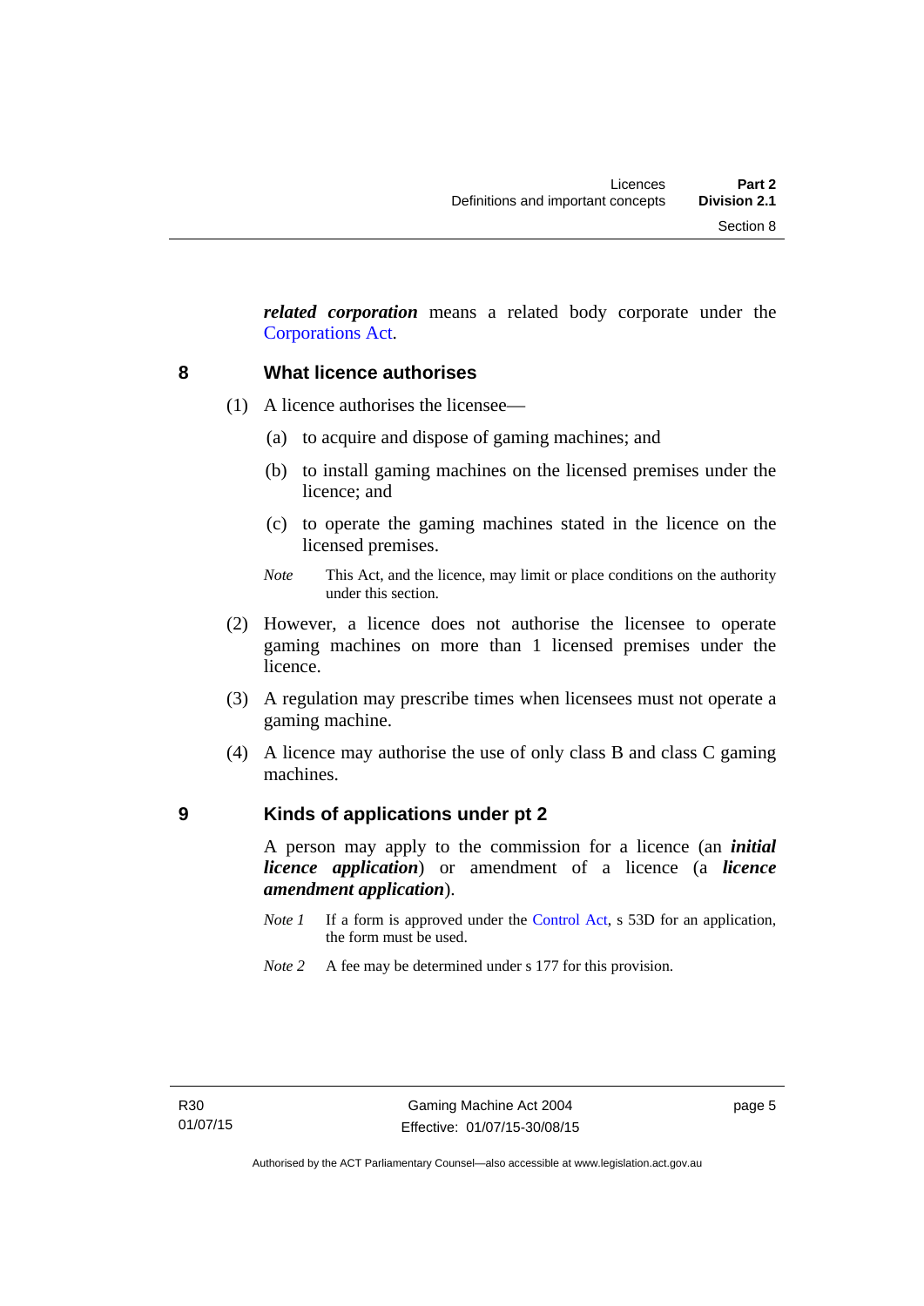***related corporation*** means a related body corporate under the Corporations Act.

## 8 What licence authorises

(1) A licence authorises the licensee—

(a) to acquire and dispose of gaming machines; and

(b) to install gaming machines on the licensed premises under the licence; and

(c) to operate the gaming machines stated in the licence on the licensed premises.

*Note* This Act, and the licence, may limit or place conditions on the authority under this section.

(2) However, a licence does not authorise the licensee to operate gaming machines on more than 1 licensed premises under the licence.

(3) A regulation may prescribe times when licensees must not operate a gaming machine.

(4) A licence may authorise the use of only class B and class C gaming machines.

## 9 Kinds of applications under pt 2

A person may apply to the commission for a licence (an ***initial licence application***) or amendment of a licence (a ***licence amendment application***).

*Note 1* If a form is approved under the Control Act, s 53D for an application, the form must be used.

*Note 2* A fee may be determined under s 177 for this provision.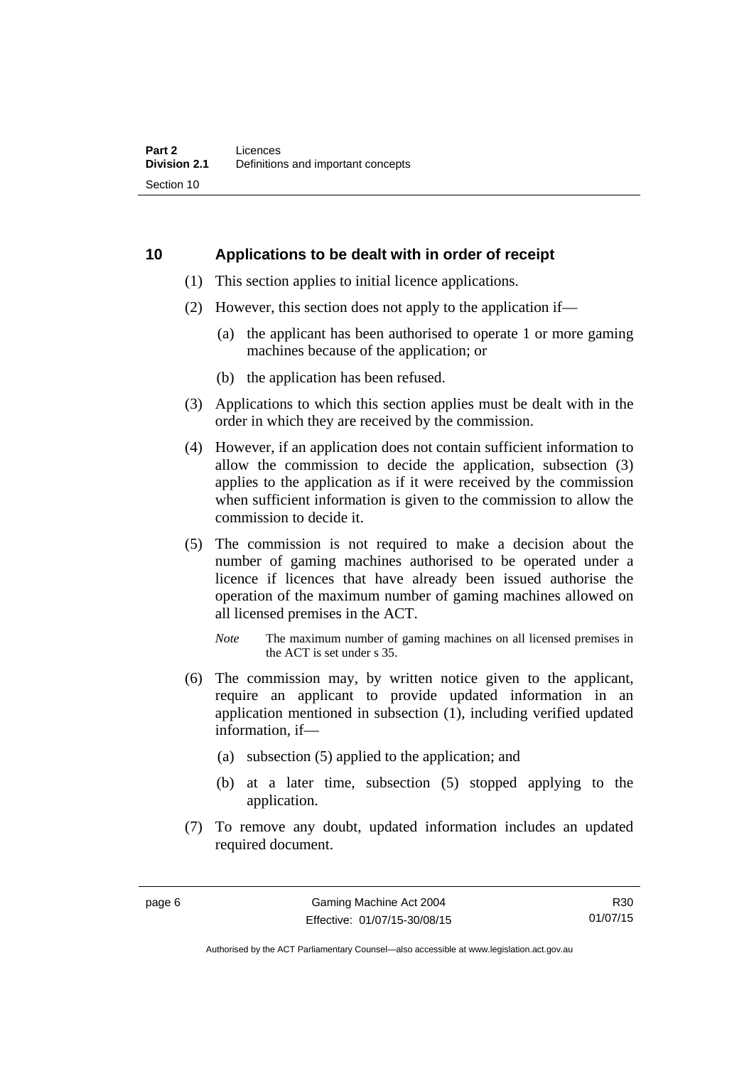## 10 Applications to be dealt with in order of receipt

(1) This section applies to initial licence applications.

(2) However, this section does not apply to the application if—

(a) the applicant has been authorised to operate 1 or more gaming machines because of the application; or

(b) the application has been refused.

(3) Applications to which this section applies must be dealt with in the order in which they are received by the commission.

(4) However, if an application does not contain sufficient information to allow the commission to decide the application, subsection (3) applies to the application as if it were received by the commission when sufficient information is given to the commission to allow the commission to decide it.

(5) The commission is not required to make a decision about the number of gaming machines authorised to be operated under a licence if licences that have already been issued authorise the operation of the maximum number of gaming machines allowed on all licensed premises in the ACT.

*Note* The maximum number of gaming machines on all licensed premises in the ACT is set under s 35.

(6) The commission may, by written notice given to the applicant, require an applicant to provide updated information in an application mentioned in subsection (1), including verified updated information, if—

(a) subsection (5) applied to the application; and

(b) at a later time, subsection (5) stopped applying to the application.

(7) To remove any doubt, updated information includes an updated required document.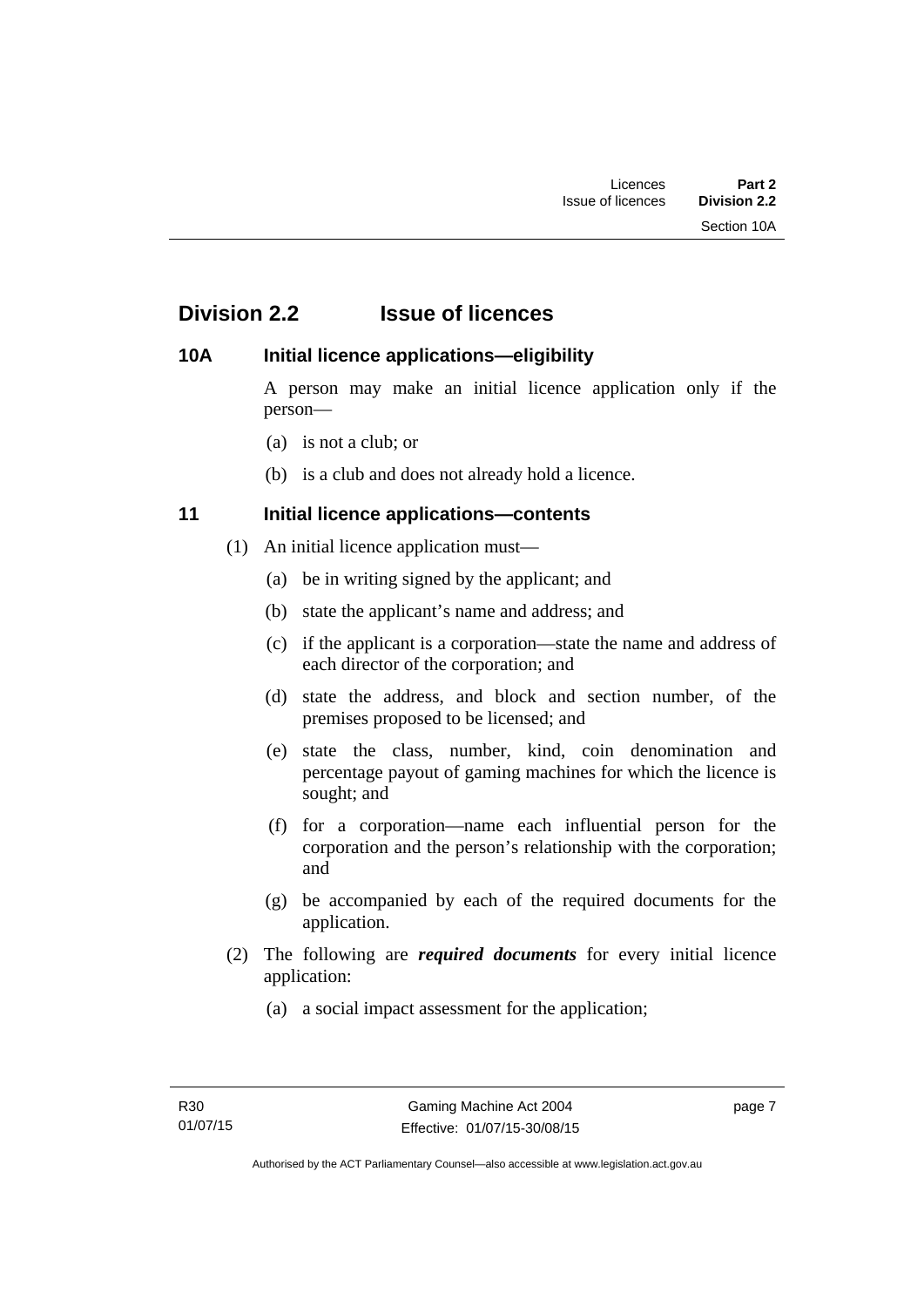## Division 2.2 Issue of licences

### 10A Initial licence applications—eligibility

A person may make an initial licence application only if the person—

(a) is not a club; or

(b) is a club and does not already hold a licence.

### 11 Initial licence applications—contents

(1) An initial licence application must—

(a) be in writing signed by the applicant; and

(b) state the applicant's name and address; and

(c) if the applicant is a corporation—state the name and address of each director of the corporation; and

(d) state the address, and block and section number, of the premises proposed to be licensed; and

(e) state the class, number, kind, coin denomination and percentage payout of gaming machines for which the licence is sought; and

(f) for a corporation—name each influential person for the corporation and the person's relationship with the corporation; and

(g) be accompanied by each of the required documents for the application.

(2) The following are ***required documents*** for every initial licence application:

(a) a social impact assessment for the application;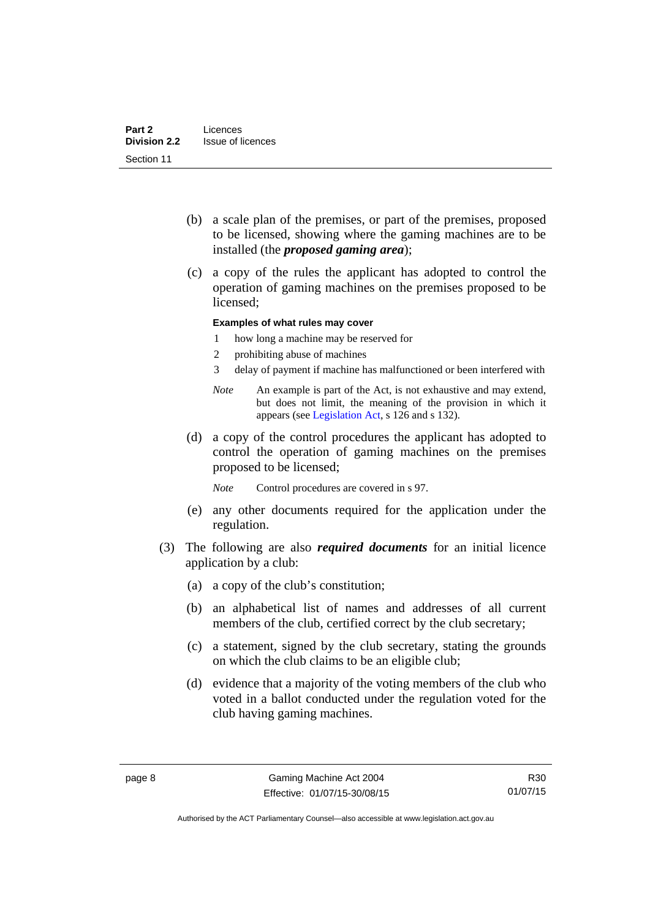(b) a scale plan of the premises, or part of the premises, proposed to be licensed, showing where the gaming machines are to be installed (the ***proposed gaming area***);

(c) a copy of the rules the applicant has adopted to control the operation of gaming machines on the premises proposed to be licensed;

**Examples of what rules may cover**

1 how long a machine may be reserved for

2 prohibiting abuse of machines

3 delay of payment if machine has malfunctioned or been interfered with

*Note* An example is part of the Act, is not exhaustive and may extend, but does not limit, the meaning of the provision in which it appears (see Legislation Act, s 126 and s 132).

(d) a copy of the control procedures the applicant has adopted to control the operation of gaming machines on the premises proposed to be licensed;

*Note* Control procedures are covered in s 97.

(e) any other documents required for the application under the regulation.

(3) The following are also ***required documents*** for an initial licence application by a club:

(a) a copy of the club's constitution;

(b) an alphabetical list of names and addresses of all current members of the club, certified correct by the club secretary;

(c) a statement, signed by the club secretary, stating the grounds on which the club claims to be an eligible club;

(d) evidence that a majority of the voting members of the club who voted in a ballot conducted under the regulation voted for the club having gaming machines.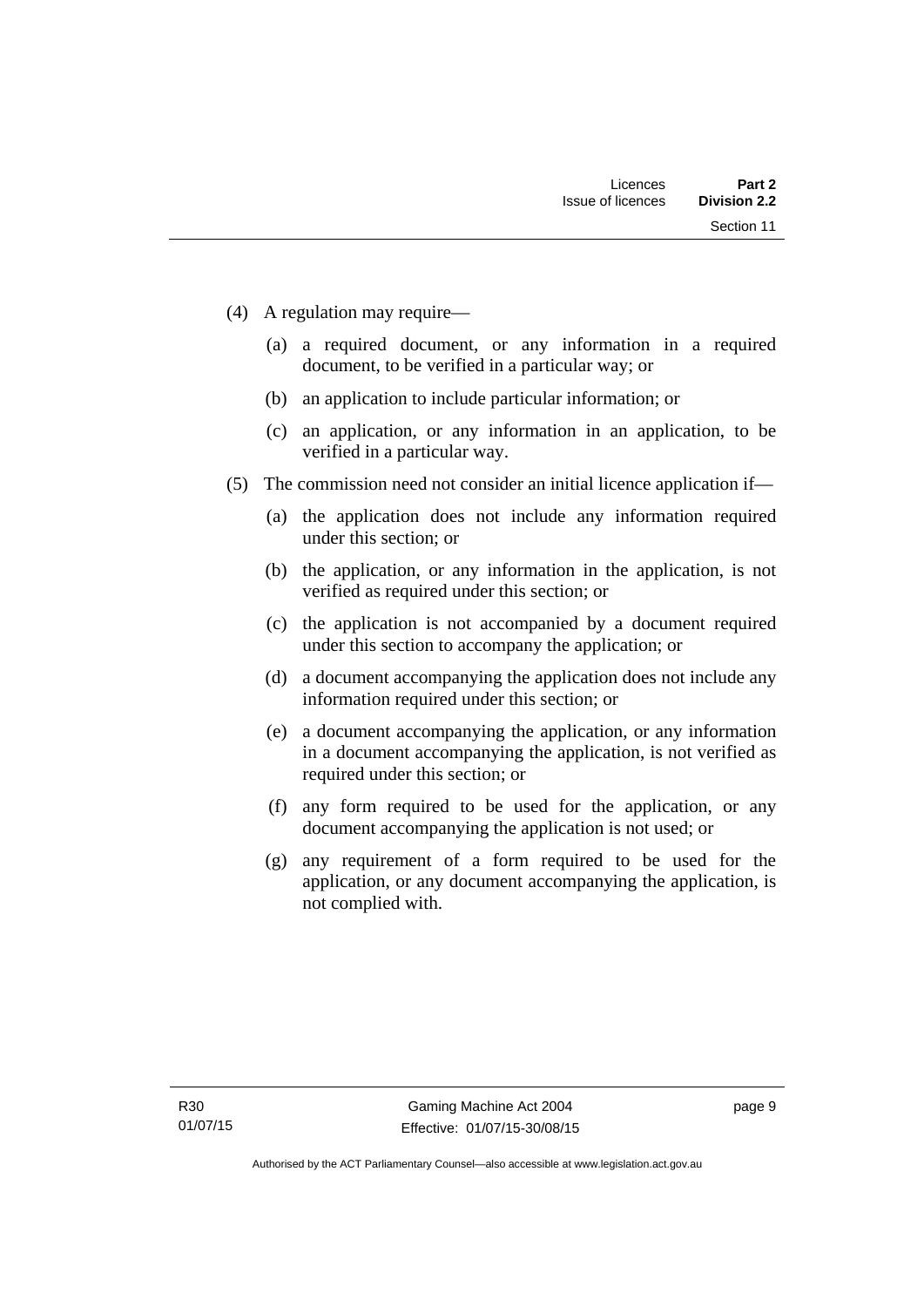(4) A regulation may require—

  (a) a required document, or any information in a required document, to be verified in a particular way; or

  (b) an application to include particular information; or

  (c) an application, or any information in an application, to be verified in a particular way.

(5) The commission need not consider an initial licence application if—

  (a) the application does not include any information required under this section; or

  (b) the application, or any information in the application, is not verified as required under this section; or

  (c) the application is not accompanied by a document required under this section to accompany the application; or

  (d) a document accompanying the application does not include any information required under this section; or

  (e) a document accompanying the application, or any information in a document accompanying the application, is not verified as required under this section; or

  (f) any form required to be used for the application, or any document accompanying the application is not used; or

  (g) any requirement of a form required to be used for the application, or any document accompanying the application, is not complied with.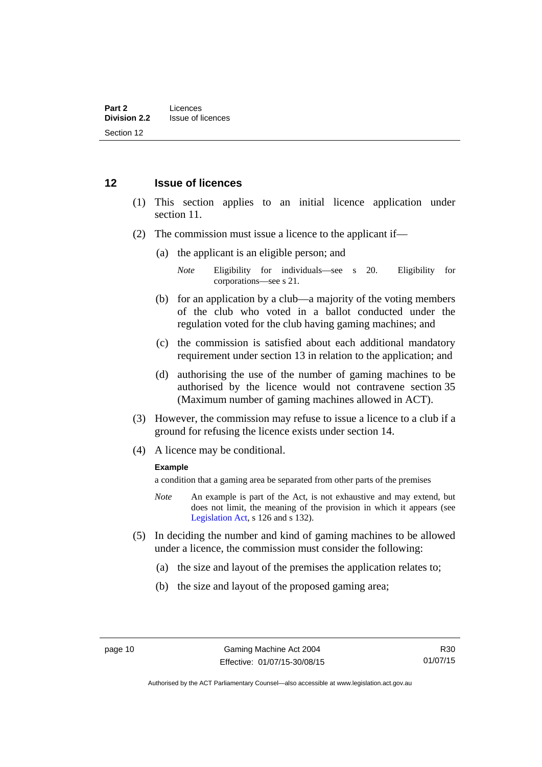## 12 Issue of licences

(1) This section applies to an initial licence application under section 11.

(2) The commission must issue a licence to the applicant if—

(a) the applicant is an eligible person; and

*Note* Eligibility for individuals—see s 20. Eligibility for corporations—see s 21.

(b) for an application by a club—a majority of the voting members of the club who voted in a ballot conducted under the regulation voted for the club having gaming machines; and

(c) the commission is satisfied about each additional mandatory requirement under section 13 in relation to the application; and

(d) authorising the use of the number of gaming machines to be authorised by the licence would not contravene section 35 (Maximum number of gaming machines allowed in ACT).

(3) However, the commission may refuse to issue a licence to a club if a ground for refusing the licence exists under section 14.

(4) A licence may be conditional.

**Example**

a condition that a gaming area be separated from other parts of the premises

*Note* An example is part of the Act, is not exhaustive and may extend, but does not limit, the meaning of the provision in which it appears (see Legislation Act, s 126 and s 132).

(5) In deciding the number and kind of gaming machines to be allowed under a licence, the commission must consider the following:

(a) the size and layout of the premises the application relates to;

(b) the size and layout of the proposed gaming area;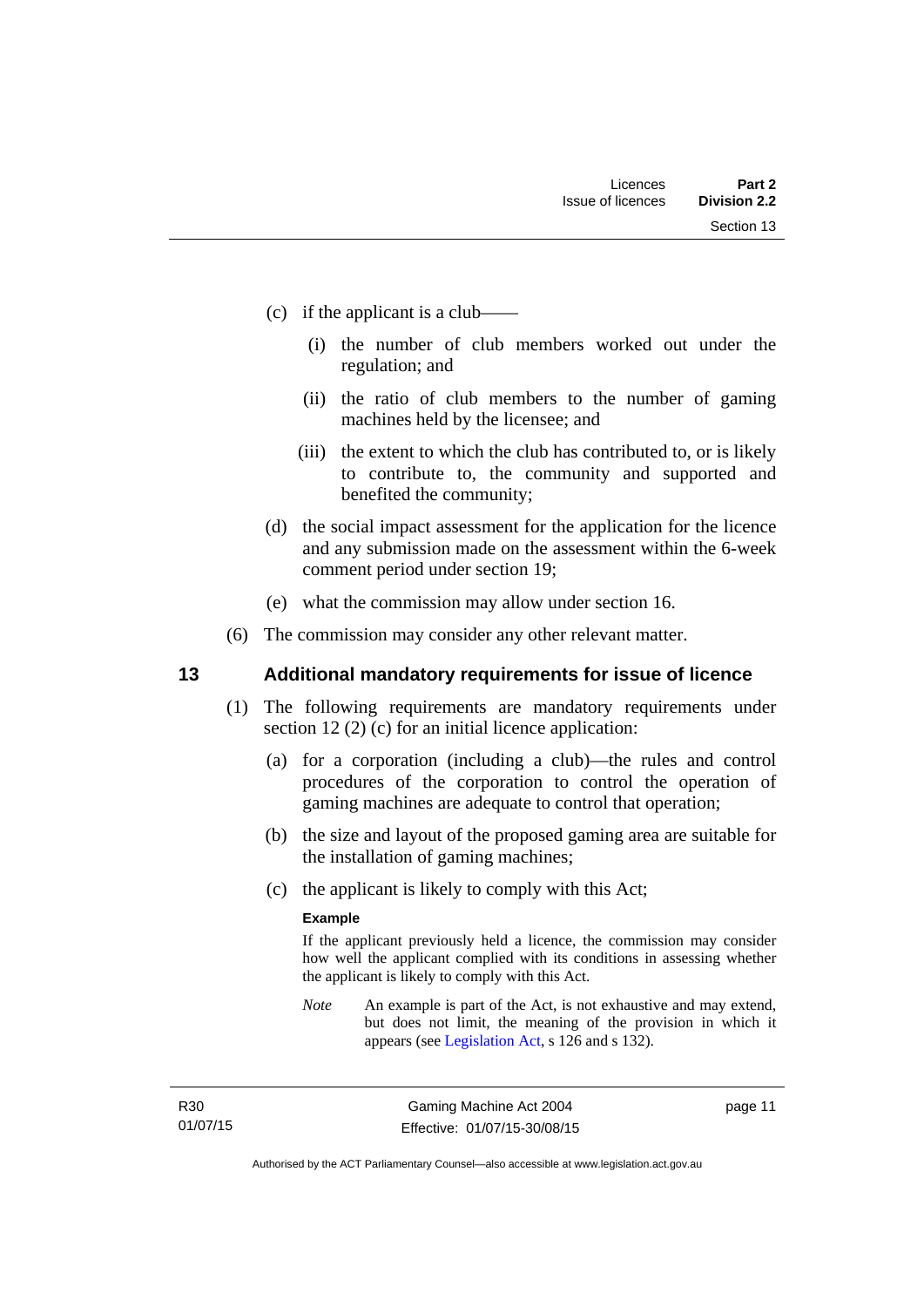(c) if the applicant is a club—

(i) the number of club members worked out under the regulation; and

(ii) the ratio of club members to the number of gaming machines held by the licensee; and

(iii) the extent to which the club has contributed to, or is likely to contribute to, the community and supported and benefited the community;

(d) the social impact assessment for the application for the licence and any submission made on the assessment within the 6-week comment period under section 19;

(e) what the commission may allow under section 16.

(6) The commission may consider any other relevant matter.

## 13 Additional mandatory requirements for issue of licence

(1) The following requirements are mandatory requirements under section 12 (2) (c) for an initial licence application:

(a) for a corporation (including a club)—the rules and control procedures of the corporation to control the operation of gaming machines are adequate to control that operation;

(b) the size and layout of the proposed gaming area are suitable for the installation of gaming machines;

(c) the applicant is likely to comply with this Act;

**Example**

If the applicant previously held a licence, the commission may consider how well the applicant complied with its conditions in assessing whether the applicant is likely to comply with this Act.

*Note* An example is part of the Act, is not exhaustive and may extend, but does not limit, the meaning of the provision in which it appears (see Legislation Act, s 126 and s 132).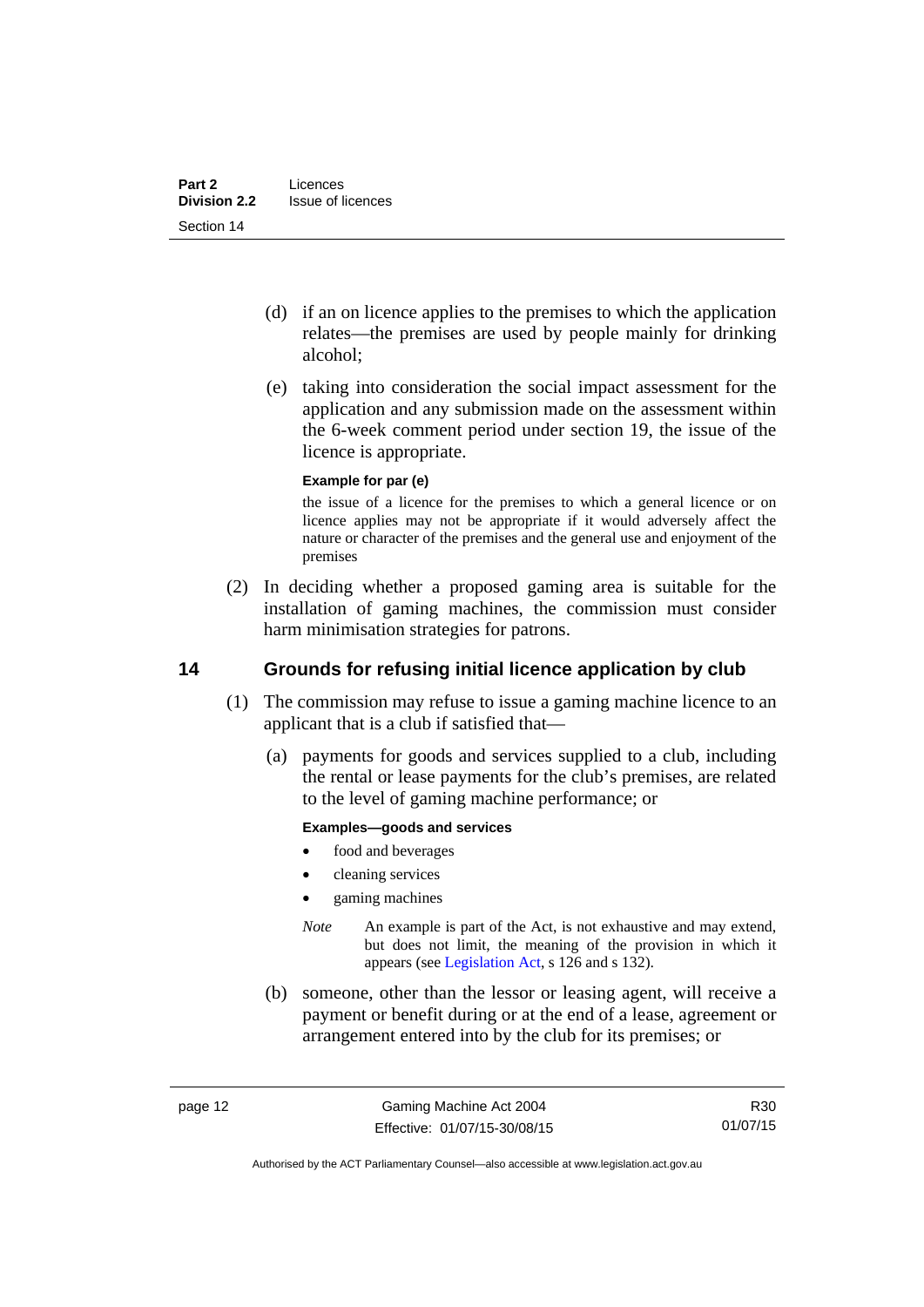(d) if an on licence applies to the premises to which the application relates—the premises are used by people mainly for drinking alcohol;

(e) taking into consideration the social impact assessment for the application and any submission made on the assessment within the 6-week comment period under section 19, the issue of the licence is appropriate.

**Example for par (e)**

the issue of a licence for the premises to which a general licence or on licence applies may not be appropriate if it would adversely affect the nature or character of the premises and the general use and enjoyment of the premises

(2) In deciding whether a proposed gaming area is suitable for the installation of gaming machines, the commission must consider harm minimisation strategies for patrons.

## 14 Grounds for refusing initial licence application by club

(1) The commission may refuse to issue a gaming machine licence to an applicant that is a club if satisfied that—

(a) payments for goods and services supplied to a club, including the rental or lease payments for the club's premises, are related to the level of gaming machine performance; or

**Examples—goods and services**

- food and beverages
- cleaning services
- gaming machines

*Note* An example is part of the Act, is not exhaustive and may extend, but does not limit, the meaning of the provision in which it appears (see Legislation Act, s 126 and s 132).

(b) someone, other than the lessor or leasing agent, will receive a payment or benefit during or at the end of a lease, agreement or arrangement entered into by the club for its premises; or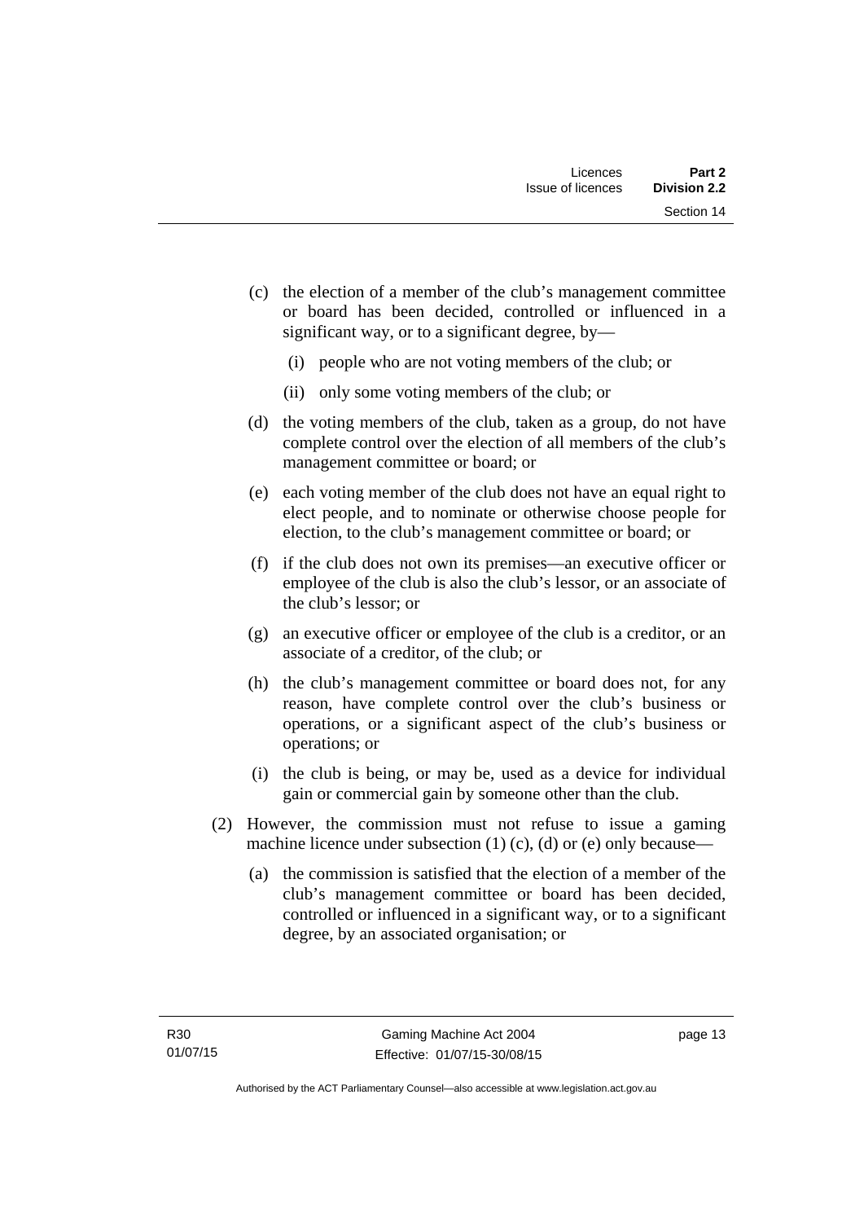(c) the election of a member of the club's management committee or board has been decided, controlled or influenced in a significant way, or to a significant degree, by—

   (i) people who are not voting members of the club; or

   (ii) only some voting members of the club; or

(d) the voting members of the club, taken as a group, do not have complete control over the election of all members of the club's management committee or board; or

(e) each voting member of the club does not have an equal right to elect people, and to nominate or otherwise choose people for election, to the club's management committee or board; or

(f) if the club does not own its premises—an executive officer or employee of the club is also the club's lessor, or an associate of the club's lessor; or

(g) an executive officer or employee of the club is a creditor, or an associate of a creditor, of the club; or

(h) the club's management committee or board does not, for any reason, have complete control over the club's business or operations, or a significant aspect of the club's business or operations; or

(i) the club is being, or may be, used as a device for individual gain or commercial gain by someone other than the club.

(2) However, the commission must not refuse to issue a gaming machine licence under subsection (1) (c), (d) or (e) only because—

   (a) the commission is satisfied that the election of a member of the club's management committee or board has been decided, controlled or influenced in a significant way, or to a significant degree, by an associated organisation; or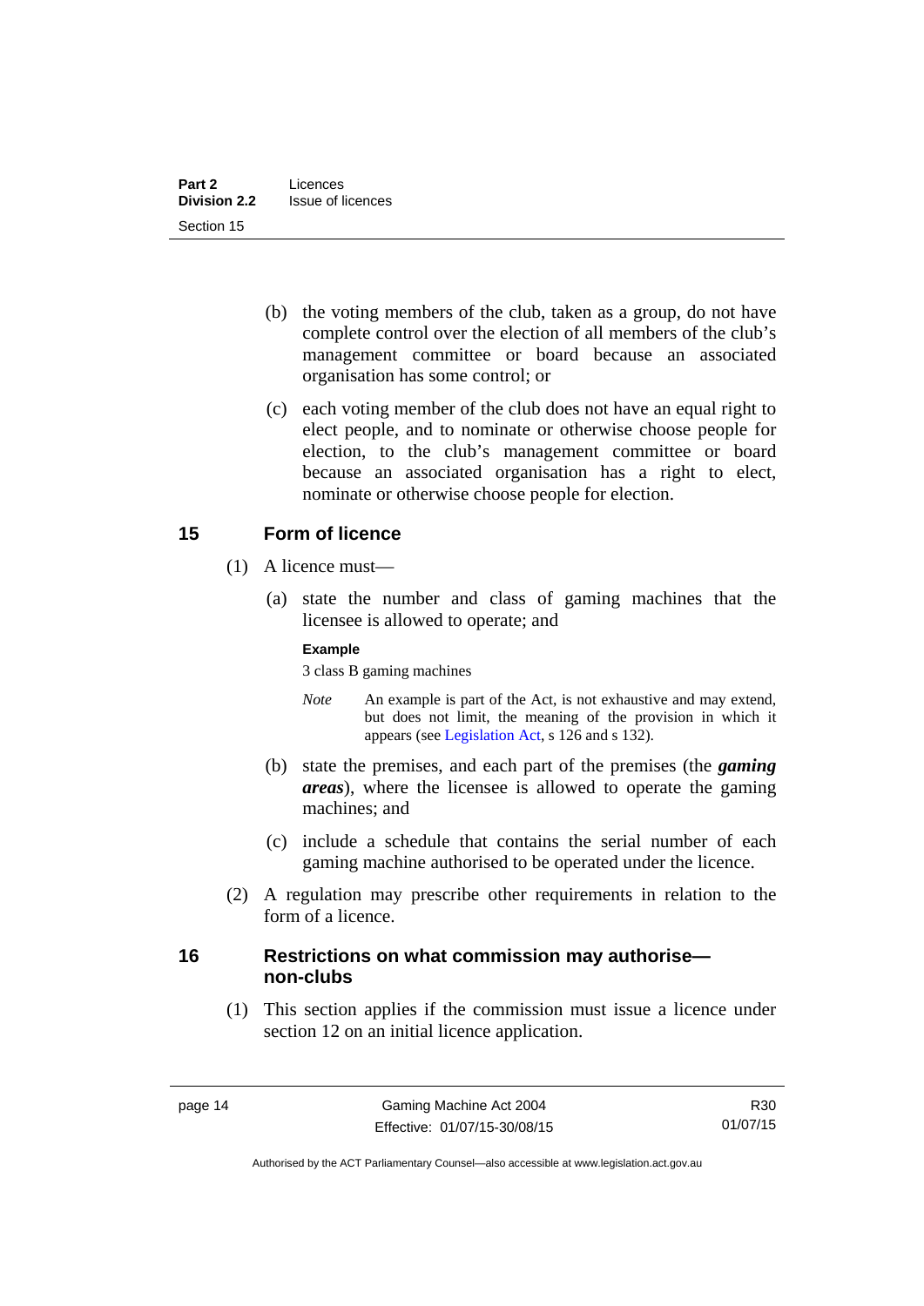(b) the voting members of the club, taken as a group, do not have complete control over the election of all members of the club's management committee or board because an associated organisation has some control; or

(c) each voting member of the club does not have an equal right to elect people, and to nominate or otherwise choose people for election, to the club's management committee or board because an associated organisation has a right to elect, nominate or otherwise choose people for election.

## 15 Form of licence

(1) A licence must—

(a) state the number and class of gaming machines that the licensee is allowed to operate; and

**Example**

3 class B gaming machines

*Note* An example is part of the Act, is not exhaustive and may extend, but does not limit, the meaning of the provision in which it appears (see Legislation Act, s 126 and s 132).

(b) state the premises, and each part of the premises (the ***gaming areas***), where the licensee is allowed to operate the gaming machines; and

(c) include a schedule that contains the serial number of each gaming machine authorised to be operated under the licence.

(2) A regulation may prescribe other requirements in relation to the form of a licence.

## 16 Restrictions on what commission may authorise—non-clubs

(1) This section applies if the commission must issue a licence under section 12 on an initial licence application.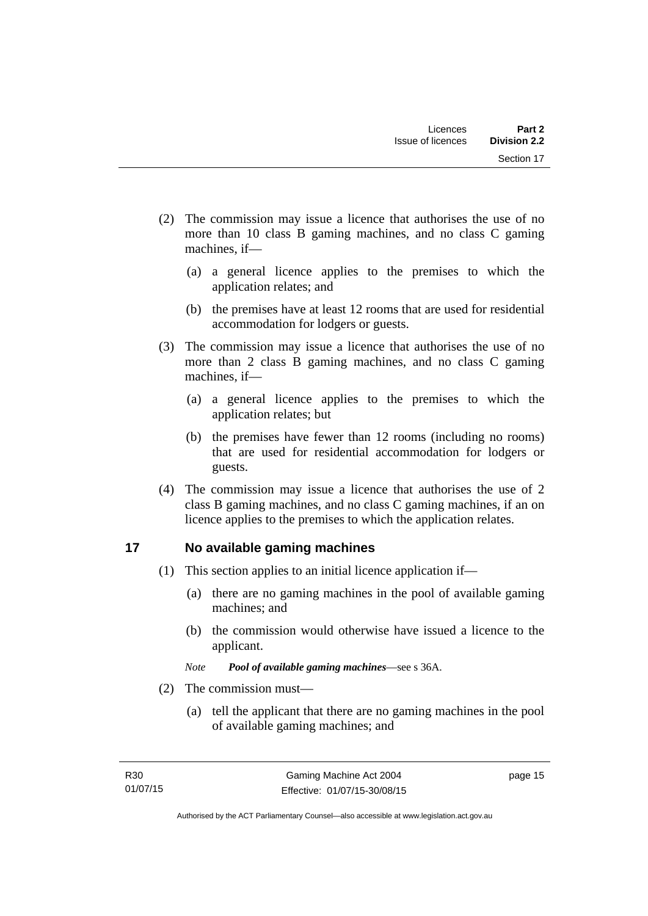(2) The commission may issue a licence that authorises the use of no more than 10 class B gaming machines, and no class C gaming machines, if—

(a) a general licence applies to the premises to which the application relates; and

(b) the premises have at least 12 rooms that are used for residential accommodation for lodgers or guests.

(3) The commission may issue a licence that authorises the use of no more than 2 class B gaming machines, and no class C gaming machines, if—

(a) a general licence applies to the premises to which the application relates; but

(b) the premises have fewer than 12 rooms (including no rooms) that are used for residential accommodation for lodgers or guests.

(4) The commission may issue a licence that authorises the use of 2 class B gaming machines, and no class C gaming machines, if an on licence applies to the premises to which the application relates.

## 17 No available gaming machines

(1) This section applies to an initial licence application if—

(a) there are no gaming machines in the pool of available gaming machines; and

(b) the commission would otherwise have issued a licence to the applicant.

*Note* ***Pool of available gaming machines***—see s 36A.

(2) The commission must—

(a) tell the applicant that there are no gaming machines in the pool of available gaming machines; and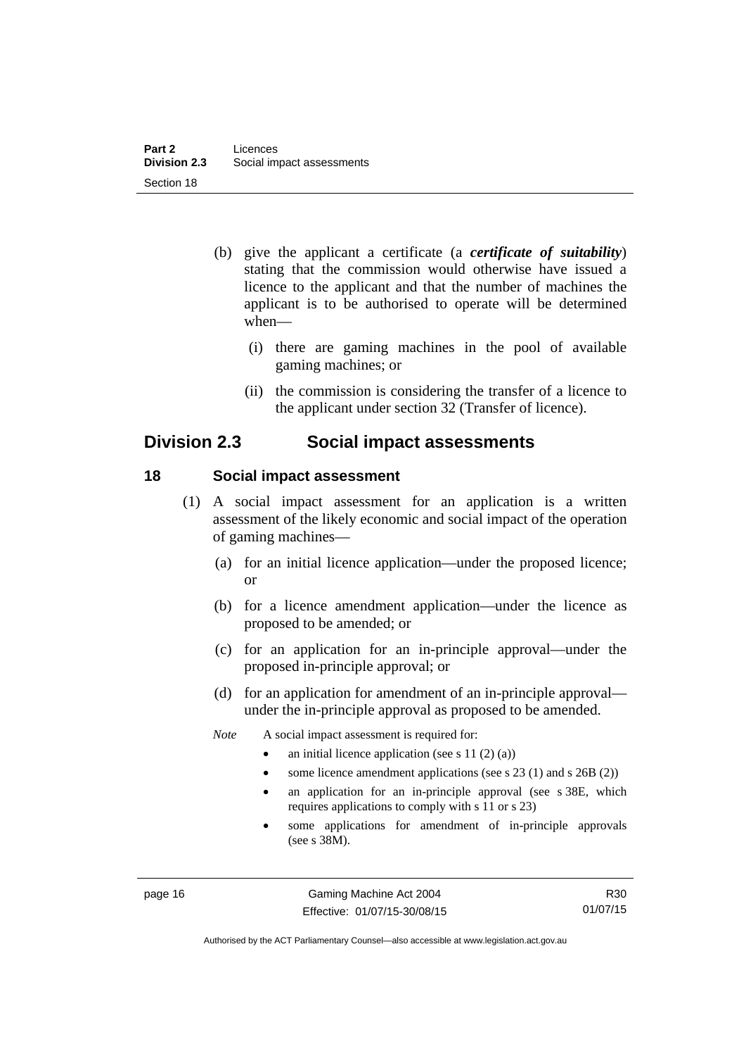(b) give the applicant a certificate (a ***certificate of suitability***) stating that the commission would otherwise have issued a licence to the applicant and that the number of machines the applicant is to be authorised to operate will be determined when—

 (i) there are gaming machines in the pool of available gaming machines; or

 (ii) the commission is considering the transfer of a licence to the applicant under section 32 (Transfer of licence).

## Division 2.3 Social impact assessments

### 18 Social impact assessment

(1) A social impact assessment for an application is a written assessment of the likely economic and social impact of the operation of gaming machines—

 (a) for an initial licence application—under the proposed licence; or

 (b) for a licence amendment application—under the licence as proposed to be amended; or

 (c) for an application for an in-principle approval—under the proposed in-principle approval; or

 (d) for an application for amendment of an in-principle approval—under the in-principle approval as proposed to be amended.

*Note* A social impact assessment is required for:

- an initial licence application (see s 11 (2) (a))
- some licence amendment applications (see s 23 (1) and s 26B (2))
- an application for an in-principle approval (see s 38E, which requires applications to comply with s 11 or s 23)
- some applications for amendment of in-principle approvals (see s 38M).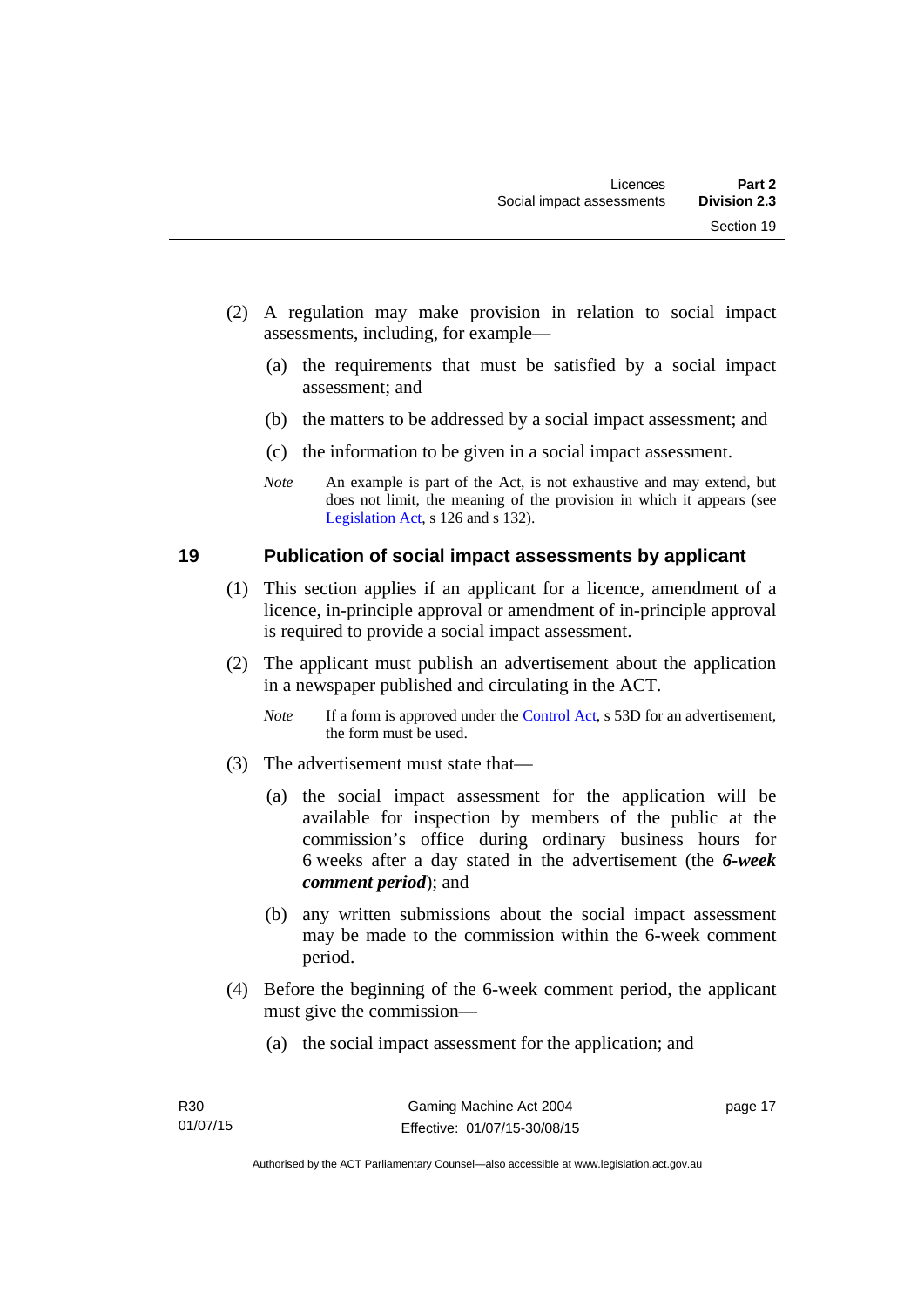(2) A regulation may make provision in relation to social impact assessments, including, for example—

(a) the requirements that must be satisfied by a social impact assessment; and

(b) the matters to be addressed by a social impact assessment; and

(c) the information to be given in a social impact assessment.

*Note* An example is part of the Act, is not exhaustive and may extend, but does not limit, the meaning of the provision in which it appears (see Legislation Act, s 126 and s 132).

## 19 Publication of social impact assessments by applicant

(1) This section applies if an applicant for a licence, amendment of a licence, in-principle approval or amendment of in-principle approval is required to provide a social impact assessment.

(2) The applicant must publish an advertisement about the application in a newspaper published and circulating in the ACT.

*Note* If a form is approved under the Control Act, s 53D for an advertisement, the form must be used.

(3) The advertisement must state that—

(a) the social impact assessment for the application will be available for inspection by members of the public at the commission's office during ordinary business hours for 6 weeks after a day stated in the advertisement (the ***6-week comment period***); and

(b) any written submissions about the social impact assessment may be made to the commission within the 6-week comment period.

(4) Before the beginning of the 6-week comment period, the applicant must give the commission—

(a) the social impact assessment for the application; and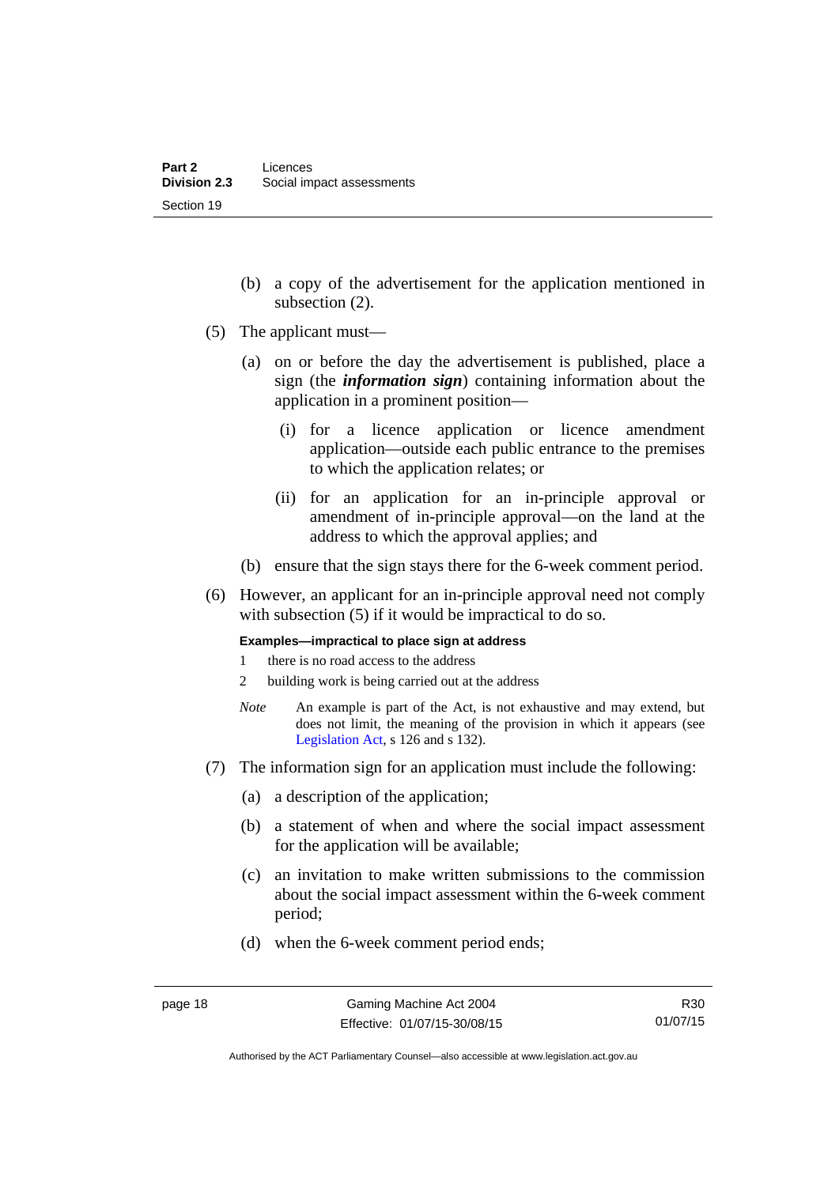(b) a copy of the advertisement for the application mentioned in subsection (2).

(5) The applicant must—

(a) on or before the day the advertisement is published, place a sign (the ***information sign***) containing information about the application in a prominent position—

(i) for a licence application or licence amendment application—outside each public entrance to the premises to which the application relates; or

(ii) for an application for an in-principle approval or amendment of in-principle approval—on the land at the address to which the approval applies; and

(b) ensure that the sign stays there for the 6-week comment period.

(6) However, an applicant for an in-principle approval need not comply with subsection (5) if it would be impractical to do so.

**Examples—impractical to place sign at address**

1 there is no road access to the address

2 building work is being carried out at the address

*Note* An example is part of the Act, is not exhaustive and may extend, but does not limit, the meaning of the provision in which it appears (see Legislation Act, s 126 and s 132).

(7) The information sign for an application must include the following:

(a) a description of the application;

(b) a statement of when and where the social impact assessment for the application will be available;

(c) an invitation to make written submissions to the commission about the social impact assessment within the 6-week comment period;

(d) when the 6-week comment period ends;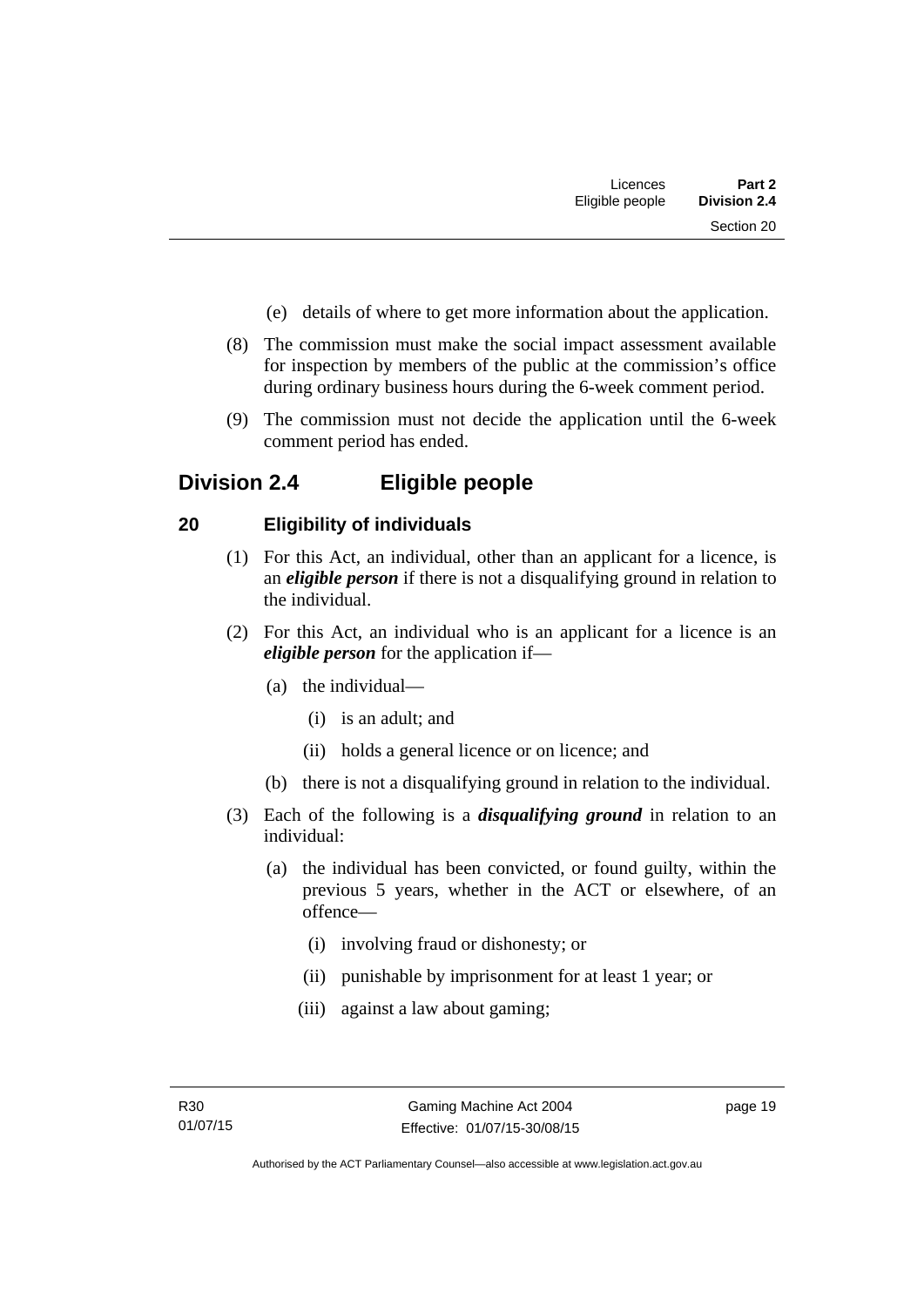(e) details of where to get more information about the application.

(8) The commission must make the social impact assessment available for inspection by members of the public at the commission's office during ordinary business hours during the 6-week comment period.

(9) The commission must not decide the application until the 6-week comment period has ended.

## Division 2.4 Eligible people

### 20 Eligibility of individuals

(1) For this Act, an individual, other than an applicant for a licence, is an ***eligible person*** if there is not a disqualifying ground in relation to the individual.

(2) For this Act, an individual who is an applicant for a licence is an ***eligible person*** for the application if—

(a) the individual—

(i) is an adult; and

(ii) holds a general licence or on licence; and

(b) there is not a disqualifying ground in relation to the individual.

(3) Each of the following is a ***disqualifying ground*** in relation to an individual:

(a) the individual has been convicted, or found guilty, within the previous 5 years, whether in the ACT or elsewhere, of an offence—

(i) involving fraud or dishonesty; or

(ii) punishable by imprisonment for at least 1 year; or

(iii) against a law about gaming;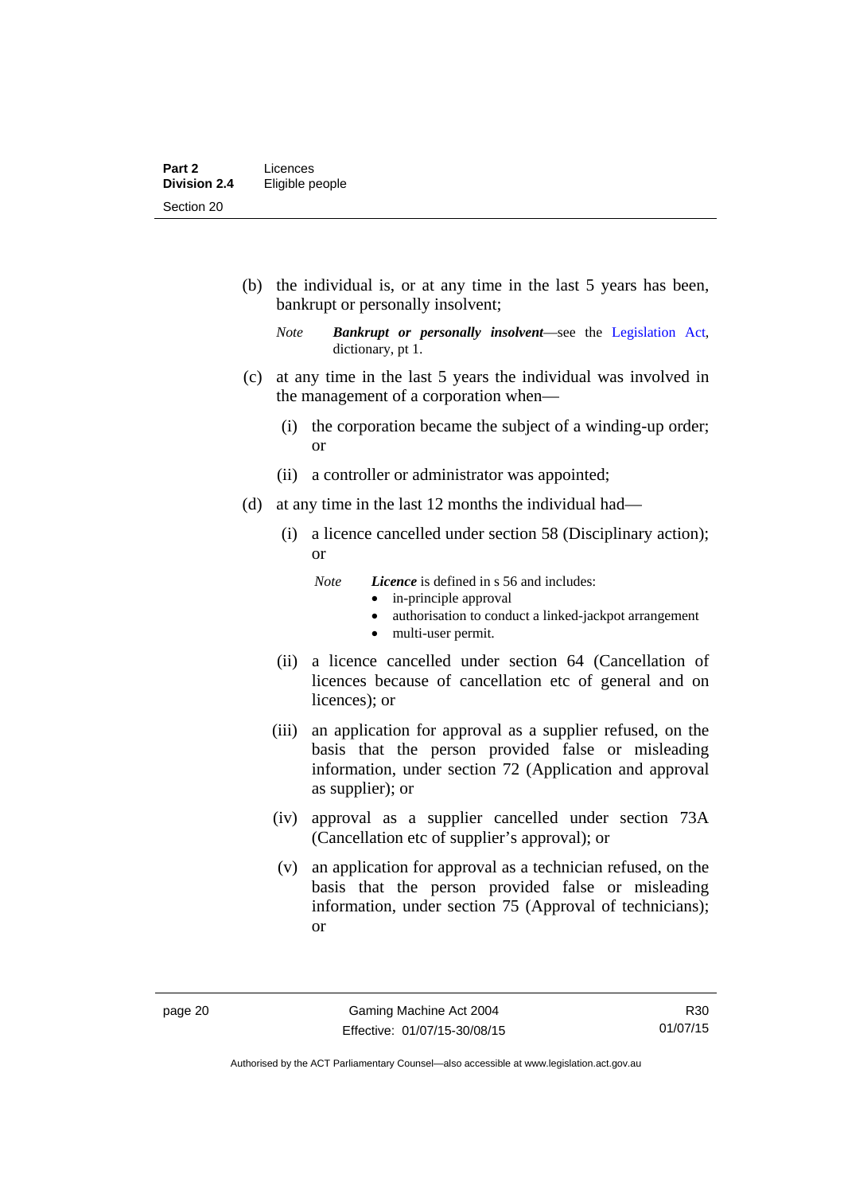(b) the individual is, or at any time in the last 5 years has been, bankrupt or personally insolvent;

> *Note* ***Bankrupt or personally insolvent***—see the Legislation Act, dictionary, pt 1.

(c) at any time in the last 5 years the individual was involved in the management of a corporation when—

   (i) the corporation became the subject of a winding-up order; or

   (ii) a controller or administrator was appointed;

(d) at any time in the last 12 months the individual had—

   (i) a licence cancelled under section 58 (Disciplinary action); or

   > *Note* ***Licence*** is defined in s 56 and includes:
   > - in-principle approval
   > - authorisation to conduct a linked-jackpot arrangement
   > - multi-user permit.

   (ii) a licence cancelled under section 64 (Cancellation of licences because of cancellation etc of general and on licences); or

   (iii) an application for approval as a supplier refused, on the basis that the person provided false or misleading information, under section 72 (Application and approval as supplier); or

   (iv) approval as a supplier cancelled under section 73A (Cancellation etc of supplier's approval); or

   (v) an application for approval as a technician refused, on the basis that the person provided false or misleading information, under section 75 (Approval of technicians); or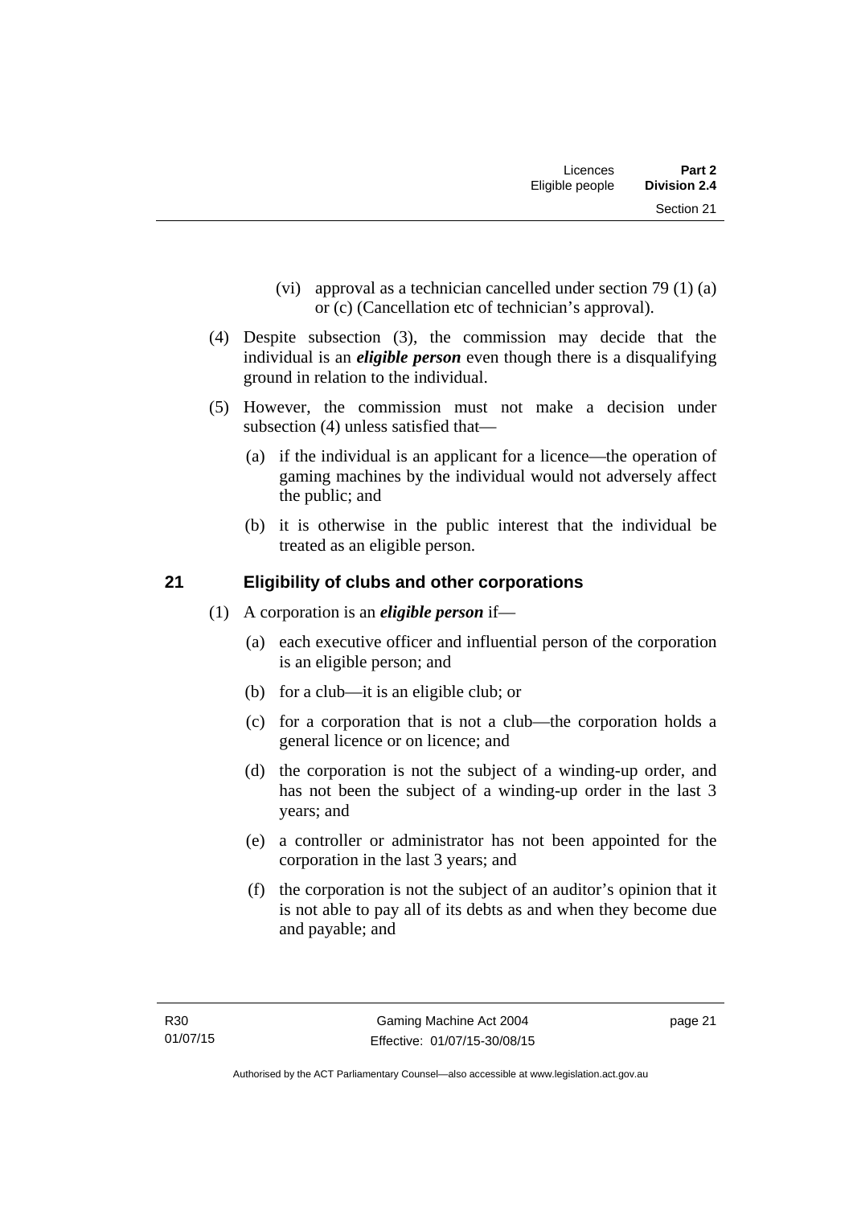(vi) approval as a technician cancelled under section 79 (1) (a) or (c) (Cancellation etc of technician's approval).

(4) Despite subsection (3), the commission may decide that the individual is an ***eligible person*** even though there is a disqualifying ground in relation to the individual.

(5) However, the commission must not make a decision under subsection (4) unless satisfied that—

(a) if the individual is an applicant for a licence—the operation of gaming machines by the individual would not adversely affect the public; and

(b) it is otherwise in the public interest that the individual be treated as an eligible person.

## 21 Eligibility of clubs and other corporations

(1) A corporation is an ***eligible person*** if—

(a) each executive officer and influential person of the corporation is an eligible person; and

(b) for a club—it is an eligible club; or

(c) for a corporation that is not a club—the corporation holds a general licence or on licence; and

(d) the corporation is not the subject of a winding-up order, and has not been the subject of a winding-up order in the last 3 years; and

(e) a controller or administrator has not been appointed for the corporation in the last 3 years; and

(f) the corporation is not the subject of an auditor's opinion that it is not able to pay all of its debts as and when they become due and payable; and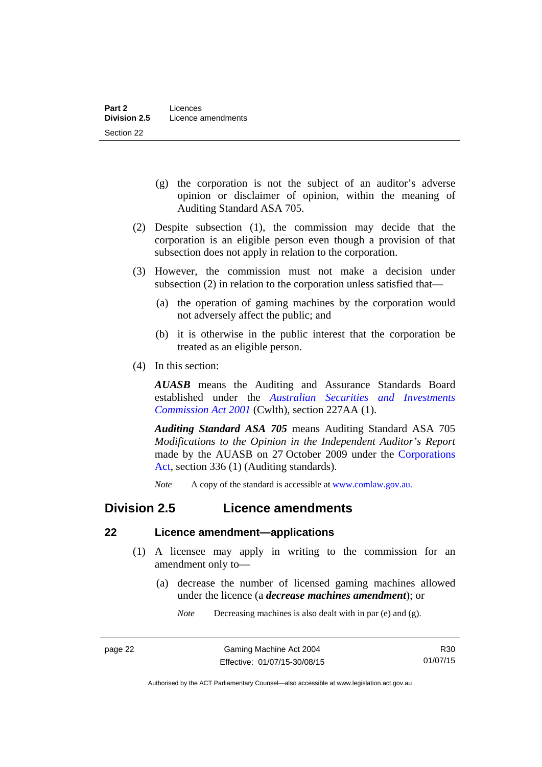(g) the corporation is not the subject of an auditor's adverse opinion or disclaimer of opinion, within the meaning of Auditing Standard ASA 705.

(2) Despite subsection (1), the commission may decide that the corporation is an eligible person even though a provision of that subsection does not apply in relation to the corporation.

(3) However, the commission must not make a decision under subsection (2) in relation to the corporation unless satisfied that—

(a) the operation of gaming machines by the corporation would not adversely affect the public; and

(b) it is otherwise in the public interest that the corporation be treated as an eligible person.

(4) In this section:

***AUASB*** means the Auditing and Assurance Standards Board established under the *Australian Securities and Investments Commission Act 2001* (Cwlth), section 227AA (1).

***Auditing Standard ASA 705*** means Auditing Standard ASA 705 *Modifications to the Opinion in the Independent Auditor's Report* made by the AUASB on 27 October 2009 under the Corporations Act, section 336 (1) (Auditing standards).

*Note* A copy of the standard is accessible at www.comlaw.gov.au.

## Division 2.5 Licence amendments

### 22 Licence amendment—applications

(1) A licensee may apply in writing to the commission for an amendment only to—

(a) decrease the number of licensed gaming machines allowed under the licence (a ***decrease machines amendment***); or

*Note* Decreasing machines is also dealt with in par (e) and (g).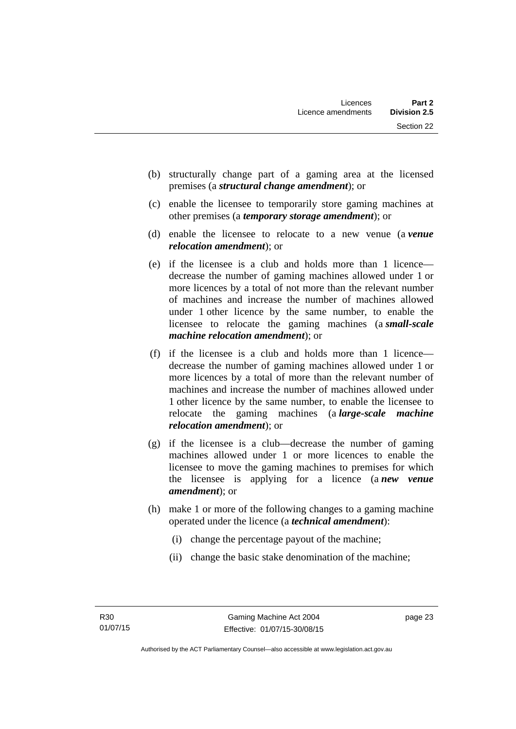(b) structurally change part of a gaming area at the licensed premises (a ***structural change amendment***); or

(c) enable the licensee to temporarily store gaming machines at other premises (a ***temporary storage amendment***); or

(d) enable the licensee to relocate to a new venue (a ***venue relocation amendment***); or

(e) if the licensee is a club and holds more than 1 licence—decrease the number of gaming machines allowed under 1 or more licences by a total of not more than the relevant number of machines and increase the number of machines allowed under 1 other licence by the same number, to enable the licensee to relocate the gaming machines (a ***small-scale machine relocation amendment***); or

(f) if the licensee is a club and holds more than 1 licence—decrease the number of gaming machines allowed under 1 or more licences by a total of more than the relevant number of machines and increase the number of machines allowed under 1 other licence by the same number, to enable the licensee to relocate the gaming machines (a ***large-scale machine relocation amendment***); or

(g) if the licensee is a club—decrease the number of gaming machines allowed under 1 or more licences to enable the licensee to move the gaming machines to premises for which the licensee is applying for a licence (a ***new venue amendment***); or

(h) make 1 or more of the following changes to a gaming machine operated under the licence (a ***technical amendment***):

(i) change the percentage payout of the machine;

(ii) change the basic stake denomination of the machine;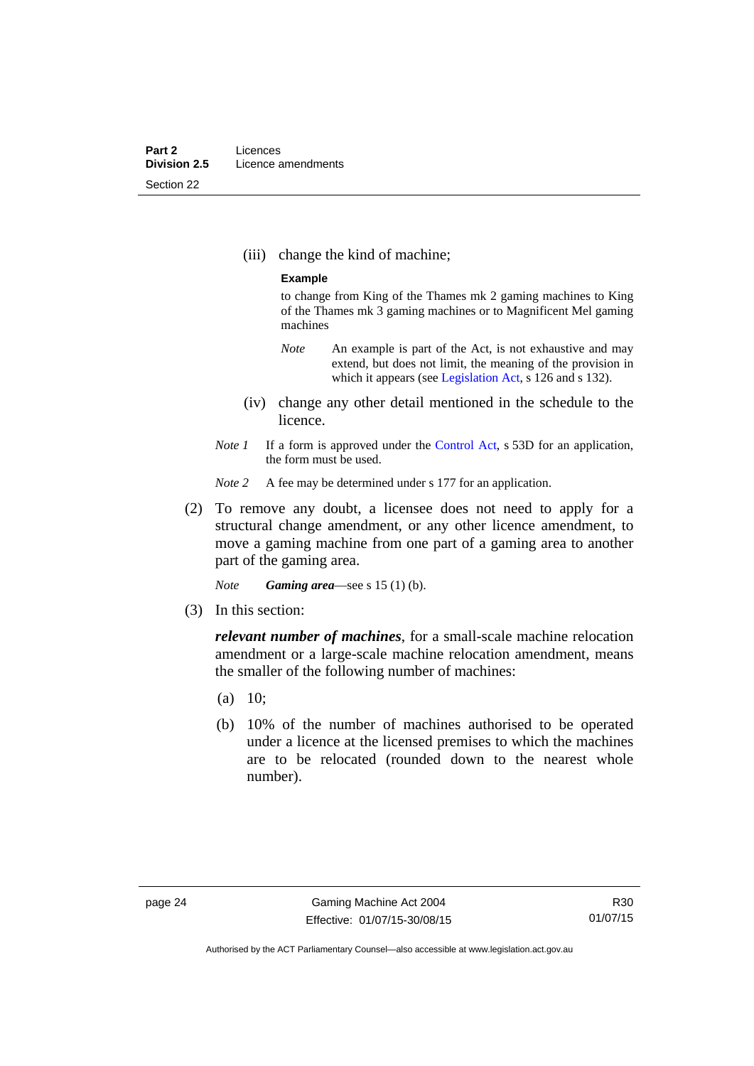(iii) change the kind of machine;

**Example**

to change from King of the Thames mk 2 gaming machines to King of the Thames mk 3 gaming machines or to Magnificent Mel gaming machines

*Note* An example is part of the Act, is not exhaustive and may extend, but does not limit, the meaning of the provision in which it appears (see Legislation Act, s 126 and s 132).

(iv) change any other detail mentioned in the schedule to the licence.

*Note 1* If a form is approved under the Control Act, s 53D for an application, the form must be used.

*Note 2* A fee may be determined under s 177 for an application.

(2) To remove any doubt, a licensee does not need to apply for a structural change amendment, or any other licence amendment, to move a gaming machine from one part of a gaming area to another part of the gaming area.

*Note* ***Gaming area***—see s 15 (1) (b).

(3) In this section:

***relevant number of machines***, for a small-scale machine relocation amendment or a large-scale machine relocation amendment, means the smaller of the following number of machines:

(a) 10;

(b) 10% of the number of machines authorised to be operated under a licence at the licensed premises to which the machines are to be relocated (rounded down to the nearest whole number).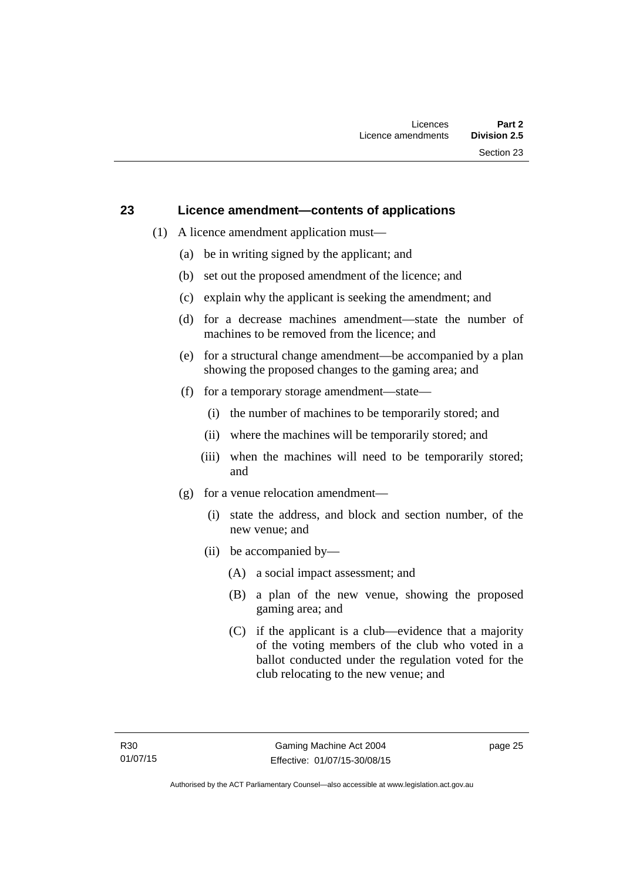## 23 Licence amendment—contents of applications

(1) A licence amendment application must—

(a) be in writing signed by the applicant; and

(b) set out the proposed amendment of the licence; and

(c) explain why the applicant is seeking the amendment; and

(d) for a decrease machines amendment—state the number of machines to be removed from the licence; and

(e) for a structural change amendment—be accompanied by a plan showing the proposed changes to the gaming area; and

(f) for a temporary storage amendment—state—

(i) the number of machines to be temporarily stored; and

(ii) where the machines will be temporarily stored; and

(iii) when the machines will need to be temporarily stored; and

(g) for a venue relocation amendment—

(i) state the address, and block and section number, of the new venue; and

(ii) be accompanied by—

(A) a social impact assessment; and

(B) a plan of the new venue, showing the proposed gaming area; and

(C) if the applicant is a club—evidence that a majority of the voting members of the club who voted in a ballot conducted under the regulation voted for the club relocating to the new venue; and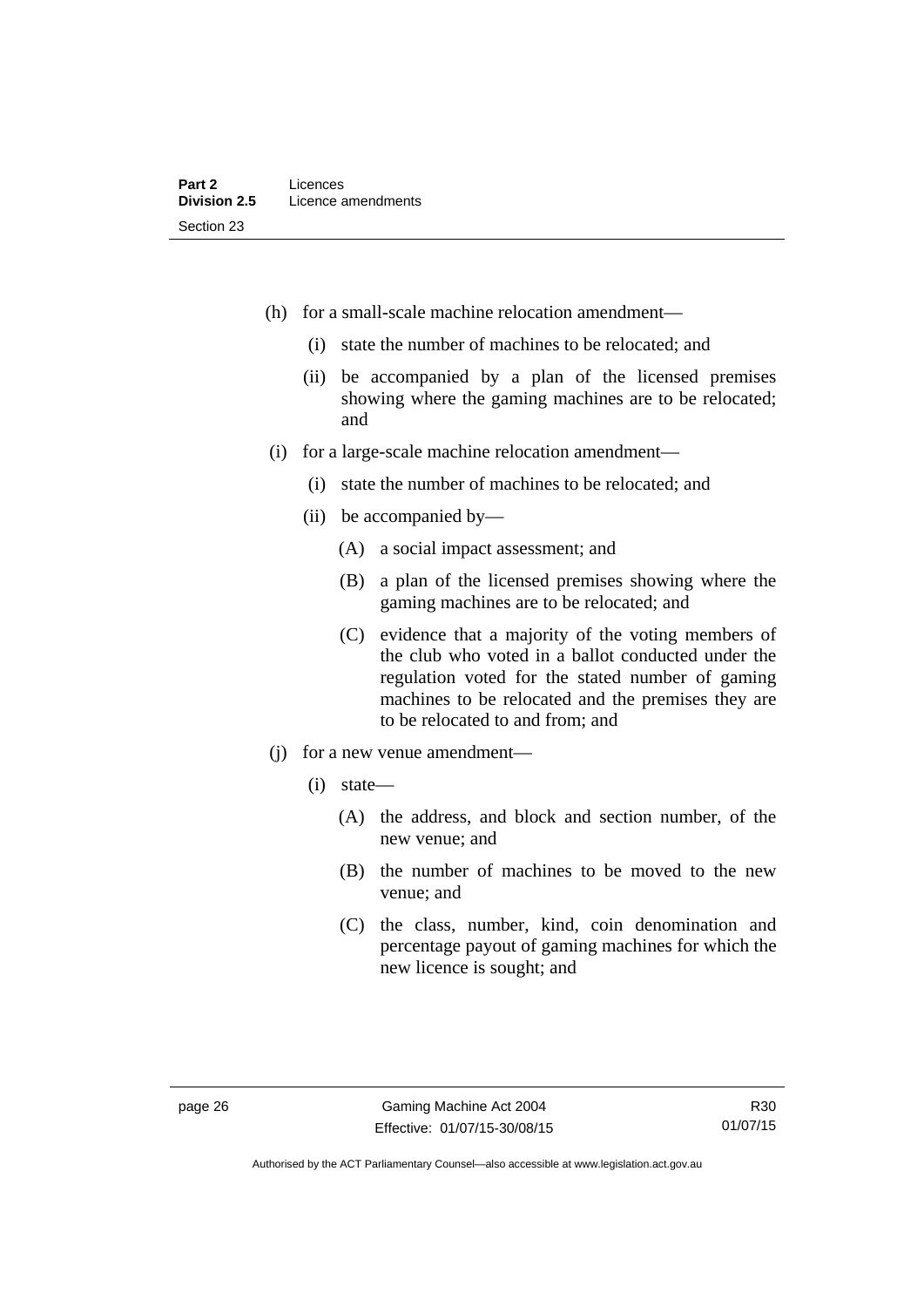(h) for a small-scale machine relocation amendment—

  (i) state the number of machines to be relocated; and

  (ii) be accompanied by a plan of the licensed premises showing where the gaming machines are to be relocated; and

(i) for a large-scale machine relocation amendment—

  (i) state the number of machines to be relocated; and

  (ii) be accompanied by—

    (A) a social impact assessment; and

    (B) a plan of the licensed premises showing where the gaming machines are to be relocated; and

    (C) evidence that a majority of the voting members of the club who voted in a ballot conducted under the regulation voted for the stated number of gaming machines to be relocated and the premises they are to be relocated to and from; and

(j) for a new venue amendment—

  (i) state—

    (A) the address, and block and section number, of the new venue; and

    (B) the number of machines to be moved to the new venue; and

    (C) the class, number, kind, coin denomination and percentage payout of gaming machines for which the new licence is sought; and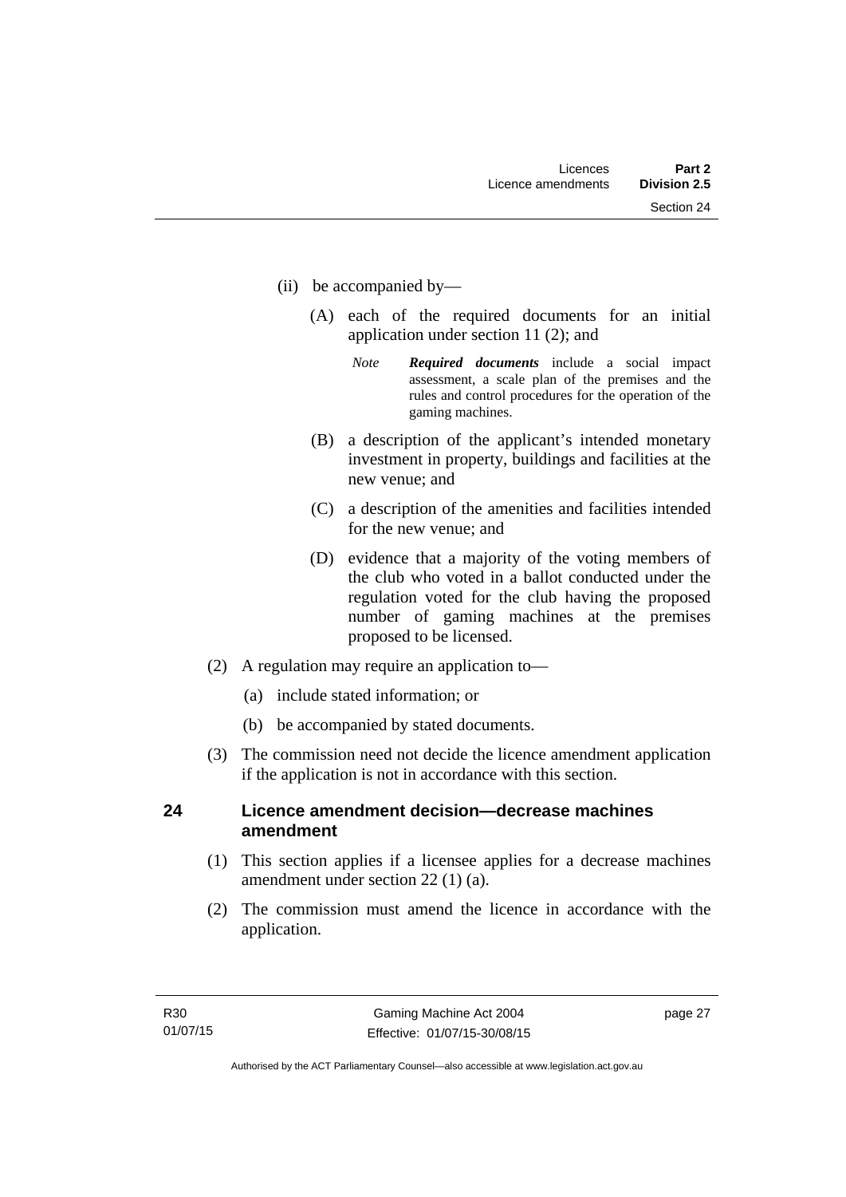(ii) be accompanied by—

(A) each of the required documents for an initial application under section 11 (2); and

*Note* ***Required documents*** include a social impact assessment, a scale plan of the premises and the rules and control procedures for the operation of the gaming machines.

(B) a description of the applicant's intended monetary investment in property, buildings and facilities at the new venue; and

(C) a description of the amenities and facilities intended for the new venue; and

(D) evidence that a majority of the voting members of the club who voted in a ballot conducted under the regulation voted for the club having the proposed number of gaming machines at the premises proposed to be licensed.

(2) A regulation may require an application to—

(a) include stated information; or

(b) be accompanied by stated documents.

(3) The commission need not decide the licence amendment application if the application is not in accordance with this section.

## 24 Licence amendment decision—decrease machines amendment

(1) This section applies if a licensee applies for a decrease machines amendment under section 22 (1) (a).

(2) The commission must amend the licence in accordance with the application.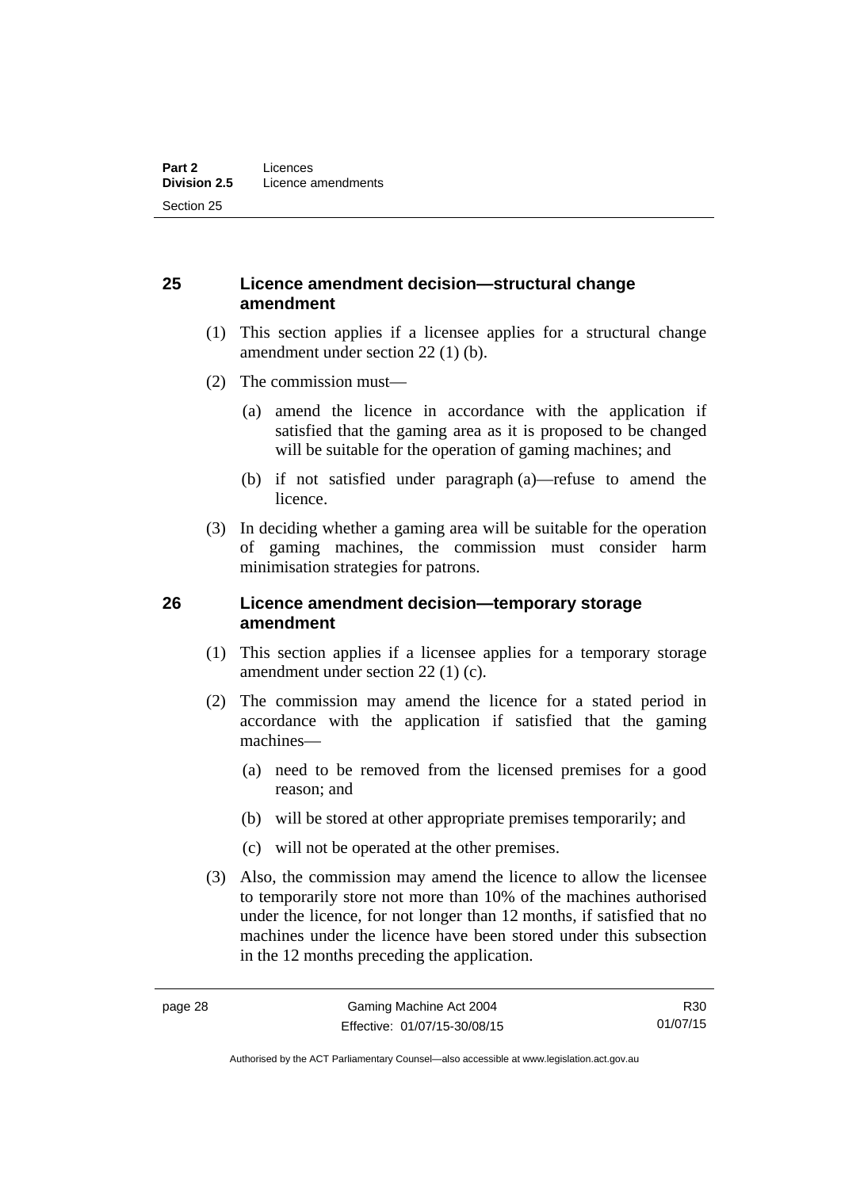## 25 Licence amendment decision—structural change amendment

(1) This section applies if a licensee applies for a structural change amendment under section 22 (1) (b).

(2) The commission must—

(a) amend the licence in accordance with the application if satisfied that the gaming area as it is proposed to be changed will be suitable for the operation of gaming machines; and

(b) if not satisfied under paragraph (a)—refuse to amend the licence.

(3) In deciding whether a gaming area will be suitable for the operation of gaming machines, the commission must consider harm minimisation strategies for patrons.

## 26 Licence amendment decision—temporary storage amendment

(1) This section applies if a licensee applies for a temporary storage amendment under section 22 (1) (c).

(2) The commission may amend the licence for a stated period in accordance with the application if satisfied that the gaming machines—

(a) need to be removed from the licensed premises for a good reason; and

(b) will be stored at other appropriate premises temporarily; and

(c) will not be operated at the other premises.

(3) Also, the commission may amend the licence to allow the licensee to temporarily store not more than 10% of the machines authorised under the licence, for not longer than 12 months, if satisfied that no machines under the licence have been stored under this subsection in the 12 months preceding the application.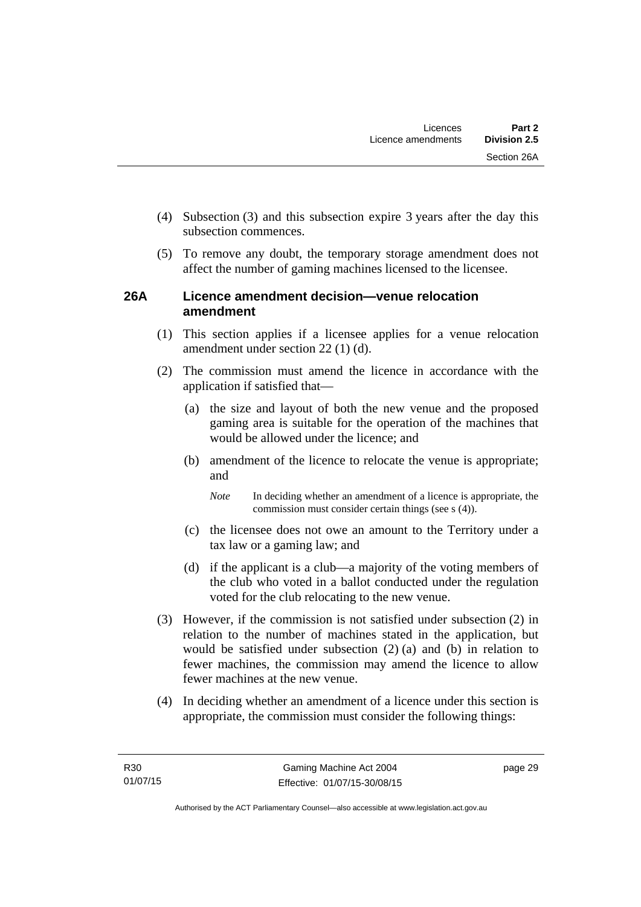(4) Subsection (3) and this subsection expire 3 years after the day this subsection commences.

(5) To remove any doubt, the temporary storage amendment does not affect the number of gaming machines licensed to the licensee.

### 26A Licence amendment decision—venue relocation amendment

(1) This section applies if a licensee applies for a venue relocation amendment under section 22 (1) (d).

(2) The commission must amend the licence in accordance with the application if satisfied that—

(a) the size and layout of both the new venue and the proposed gaming area is suitable for the operation of the machines that would be allowed under the licence; and

(b) amendment of the licence to relocate the venue is appropriate; and

*Note* In deciding whether an amendment of a licence is appropriate, the commission must consider certain things (see s (4)).

(c) the licensee does not owe an amount to the Territory under a tax law or a gaming law; and

(d) if the applicant is a club—a majority of the voting members of the club who voted in a ballot conducted under the regulation voted for the club relocating to the new venue.

(3) However, if the commission is not satisfied under subsection (2) in relation to the number of machines stated in the application, but would be satisfied under subsection (2) (a) and (b) in relation to fewer machines, the commission may amend the licence to allow fewer machines at the new venue.

(4) In deciding whether an amendment of a licence under this section is appropriate, the commission must consider the following things: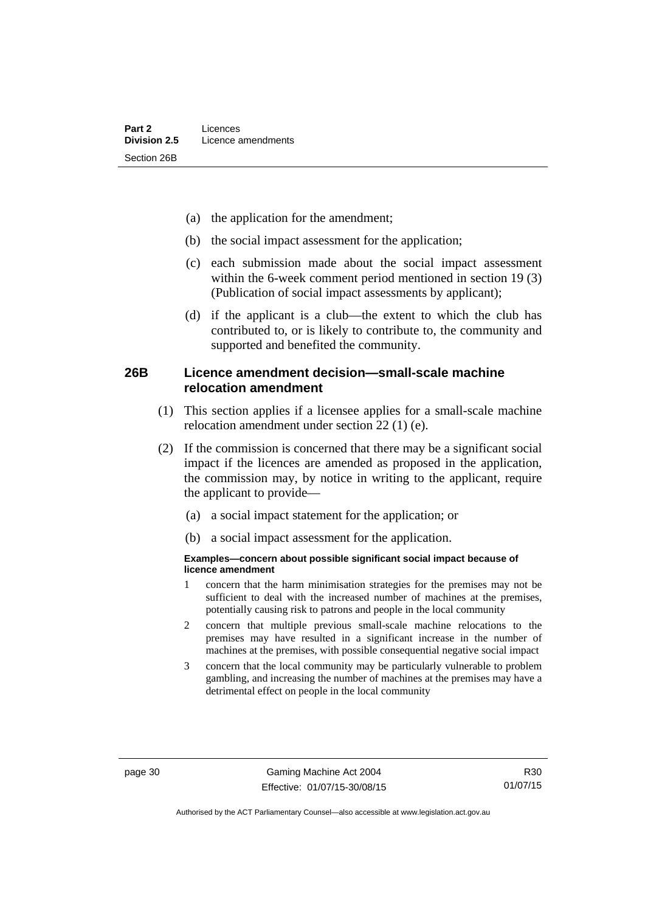(a) the application for the amendment;

(b) the social impact assessment for the application;

(c) each submission made about the social impact assessment within the 6-week comment period mentioned in section 19 (3) (Publication of social impact assessments by applicant);

(d) if the applicant is a club—the extent to which the club has contributed to, or is likely to contribute to, the community and supported and benefited the community.

### 26B Licence amendment decision—small-scale machine relocation amendment

(1) This section applies if a licensee applies for a small-scale machine relocation amendment under section 22 (1) (e).

(2) If the commission is concerned that there may be a significant social impact if the licences are amended as proposed in the application, the commission may, by notice in writing to the applicant, require the applicant to provide—

(a) a social impact statement for the application; or

(b) a social impact assessment for the application.

**Examples—concern about possible significant social impact because of licence amendment**

1 concern that the harm minimisation strategies for the premises may not be sufficient to deal with the increased number of machines at the premises, potentially causing risk to patrons and people in the local community

2 concern that multiple previous small-scale machine relocations to the premises may have resulted in a significant increase in the number of machines at the premises, with possible consequential negative social impact

3 concern that the local community may be particularly vulnerable to problem gambling, and increasing the number of machines at the premises may have a detrimental effect on people in the local community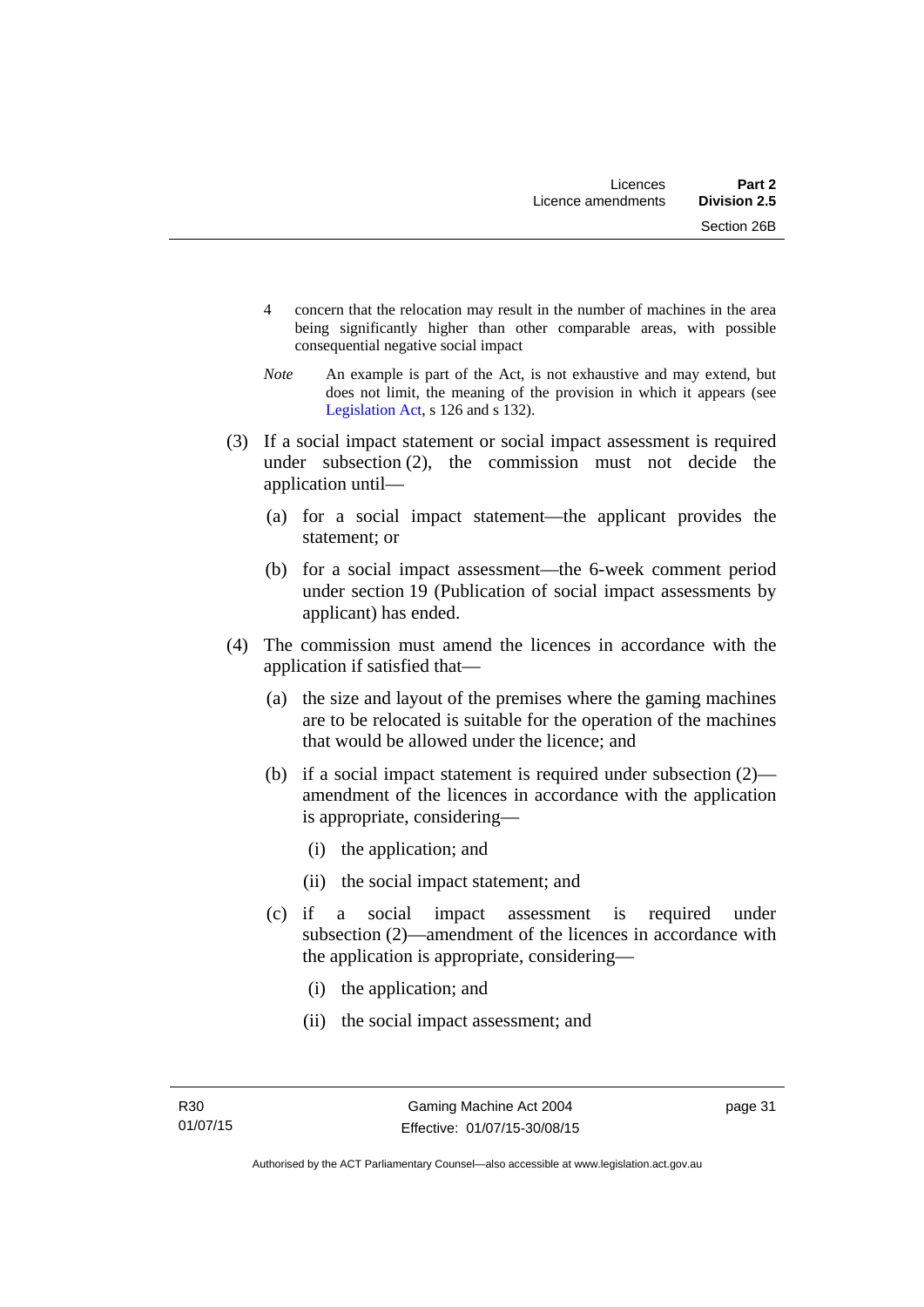4 concern that the relocation may result in the number of machines in the area being significantly higher than other comparable areas, with possible consequential negative social impact

*Note* An example is part of the Act, is not exhaustive and may extend, but does not limit, the meaning of the provision in which it appears (see Legislation Act, s 126 and s 132).

(3) If a social impact statement or social impact assessment is required under subsection (2), the commission must not decide the application until—

(a) for a social impact statement—the applicant provides the statement; or

(b) for a social impact assessment—the 6-week comment period under section 19 (Publication of social impact assessments by applicant) has ended.

(4) The commission must amend the licences in accordance with the application if satisfied that—

(a) the size and layout of the premises where the gaming machines are to be relocated is suitable for the operation of the machines that would be allowed under the licence; and

(b) if a social impact statement is required under subsection (2)—amendment of the licences in accordance with the application is appropriate, considering—

(i) the application; and

(ii) the social impact statement; and

(c) if a social impact assessment is required under subsection (2)—amendment of the licences in accordance with the application is appropriate, considering—

(i) the application; and

(ii) the social impact assessment; and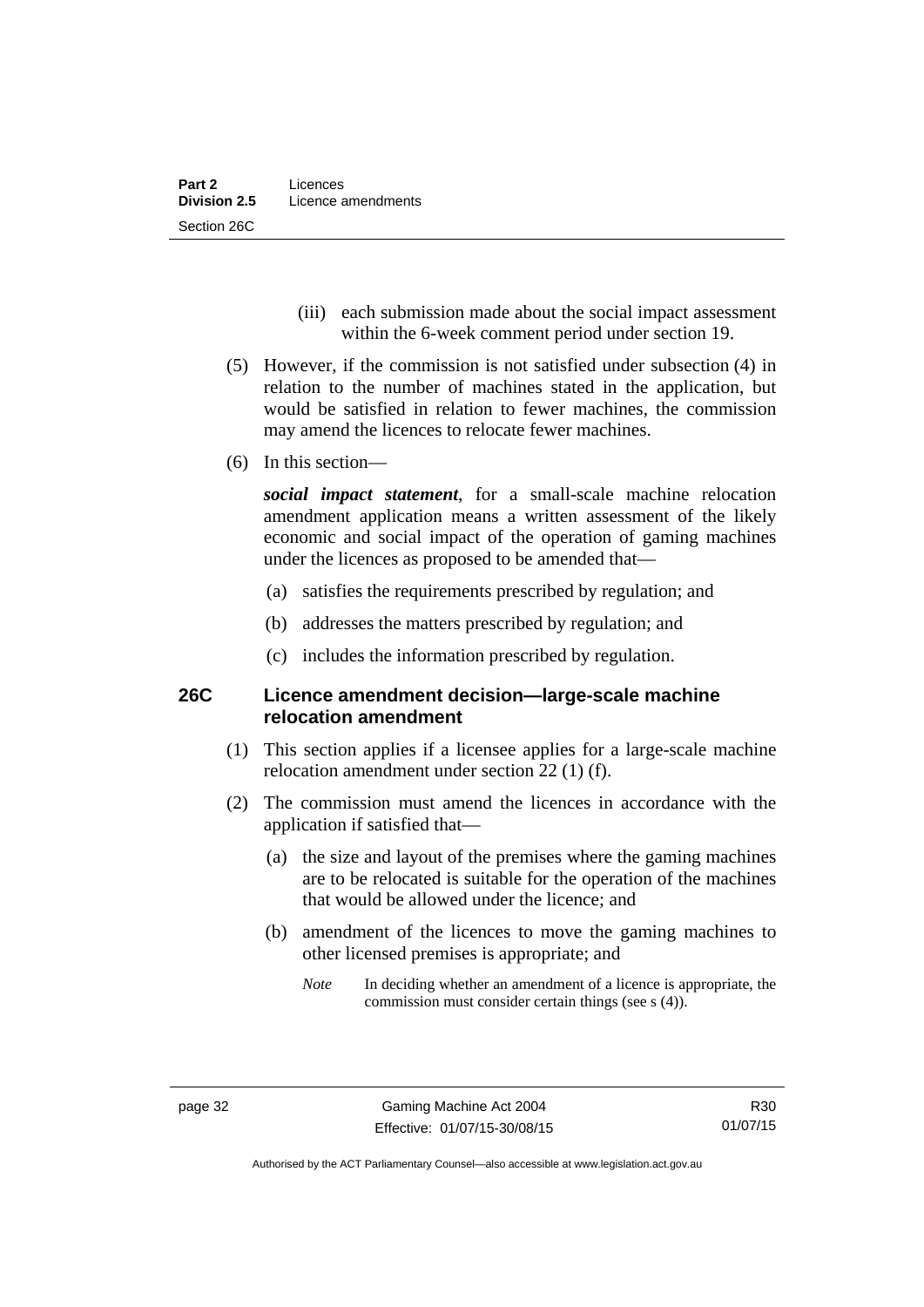(iii) each submission made about the social impact assessment within the 6-week comment period under section 19.

(5) However, if the commission is not satisfied under subsection (4) in relation to the number of machines stated in the application, but would be satisfied in relation to fewer machines, the commission may amend the licences to relocate fewer machines.

(6) In this section—

***social impact statement***, for a small-scale machine relocation amendment application means a written assessment of the likely economic and social impact of the operation of gaming machines under the licences as proposed to be amended that—

(a) satisfies the requirements prescribed by regulation; and

(b) addresses the matters prescribed by regulation; and

(c) includes the information prescribed by regulation.

### 26C Licence amendment decision—large-scale machine relocation amendment

(1) This section applies if a licensee applies for a large-scale machine relocation amendment under section 22 (1) (f).

(2) The commission must amend the licences in accordance with the application if satisfied that—

(a) the size and layout of the premises where the gaming machines are to be relocated is suitable for the operation of the machines that would be allowed under the licence; and

(b) amendment of the licences to move the gaming machines to other licensed premises is appropriate; and

*Note* In deciding whether an amendment of a licence is appropriate, the commission must consider certain things (see s (4)).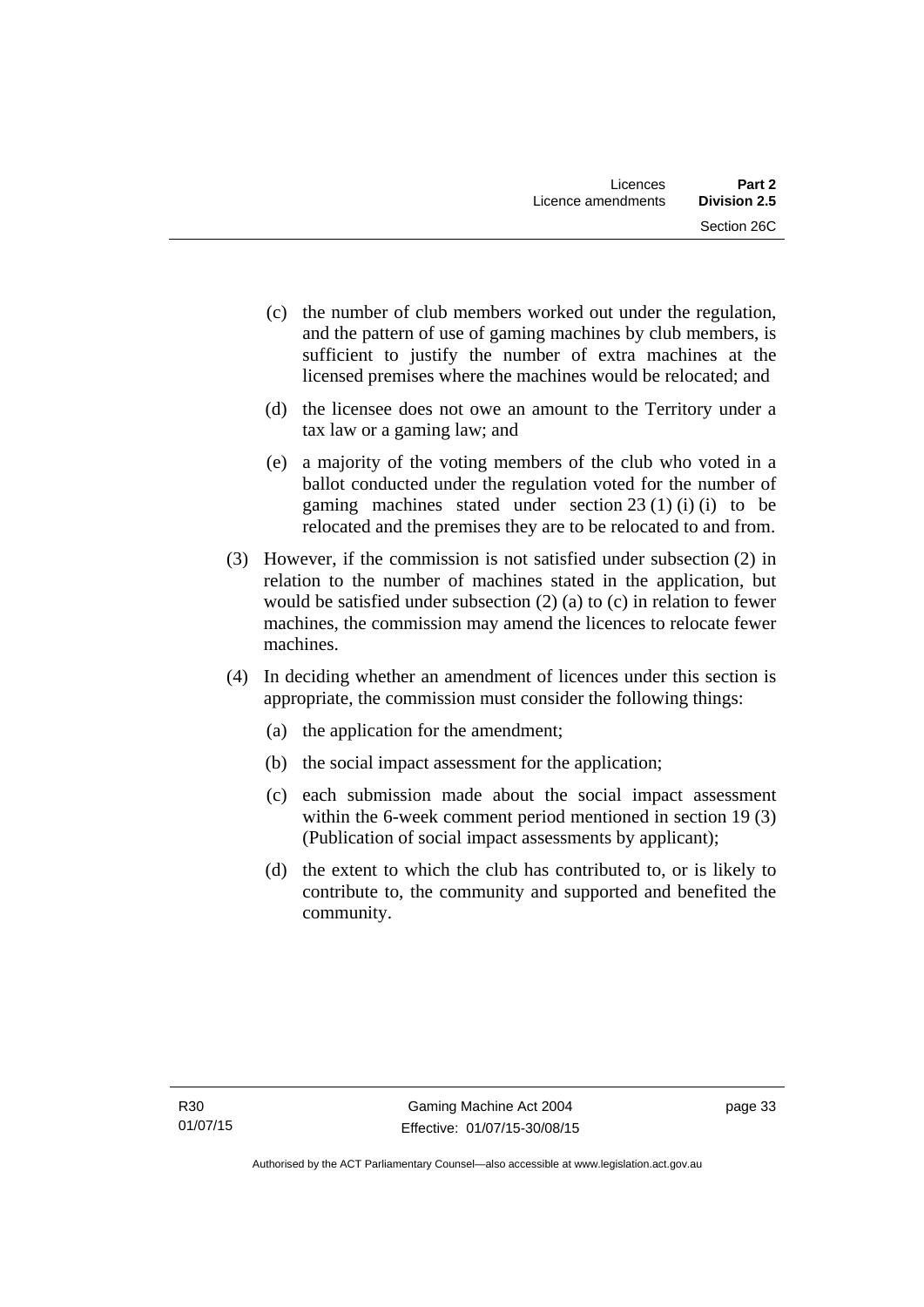(c) the number of club members worked out under the regulation, and the pattern of use of gaming machines by club members, is sufficient to justify the number of extra machines at the licensed premises where the machines would be relocated; and

(d) the licensee does not owe an amount to the Territory under a tax law or a gaming law; and

(e) a majority of the voting members of the club who voted in a ballot conducted under the regulation voted for the number of gaming machines stated under section 23 (1) (i) (i) to be relocated and the premises they are to be relocated to and from.

(3) However, if the commission is not satisfied under subsection (2) in relation to the number of machines stated in the application, but would be satisfied under subsection (2) (a) to (c) in relation to fewer machines, the commission may amend the licences to relocate fewer machines.

(4) In deciding whether an amendment of licences under this section is appropriate, the commission must consider the following things:

(a) the application for the amendment;

(b) the social impact assessment for the application;

(c) each submission made about the social impact assessment within the 6-week comment period mentioned in section 19 (3) (Publication of social impact assessments by applicant);

(d) the extent to which the club has contributed to, or is likely to contribute to, the community and supported and benefited the community.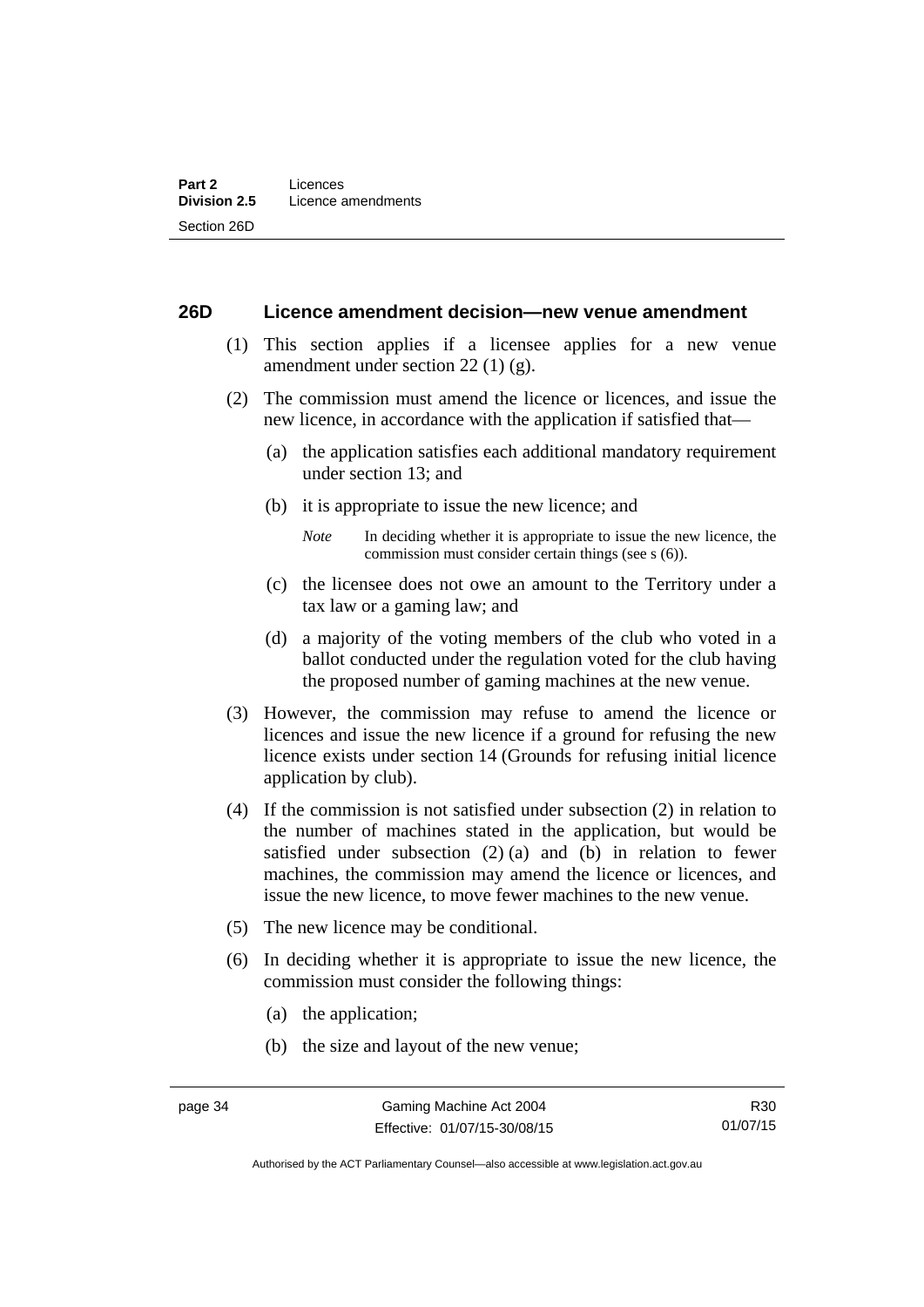## 26D Licence amendment decision—new venue amendment

(1) This section applies if a licensee applies for a new venue amendment under section 22 (1) (g).

(2) The commission must amend the licence or licences, and issue the new licence, in accordance with the application if satisfied that—

(a) the application satisfies each additional mandatory requirement under section 13; and

(b) it is appropriate to issue the new licence; and

*Note* In deciding whether it is appropriate to issue the new licence, the commission must consider certain things (see s (6)).

(c) the licensee does not owe an amount to the Territory under a tax law or a gaming law; and

(d) a majority of the voting members of the club who voted in a ballot conducted under the regulation voted for the club having the proposed number of gaming machines at the new venue.

(3) However, the commission may refuse to amend the licence or licences and issue the new licence if a ground for refusing the new licence exists under section 14 (Grounds for refusing initial licence application by club).

(4) If the commission is not satisfied under subsection (2) in relation to the number of machines stated in the application, but would be satisfied under subsection (2) (a) and (b) in relation to fewer machines, the commission may amend the licence or licences, and issue the new licence, to move fewer machines to the new venue.

(5) The new licence may be conditional.

(6) In deciding whether it is appropriate to issue the new licence, the commission must consider the following things:

(a) the application;

(b) the size and layout of the new venue;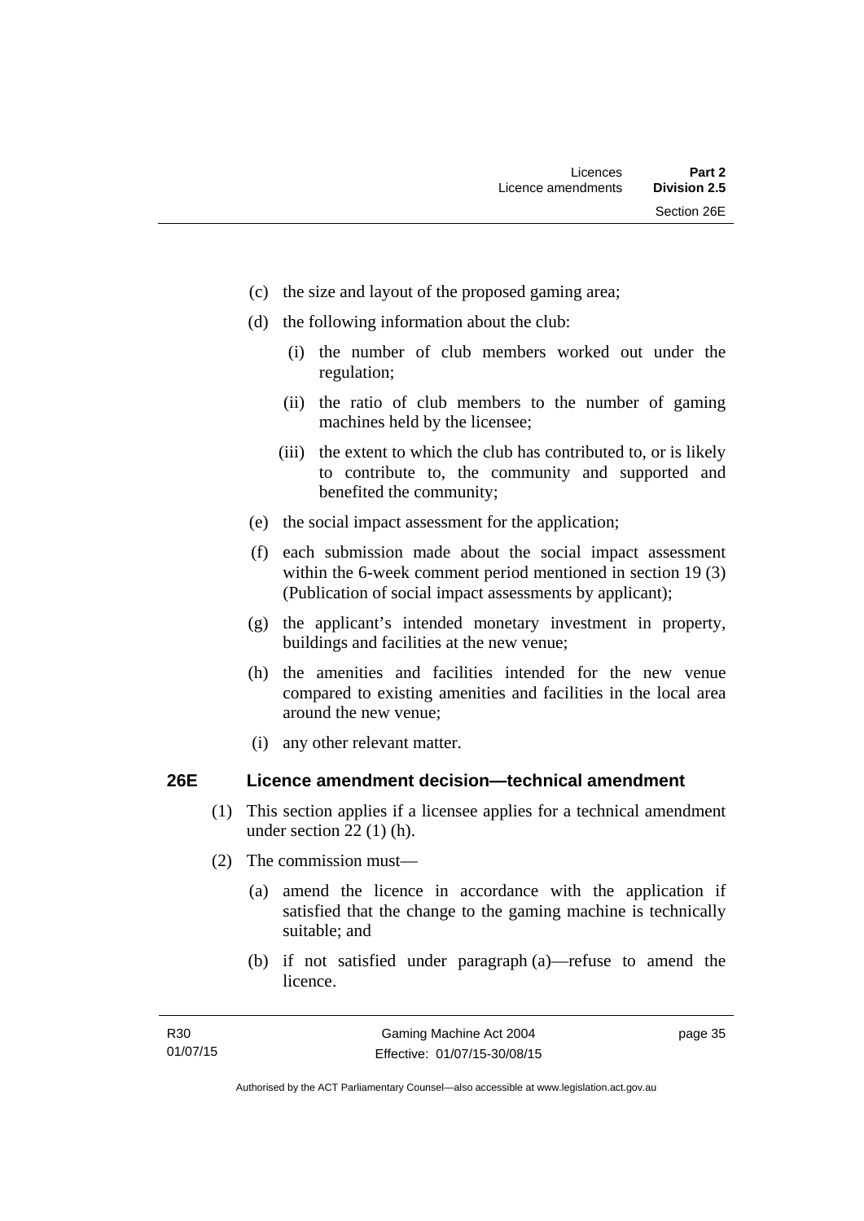(c) the size and layout of the proposed gaming area;

(d) the following information about the club:

   (i) the number of club members worked out under the regulation;

   (ii) the ratio of club members to the number of gaming machines held by the licensee;

   (iii) the extent to which the club has contributed to, or is likely to contribute to, the community and supported and benefited the community;

(e) the social impact assessment for the application;

(f) each submission made about the social impact assessment within the 6-week comment period mentioned in section 19 (3) (Publication of social impact assessments by applicant);

(g) the applicant's intended monetary investment in property, buildings and facilities at the new venue;

(h) the amenities and facilities intended for the new venue compared to existing amenities and facilities in the local area around the new venue;

(i) any other relevant matter.

## 26E Licence amendment decision—technical amendment

(1) This section applies if a licensee applies for a technical amendment under section 22 (1) (h).

(2) The commission must—

   (a) amend the licence in accordance with the application if satisfied that the change to the gaming machine is technically suitable; and

   (b) if not satisfied under paragraph (a)—refuse to amend the licence.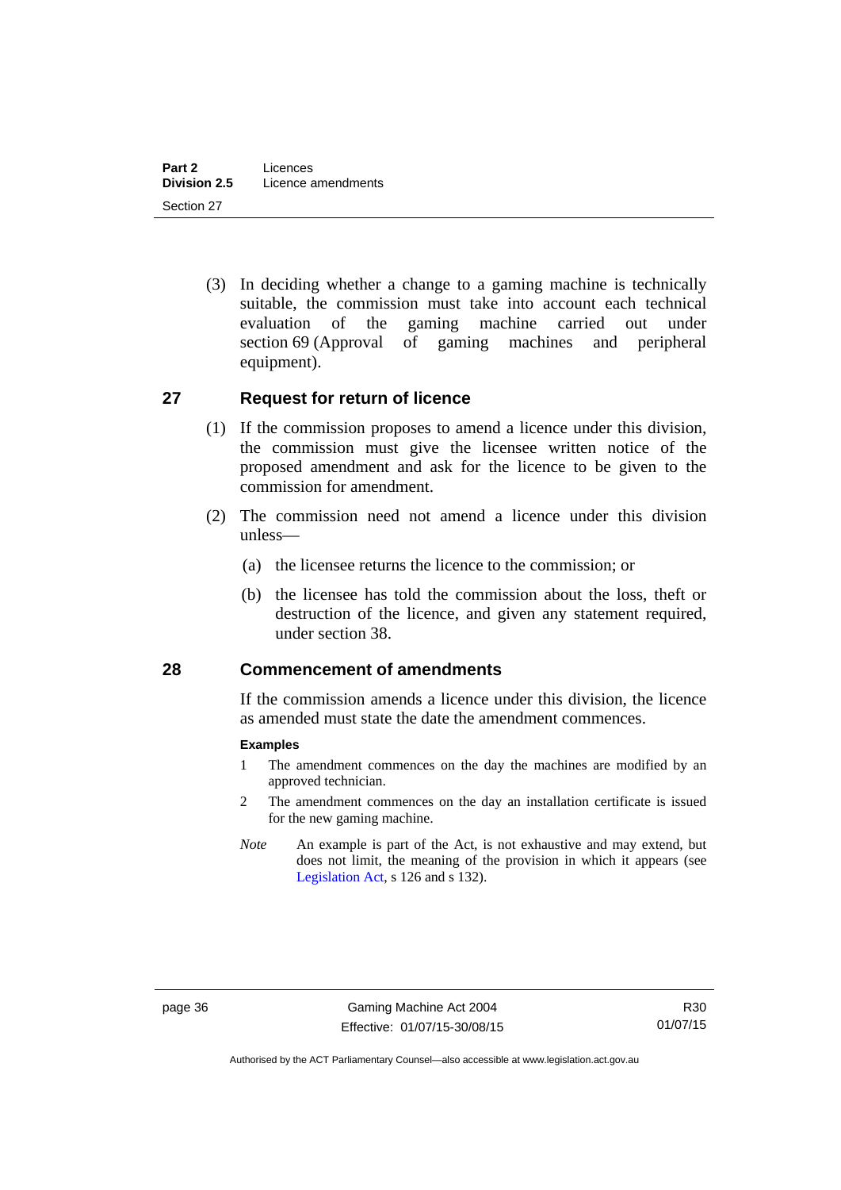(3) In deciding whether a change to a gaming machine is technically suitable, the commission must take into account each technical evaluation of the gaming machine carried out under section 69 (Approval of gaming machines and peripheral equipment).

## 27 Request for return of licence

(1) If the commission proposes to amend a licence under this division, the commission must give the licensee written notice of the proposed amendment and ask for the licence to be given to the commission for amendment.

(2) The commission need not amend a licence under this division unless—

(a) the licensee returns the licence to the commission; or

(b) the licensee has told the commission about the loss, theft or destruction of the licence, and given any statement required, under section 38.

## 28 Commencement of amendments

If the commission amends a licence under this division, the licence as amended must state the date the amendment commences.

**Examples**

1 The amendment commences on the day the machines are modified by an approved technician.

2 The amendment commences on the day an installation certificate is issued for the new gaming machine.

*Note* An example is part of the Act, is not exhaustive and may extend, but does not limit, the meaning of the provision in which it appears (see Legislation Act, s 126 and s 132).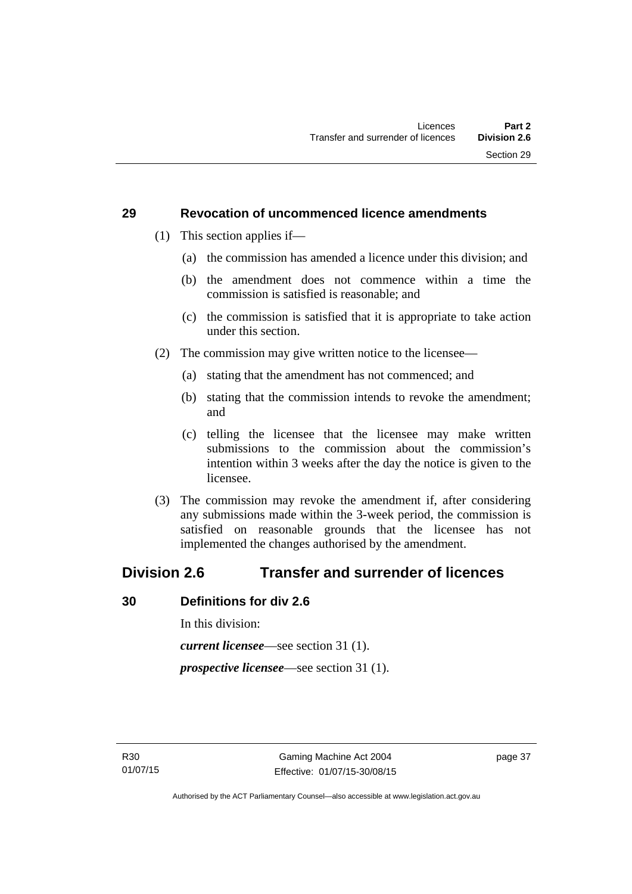### 29 Revocation of uncommenced licence amendments

(1) This section applies if—

(a) the commission has amended a licence under this division; and

(b) the amendment does not commence within a time the commission is satisfied is reasonable; and

(c) the commission is satisfied that it is appropriate to take action under this section.

(2) The commission may give written notice to the licensee—

(a) stating that the amendment has not commenced; and

(b) stating that the commission intends to revoke the amendment; and

(c) telling the licensee that the licensee may make written submissions to the commission about the commission's intention within 3 weeks after the day the notice is given to the licensee.

(3) The commission may revoke the amendment if, after considering any submissions made within the 3-week period, the commission is satisfied on reasonable grounds that the licensee has not implemented the changes authorised by the amendment.

## Division 2.6 Transfer and surrender of licences

### 30 Definitions for div 2.6

In this division:

***current licensee***—see section 31 (1).

***prospective licensee***—see section 31 (1).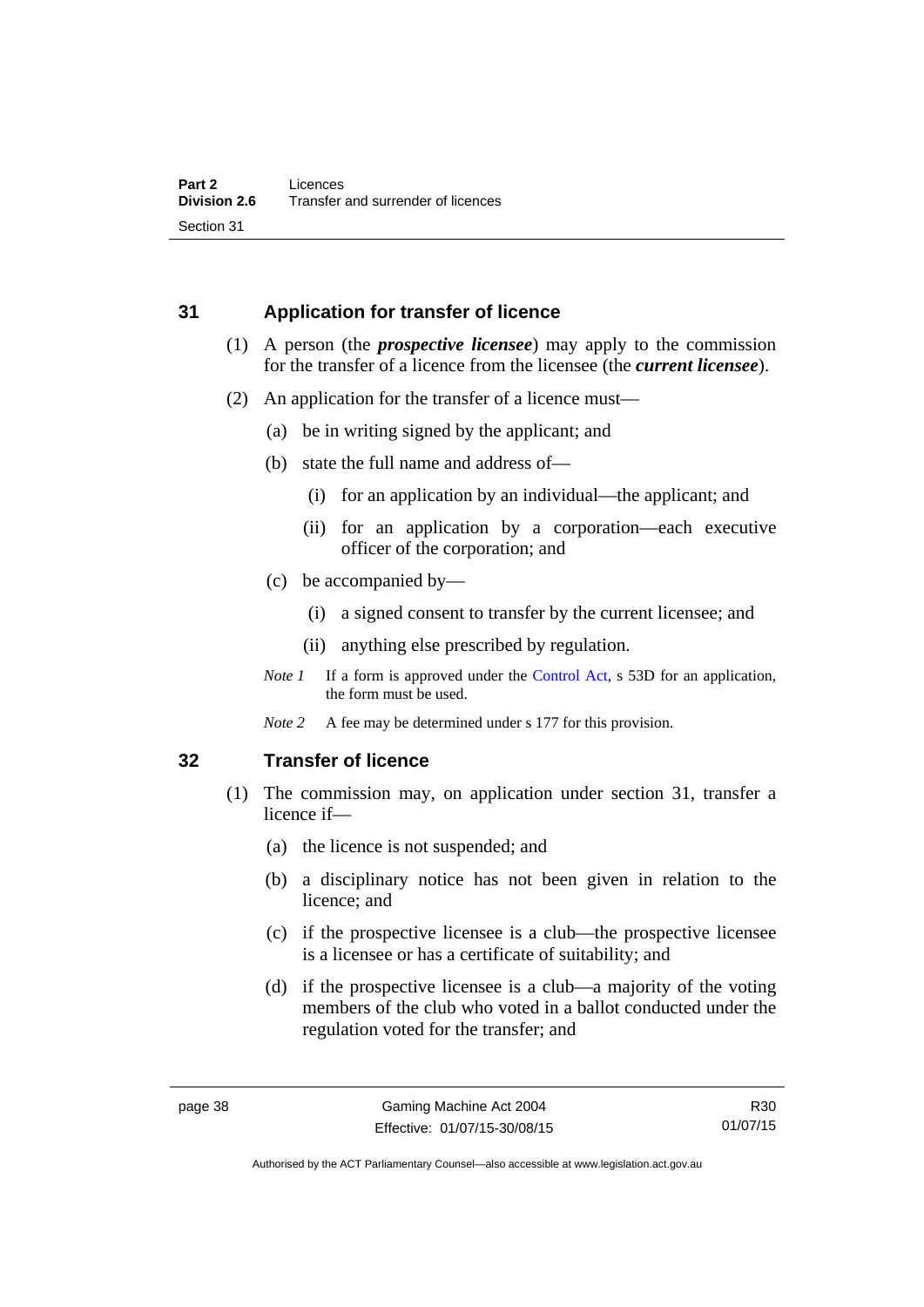## 31 Application for transfer of licence

(1) A person (the ***prospective licensee***) may apply to the commission for the transfer of a licence from the licensee (the ***current licensee***).

(2) An application for the transfer of a licence must—

(a) be in writing signed by the applicant; and

(b) state the full name and address of—

(i) for an application by an individual—the applicant; and

(ii) for an application by a corporation—each executive officer of the corporation; and

(c) be accompanied by—

(i) a signed consent to transfer by the current licensee; and

(ii) anything else prescribed by regulation.

*Note 1* If a form is approved under the Control Act, s 53D for an application, the form must be used.

*Note 2* A fee may be determined under s 177 for this provision.

## 32 Transfer of licence

(1) The commission may, on application under section 31, transfer a licence if—

(a) the licence is not suspended; and

(b) a disciplinary notice has not been given in relation to the licence; and

(c) if the prospective licensee is a club—the prospective licensee is a licensee or has a certificate of suitability; and

(d) if the prospective licensee is a club—a majority of the voting members of the club who voted in a ballot conducted under the regulation voted for the transfer; and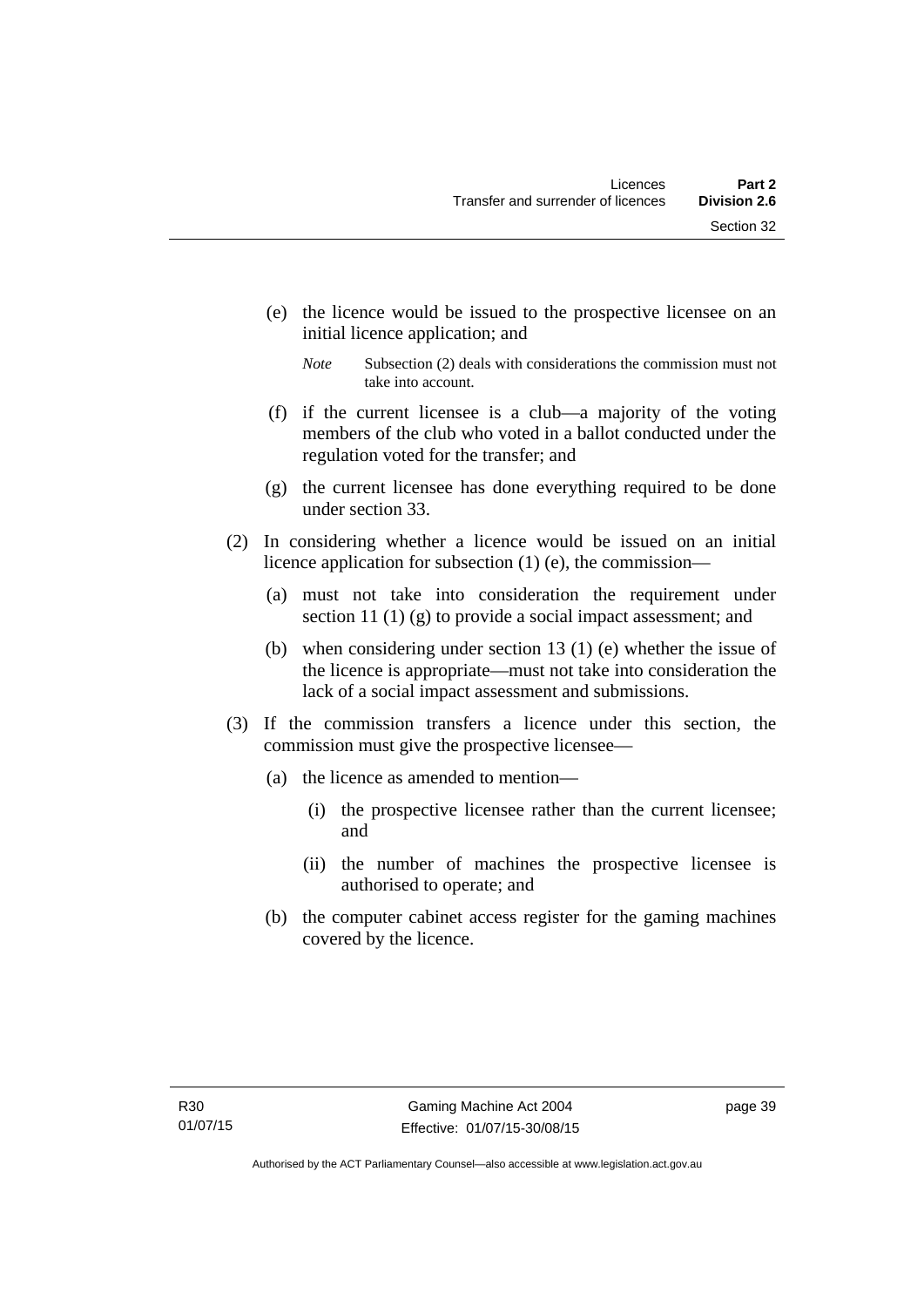(e) the licence would be issued to the prospective licensee on an initial licence application; and

*Note* Subsection (2) deals with considerations the commission must not take into account.

(f) if the current licensee is a club—a majority of the voting members of the club who voted in a ballot conducted under the regulation voted for the transfer; and

(g) the current licensee has done everything required to be done under section 33.

(2) In considering whether a licence would be issued on an initial licence application for subsection (1) (e), the commission—

(a) must not take into consideration the requirement under section 11 (1) (g) to provide a social impact assessment; and

(b) when considering under section 13 (1) (e) whether the issue of the licence is appropriate—must not take into consideration the lack of a social impact assessment and submissions.

(3) If the commission transfers a licence under this section, the commission must give the prospective licensee—

(a) the licence as amended to mention—

(i) the prospective licensee rather than the current licensee; and

(ii) the number of machines the prospective licensee is authorised to operate; and

(b) the computer cabinet access register for the gaming machines covered by the licence.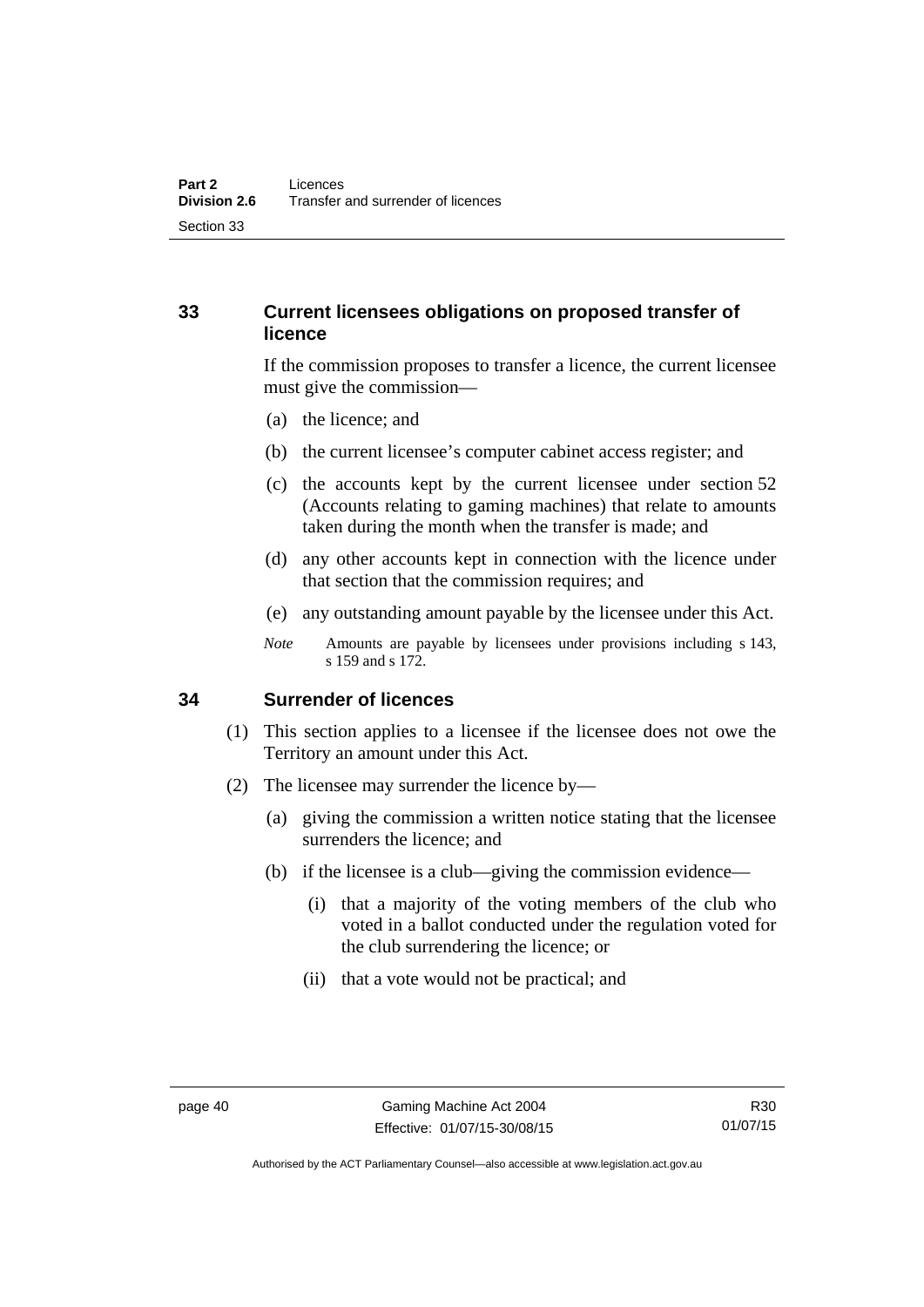### 33 Current licensees obligations on proposed transfer of licence

If the commission proposes to transfer a licence, the current licensee must give the commission—

(a) the licence; and

(b) the current licensee's computer cabinet access register; and

(c) the accounts kept by the current licensee under section 52 (Accounts relating to gaming machines) that relate to amounts taken during the month when the transfer is made; and

(d) any other accounts kept in connection with the licence under that section that the commission requires; and

(e) any outstanding amount payable by the licensee under this Act.

*Note* Amounts are payable by licensees under provisions including s 143, s 159 and s 172.

### 34 Surrender of licences

(1) This section applies to a licensee if the licensee does not owe the Territory an amount under this Act.

(2) The licensee may surrender the licence by—

(a) giving the commission a written notice stating that the licensee surrenders the licence; and

(b) if the licensee is a club—giving the commission evidence—

(i) that a majority of the voting members of the club who voted in a ballot conducted under the regulation voted for the club surrendering the licence; or

(ii) that a vote would not be practical; and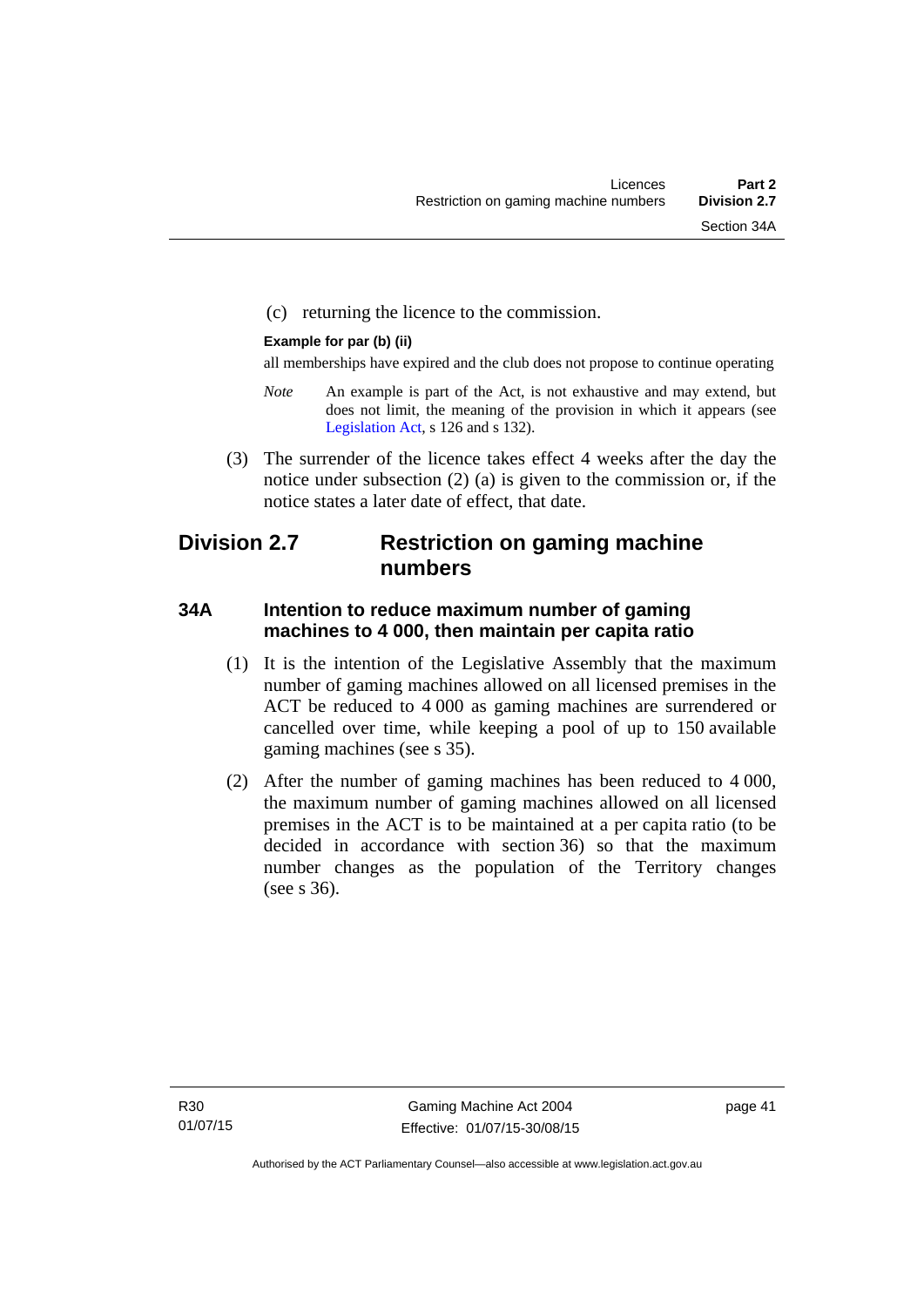(c) returning the licence to the commission.

**Example for par (b) (ii)**

all memberships have expired and the club does not propose to continue operating

*Note* An example is part of the Act, is not exhaustive and may extend, but does not limit, the meaning of the provision in which it appears (see Legislation Act, s 126 and s 132).

(3) The surrender of the licence takes effect 4 weeks after the day the notice under subsection (2) (a) is given to the commission or, if the notice states a later date of effect, that date.

## Division 2.7 Restriction on gaming machine numbers

### 34A Intention to reduce maximum number of gaming machines to 4 000, then maintain per capita ratio

(1) It is the intention of the Legislative Assembly that the maximum number of gaming machines allowed on all licensed premises in the ACT be reduced to 4 000 as gaming machines are surrendered or cancelled over time, while keeping a pool of up to 150 available gaming machines (see s 35).

(2) After the number of gaming machines has been reduced to 4 000, the maximum number of gaming machines allowed on all licensed premises in the ACT is to be maintained at a per capita ratio (to be decided in accordance with section 36) so that the maximum number changes as the population of the Territory changes (see s 36).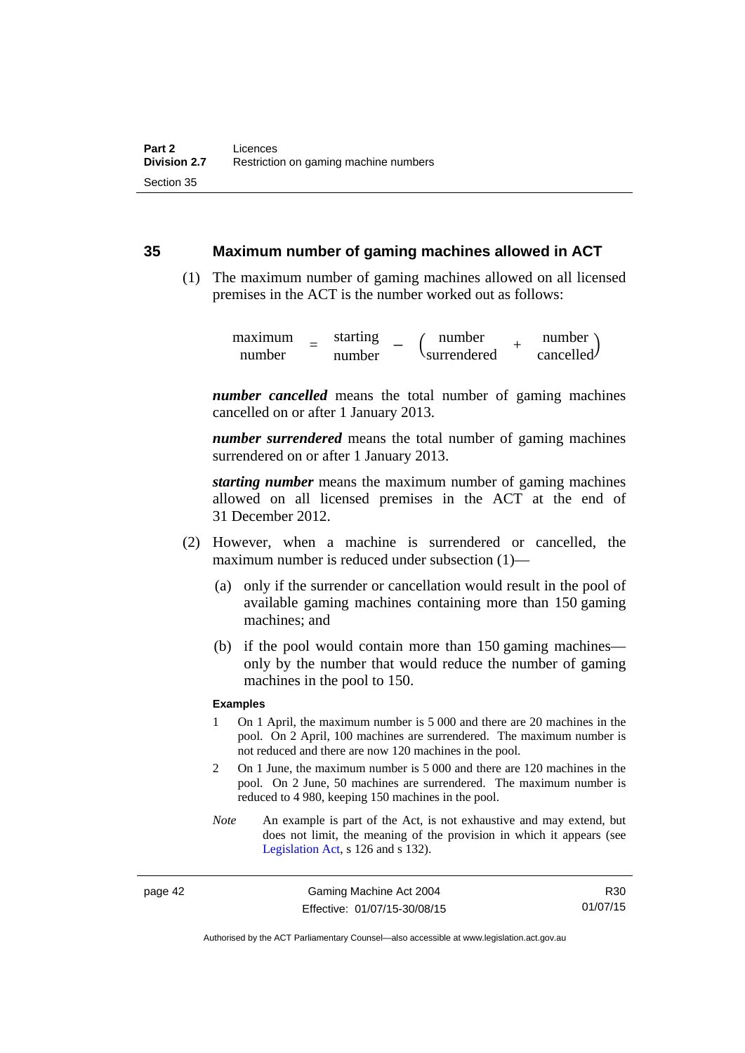### 35 Maximum number of gaming machines allowed in ACT

(1) The maximum number of gaming machines allowed on all licensed premises in the ACT is the number worked out as follows:

$$\text{maximum number} = \text{starting number} - \left(\text{number surrendered} + \text{number cancelled}\right)$$

***number cancelled*** means the total number of gaming machines cancelled on or after 1 January 2013.

***number surrendered*** means the total number of gaming machines surrendered on or after 1 January 2013.

***starting number*** means the maximum number of gaming machines allowed on all licensed premises in the ACT at the end of 31 December 2012.

(2) However, when a machine is surrendered or cancelled, the maximum number is reduced under subsection (1)—

(a) only if the surrender or cancellation would result in the pool of available gaming machines containing more than 150 gaming machines; and

(b) if the pool would contain more than 150 gaming machines—only by the number that would reduce the number of gaming machines in the pool to 150.

**Examples**

1 On 1 April, the maximum number is 5 000 and there are 20 machines in the pool. On 2 April, 100 machines are surrendered. The maximum number is not reduced and there are now 120 machines in the pool.

2 On 1 June, the maximum number is 5 000 and there are 120 machines in the pool. On 2 June, 50 machines are surrendered. The maximum number is reduced to 4 980, keeping 150 machines in the pool.

*Note* An example is part of the Act, is not exhaustive and may extend, but does not limit, the meaning of the provision in which it appears (see Legislation Act, s 126 and s 132).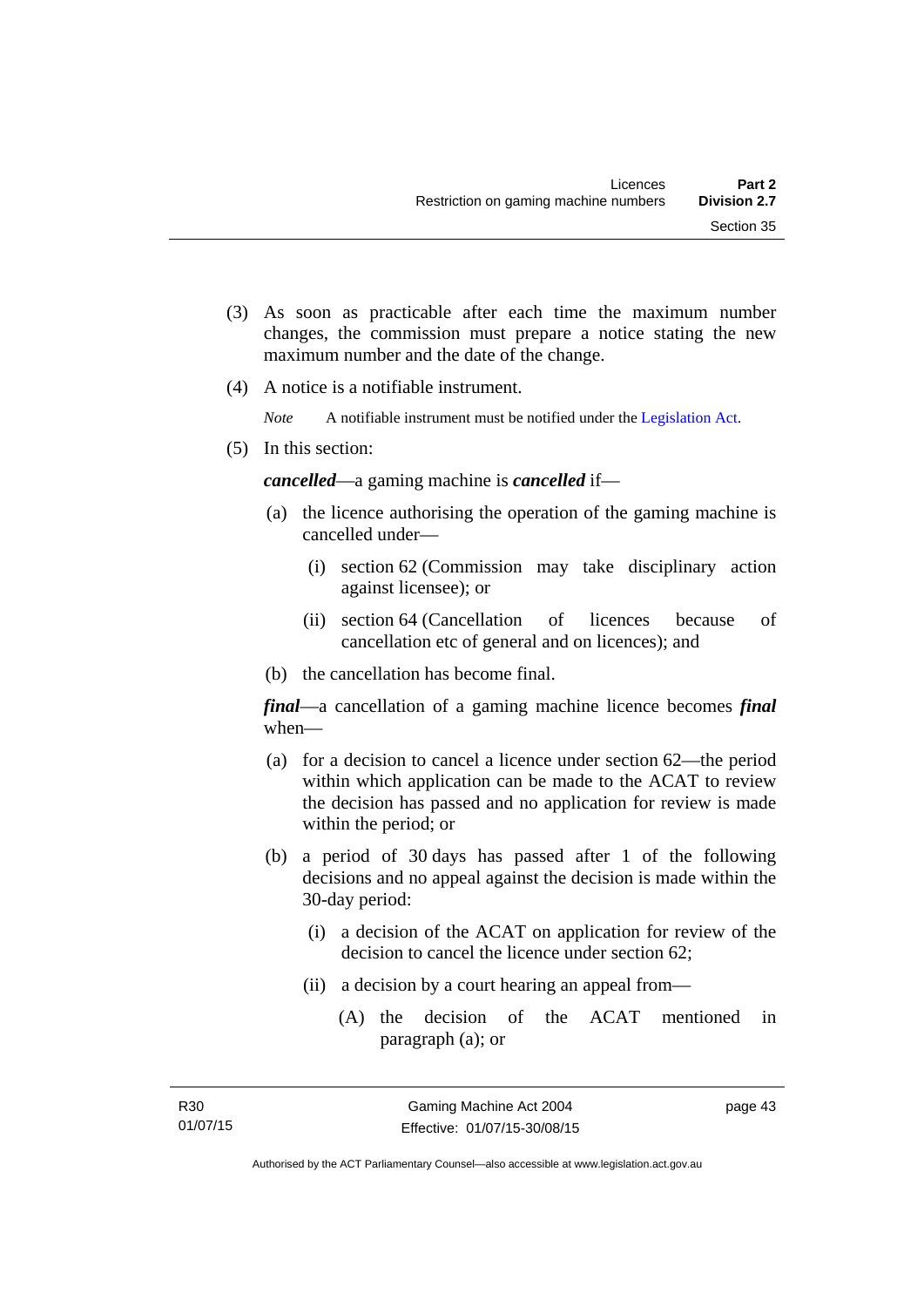(3) As soon as practicable after each time the maximum number changes, the commission must prepare a notice stating the new maximum number and the date of the change.

(4) A notice is a notifiable instrument.

*Note* A notifiable instrument must be notified under the Legislation Act.

(5) In this section:

***cancelled***—a gaming machine is ***cancelled*** if—

(a) the licence authorising the operation of the gaming machine is cancelled under—

(i) section 62 (Commission may take disciplinary action against licensee); or

(ii) section 64 (Cancellation of licences because of cancellation etc of general and on licences); and

(b) the cancellation has become final.

***final***—a cancellation of a gaming machine licence becomes ***final*** when—

(a) for a decision to cancel a licence under section 62—the period within which application can be made to the ACAT to review the decision has passed and no application for review is made within the period; or

(b) a period of 30 days has passed after 1 of the following decisions and no appeal against the decision is made within the 30-day period:

(i) a decision of the ACAT on application for review of the decision to cancel the licence under section 62;

(ii) a decision by a court hearing an appeal from—

(A) the decision of the ACAT mentioned in paragraph (a); or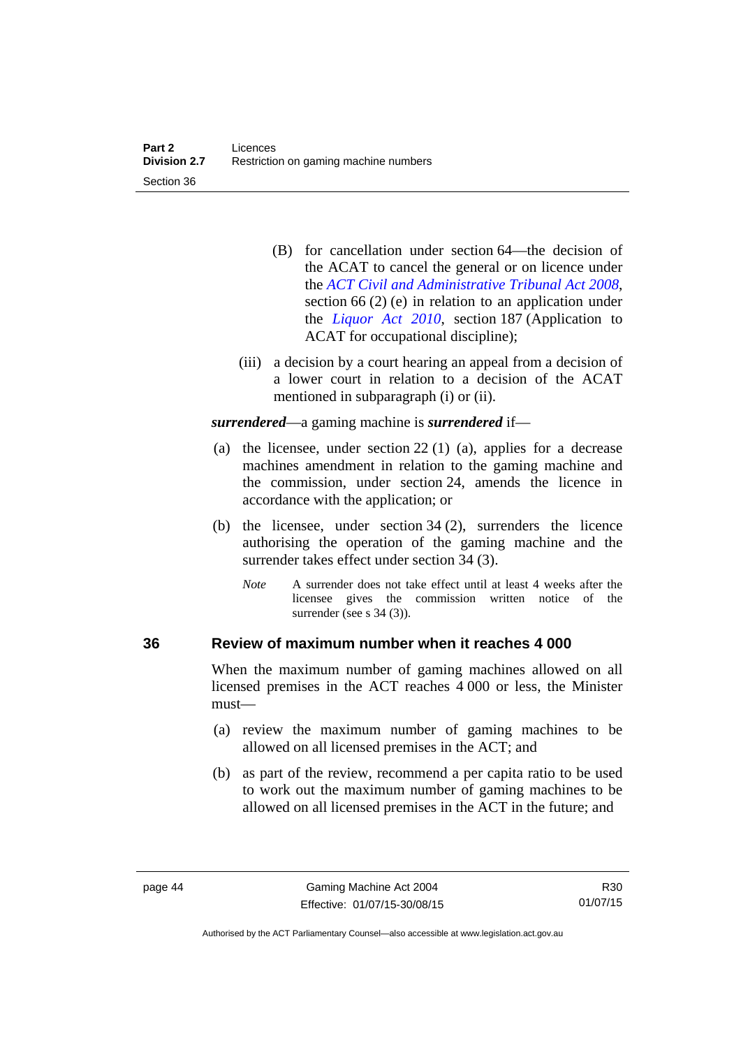(B) for cancellation under section 64—the decision of the ACAT to cancel the general or on licence under the *ACT Civil and Administrative Tribunal Act 2008*, section 66 (2) (e) in relation to an application under the *Liquor Act 2010*, section 187 (Application to ACAT for occupational discipline);

(iii) a decision by a court hearing an appeal from a decision of a lower court in relation to a decision of the ACAT mentioned in subparagraph (i) or (ii).

***surrendered***—a gaming machine is ***surrendered*** if—

(a) the licensee, under section 22 (1) (a), applies for a decrease machines amendment in relation to the gaming machine and the commission, under section 24, amends the licence in accordance with the application; or

(b) the licensee, under section 34 (2), surrenders the licence authorising the operation of the gaming machine and the surrender takes effect under section 34 (3).

*Note* A surrender does not take effect until at least 4 weeks after the licensee gives the commission written notice of the surrender (see s 34 (3)).

### 36 Review of maximum number when it reaches 4 000

When the maximum number of gaming machines allowed on all licensed premises in the ACT reaches 4 000 or less, the Minister must—

(a) review the maximum number of gaming machines to be allowed on all licensed premises in the ACT; and

(b) as part of the review, recommend a per capita ratio to be used to work out the maximum number of gaming machines to be allowed on all licensed premises in the ACT in the future; and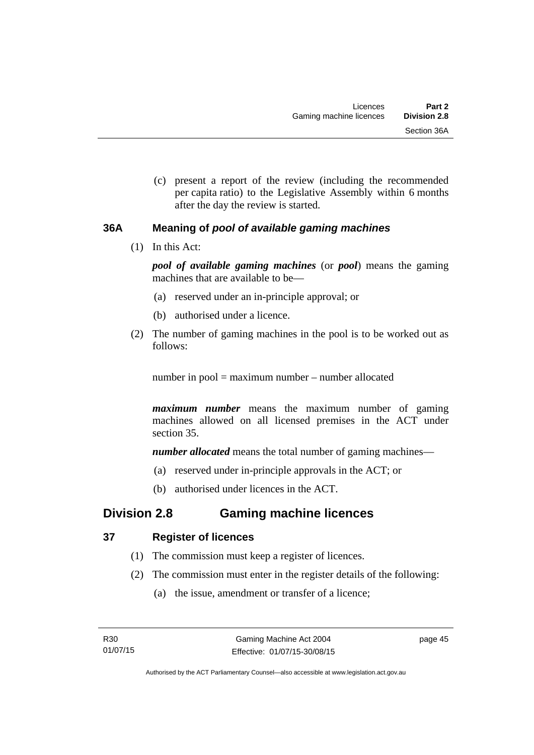(c) present a report of the review (including the recommended per capita ratio) to the Legislative Assembly within 6 months after the day the review is started.

### 36A Meaning of *pool of available gaming machines*

(1) In this Act:

***pool of available gaming machines*** (or ***pool***) means the gaming machines that are available to be—

(a) reserved under an in-principle approval; or

(b) authorised under a licence.

(2) The number of gaming machines in the pool is to be worked out as follows:

number in pool = maximum number – number allocated

***maximum number*** means the maximum number of gaming machines allowed on all licensed premises in the ACT under section 35.

***number allocated*** means the total number of gaming machines—

(a) reserved under in-principle approvals in the ACT; or

(b) authorised under licences in the ACT.

## Division 2.8 Gaming machine licences

### 37 Register of licences

(1) The commission must keep a register of licences.

(2) The commission must enter in the register details of the following:

(a) the issue, amendment or transfer of a licence;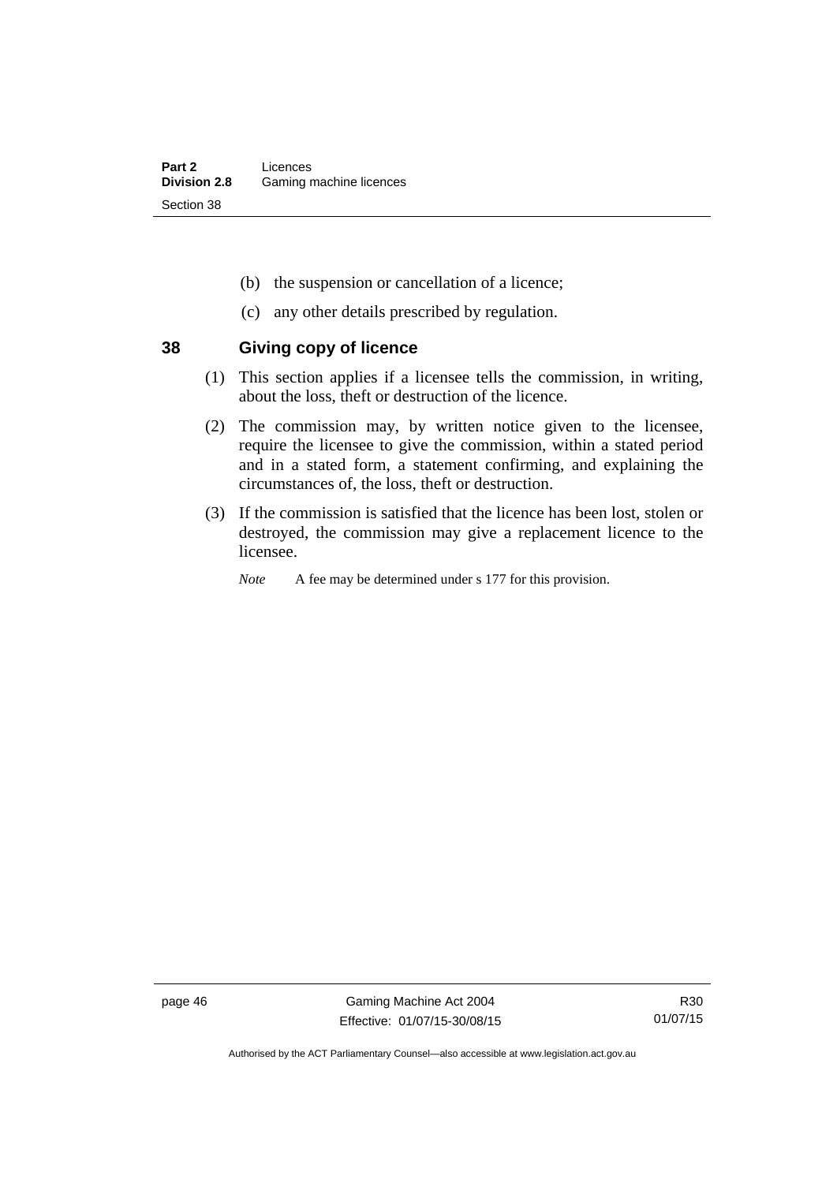(b) the suspension or cancellation of a licence;

(c) any other details prescribed by regulation.

## 38 Giving copy of licence

(1) This section applies if a licensee tells the commission, in writing, about the loss, theft or destruction of the licence.

(2) The commission may, by written notice given to the licensee, require the licensee to give the commission, within a stated period and in a stated form, a statement confirming, and explaining the circumstances of, the loss, theft or destruction.

(3) If the commission is satisfied that the licence has been lost, stolen or destroyed, the commission may give a replacement licence to the licensee.

*Note* A fee may be determined under s 177 for this provision.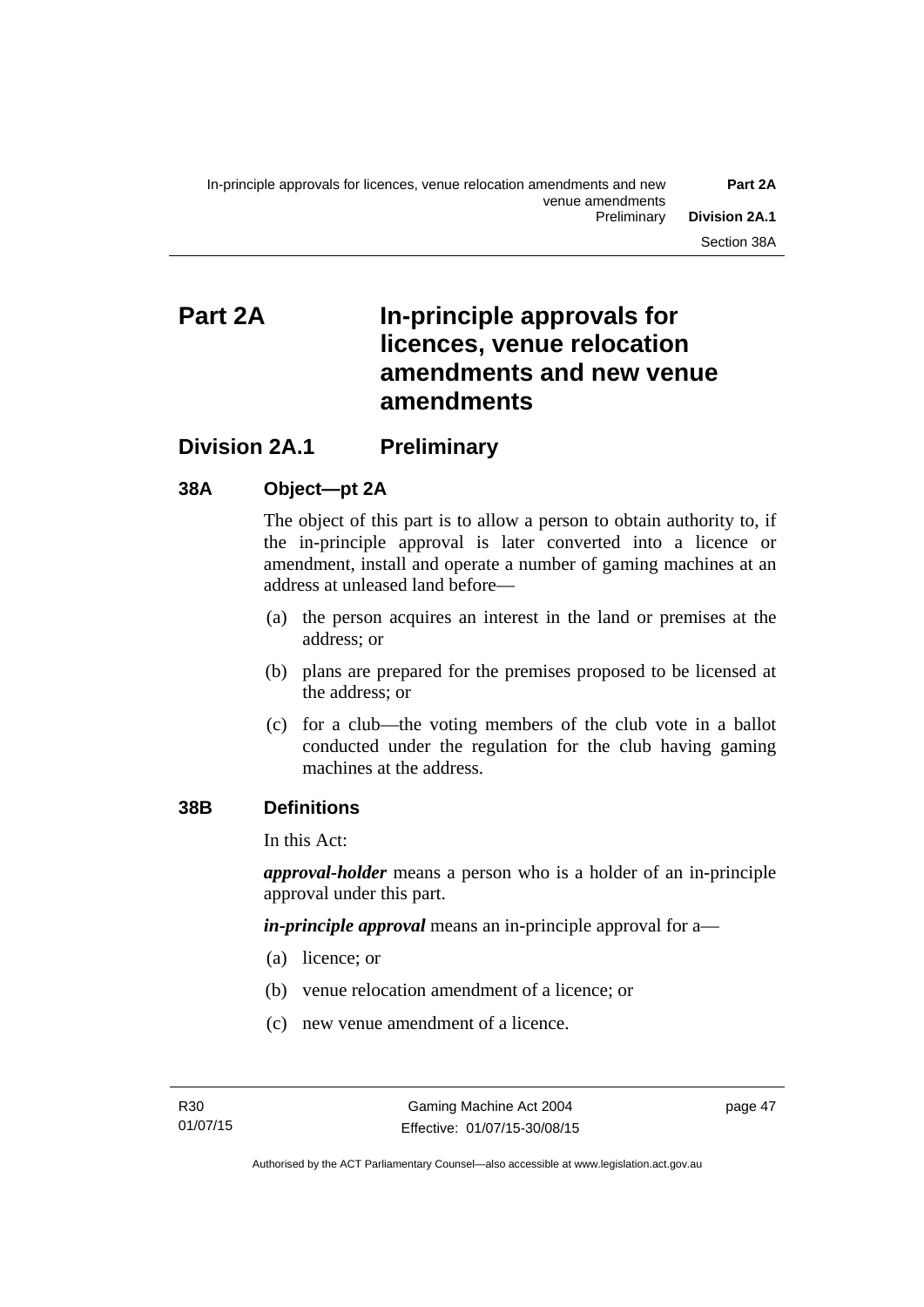# Part 2A In-principle approvals for licences, venue relocation amendments and new venue amendments

## Division 2A.1 Preliminary

### 38A Object—pt 2A

The object of this part is to allow a person to obtain authority to, if the in-principle approval is later converted into a licence or amendment, install and operate a number of gaming machines at an address at unleased land before—

(a) the person acquires an interest in the land or premises at the address; or

(b) plans are prepared for the premises proposed to be licensed at the address; or

(c) for a club—the voting members of the club vote in a ballot conducted under the regulation for the club having gaming machines at the address.

### 38B Definitions

In this Act:

***approval-holder*** means a person who is a holder of an in-principle approval under this part.

***in-principle approval*** means an in-principle approval for a—

(a) licence; or

(b) venue relocation amendment of a licence; or

(c) new venue amendment of a licence.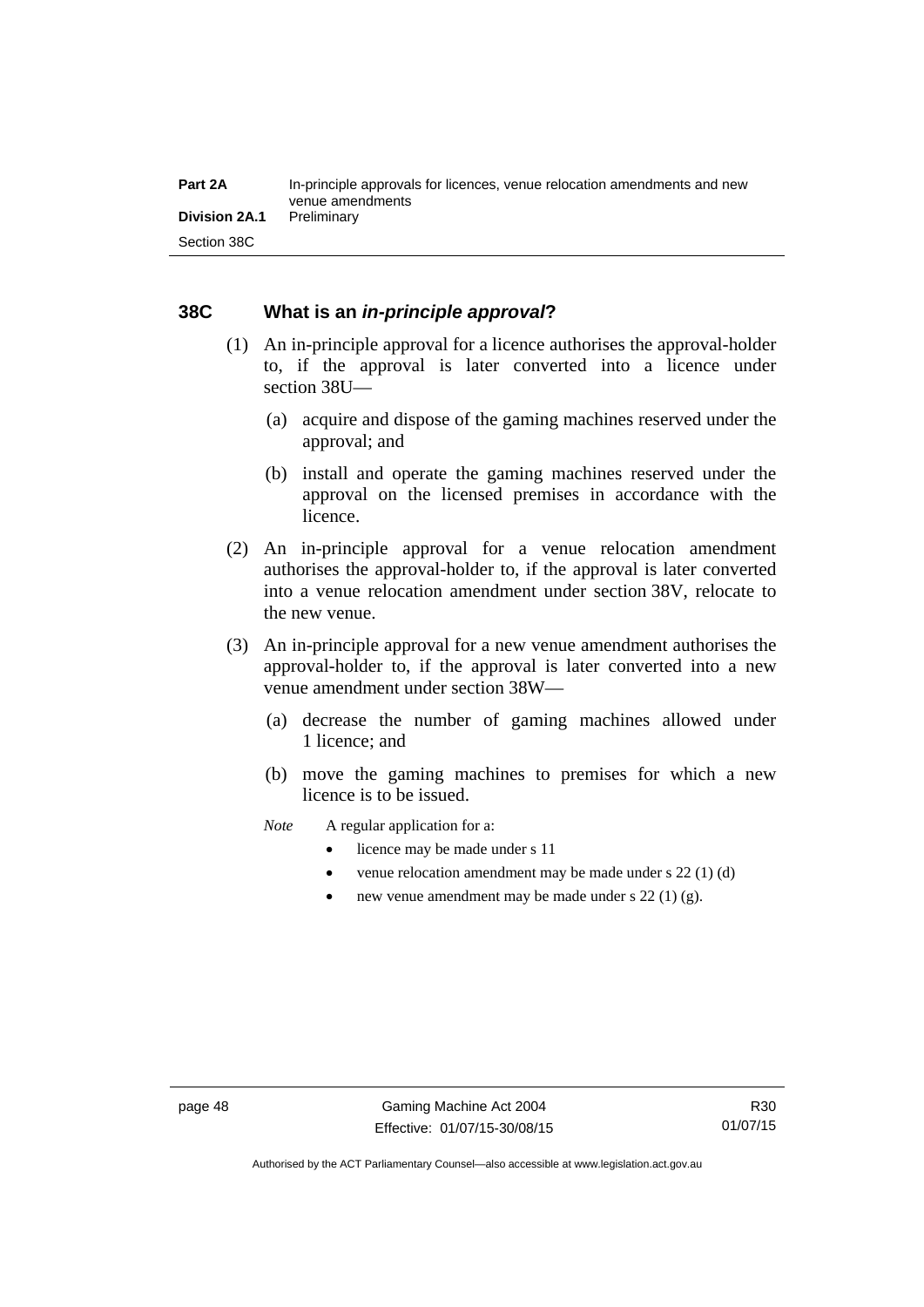## 38C What is an *in-principle approval*?

(1) An in-principle approval for a licence authorises the approval-holder to, if the approval is later converted into a licence under section 38U—

(a) acquire and dispose of the gaming machines reserved under the approval; and

(b) install and operate the gaming machines reserved under the approval on the licensed premises in accordance with the licence.

(2) An in-principle approval for a venue relocation amendment authorises the approval-holder to, if the approval is later converted into a venue relocation amendment under section 38V, relocate to the new venue.

(3) An in-principle approval for a new venue amendment authorises the approval-holder to, if the approval is later converted into a new venue amendment under section 38W—

(a) decrease the number of gaming machines allowed under 1 licence; and

(b) move the gaming machines to premises for which a new licence is to be issued.

*Note* A regular application for a:

- licence may be made under s 11
- venue relocation amendment may be made under s 22 (1) (d)
- new venue amendment may be made under s 22 (1) (g).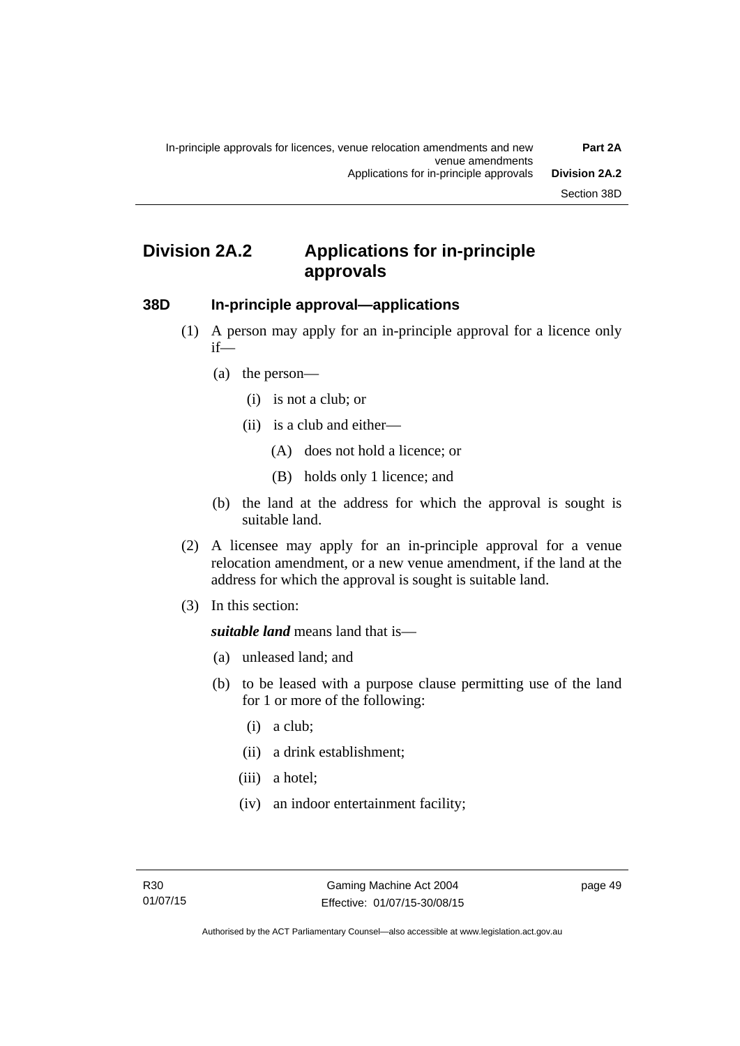## Division 2A.2 Applications for in-principle approvals

### 38D In-principle approval—applications

(1) A person may apply for an in-principle approval for a licence only if—

(a) the person—

(i) is not a club; or

(ii) is a club and either—

(A) does not hold a licence; or

(B) holds only 1 licence; and

(b) the land at the address for which the approval is sought is suitable land.

(2) A licensee may apply for an in-principle approval for a venue relocation amendment, or a new venue amendment, if the land at the address for which the approval is sought is suitable land.

(3) In this section:

***suitable land*** means land that is—

(a) unleased land; and

(b) to be leased with a purpose clause permitting use of the land for 1 or more of the following:

(i) a club;

(ii) a drink establishment;

(iii) a hotel;

(iv) an indoor entertainment facility;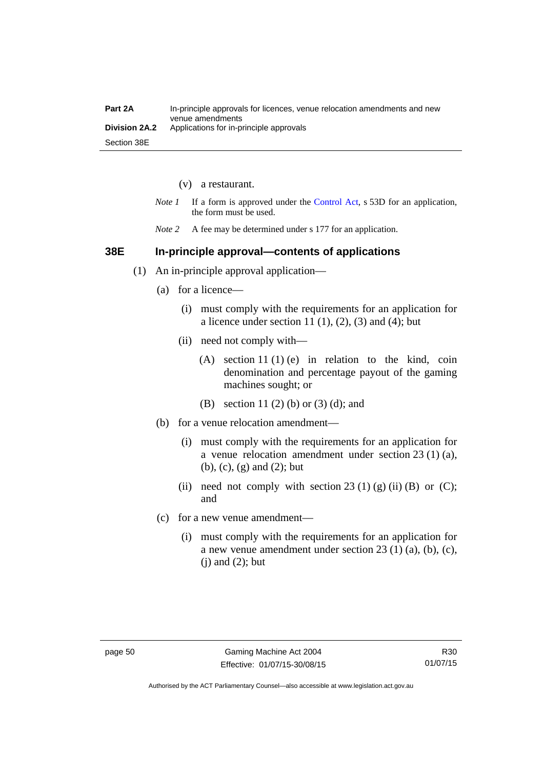(v) a restaurant.

*Note 1* If a form is approved under the Control Act, s 53D for an application, the form must be used.

*Note 2* A fee may be determined under s 177 for an application.

## 38E In-principle approval—contents of applications

(1) An in-principle approval application—

(a) for a licence—

(i) must comply with the requirements for an application for a licence under section 11 (1), (2), (3) and (4); but

(ii) need not comply with—

(A) section 11 (1) (e) in relation to the kind, coin denomination and percentage payout of the gaming machines sought; or

(B) section 11 (2) (b) or (3) (d); and

(b) for a venue relocation amendment—

(i) must comply with the requirements for an application for a venue relocation amendment under section 23 (1) (a), (b), (c), (g) and (2); but

(ii) need not comply with section 23 (1) (g) (ii) (B) or (C); and

(c) for a new venue amendment—

(i) must comply with the requirements for an application for a new venue amendment under section 23 (1) (a), (b), (c), (j) and (2); but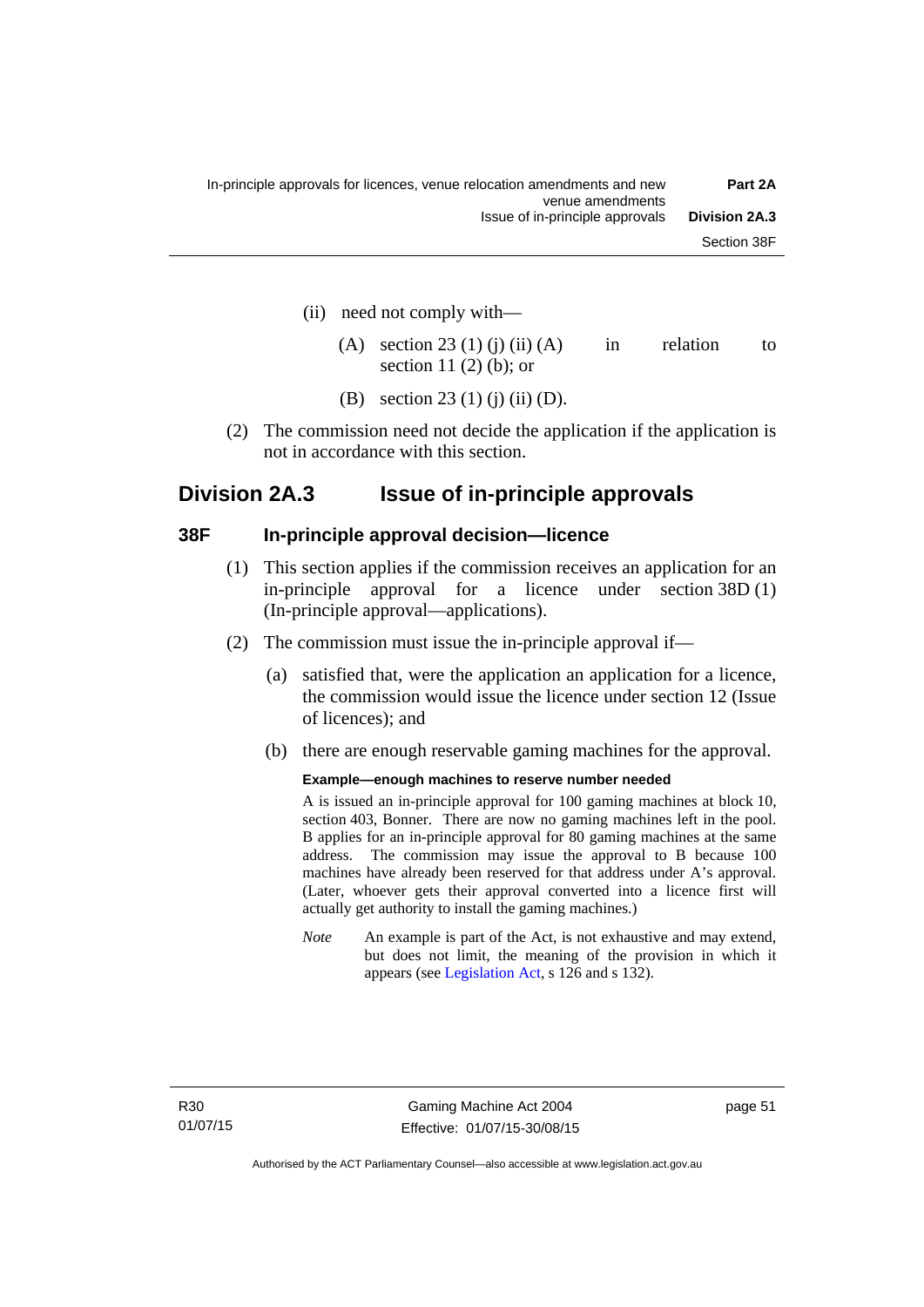(ii) need not comply with—

(A) section 23 (1) (j) (ii) (A) in relation to section 11 (2) (b); or

(B) section 23 (1) (j) (ii) (D).

(2) The commission need not decide the application if the application is not in accordance with this section.

## Division 2A.3 Issue of in-principle approvals

### 38F In-principle approval decision—licence

(1) This section applies if the commission receives an application for an in-principle approval for a licence under section 38D (1) (In-principle approval—applications).

(2) The commission must issue the in-principle approval if—

(a) satisfied that, were the application an application for a licence, the commission would issue the licence under section 12 (Issue of licences); and

(b) there are enough reservable gaming machines for the approval.

**Example—enough machines to reserve number needed**

A is issued an in-principle approval for 100 gaming machines at block 10, section 403, Bonner. There are now no gaming machines left in the pool. B applies for an in-principle approval for 80 gaming machines at the same address. The commission may issue the approval to B because 100 machines have already been reserved for that address under A's approval. (Later, whoever gets their approval converted into a licence first will actually get authority to install the gaming machines.)

*Note* An example is part of the Act, is not exhaustive and may extend, but does not limit, the meaning of the provision in which it appears (see Legislation Act, s 126 and s 132).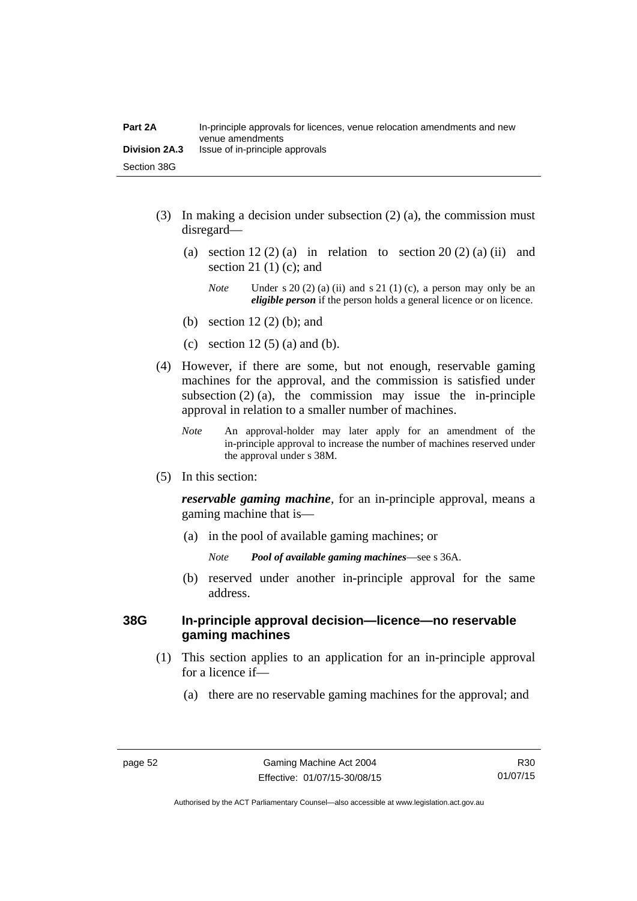(3) In making a decision under subsection (2) (a), the commission must disregard—

(a) section 12 (2) (a) in relation to section 20 (2) (a) (ii) and section 21 (1) (c); and

*Note* Under s 20 (2) (a) (ii) and s 21 (1) (c), a person may only be an ***eligible person*** if the person holds a general licence or on licence.

(b) section 12 (2) (b); and

(c) section 12 (5) (a) and (b).

(4) However, if there are some, but not enough, reservable gaming machines for the approval, and the commission is satisfied under subsection (2) (a), the commission may issue the in-principle approval in relation to a smaller number of machines.

*Note* An approval-holder may later apply for an amendment of the in-principle approval to increase the number of machines reserved under the approval under s 38M.

(5) In this section:

***reservable gaming machine***, for an in-principle approval, means a gaming machine that is—

(a) in the pool of available gaming machines; or

*Note* ***Pool of available gaming machines***—see s 36A.

(b) reserved under another in-principle approval for the same address.

### 38G In-principle approval decision—licence—no reservable gaming machines

(1) This section applies to an application for an in-principle approval for a licence if—

(a) there are no reservable gaming machines for the approval; and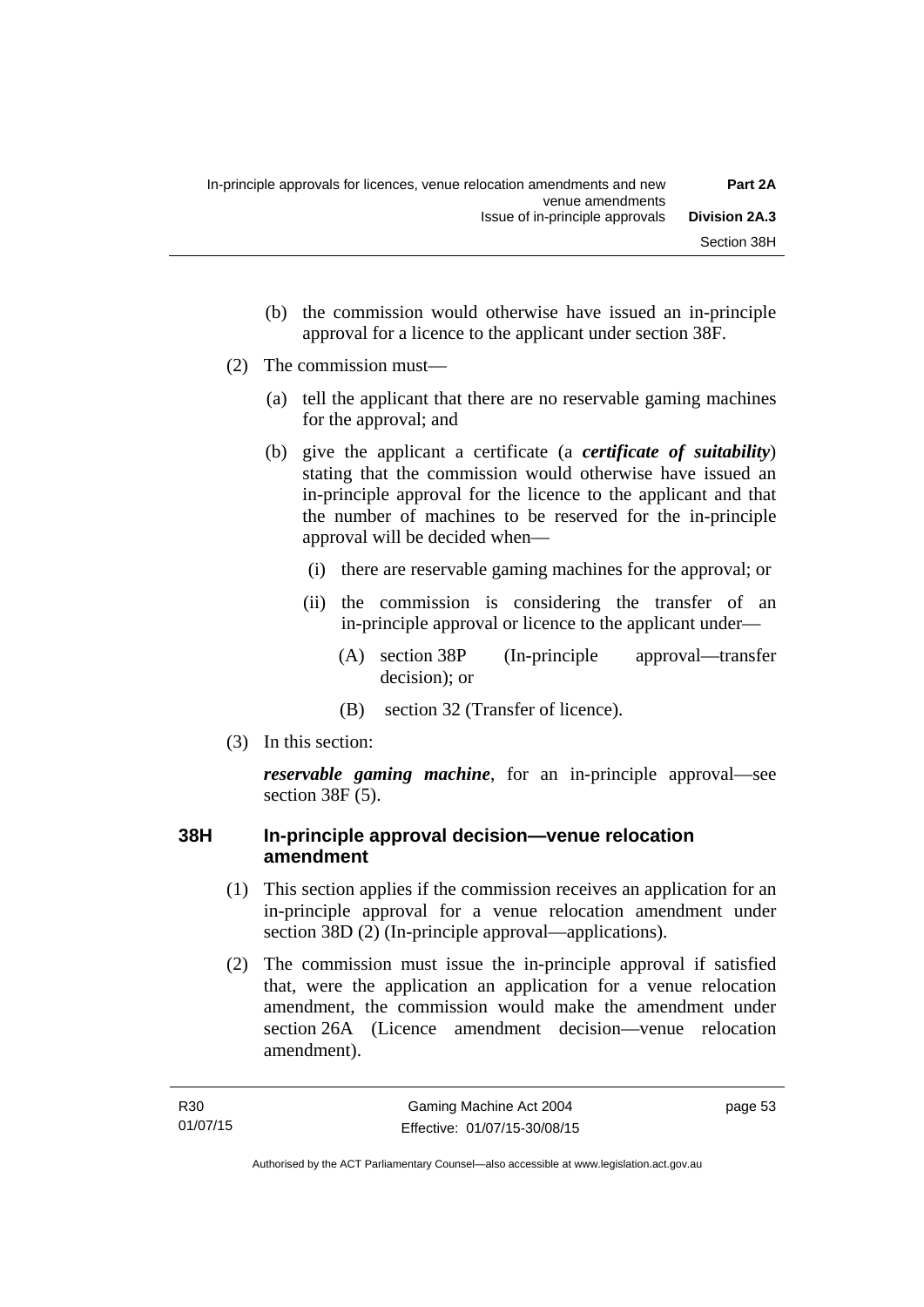(b) the commission would otherwise have issued an in-principle approval for a licence to the applicant under section 38F.

(2) The commission must—

(a) tell the applicant that there are no reservable gaming machines for the approval; and

(b) give the applicant a certificate (a ***certificate of suitability***) stating that the commission would otherwise have issued an in-principle approval for the licence to the applicant and that the number of machines to be reserved for the in-principle approval will be decided when—

(i) there are reservable gaming machines for the approval; or

(ii) the commission is considering the transfer of an in-principle approval or licence to the applicant under—

(A) section 38P (In-principle approval—transfer decision); or

(B) section 32 (Transfer of licence).

(3) In this section:

***reservable gaming machine***, for an in-principle approval—see section 38F (5).

### 38H In-principle approval decision—venue relocation amendment

(1) This section applies if the commission receives an application for an in-principle approval for a venue relocation amendment under section 38D (2) (In-principle approval—applications).

(2) The commission must issue the in-principle approval if satisfied that, were the application an application for a venue relocation amendment, the commission would make the amendment under section 26A (Licence amendment decision—venue relocation amendment).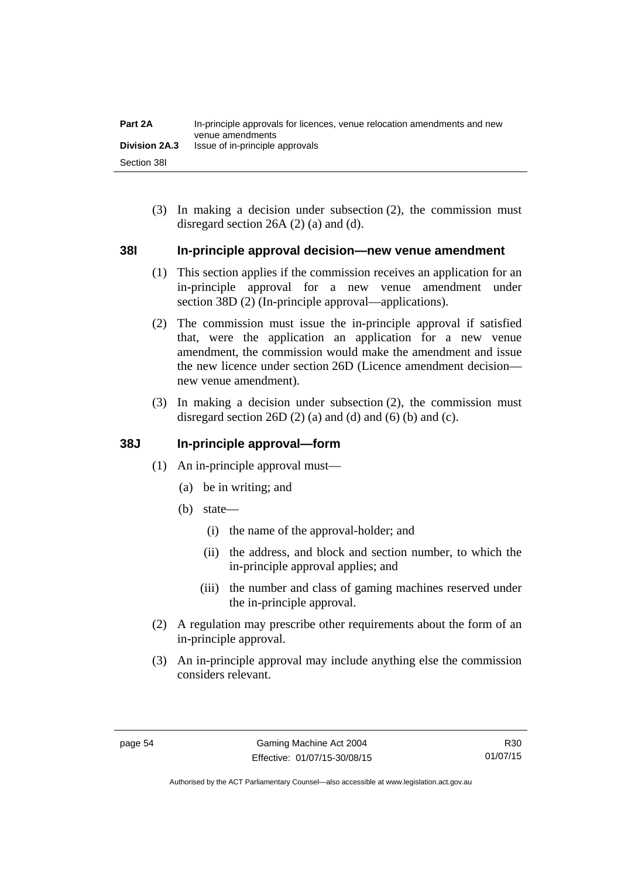(3) In making a decision under subsection (2), the commission must disregard section 26A (2) (a) and (d).

### 38I In-principle approval decision—new venue amendment

(1) This section applies if the commission receives an application for an in-principle approval for a new venue amendment under section 38D (2) (In-principle approval—applications).

(2) The commission must issue the in-principle approval if satisfied that, were the application an application for a new venue amendment, the commission would make the amendment and issue the new licence under section 26D (Licence amendment decision—new venue amendment).

(3) In making a decision under subsection (2), the commission must disregard section 26D (2) (a) and (d) and (6) (b) and (c).

### 38J In-principle approval—form

(1) An in-principle approval must—

(a) be in writing; and

(b) state—

(i) the name of the approval-holder; and

(ii) the address, and block and section number, to which the in-principle approval applies; and

(iii) the number and class of gaming machines reserved under the in-principle approval.

(2) A regulation may prescribe other requirements about the form of an in-principle approval.

(3) An in-principle approval may include anything else the commission considers relevant.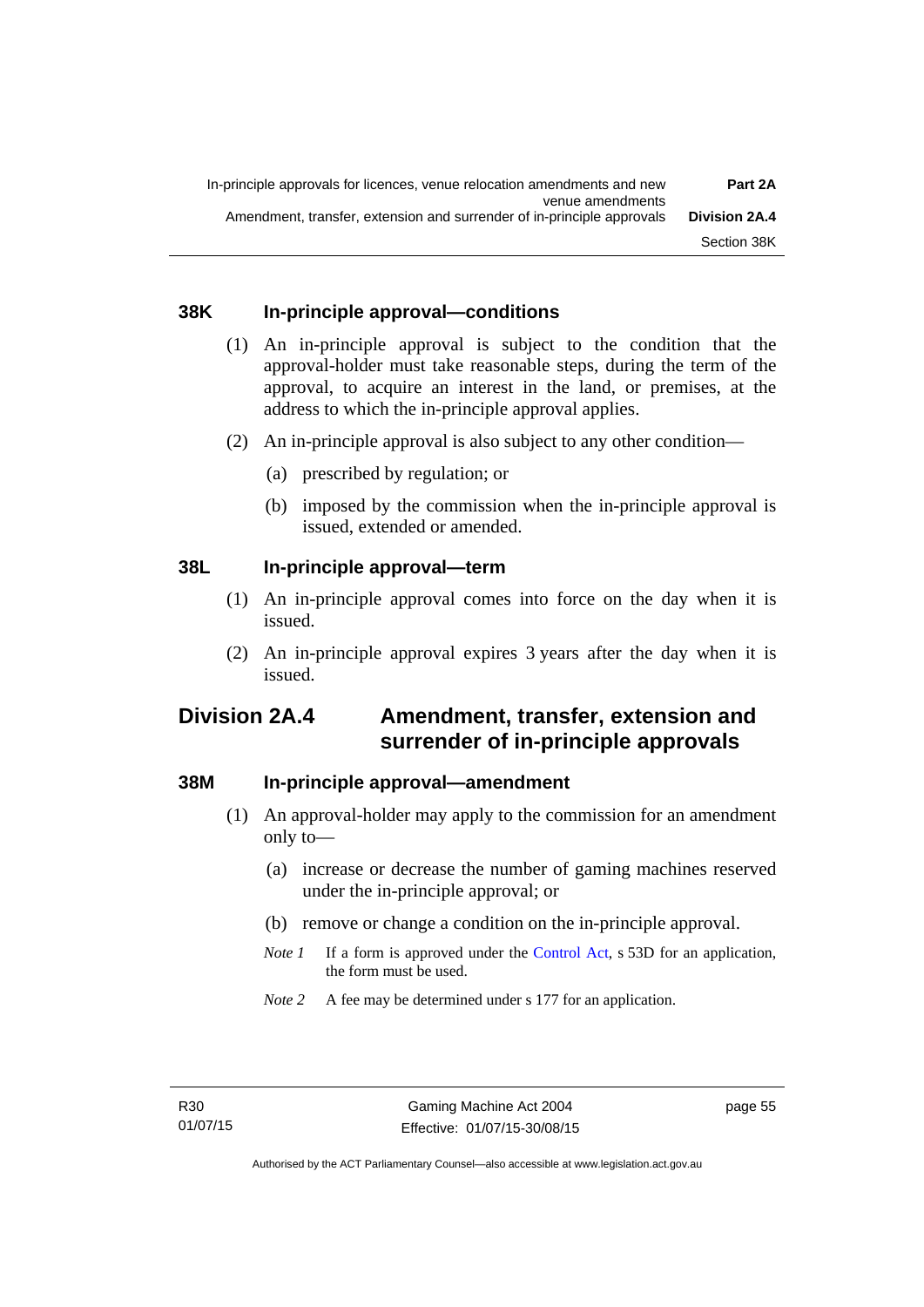### 38K In-principle approval—conditions

(1) An in-principle approval is subject to the condition that the approval-holder must take reasonable steps, during the term of the approval, to acquire an interest in the land, or premises, at the address to which the in-principle approval applies.

(2) An in-principle approval is also subject to any other condition—

(a) prescribed by regulation; or

(b) imposed by the commission when the in-principle approval is issued, extended or amended.

### 38L In-principle approval—term

(1) An in-principle approval comes into force on the day when it is issued.

(2) An in-principle approval expires 3 years after the day when it is issued.

## Division 2A.4 Amendment, transfer, extension and surrender of in-principle approvals

### 38M In-principle approval—amendment

(1) An approval-holder may apply to the commission for an amendment only to—

(a) increase or decrease the number of gaming machines reserved under the in-principle approval; or

(b) remove or change a condition on the in-principle approval.

*Note 1* If a form is approved under the Control Act, s 53D for an application, the form must be used.

*Note 2* A fee may be determined under s 177 for an application.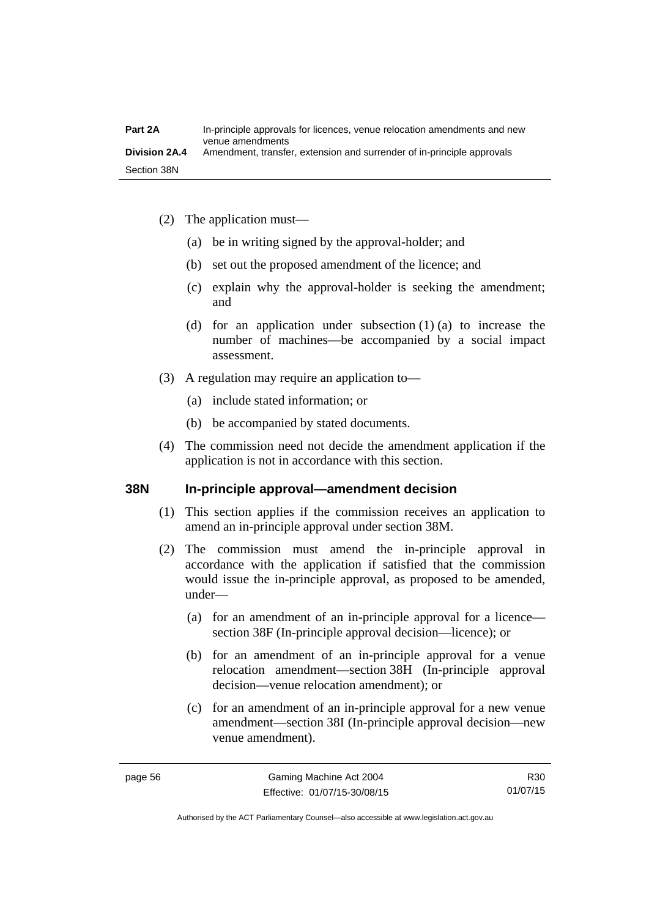(2) The application must—

(a) be in writing signed by the approval-holder; and

(b) set out the proposed amendment of the licence; and

(c) explain why the approval-holder is seeking the amendment; and

(d) for an application under subsection (1) (a) to increase the number of machines—be accompanied by a social impact assessment.

(3) A regulation may require an application to—

(a) include stated information; or

(b) be accompanied by stated documents.

(4) The commission need not decide the amendment application if the application is not in accordance with this section.

## 38N In-principle approval—amendment decision

(1) This section applies if the commission receives an application to amend an in-principle approval under section 38M.

(2) The commission must amend the in-principle approval in accordance with the application if satisfied that the commission would issue the in-principle approval, as proposed to be amended, under—

(a) for an amendment of an in-principle approval for a licence—section 38F (In-principle approval decision—licence); or

(b) for an amendment of an in-principle approval for a venue relocation amendment—section 38H (In-principle approval decision—venue relocation amendment); or

(c) for an amendment of an in-principle approval for a new venue amendment—section 38I (In-principle approval decision—new venue amendment).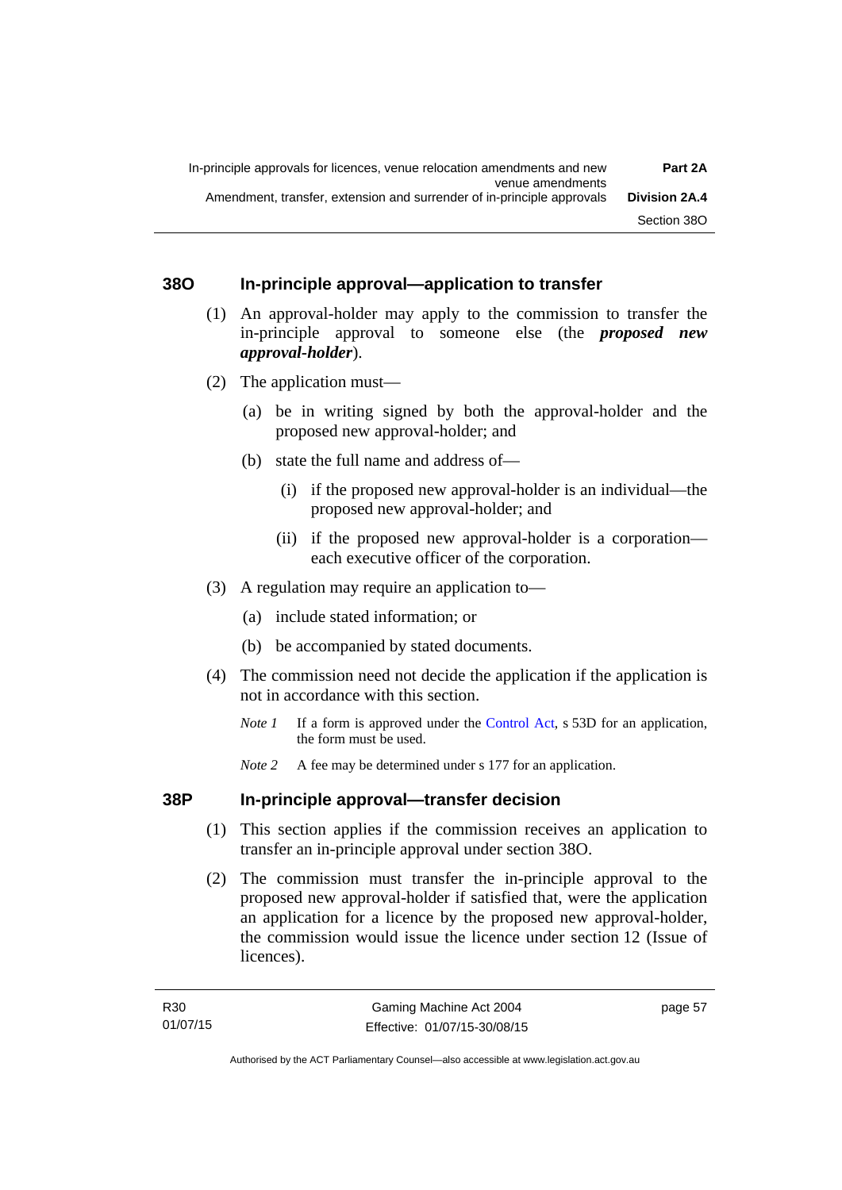### 38O In-principle approval—application to transfer

(1) An approval-holder may apply to the commission to transfer the in-principle approval to someone else (the ***proposed new approval-holder***).

(2) The application must—

(a) be in writing signed by both the approval-holder and the proposed new approval-holder; and

(b) state the full name and address of—

(i) if the proposed new approval-holder is an individual—the proposed new approval-holder; and

(ii) if the proposed new approval-holder is a corporation—each executive officer of the corporation.

(3) A regulation may require an application to—

(a) include stated information; or

(b) be accompanied by stated documents.

(4) The commission need not decide the application if the application is not in accordance with this section.

*Note 1* If a form is approved under the Control Act, s 53D for an application, the form must be used.

*Note 2* A fee may be determined under s 177 for an application.

### 38P In-principle approval—transfer decision

(1) This section applies if the commission receives an application to transfer an in-principle approval under section 38O.

(2) The commission must transfer the in-principle approval to the proposed new approval-holder if satisfied that, were the application an application for a licence by the proposed new approval-holder, the commission would issue the licence under section 12 (Issue of licences).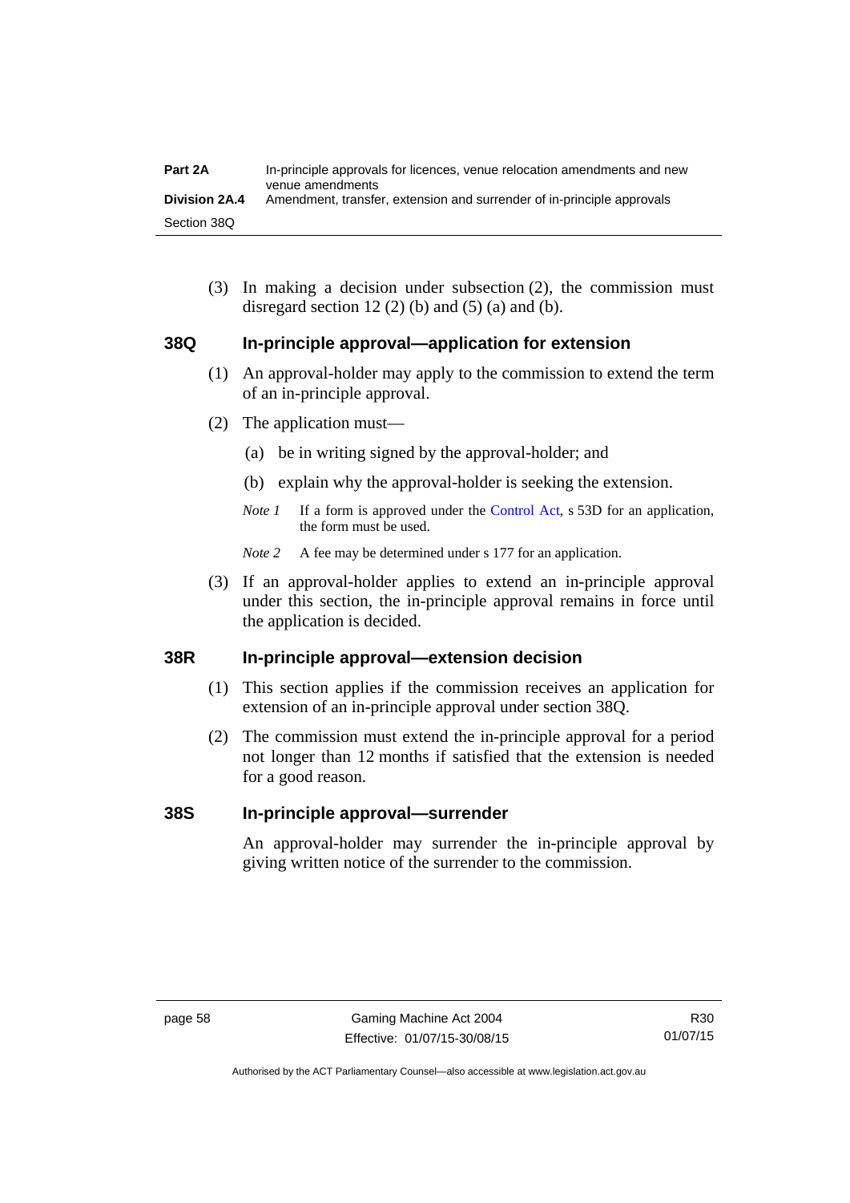(3) In making a decision under subsection (2), the commission must disregard section 12 (2) (b) and (5) (a) and (b).

### 38Q In-principle approval—application for extension

(1) An approval-holder may apply to the commission to extend the term of an in-principle approval.

(2) The application must—

(a) be in writing signed by the approval-holder; and

(b) explain why the approval-holder is seeking the extension.

*Note 1* If a form is approved under the Control Act, s 53D for an application, the form must be used.

*Note 2* A fee may be determined under s 177 for an application.

(3) If an approval-holder applies to extend an in-principle approval under this section, the in-principle approval remains in force until the application is decided.

### 38R In-principle approval—extension decision

(1) This section applies if the commission receives an application for extension of an in-principle approval under section 38Q.

(2) The commission must extend the in-principle approval for a period not longer than 12 months if satisfied that the extension is needed for a good reason.

### 38S In-principle approval—surrender

An approval-holder may surrender the in-principle approval by giving written notice of the surrender to the commission.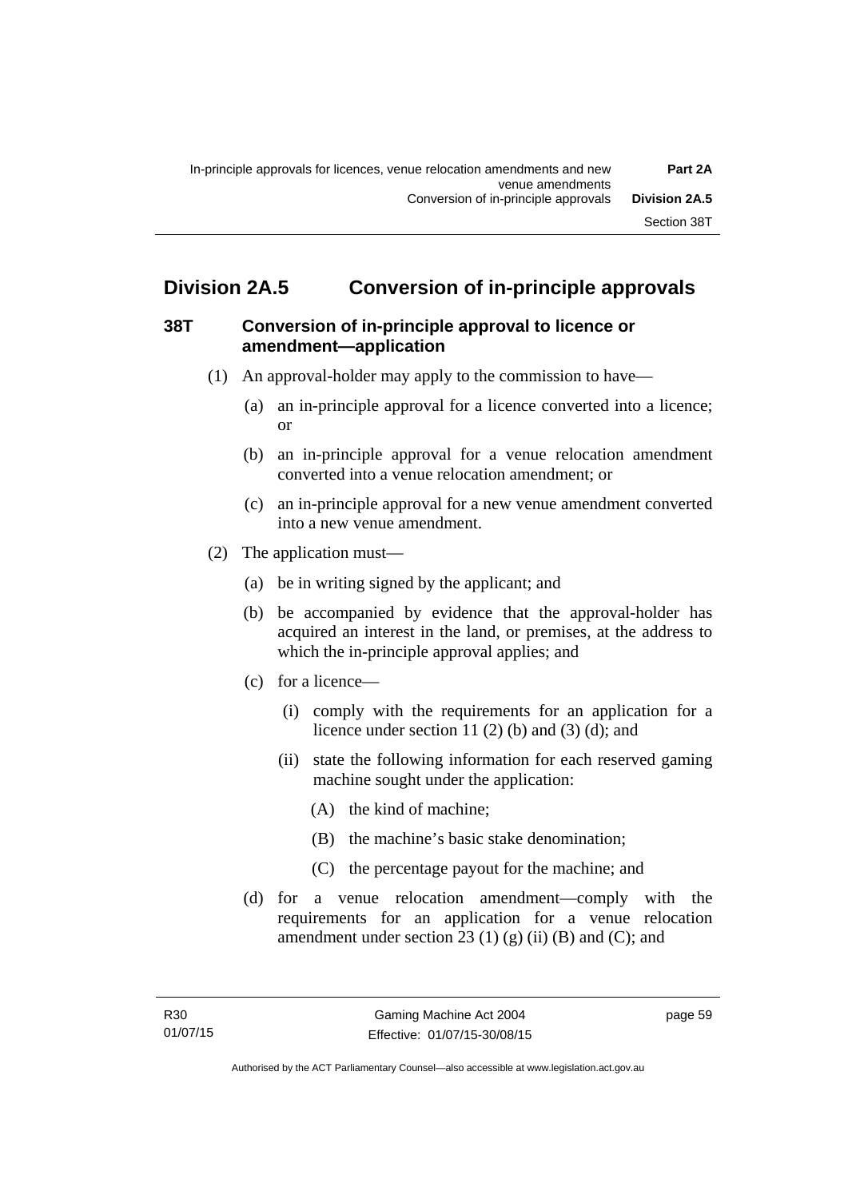## Division 2A.5 Conversion of in-principle approvals

### 38T Conversion of in-principle approval to licence or amendment—application

(1) An approval-holder may apply to the commission to have—

(a) an in-principle approval for a licence converted into a licence; or

(b) an in-principle approval for a venue relocation amendment converted into a venue relocation amendment; or

(c) an in-principle approval for a new venue amendment converted into a new venue amendment.

(2) The application must—

(a) be in writing signed by the applicant; and

(b) be accompanied by evidence that the approval-holder has acquired an interest in the land, or premises, at the address to which the in-principle approval applies; and

(c) for a licence—

(i) comply with the requirements for an application for a licence under section 11 (2) (b) and (3) (d); and

(ii) state the following information for each reserved gaming machine sought under the application:

(A) the kind of machine;

(B) the machine's basic stake denomination;

(C) the percentage payout for the machine; and

(d) for a venue relocation amendment—comply with the requirements for an application for a venue relocation amendment under section 23 (1) (g) (ii) (B) and (C); and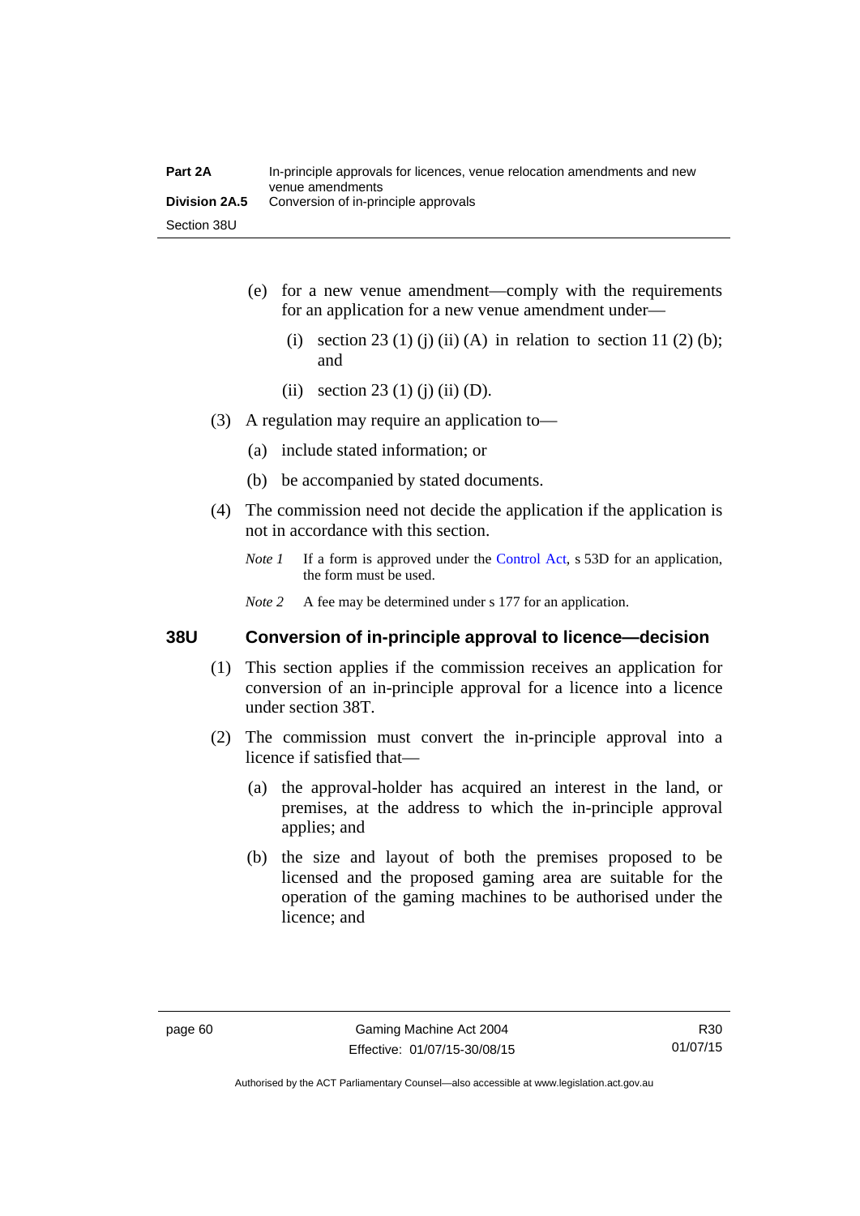(e) for a new venue amendment—comply with the requirements for an application for a new venue amendment under—

   (i) section 23 (1) (j) (ii) (A) in relation to section 11 (2) (b); and

   (ii) section 23 (1) (j) (ii) (D).

(3) A regulation may require an application to—

   (a) include stated information; or

   (b) be accompanied by stated documents.

(4) The commission need not decide the application if the application is not in accordance with this section.

*Note 1* If a form is approved under the Control Act, s 53D for an application, the form must be used.

*Note 2* A fee may be determined under s 177 for an application.

### 38U Conversion of in-principle approval to licence—decision

(1) This section applies if the commission receives an application for conversion of an in-principle approval for a licence into a licence under section 38T.

(2) The commission must convert the in-principle approval into a licence if satisfied that—

   (a) the approval-holder has acquired an interest in the land, or premises, at the address to which the in-principle approval applies; and

   (b) the size and layout of both the premises proposed to be licensed and the proposed gaming area are suitable for the operation of the gaming machines to be authorised under the licence; and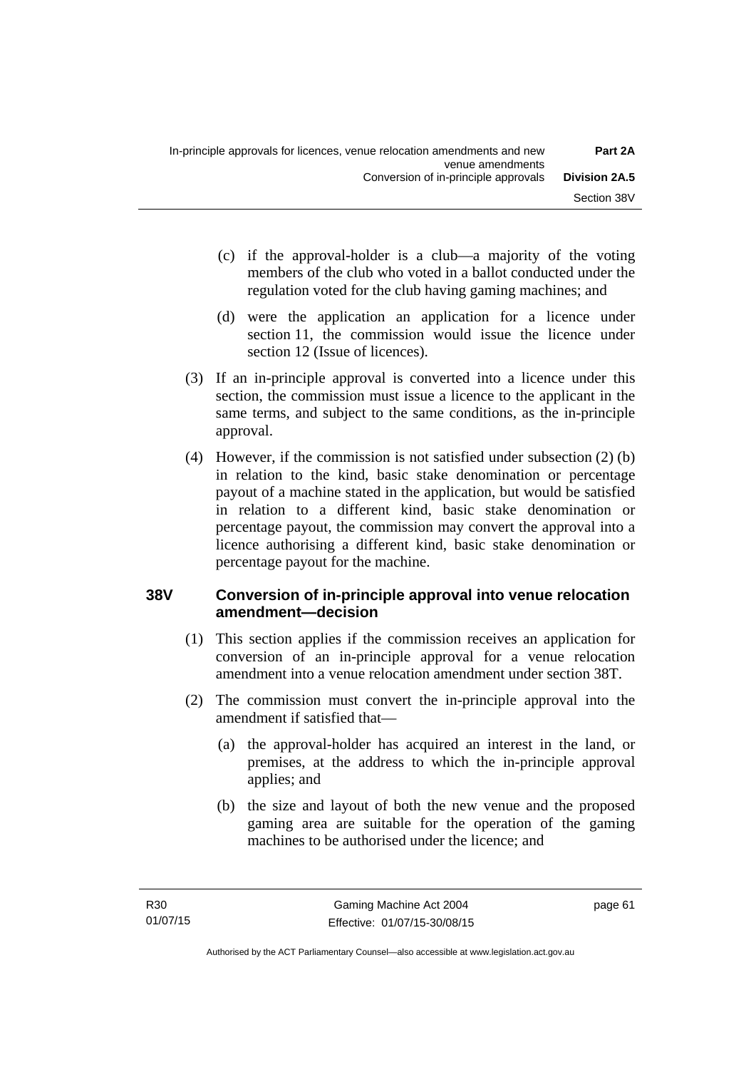(c) if the approval-holder is a club—a majority of the voting members of the club who voted in a ballot conducted under the regulation voted for the club having gaming machines; and

(d) were the application an application for a licence under section 11, the commission would issue the licence under section 12 (Issue of licences).

(3) If an in-principle approval is converted into a licence under this section, the commission must issue a licence to the applicant in the same terms, and subject to the same conditions, as the in-principle approval.

(4) However, if the commission is not satisfied under subsection (2) (b) in relation to the kind, basic stake denomination or percentage payout of a machine stated in the application, but would be satisfied in relation to a different kind, basic stake denomination or percentage payout, the commission may convert the approval into a licence authorising a different kind, basic stake denomination or percentage payout for the machine.

### 38V Conversion of in-principle approval into venue relocation amendment—decision

(1) This section applies if the commission receives an application for conversion of an in-principle approval for a venue relocation amendment into a venue relocation amendment under section 38T.

(2) The commission must convert the in-principle approval into the amendment if satisfied that—

(a) the approval-holder has acquired an interest in the land, or premises, at the address to which the in-principle approval applies; and

(b) the size and layout of both the new venue and the proposed gaming area are suitable for the operation of the gaming machines to be authorised under the licence; and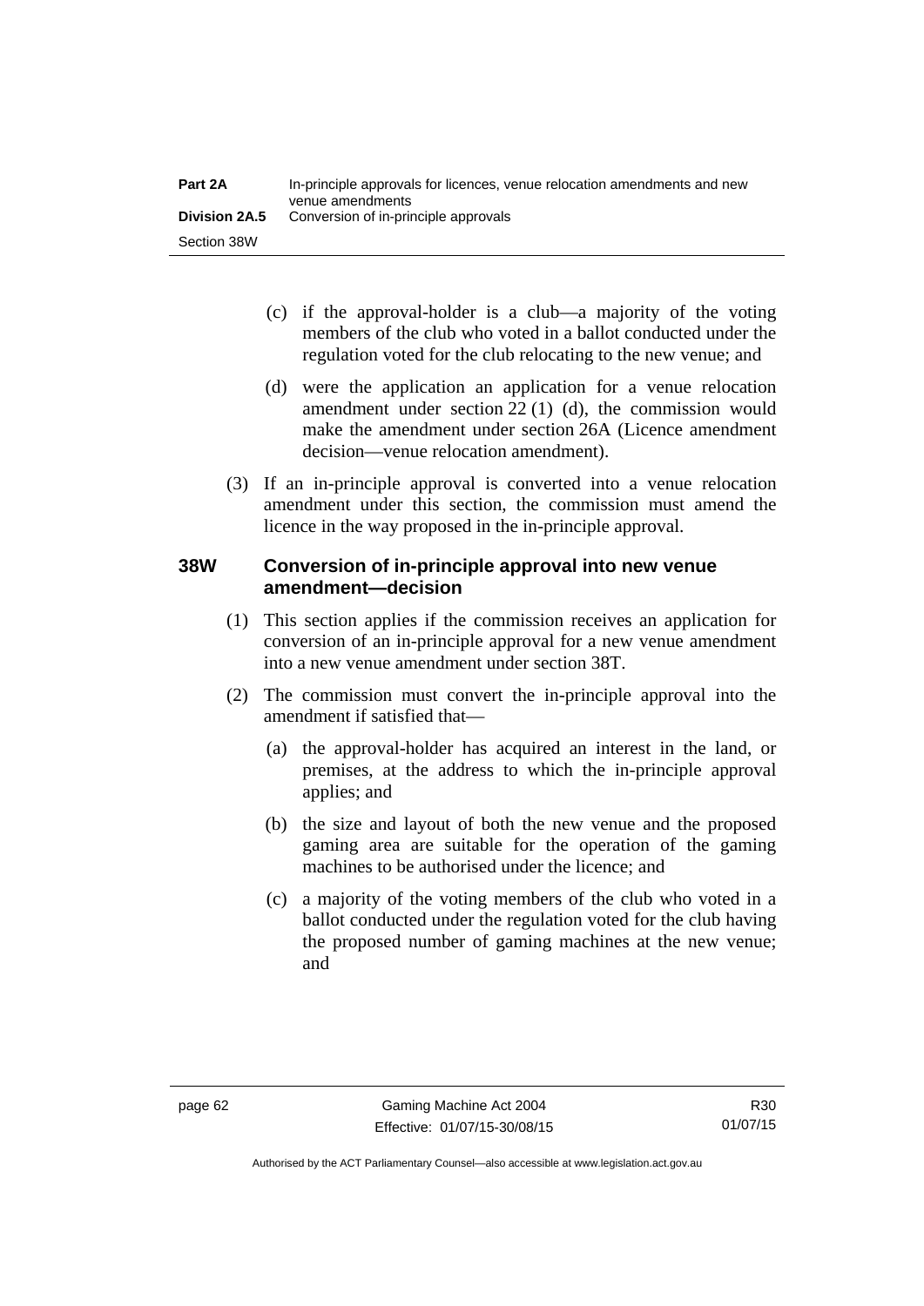(c) if the approval-holder is a club—a majority of the voting members of the club who voted in a ballot conducted under the regulation voted for the club relocating to the new venue; and

(d) were the application an application for a venue relocation amendment under section 22 (1) (d), the commission would make the amendment under section 26A (Licence amendment decision—venue relocation amendment).

(3) If an in-principle approval is converted into a venue relocation amendment under this section, the commission must amend the licence in the way proposed in the in-principle approval.

### 38W Conversion of in-principle approval into new venue amendment—decision

(1) This section applies if the commission receives an application for conversion of an in-principle approval for a new venue amendment into a new venue amendment under section 38T.

(2) The commission must convert the in-principle approval into the amendment if satisfied that—

(a) the approval-holder has acquired an interest in the land, or premises, at the address to which the in-principle approval applies; and

(b) the size and layout of both the new venue and the proposed gaming area are suitable for the operation of the gaming machines to be authorised under the licence; and

(c) a majority of the voting members of the club who voted in a ballot conducted under the regulation voted for the club having the proposed number of gaming machines at the new venue; and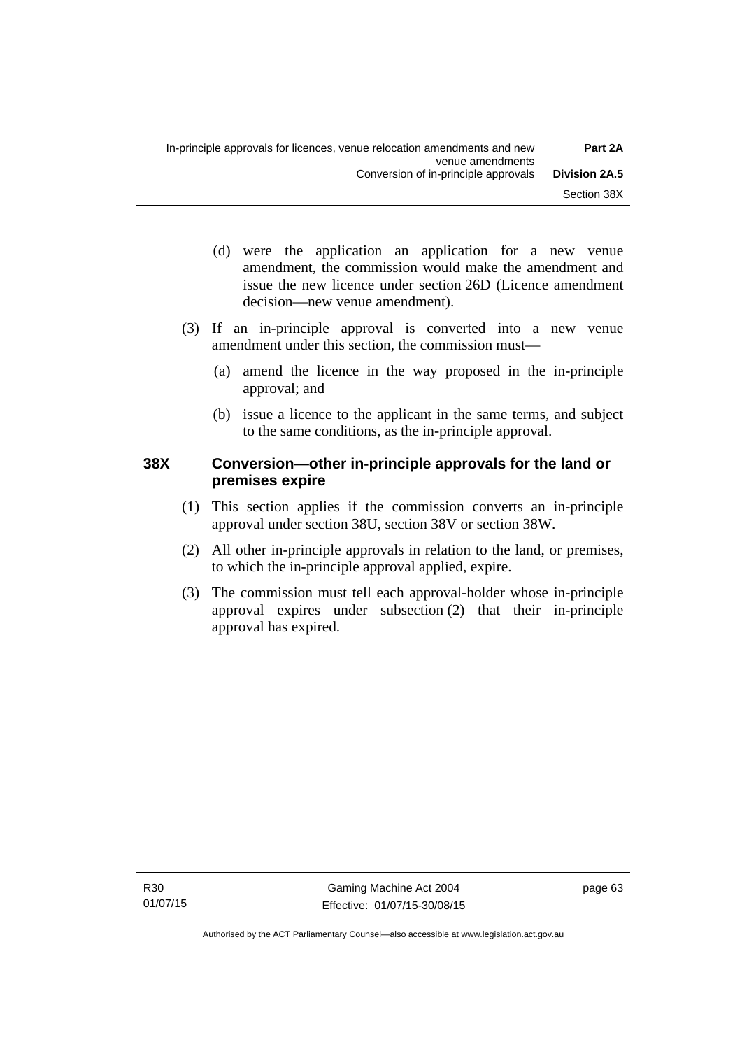(d) were the application an application for a new venue amendment, the commission would make the amendment and issue the new licence under section 26D (Licence amendment decision—new venue amendment).

(3) If an in-principle approval is converted into a new venue amendment under this section, the commission must—

(a) amend the licence in the way proposed in the in-principle approval; and

(b) issue a licence to the applicant in the same terms, and subject to the same conditions, as the in-principle approval.

### 38X Conversion—other in-principle approvals for the land or premises expire

(1) This section applies if the commission converts an in-principle approval under section 38U, section 38V or section 38W.

(2) All other in-principle approvals in relation to the land, or premises, to which the in-principle approval applied, expire.

(3) The commission must tell each approval-holder whose in-principle approval expires under subsection (2) that their in-principle approval has expired.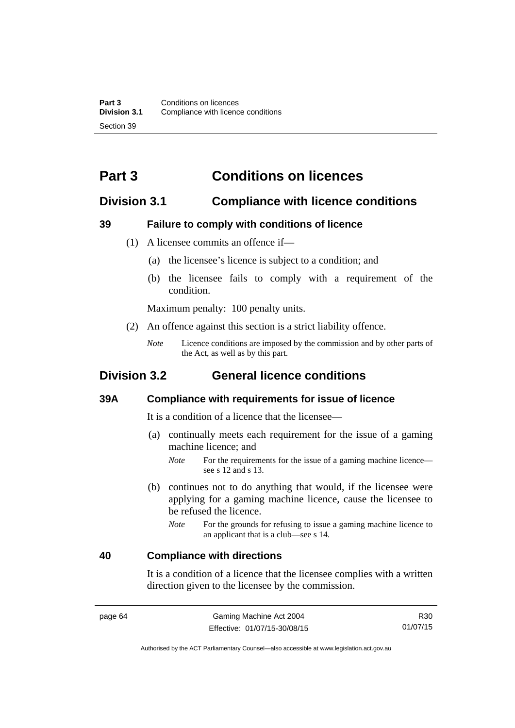# Part 3 Conditions on licences

## Division 3.1 Compliance with licence conditions

### 39 Failure to comply with conditions of licence

(1) A licensee commits an offence if—

(a) the licensee's licence is subject to a condition; and

(b) the licensee fails to comply with a requirement of the condition.

Maximum penalty: 100 penalty units.

(2) An offence against this section is a strict liability offence.

*Note* Licence conditions are imposed by the commission and by other parts of the Act, as well as by this part.

## Division 3.2 General licence conditions

### 39A Compliance with requirements for issue of licence

It is a condition of a licence that the licensee—

(a) continually meets each requirement for the issue of a gaming machine licence; and

*Note* For the requirements for the issue of a gaming machine licence—see s 12 and s 13.

(b) continues not to do anything that would, if the licensee were applying for a gaming machine licence, cause the licensee to be refused the licence.

*Note* For the grounds for refusing to issue a gaming machine licence to an applicant that is a club—see s 14.

### 40 Compliance with directions

It is a condition of a licence that the licensee complies with a written direction given to the licensee by the commission.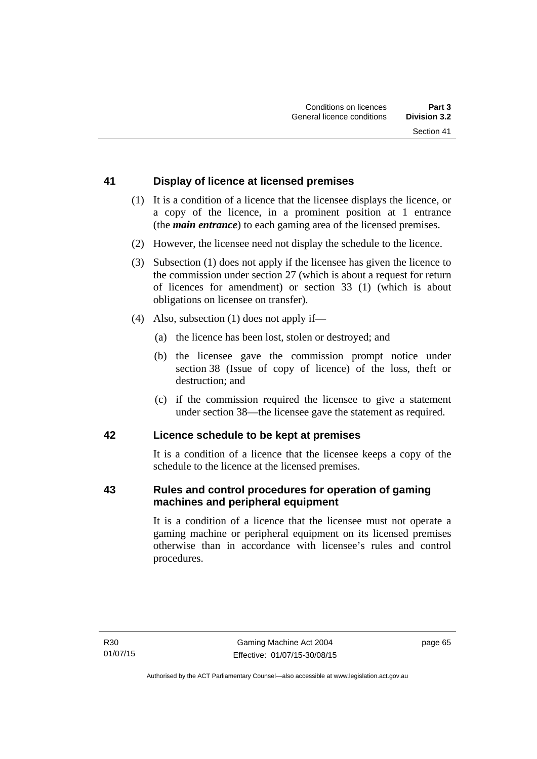## 41 Display of licence at licensed premises

(1) It is a condition of a licence that the licensee displays the licence, or a copy of the licence, in a prominent position at 1 entrance (the ***main entrance***) to each gaming area of the licensed premises.

(2) However, the licensee need not display the schedule to the licence.

(3) Subsection (1) does not apply if the licensee has given the licence to the commission under section 27 (which is about a request for return of licences for amendment) or section 33 (1) (which is about obligations on licensee on transfer).

(4) Also, subsection (1) does not apply if—

(a) the licence has been lost, stolen or destroyed; and

(b) the licensee gave the commission prompt notice under section 38 (Issue of copy of licence) of the loss, theft or destruction; and

(c) if the commission required the licensee to give a statement under section 38—the licensee gave the statement as required.

## 42 Licence schedule to be kept at premises

It is a condition of a licence that the licensee keeps a copy of the schedule to the licence at the licensed premises.

## 43 Rules and control procedures for operation of gaming machines and peripheral equipment

It is a condition of a licence that the licensee must not operate a gaming machine or peripheral equipment on its licensed premises otherwise than in accordance with licensee's rules and control procedures.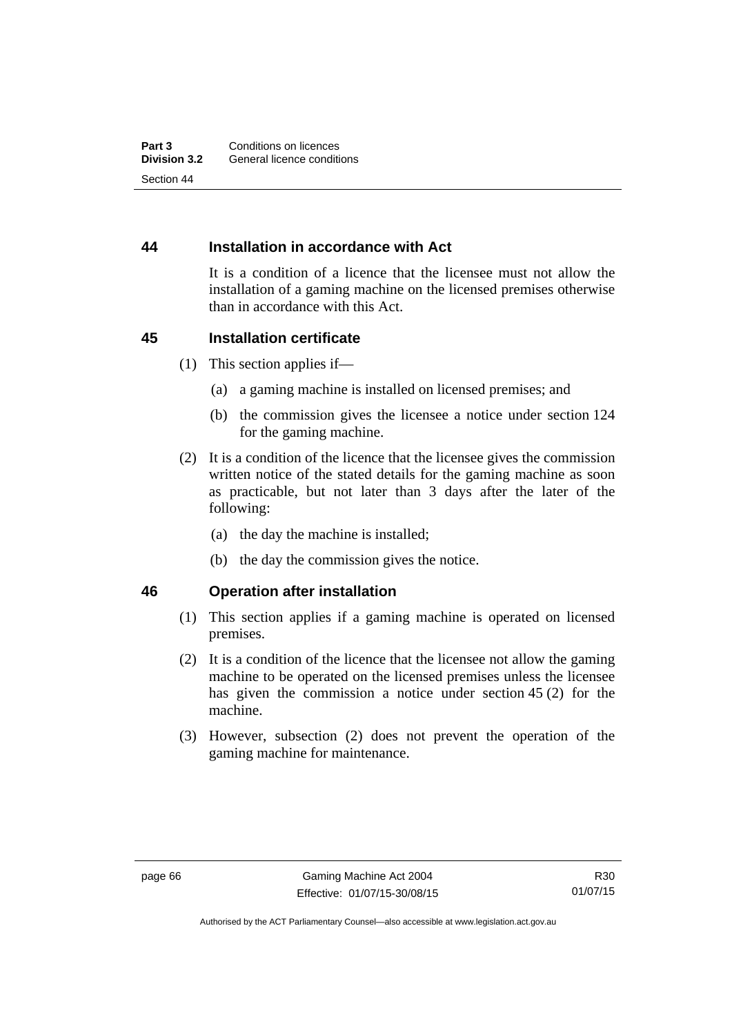## 44 Installation in accordance with Act

It is a condition of a licence that the licensee must not allow the installation of a gaming machine on the licensed premises otherwise than in accordance with this Act.

## 45 Installation certificate

(1) This section applies if—

(a) a gaming machine is installed on licensed premises; and

(b) the commission gives the licensee a notice under section 124 for the gaming machine.

(2) It is a condition of the licence that the licensee gives the commission written notice of the stated details for the gaming machine as soon as practicable, but not later than 3 days after the later of the following:

(a) the day the machine is installed;

(b) the day the commission gives the notice.

## 46 Operation after installation

(1) This section applies if a gaming machine is operated on licensed premises.

(2) It is a condition of the licence that the licensee not allow the gaming machine to be operated on the licensed premises unless the licensee has given the commission a notice under section 45 (2) for the machine.

(3) However, subsection (2) does not prevent the operation of the gaming machine for maintenance.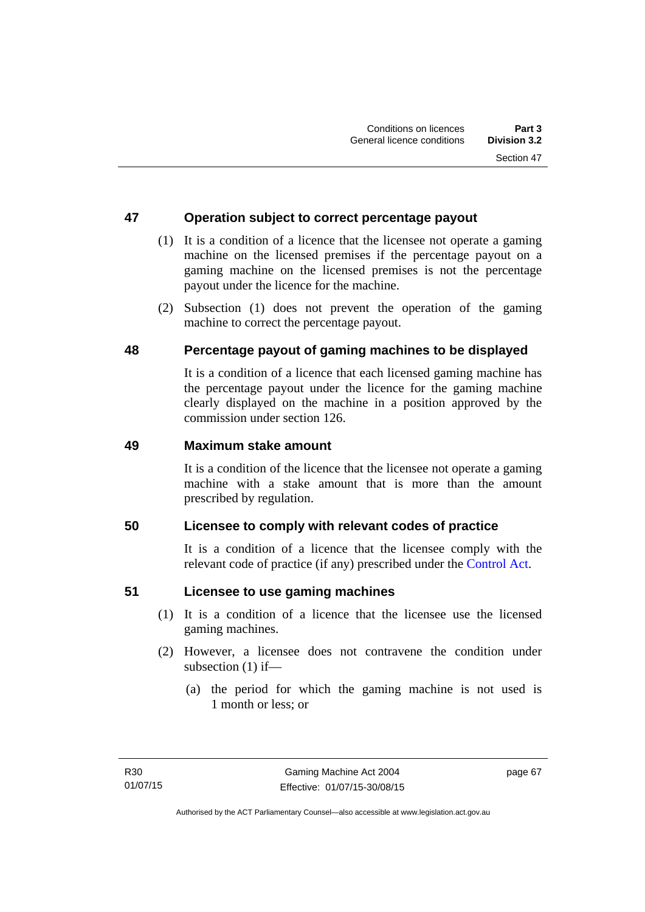## 47 Operation subject to correct percentage payout

(1) It is a condition of a licence that the licensee not operate a gaming machine on the licensed premises if the percentage payout on a gaming machine on the licensed premises is not the percentage payout under the licence for the machine.

(2) Subsection (1) does not prevent the operation of the gaming machine to correct the percentage payout.

## 48 Percentage payout of gaming machines to be displayed

It is a condition of a licence that each licensed gaming machine has the percentage payout under the licence for the gaming machine clearly displayed on the machine in a position approved by the commission under section 126.

## 49 Maximum stake amount

It is a condition of the licence that the licensee not operate a gaming machine with a stake amount that is more than the amount prescribed by regulation.

## 50 Licensee to comply with relevant codes of practice

It is a condition of a licence that the licensee comply with the relevant code of practice (if any) prescribed under the Control Act.

## 51 Licensee to use gaming machines

(1) It is a condition of a licence that the licensee use the licensed gaming machines.

(2) However, a licensee does not contravene the condition under subsection (1) if—

(a) the period for which the gaming machine is not used is 1 month or less; or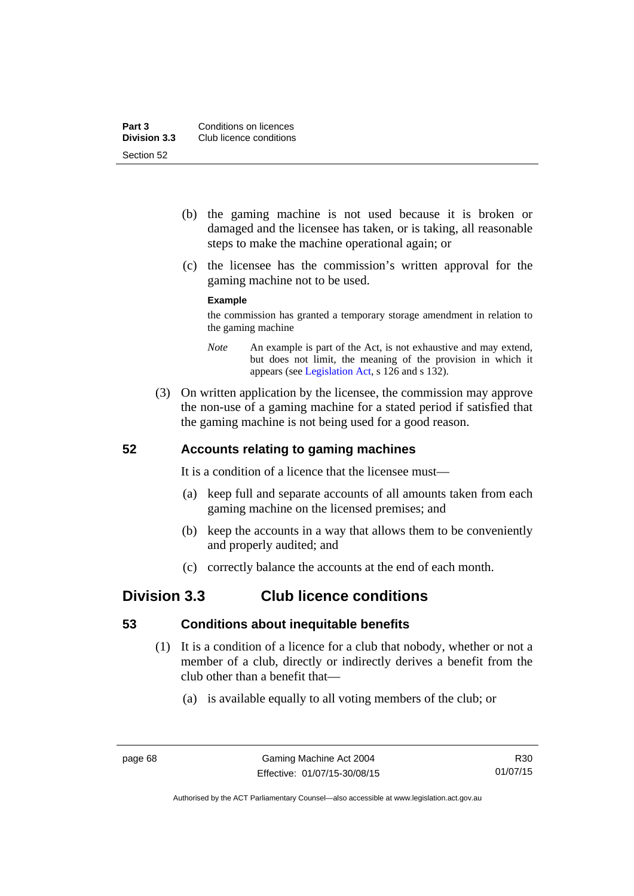(b) the gaming machine is not used because it is broken or damaged and the licensee has taken, or is taking, all reasonable steps to make the machine operational again; or

(c) the licensee has the commission's written approval for the gaming machine not to be used.

**Example**

the commission has granted a temporary storage amendment in relation to the gaming machine

*Note* An example is part of the Act, is not exhaustive and may extend, but does not limit, the meaning of the provision in which it appears (see Legislation Act, s 126 and s 132).

(3) On written application by the licensee, the commission may approve the non-use of a gaming machine for a stated period if satisfied that the gaming machine is not being used for a good reason.

### 52 Accounts relating to gaming machines

It is a condition of a licence that the licensee must—

(a) keep full and separate accounts of all amounts taken from each gaming machine on the licensed premises; and

(b) keep the accounts in a way that allows them to be conveniently and properly audited; and

(c) correctly balance the accounts at the end of each month.

## Division 3.3 Club licence conditions

### 53 Conditions about inequitable benefits

(1) It is a condition of a licence for a club that nobody, whether or not a member of a club, directly or indirectly derives a benefit from the club other than a benefit that—

(a) is available equally to all voting members of the club; or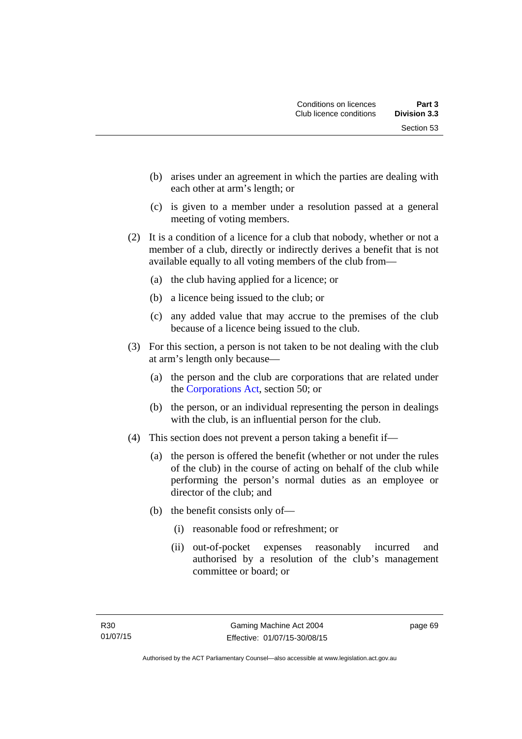(b) arises under an agreement in which the parties are dealing with each other at arm's length; or

(c) is given to a member under a resolution passed at a general meeting of voting members.

(2) It is a condition of a licence for a club that nobody, whether or not a member of a club, directly or indirectly derives a benefit that is not available equally to all voting members of the club from—

(a) the club having applied for a licence; or

(b) a licence being issued to the club; or

(c) any added value that may accrue to the premises of the club because of a licence being issued to the club.

(3) For this section, a person is not taken to be not dealing with the club at arm's length only because—

(a) the person and the club are corporations that are related under the Corporations Act, section 50; or

(b) the person, or an individual representing the person in dealings with the club, is an influential person for the club.

(4) This section does not prevent a person taking a benefit if—

(a) the person is offered the benefit (whether or not under the rules of the club) in the course of acting on behalf of the club while performing the person's normal duties as an employee or director of the club; and

(b) the benefit consists only of—

(i) reasonable food or refreshment; or

(ii) out-of-pocket expenses reasonably incurred and authorised by a resolution of the club's management committee or board; or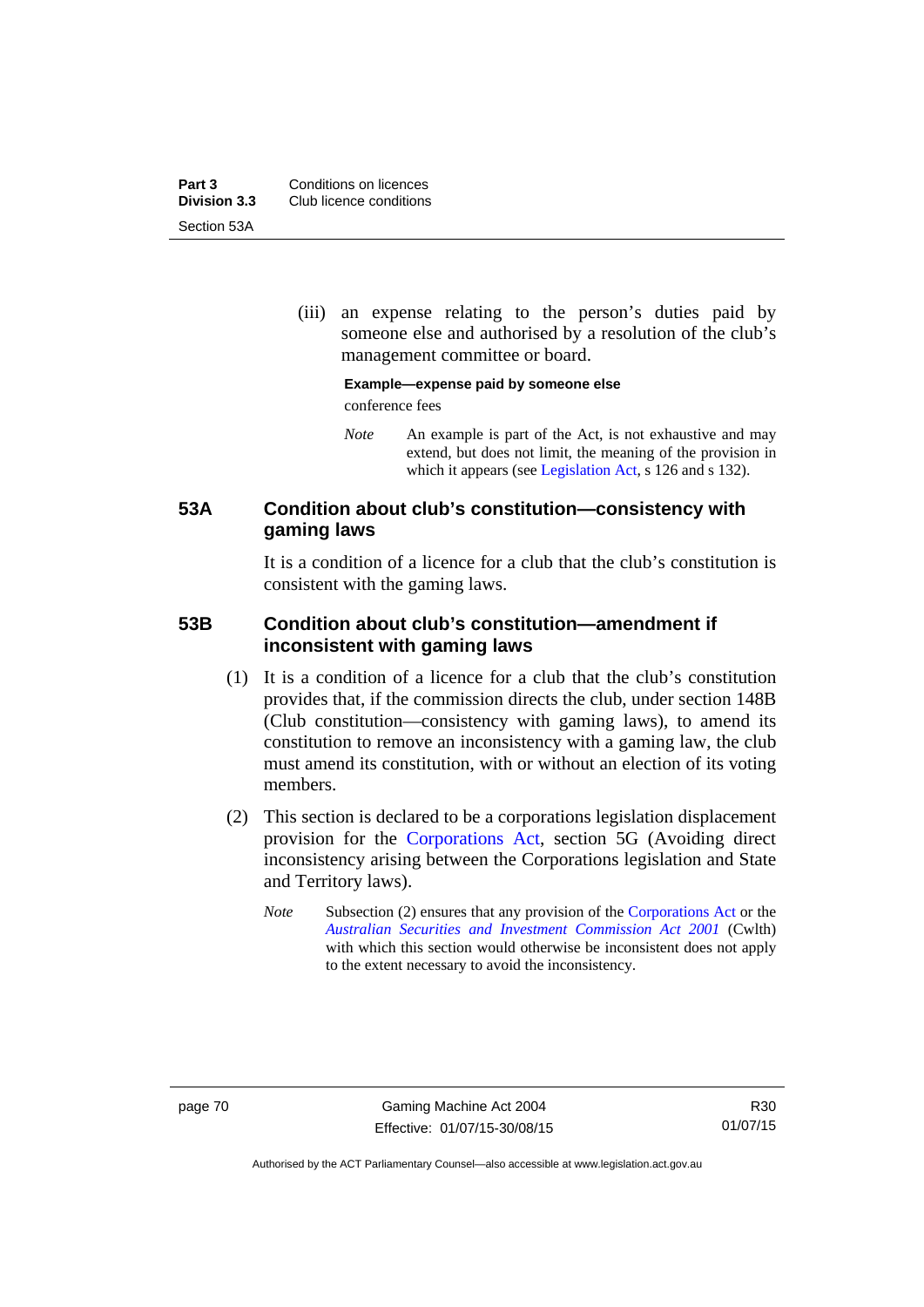(iii) an expense relating to the person's duties paid by someone else and authorised by a resolution of the club's management committee or board.

**Example—expense paid by someone else**

conference fees

*Note* An example is part of the Act, is not exhaustive and may extend, but does not limit, the meaning of the provision in which it appears (see Legislation Act, s 126 and s 132).

### 53A Condition about club's constitution—consistency with gaming laws

It is a condition of a licence for a club that the club's constitution is consistent with the gaming laws.

### 53B Condition about club's constitution—amendment if inconsistent with gaming laws

(1) It is a condition of a licence for a club that the club's constitution provides that, if the commission directs the club, under section 148B (Club constitution—consistency with gaming laws), to amend its constitution to remove an inconsistency with a gaming law, the club must amend its constitution, with or without an election of its voting members.

(2) This section is declared to be a corporations legislation displacement provision for the Corporations Act, section 5G (Avoiding direct inconsistency arising between the Corporations legislation and State and Territory laws).

*Note* Subsection (2) ensures that any provision of the Corporations Act or the *Australian Securities and Investment Commission Act 2001* (Cwlth) with which this section would otherwise be inconsistent does not apply to the extent necessary to avoid the inconsistency.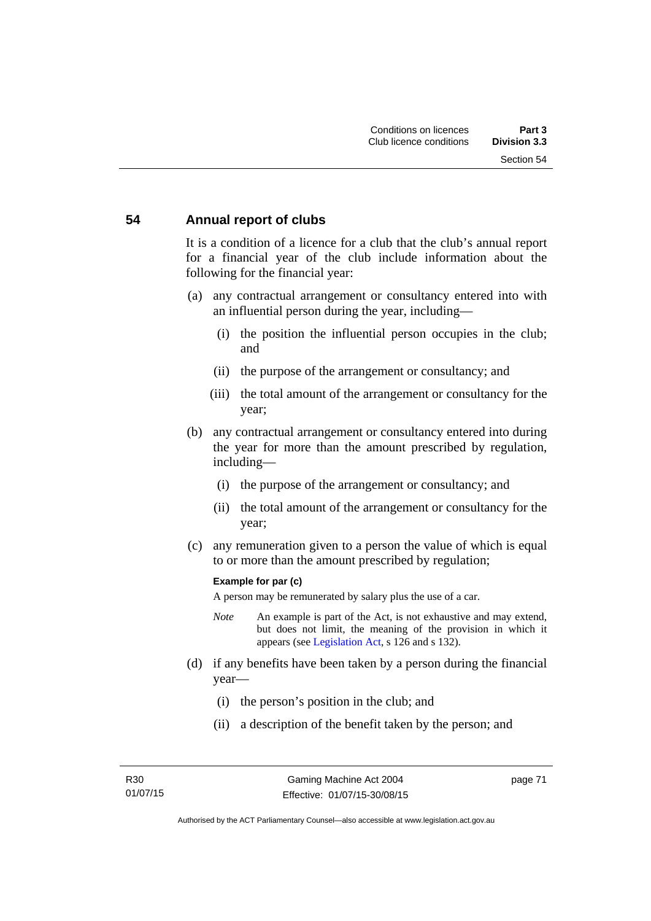## 54 Annual report of clubs

It is a condition of a licence for a club that the club's annual report for a financial year of the club include information about the following for the financial year:

(a) any contractual arrangement or consultancy entered into with an influential person during the year, including—

  (i) the position the influential person occupies in the club; and

  (ii) the purpose of the arrangement or consultancy; and

  (iii) the total amount of the arrangement or consultancy for the year;

(b) any contractual arrangement or consultancy entered into during the year for more than the amount prescribed by regulation, including—

  (i) the purpose of the arrangement or consultancy; and

  (ii) the total amount of the arrangement or consultancy for the year;

(c) any remuneration given to a person the value of which is equal to or more than the amount prescribed by regulation;

**Example for par (c)**

A person may be remunerated by salary plus the use of a car.

*Note* An example is part of the Act, is not exhaustive and may extend, but does not limit, the meaning of the provision in which it appears (see Legislation Act, s 126 and s 132).

(d) if any benefits have been taken by a person during the financial year—

  (i) the person's position in the club; and

  (ii) a description of the benefit taken by the person; and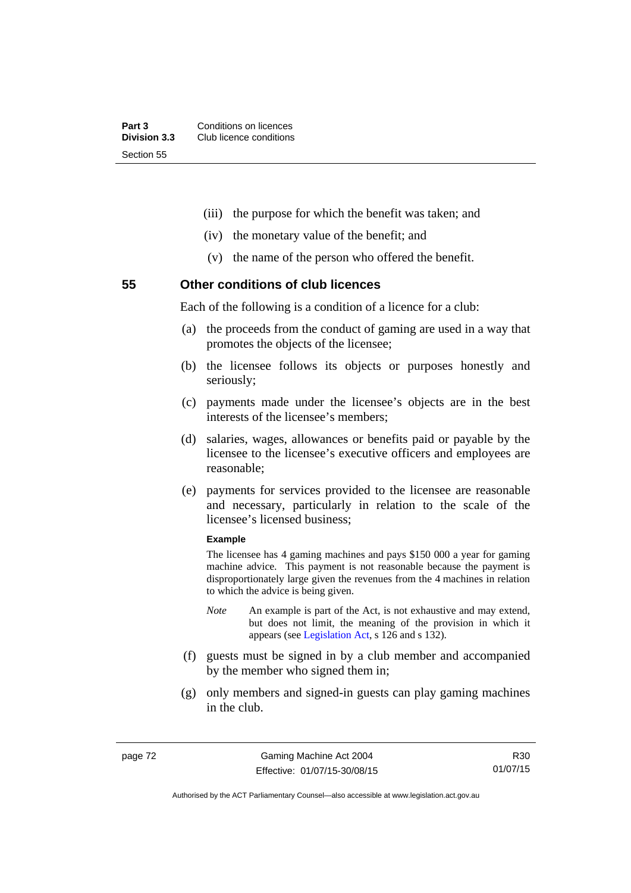(iii) the purpose for which the benefit was taken; and

(iv) the monetary value of the benefit; and

(v) the name of the person who offered the benefit.

## 55 Other conditions of club licences

Each of the following is a condition of a licence for a club:

(a) the proceeds from the conduct of gaming are used in a way that promotes the objects of the licensee;

(b) the licensee follows its objects or purposes honestly and seriously;

(c) payments made under the licensee's objects are in the best interests of the licensee's members;

(d) salaries, wages, allowances or benefits paid or payable by the licensee to the licensee's executive officers and employees are reasonable;

(e) payments for services provided to the licensee are reasonable and necessary, particularly in relation to the scale of the licensee's licensed business;

**Example**

The licensee has 4 gaming machines and pays $150 000 a year for gaming machine advice. This payment is not reasonable because the payment is disproportionately large given the revenues from the 4 machines in relation to which the advice is being given.

*Note* An example is part of the Act, is not exhaustive and may extend, but does not limit, the meaning of the provision in which it appears (see Legislation Act, s 126 and s 132).

(f) guests must be signed in by a club member and accompanied by the member who signed them in;

(g) only members and signed-in guests can play gaming machines in the club.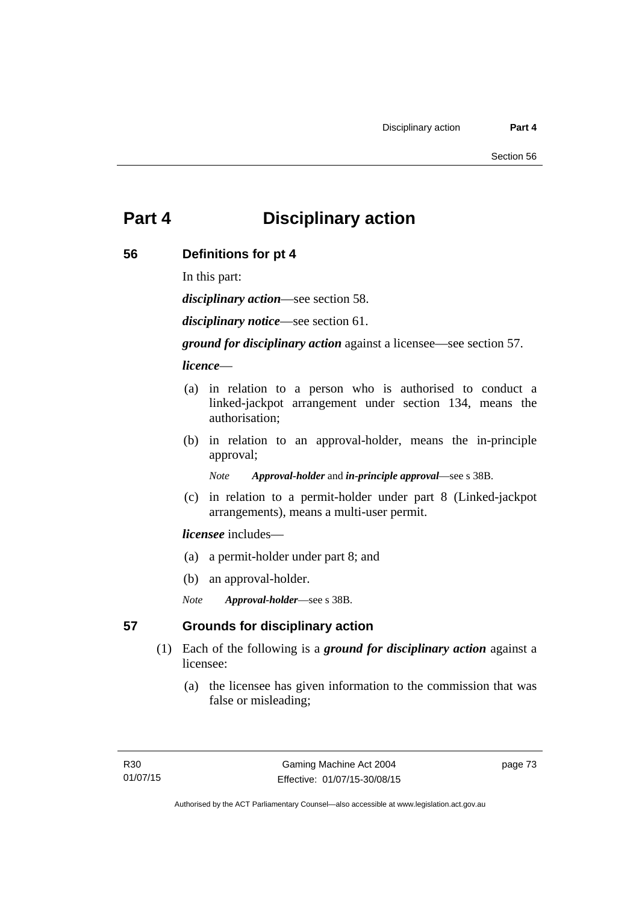# Part 4 Disciplinary action

## 56 Definitions for pt 4

In this part:

***disciplinary action***—see section 58.

***disciplinary notice***—see section 61.

***ground for disciplinary action*** against a licensee—see section 57.

***licence***—

(a) in relation to a person who is authorised to conduct a linked-jackpot arrangement under section 134, means the authorisation;

(b) in relation to an approval-holder, means the in-principle approval;

*Note* ***Approval-holder*** and ***in-principle approval***—see s 38B.

(c) in relation to a permit-holder under part 8 (Linked-jackpot arrangements), means a multi-user permit.

***licensee*** includes—

(a) a permit-holder under part 8; and

(b) an approval-holder.

*Note* ***Approval-holder***—see s 38B.

## 57 Grounds for disciplinary action

(1) Each of the following is a ***ground for disciplinary action*** against a licensee:

(a) the licensee has given information to the commission that was false or misleading;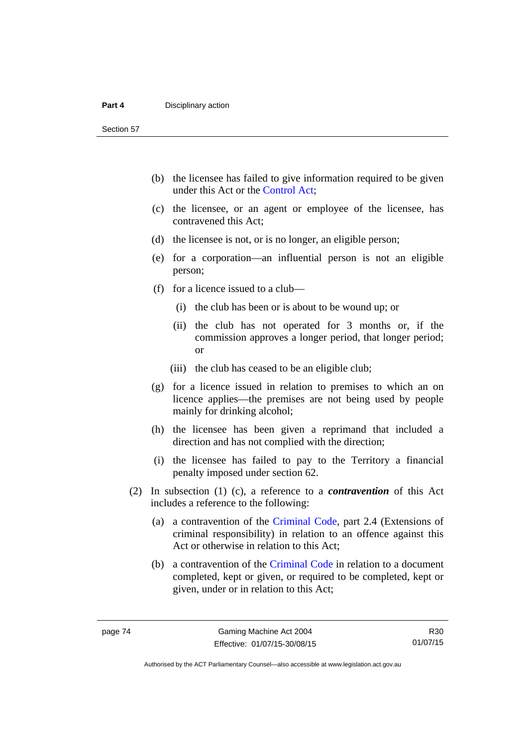(b) the licensee has failed to give information required to be given under this Act or the Control Act;

(c) the licensee, or an agent or employee of the licensee, has contravened this Act;

(d) the licensee is not, or is no longer, an eligible person;

(e) for a corporation—an influential person is not an eligible person;

(f) for a licence issued to a club—

(i) the club has been or is about to be wound up; or

(ii) the club has not operated for 3 months or, if the commission approves a longer period, that longer period; or

(iii) the club has ceased to be an eligible club;

(g) for a licence issued in relation to premises to which an on licence applies—the premises are not being used by people mainly for drinking alcohol;

(h) the licensee has been given a reprimand that included a direction and has not complied with the direction;

(i) the licensee has failed to pay to the Territory a financial penalty imposed under section 62.

(2) In subsection (1) (c), a reference to a ***contravention*** of this Act includes a reference to the following:

(a) a contravention of the Criminal Code, part 2.4 (Extensions of criminal responsibility) in relation to an offence against this Act or otherwise in relation to this Act;

(b) a contravention of the Criminal Code in relation to a document completed, kept or given, or required to be completed, kept or given, under or in relation to this Act;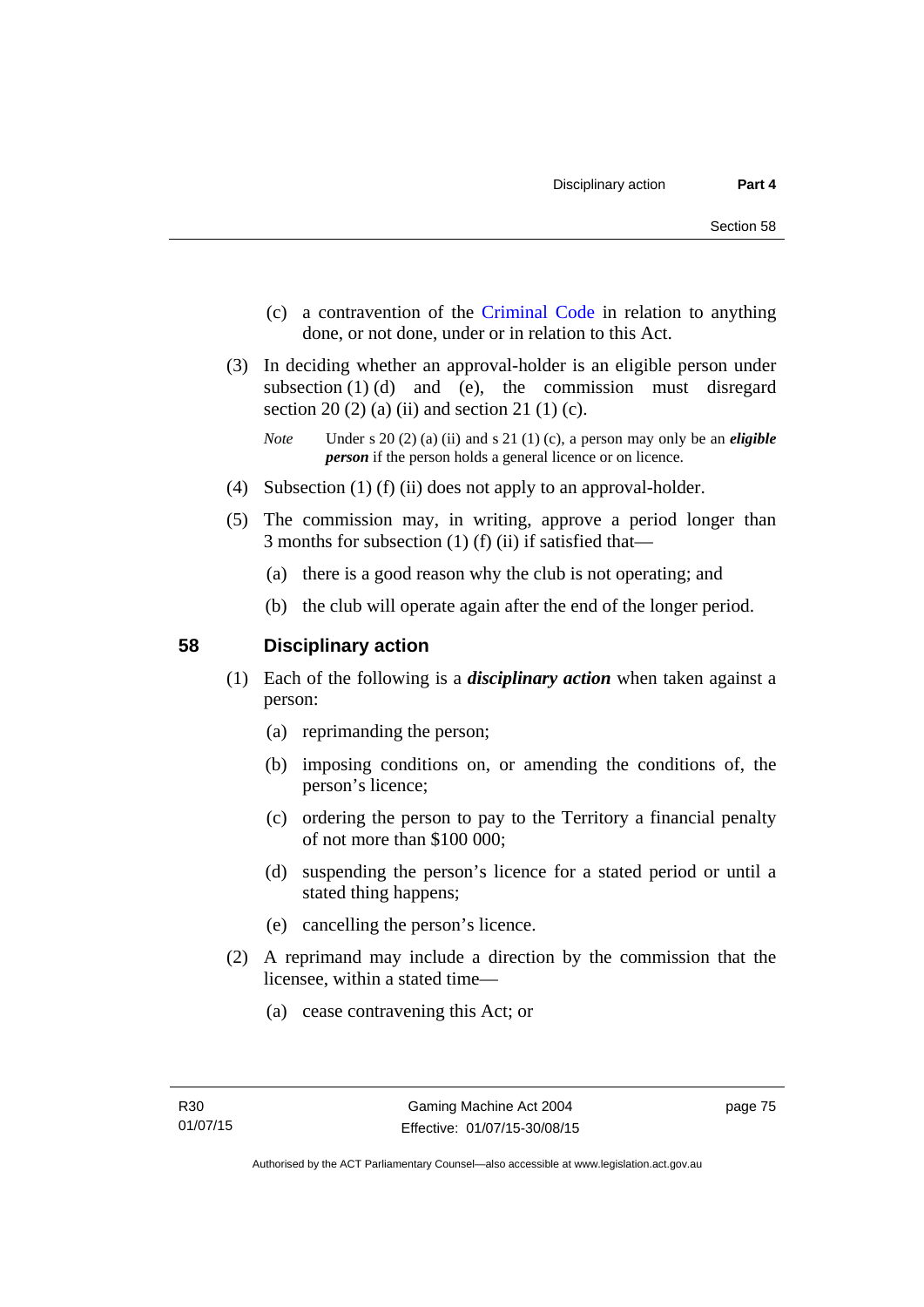(c) a contravention of the Criminal Code in relation to anything done, or not done, under or in relation to this Act.

(3) In deciding whether an approval-holder is an eligible person under subsection (1) (d) and (e), the commission must disregard section 20 (2) (a) (ii) and section 21 (1) (c).

*Note* Under s 20 (2) (a) (ii) and s 21 (1) (c), a person may only be an ***eligible person*** if the person holds a general licence or on licence.

(4) Subsection (1) (f) (ii) does not apply to an approval-holder.

(5) The commission may, in writing, approve a period longer than 3 months for subsection (1) (f) (ii) if satisfied that—

(a) there is a good reason why the club is not operating; and

(b) the club will operate again after the end of the longer period.

## 58 Disciplinary action

(1) Each of the following is a ***disciplinary action*** when taken against a person:

(a) reprimanding the person;

(b) imposing conditions on, or amending the conditions of, the person's licence;

(c) ordering the person to pay to the Territory a financial penalty of not more than $100 000;

(d) suspending the person's licence for a stated period or until a stated thing happens;

(e) cancelling the person's licence.

(2) A reprimand may include a direction by the commission that the licensee, within a stated time—

(a) cease contravening this Act; or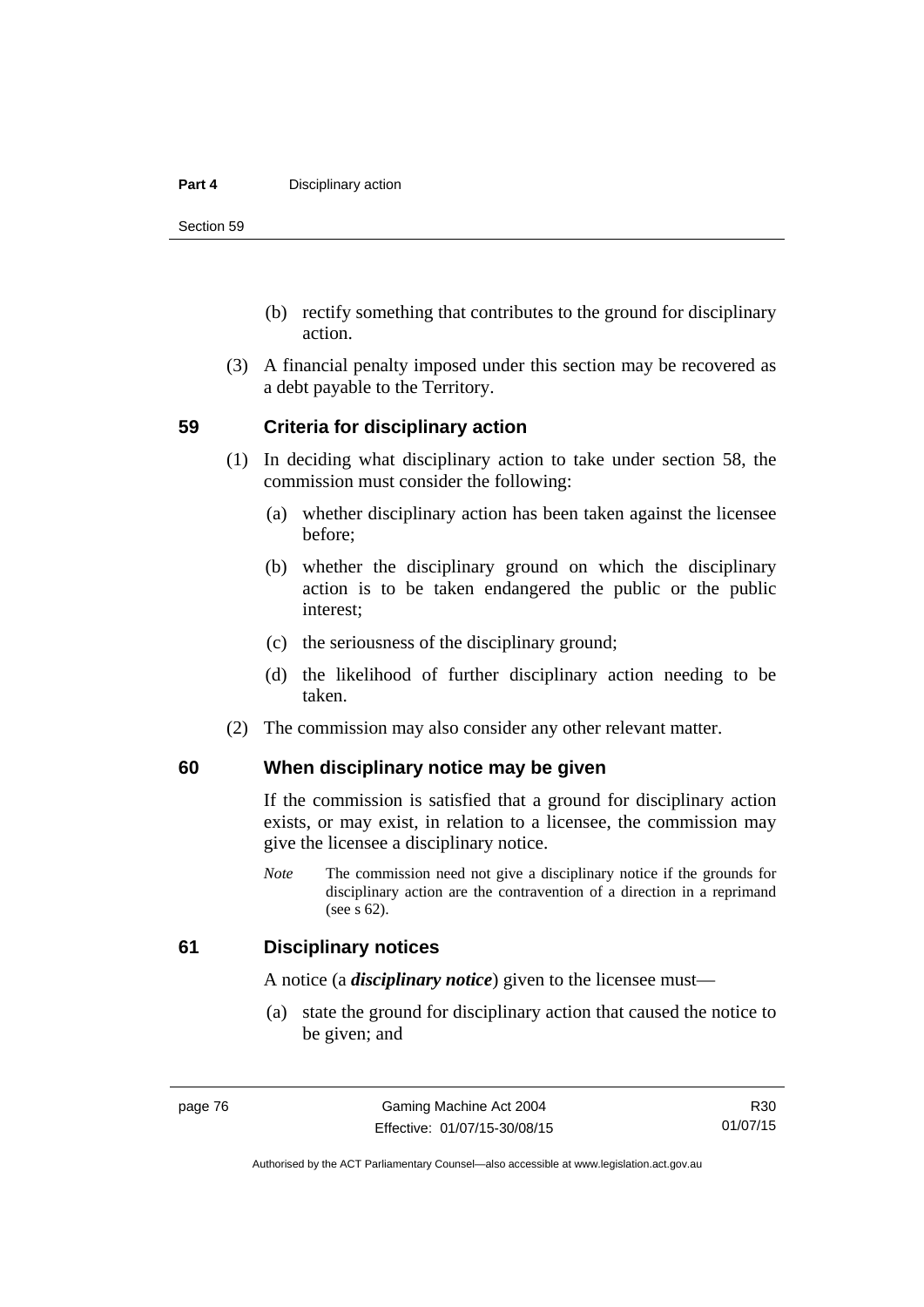(b) rectify something that contributes to the ground for disciplinary action.

(3) A financial penalty imposed under this section may be recovered as a debt payable to the Territory.

## 59 Criteria for disciplinary action

(1) In deciding what disciplinary action to take under section 58, the commission must consider the following:

(a) whether disciplinary action has been taken against the licensee before;

(b) whether the disciplinary ground on which the disciplinary action is to be taken endangered the public or the public interest;

(c) the seriousness of the disciplinary ground;

(d) the likelihood of further disciplinary action needing to be taken.

(2) The commission may also consider any other relevant matter.

## 60 When disciplinary notice may be given

If the commission is satisfied that a ground for disciplinary action exists, or may exist, in relation to a licensee, the commission may give the licensee a disciplinary notice.

*Note* The commission need not give a disciplinary notice if the grounds for disciplinary action are the contravention of a direction in a reprimand (see s 62).

## 61 Disciplinary notices

A notice (a ***disciplinary notice***) given to the licensee must—

(a) state the ground for disciplinary action that caused the notice to be given; and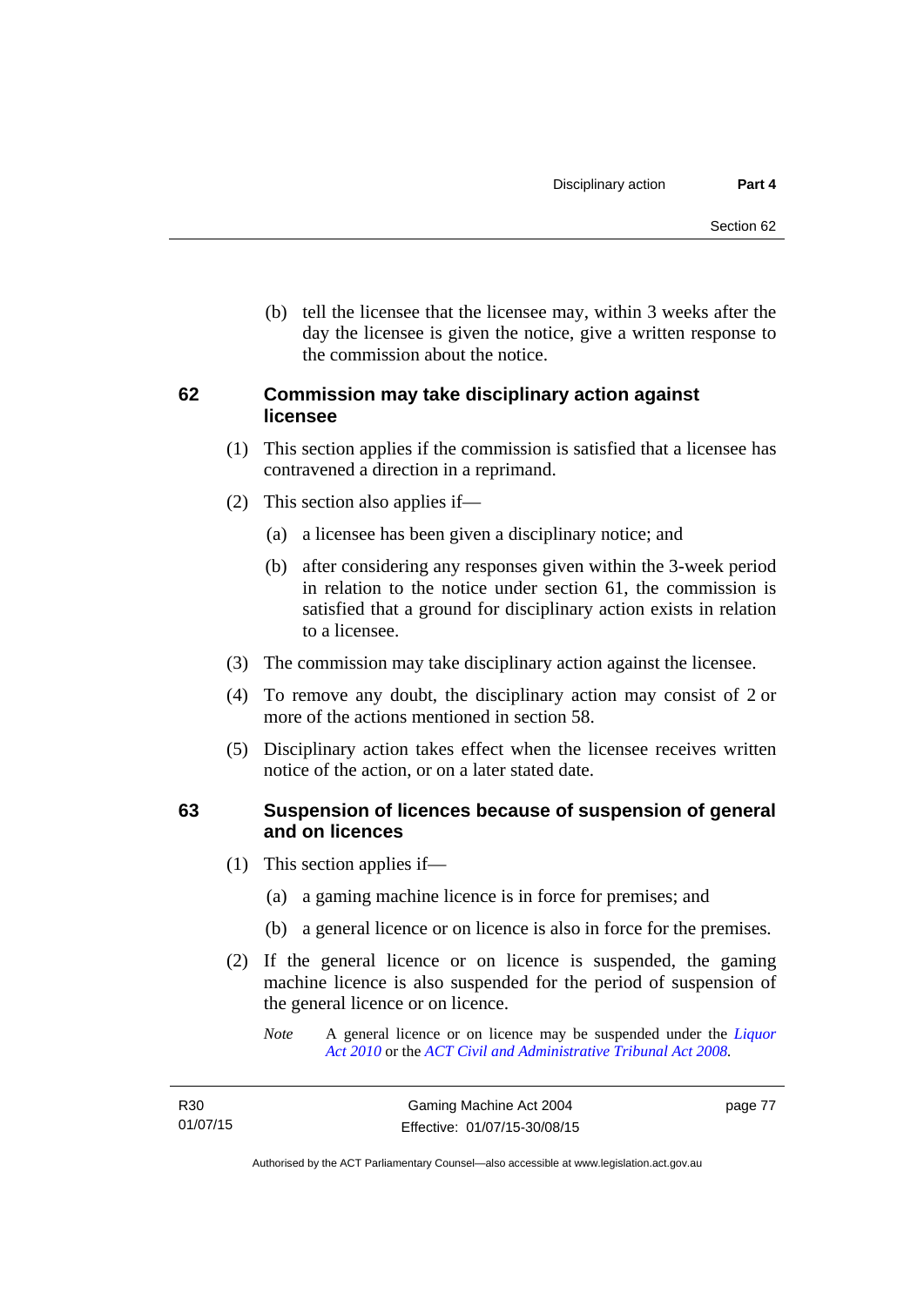(b) tell the licensee that the licensee may, within 3 weeks after the day the licensee is given the notice, give a written response to the commission about the notice.

## 62 Commission may take disciplinary action against licensee

(1) This section applies if the commission is satisfied that a licensee has contravened a direction in a reprimand.

(2) This section also applies if—

(a) a licensee has been given a disciplinary notice; and

(b) after considering any responses given within the 3-week period in relation to the notice under section 61, the commission is satisfied that a ground for disciplinary action exists in relation to a licensee.

(3) The commission may take disciplinary action against the licensee.

(4) To remove any doubt, the disciplinary action may consist of 2 or more of the actions mentioned in section 58.

(5) Disciplinary action takes effect when the licensee receives written notice of the action, or on a later stated date.

## 63 Suspension of licences because of suspension of general and on licences

(1) This section applies if—

(a) a gaming machine licence is in force for premises; and

(b) a general licence or on licence is also in force for the premises.

(2) If the general licence or on licence is suspended, the gaming machine licence is also suspended for the period of suspension of the general licence or on licence.

*Note* A general licence or on licence may be suspended under the *Liquor Act 2010* or the *ACT Civil and Administrative Tribunal Act 2008*.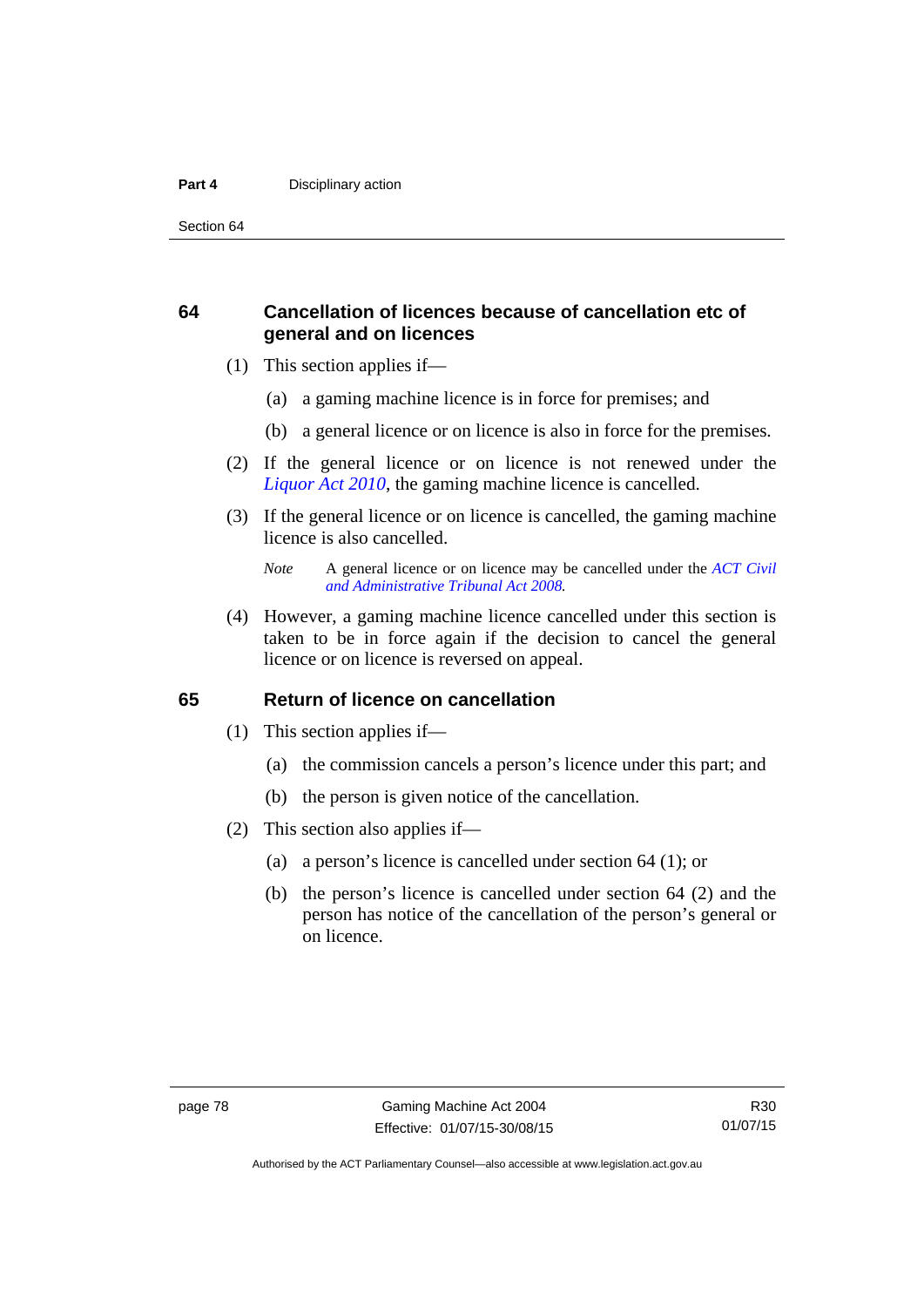### 64 Cancellation of licences because of cancellation etc of general and on licences

(1) This section applies if—

(a) a gaming machine licence is in force for premises; and

(b) a general licence or on licence is also in force for the premises.

(2) If the general licence or on licence is not renewed under the *Liquor Act 2010*, the gaming machine licence is cancelled.

(3) If the general licence or on licence is cancelled, the gaming machine licence is also cancelled.

*Note* A general licence or on licence may be cancelled under the *ACT Civil and Administrative Tribunal Act 2008.*

(4) However, a gaming machine licence cancelled under this section is taken to be in force again if the decision to cancel the general licence or on licence is reversed on appeal.

### 65 Return of licence on cancellation

(1) This section applies if—

(a) the commission cancels a person's licence under this part; and

(b) the person is given notice of the cancellation.

(2) This section also applies if—

(a) a person's licence is cancelled under section 64 (1); or

(b) the person's licence is cancelled under section 64 (2) and the person has notice of the cancellation of the person's general or on licence.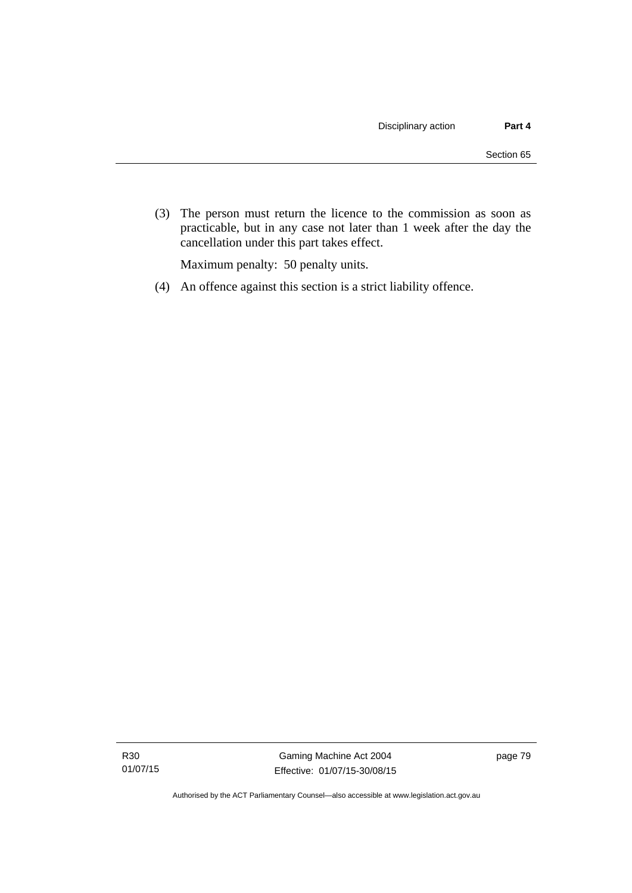(3) The person must return the licence to the commission as soon as practicable, but in any case not later than 1 week after the day the cancellation under this part takes effect.

Maximum penalty: 50 penalty units.

(4) An offence against this section is a strict liability offence.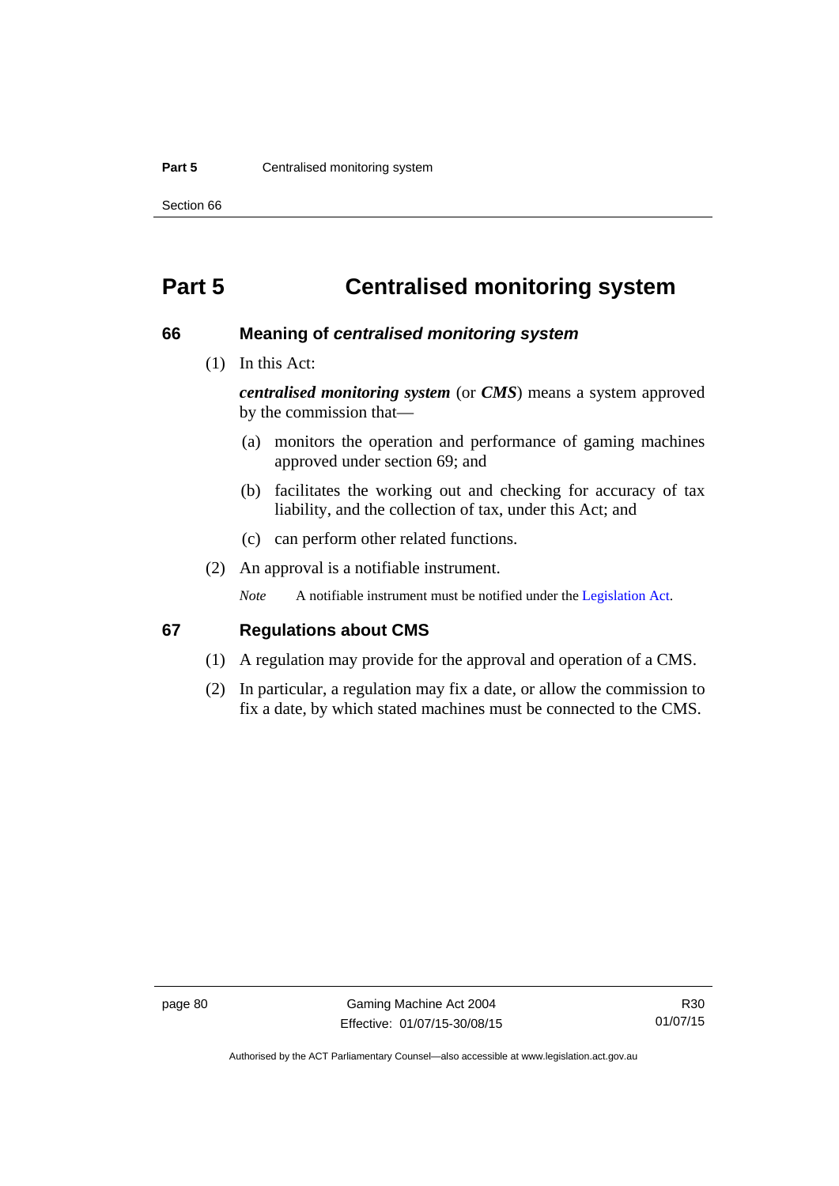# Part 5 Centralised monitoring system

## 66 Meaning of *centralised monitoring system*

(1) In this Act:

***centralised monitoring system*** (or ***CMS***) means a system approved by the commission that—

(a) monitors the operation and performance of gaming machines approved under section 69; and

(b) facilitates the working out and checking for accuracy of tax liability, and the collection of tax, under this Act; and

(c) can perform other related functions.

(2) An approval is a notifiable instrument.

*Note* A notifiable instrument must be notified under the Legislation Act.

## 67 Regulations about CMS

(1) A regulation may provide for the approval and operation of a CMS.

(2) In particular, a regulation may fix a date, or allow the commission to fix a date, by which stated machines must be connected to the CMS.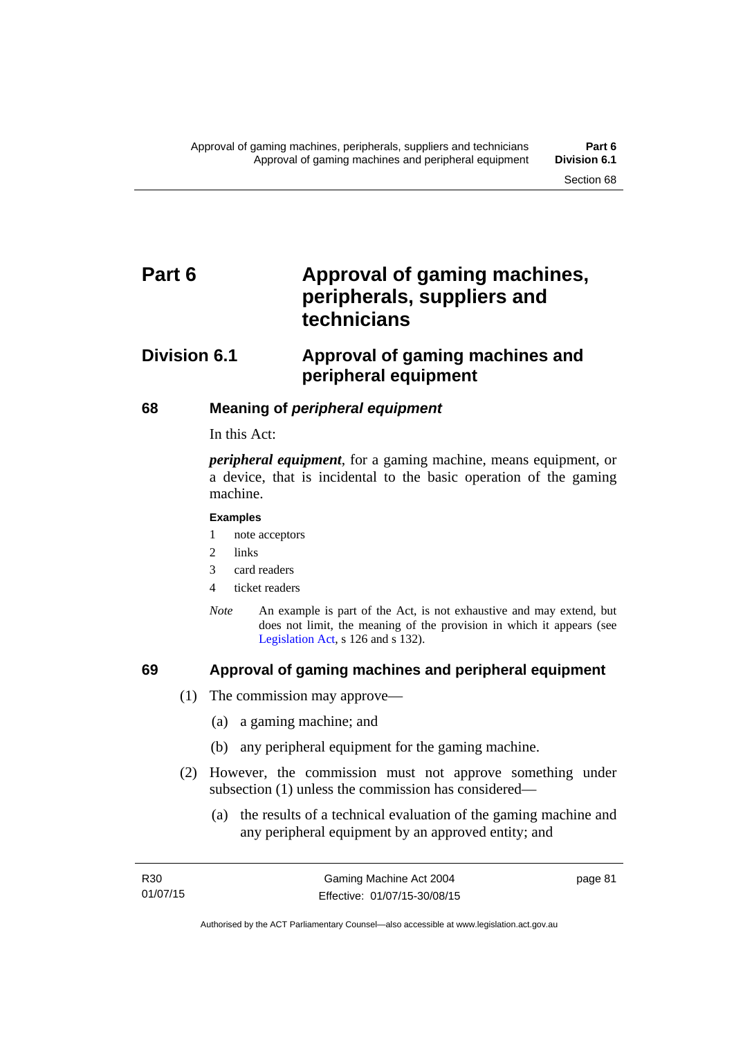# Part 6 Approval of gaming machines, peripherals, suppliers and technicians

## Division 6.1 Approval of gaming machines and peripheral equipment

### 68 Meaning of *peripheral equipment*

In this Act:

***peripheral equipment***, for a gaming machine, means equipment, or a device, that is incidental to the basic operation of the gaming machine.

**Examples**

1 note acceptors

2 links

3 card readers

4 ticket readers

*Note* An example is part of the Act, is not exhaustive and may extend, but does not limit, the meaning of the provision in which it appears (see Legislation Act, s 126 and s 132).

### 69 Approval of gaming machines and peripheral equipment

(1) The commission may approve—

(a) a gaming machine; and

(b) any peripheral equipment for the gaming machine.

(2) However, the commission must not approve something under subsection (1) unless the commission has considered—

(a) the results of a technical evaluation of the gaming machine and any peripheral equipment by an approved entity; and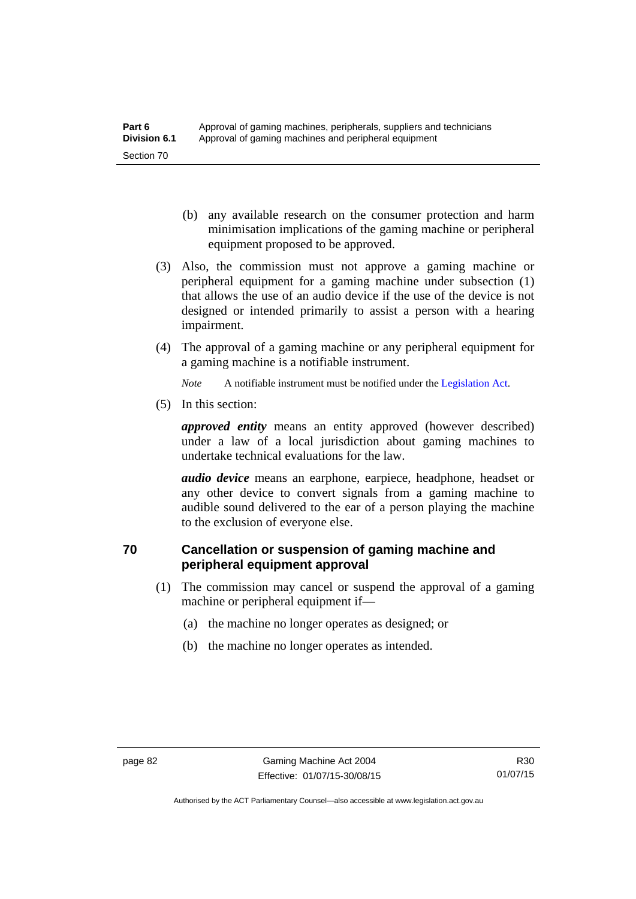(b) any available research on the consumer protection and harm minimisation implications of the gaming machine or peripheral equipment proposed to be approved.

(3) Also, the commission must not approve a gaming machine or peripheral equipment for a gaming machine under subsection (1) that allows the use of an audio device if the use of the device is not designed or intended primarily to assist a person with a hearing impairment.

(4) The approval of a gaming machine or any peripheral equipment for a gaming machine is a notifiable instrument.

*Note* A notifiable instrument must be notified under the Legislation Act.

(5) In this section:

***approved entity*** means an entity approved (however described) under a law of a local jurisdiction about gaming machines to undertake technical evaluations for the law.

***audio device*** means an earphone, earpiece, headphone, headset or any other device to convert signals from a gaming machine to audible sound delivered to the ear of a person playing the machine to the exclusion of everyone else.

## 70 Cancellation or suspension of gaming machine and peripheral equipment approval

(1) The commission may cancel or suspend the approval of a gaming machine or peripheral equipment if—

(a) the machine no longer operates as designed; or

(b) the machine no longer operates as intended.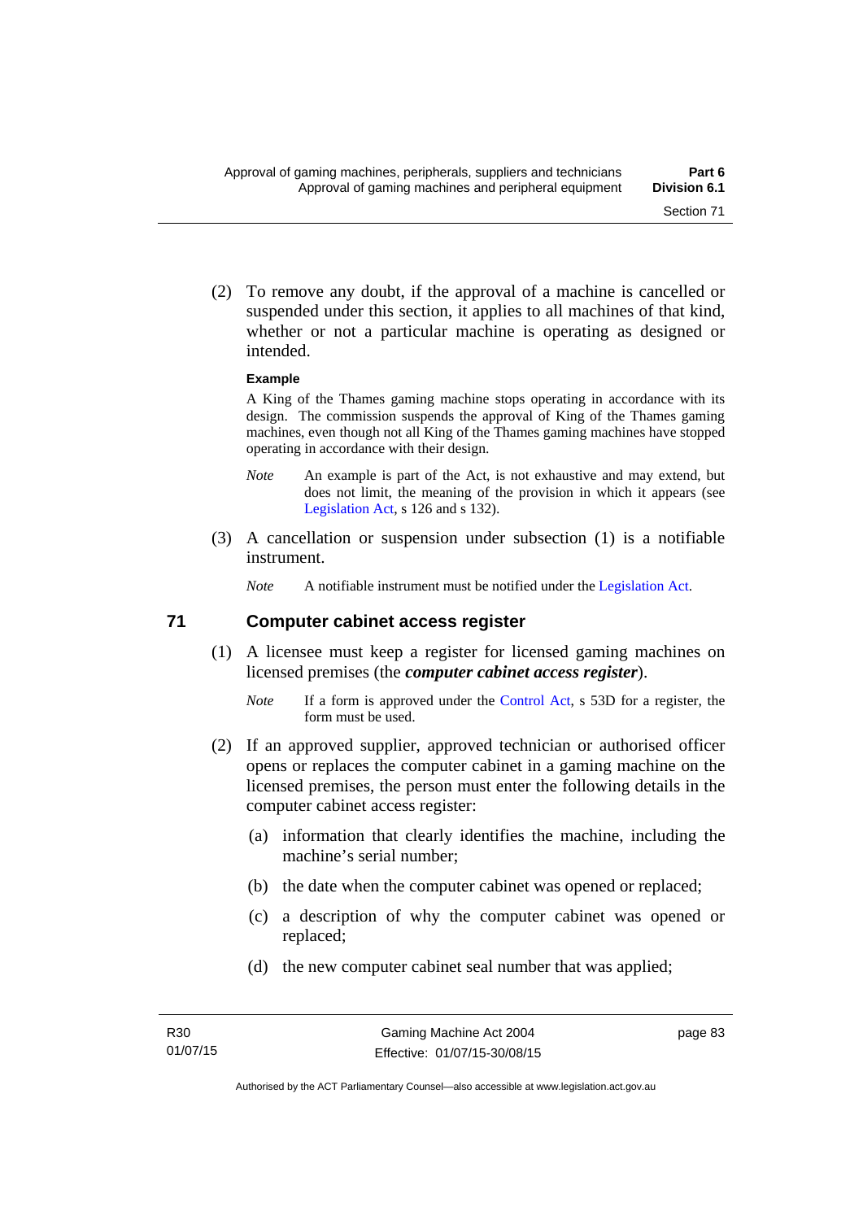(2) To remove any doubt, if the approval of a machine is cancelled or suspended under this section, it applies to all machines of that kind, whether or not a particular machine is operating as designed or intended.

**Example**

A King of the Thames gaming machine stops operating in accordance with its design. The commission suspends the approval of King of the Thames gaming machines, even though not all King of the Thames gaming machines have stopped operating in accordance with their design.

*Note* An example is part of the Act, is not exhaustive and may extend, but does not limit, the meaning of the provision in which it appears (see Legislation Act, s 126 and s 132).

(3) A cancellation or suspension under subsection (1) is a notifiable instrument.

*Note* A notifiable instrument must be notified under the Legislation Act.

## 71 Computer cabinet access register

(1) A licensee must keep a register for licensed gaming machines on licensed premises (the ***computer cabinet access register***).

*Note* If a form is approved under the Control Act, s 53D for a register, the form must be used.

(2) If an approved supplier, approved technician or authorised officer opens or replaces the computer cabinet in a gaming machine on the licensed premises, the person must enter the following details in the computer cabinet access register:

(a) information that clearly identifies the machine, including the machine's serial number;

(b) the date when the computer cabinet was opened or replaced;

(c) a description of why the computer cabinet was opened or replaced;

(d) the new computer cabinet seal number that was applied;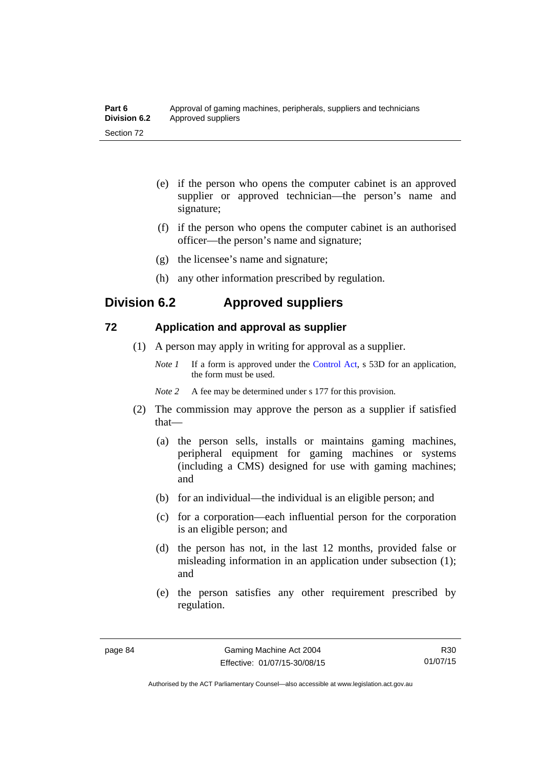(e) if the person who opens the computer cabinet is an approved supplier or approved technician—the person's name and signature;

(f) if the person who opens the computer cabinet is an authorised officer—the person's name and signature;

(g) the licensee's name and signature;

(h) any other information prescribed by regulation.

## Division 6.2 Approved suppliers

### 72 Application and approval as supplier

(1) A person may apply in writing for approval as a supplier.

*Note 1* If a form is approved under the Control Act, s 53D for an application, the form must be used.

*Note 2* A fee may be determined under s 177 for this provision.

(2) The commission may approve the person as a supplier if satisfied that—

(a) the person sells, installs or maintains gaming machines, peripheral equipment for gaming machines or systems (including a CMS) designed for use with gaming machines; and

(b) for an individual—the individual is an eligible person; and

(c) for a corporation—each influential person for the corporation is an eligible person; and

(d) the person has not, in the last 12 months, provided false or misleading information in an application under subsection (1); and

(e) the person satisfies any other requirement prescribed by regulation.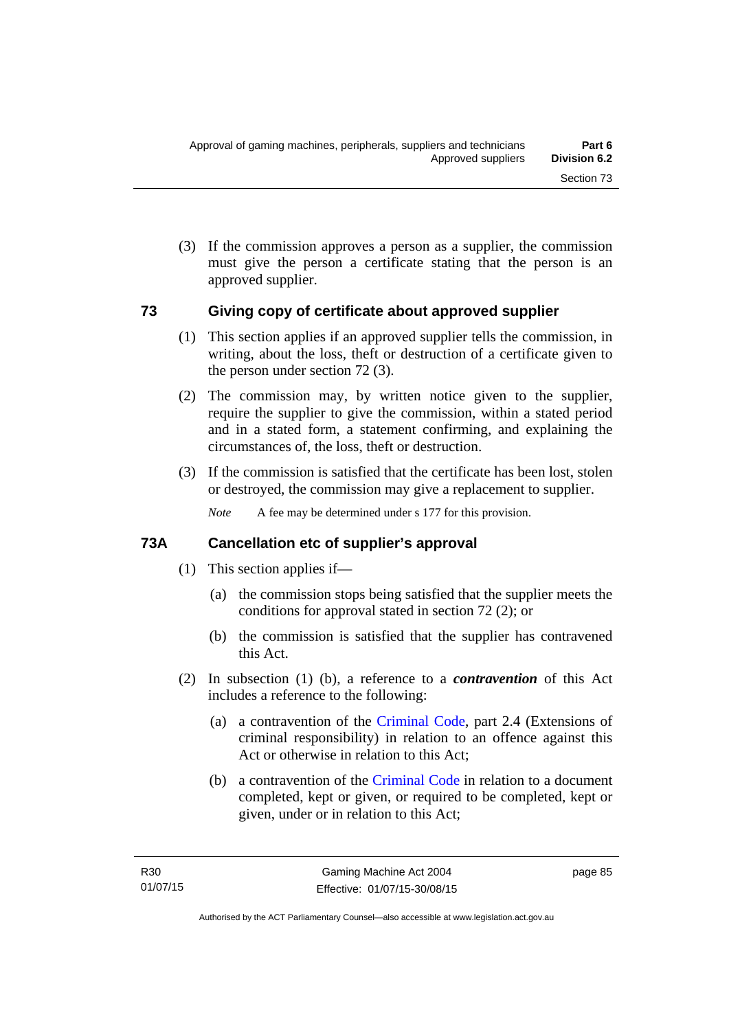(3) If the commission approves a person as a supplier, the commission must give the person a certificate stating that the person is an approved supplier.

## 73 Giving copy of certificate about approved supplier

(1) This section applies if an approved supplier tells the commission, in writing, about the loss, theft or destruction of a certificate given to the person under section 72 (3).

(2) The commission may, by written notice given to the supplier, require the supplier to give the commission, within a stated period and in a stated form, a statement confirming, and explaining the circumstances of, the loss, theft or destruction.

(3) If the commission is satisfied that the certificate has been lost, stolen or destroyed, the commission may give a replacement to supplier.

*Note* A fee may be determined under s 177 for this provision.

## 73A Cancellation etc of supplier's approval

(1) This section applies if—

(a) the commission stops being satisfied that the supplier meets the conditions for approval stated in section 72 (2); or

(b) the commission is satisfied that the supplier has contravened this Act.

(2) In subsection (1) (b), a reference to a ***contravention*** of this Act includes a reference to the following:

(a) a contravention of the Criminal Code, part 2.4 (Extensions of criminal responsibility) in relation to an offence against this Act or otherwise in relation to this Act;

(b) a contravention of the Criminal Code in relation to a document completed, kept or given, or required to be completed, kept or given, under or in relation to this Act;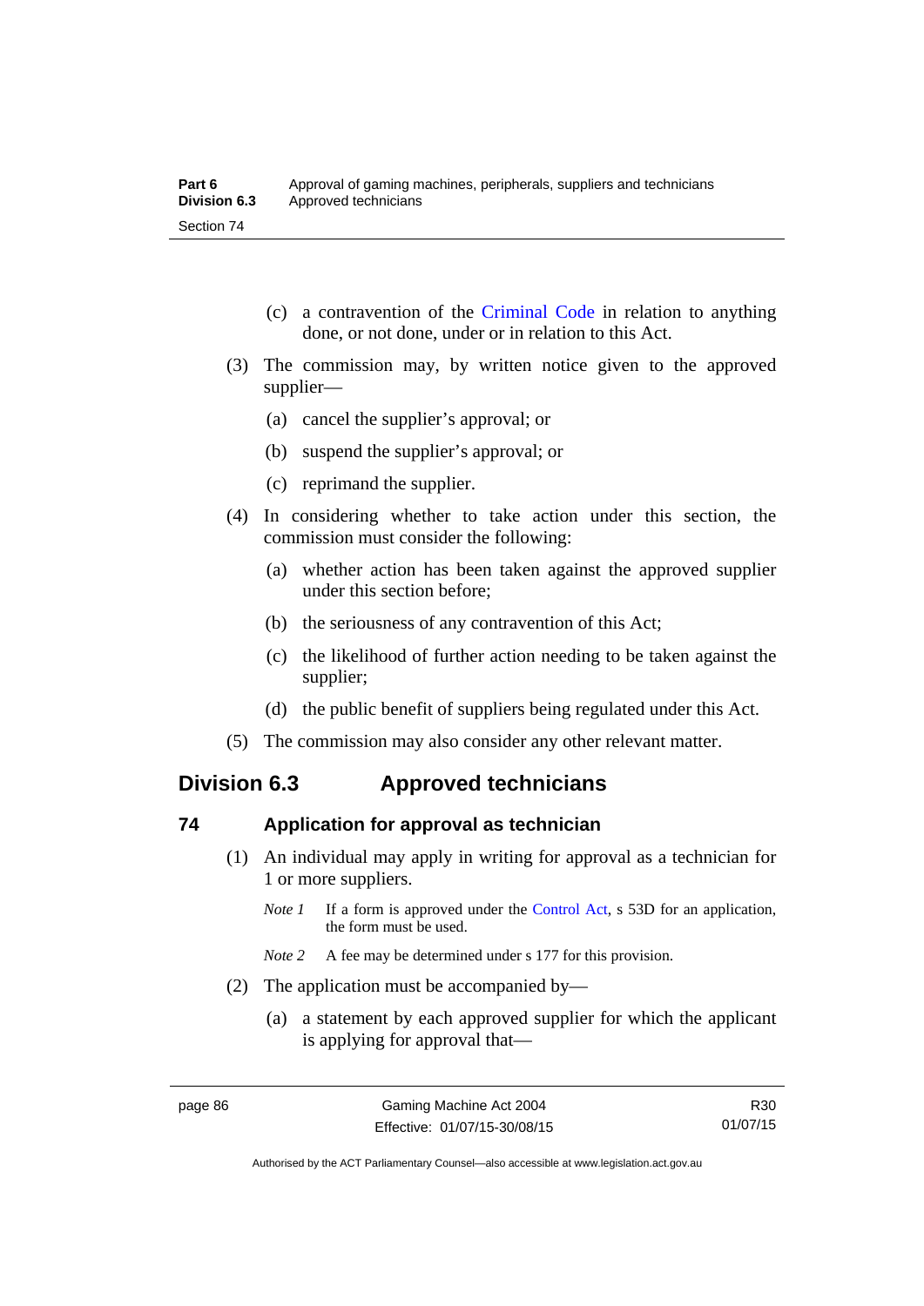(c) a contravention of the Criminal Code in relation to anything done, or not done, under or in relation to this Act.

(3) The commission may, by written notice given to the approved supplier—

(a) cancel the supplier's approval; or

(b) suspend the supplier's approval; or

(c) reprimand the supplier.

(4) In considering whether to take action under this section, the commission must consider the following:

(a) whether action has been taken against the approved supplier under this section before;

(b) the seriousness of any contravention of this Act;

(c) the likelihood of further action needing to be taken against the supplier;

(d) the public benefit of suppliers being regulated under this Act.

(5) The commission may also consider any other relevant matter.

## Division 6.3 Approved technicians

### 74 Application for approval as technician

(1) An individual may apply in writing for approval as a technician for 1 or more suppliers.

*Note 1* If a form is approved under the Control Act, s 53D for an application, the form must be used.

*Note 2* A fee may be determined under s 177 for this provision.

(2) The application must be accompanied by—

(a) a statement by each approved supplier for which the applicant is applying for approval that—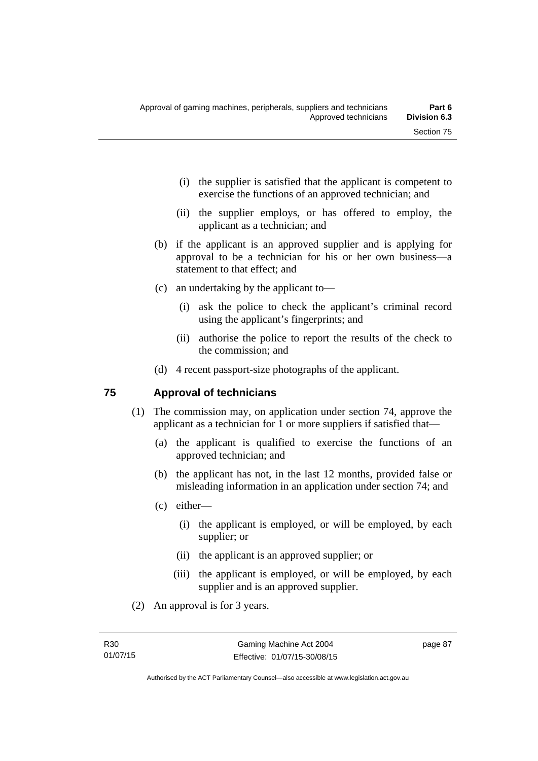(i) the supplier is satisfied that the applicant is competent to exercise the functions of an approved technician; and

(ii) the supplier employs, or has offered to employ, the applicant as a technician; and

(b) if the applicant is an approved supplier and is applying for approval to be a technician for his or her own business—a statement to that effect; and

(c) an undertaking by the applicant to—

(i) ask the police to check the applicant's criminal record using the applicant's fingerprints; and

(ii) authorise the police to report the results of the check to the commission; and

(d) 4 recent passport-size photographs of the applicant.

## 75 Approval of technicians

(1) The commission may, on application under section 74, approve the applicant as a technician for 1 or more suppliers if satisfied that—

(a) the applicant is qualified to exercise the functions of an approved technician; and

(b) the applicant has not, in the last 12 months, provided false or misleading information in an application under section 74; and

(c) either—

(i) the applicant is employed, or will be employed, by each supplier; or

(ii) the applicant is an approved supplier; or

(iii) the applicant is employed, or will be employed, by each supplier and is an approved supplier.

(2) An approval is for 3 years.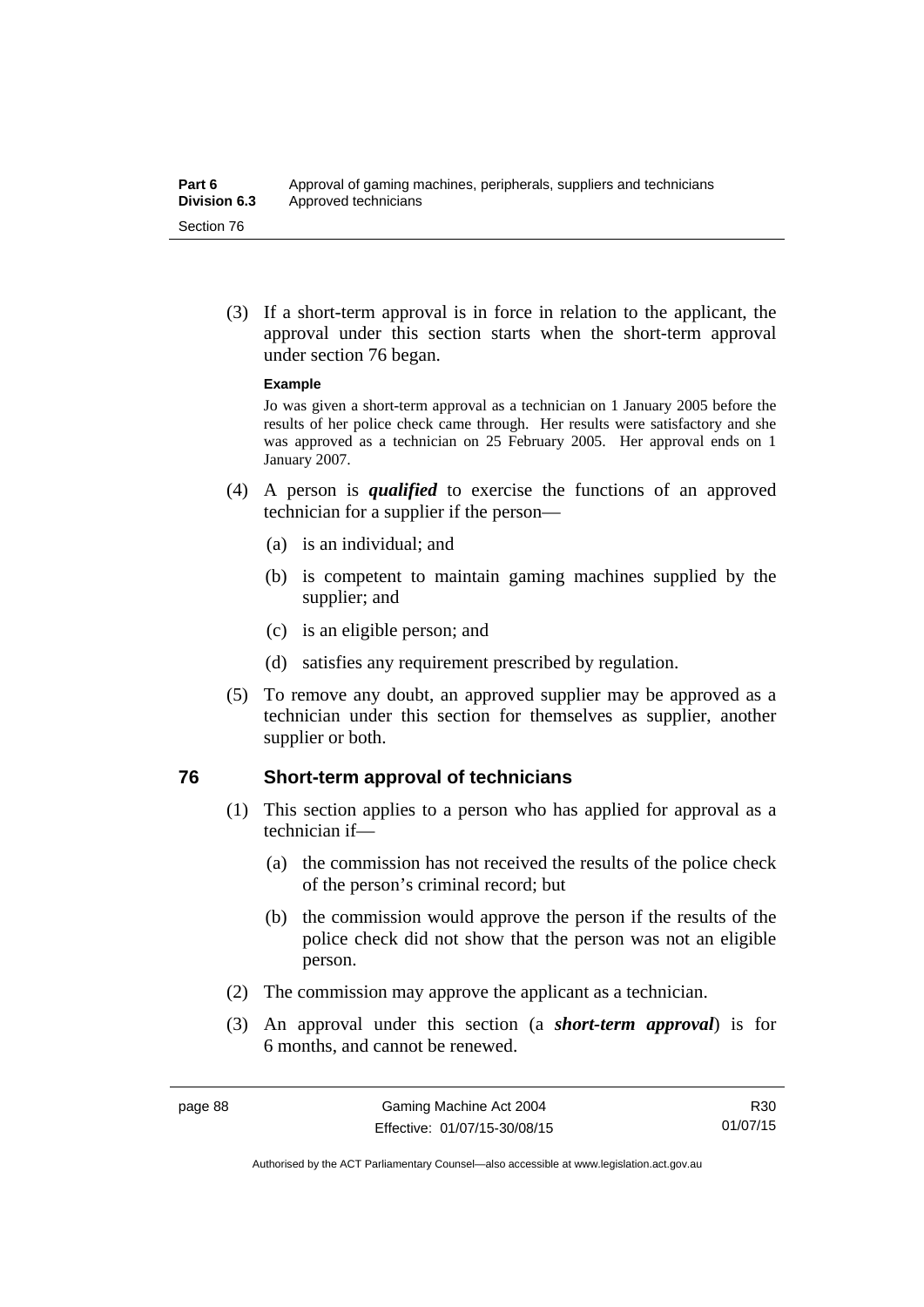(3) If a short-term approval is in force in relation to the applicant, the approval under this section starts when the short-term approval under section 76 began.

**Example**

Jo was given a short-term approval as a technician on 1 January 2005 before the results of her police check came through. Her results were satisfactory and she was approved as a technician on 25 February 2005. Her approval ends on 1 January 2007.

(4) A person is ***qualified*** to exercise the functions of an approved technician for a supplier if the person—

(a) is an individual; and

(b) is competent to maintain gaming machines supplied by the supplier; and

(c) is an eligible person; and

(d) satisfies any requirement prescribed by regulation.

(5) To remove any doubt, an approved supplier may be approved as a technician under this section for themselves as supplier, another supplier or both.

## 76 Short-term approval of technicians

(1) This section applies to a person who has applied for approval as a technician if—

(a) the commission has not received the results of the police check of the person's criminal record; but

(b) the commission would approve the person if the results of the police check did not show that the person was not an eligible person.

(2) The commission may approve the applicant as a technician.

(3) An approval under this section (a ***short-term approval***) is for 6 months, and cannot be renewed.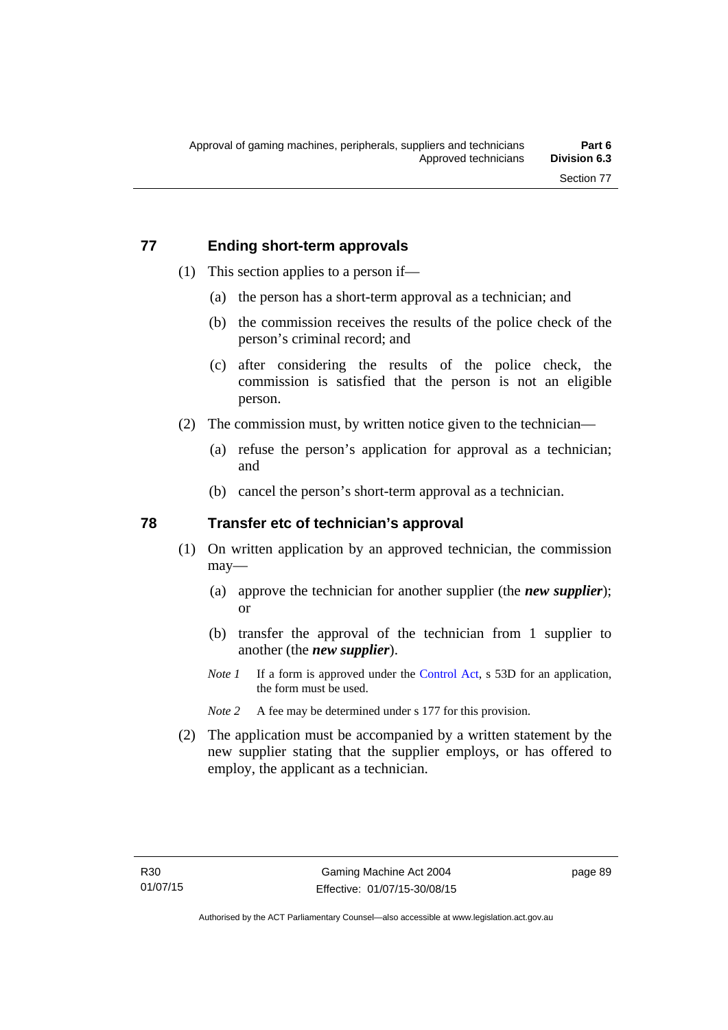## 77 Ending short-term approvals

(1) This section applies to a person if—

(a) the person has a short-term approval as a technician; and

(b) the commission receives the results of the police check of the person's criminal record; and

(c) after considering the results of the police check, the commission is satisfied that the person is not an eligible person.

(2) The commission must, by written notice given to the technician—

(a) refuse the person's application for approval as a technician; and

(b) cancel the person's short-term approval as a technician.

## 78 Transfer etc of technician's approval

(1) On written application by an approved technician, the commission may—

(a) approve the technician for another supplier (the ***new supplier***); or

(b) transfer the approval of the technician from 1 supplier to another (the ***new supplier***).

*Note 1* If a form is approved under the Control Act, s 53D for an application, the form must be used.

*Note 2* A fee may be determined under s 177 for this provision.

(2) The application must be accompanied by a written statement by the new supplier stating that the supplier employs, or has offered to employ, the applicant as a technician.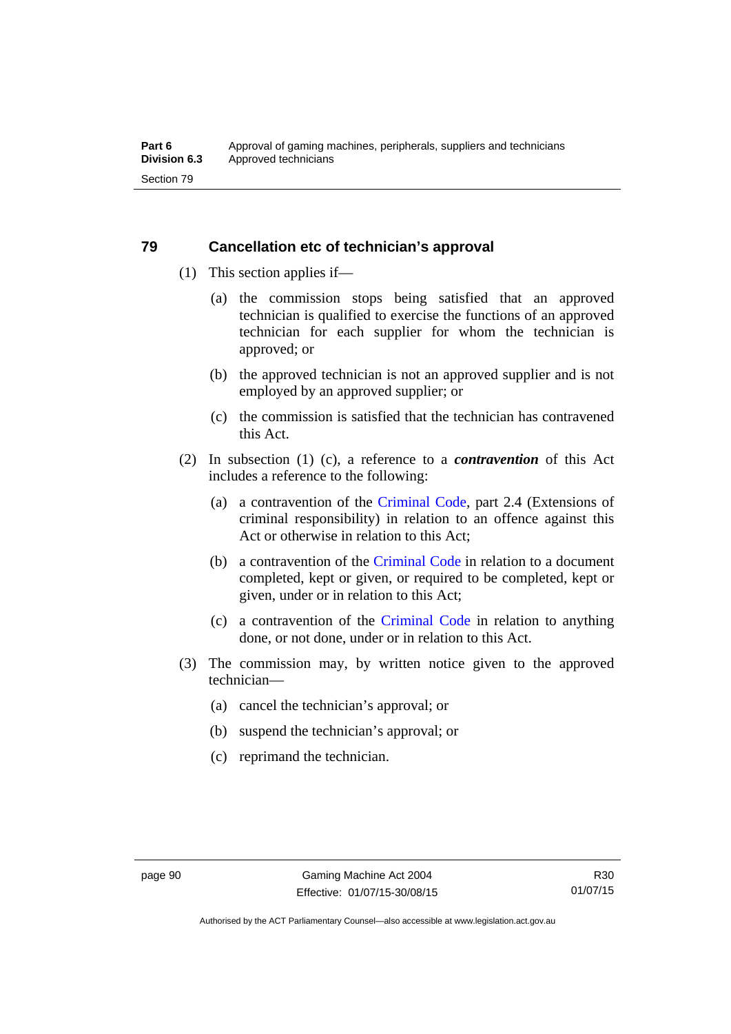## 79 Cancellation etc of technician's approval

(1) This section applies if—

(a) the commission stops being satisfied that an approved technician is qualified to exercise the functions of an approved technician for each supplier for whom the technician is approved; or

(b) the approved technician is not an approved supplier and is not employed by an approved supplier; or

(c) the commission is satisfied that the technician has contravened this Act.

(2) In subsection (1) (c), a reference to a ***contravention*** of this Act includes a reference to the following:

(a) a contravention of the Criminal Code, part 2.4 (Extensions of criminal responsibility) in relation to an offence against this Act or otherwise in relation to this Act;

(b) a contravention of the Criminal Code in relation to a document completed, kept or given, or required to be completed, kept or given, under or in relation to this Act;

(c) a contravention of the Criminal Code in relation to anything done, or not done, under or in relation to this Act.

(3) The commission may, by written notice given to the approved technician—

(a) cancel the technician's approval; or

(b) suspend the technician's approval; or

(c) reprimand the technician.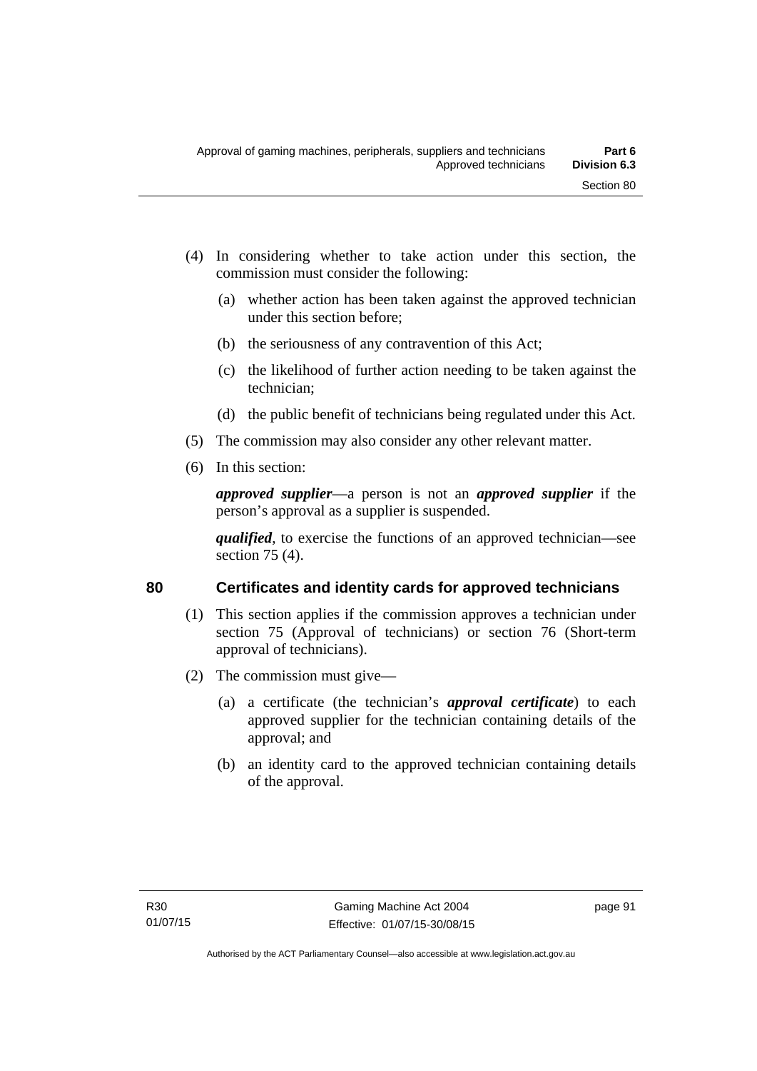(4) In considering whether to take action under this section, the commission must consider the following:

(a) whether action has been taken against the approved technician under this section before;

(b) the seriousness of any contravention of this Act;

(c) the likelihood of further action needing to be taken against the technician;

(d) the public benefit of technicians being regulated under this Act.

(5) The commission may also consider any other relevant matter.

(6) In this section:

***approved supplier***—a person is not an ***approved supplier*** if the person's approval as a supplier is suspended.

***qualified***, to exercise the functions of an approved technician—see section 75 (4).

## 80 Certificates and identity cards for approved technicians

(1) This section applies if the commission approves a technician under section 75 (Approval of technicians) or section 76 (Short-term approval of technicians).

(2) The commission must give—

(a) a certificate (the technician's ***approval certificate***) to each approved supplier for the technician containing details of the approval; and

(b) an identity card to the approved technician containing details of the approval.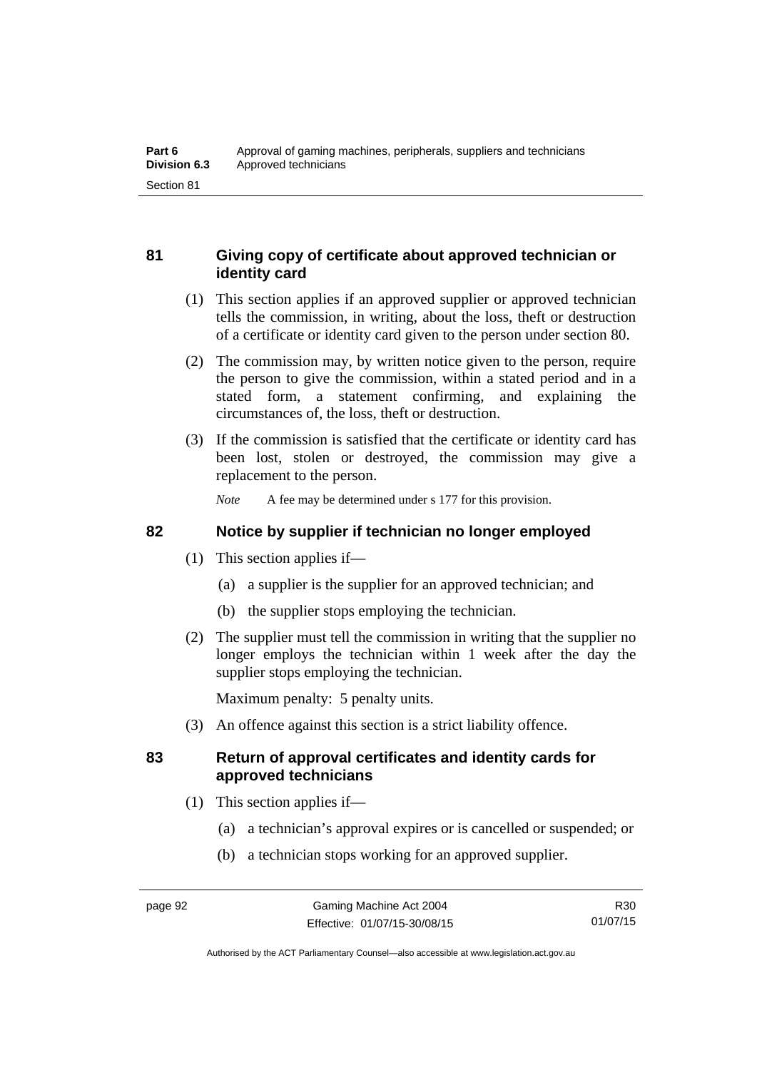## 81 Giving copy of certificate about approved technician or identity card

(1) This section applies if an approved supplier or approved technician tells the commission, in writing, about the loss, theft or destruction of a certificate or identity card given to the person under section 80.

(2) The commission may, by written notice given to the person, require the person to give the commission, within a stated period and in a stated form, a statement confirming, and explaining the circumstances of, the loss, theft or destruction.

(3) If the commission is satisfied that the certificate or identity card has been lost, stolen or destroyed, the commission may give a replacement to the person.

*Note* A fee may be determined under s 177 for this provision.

## 82 Notice by supplier if technician no longer employed

(1) This section applies if—

(a) a supplier is the supplier for an approved technician; and

(b) the supplier stops employing the technician.

(2) The supplier must tell the commission in writing that the supplier no longer employs the technician within 1 week after the day the supplier stops employing the technician.

Maximum penalty: 5 penalty units.

(3) An offence against this section is a strict liability offence.

## 83 Return of approval certificates and identity cards for approved technicians

(1) This section applies if—

(a) a technician's approval expires or is cancelled or suspended; or

(b) a technician stops working for an approved supplier.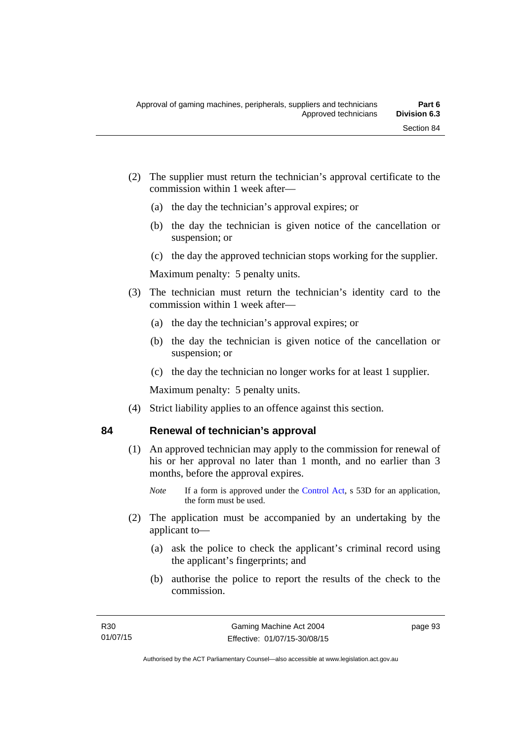(2) The supplier must return the technician's approval certificate to the commission within 1 week after—

(a) the day the technician's approval expires; or

(b) the day the technician is given notice of the cancellation or suspension; or

(c) the day the approved technician stops working for the supplier.

Maximum penalty: 5 penalty units.

(3) The technician must return the technician's identity card to the commission within 1 week after—

(a) the day the technician's approval expires; or

(b) the day the technician is given notice of the cancellation or suspension; or

(c) the day the technician no longer works for at least 1 supplier.

Maximum penalty: 5 penalty units.

(4) Strict liability applies to an offence against this section.

## 84 Renewal of technician's approval

(1) An approved technician may apply to the commission for renewal of his or her approval no later than 1 month, and no earlier than 3 months, before the approval expires.

*Note* If a form is approved under the Control Act, s 53D for an application, the form must be used.

(2) The application must be accompanied by an undertaking by the applicant to—

(a) ask the police to check the applicant's criminal record using the applicant's fingerprints; and

(b) authorise the police to report the results of the check to the commission.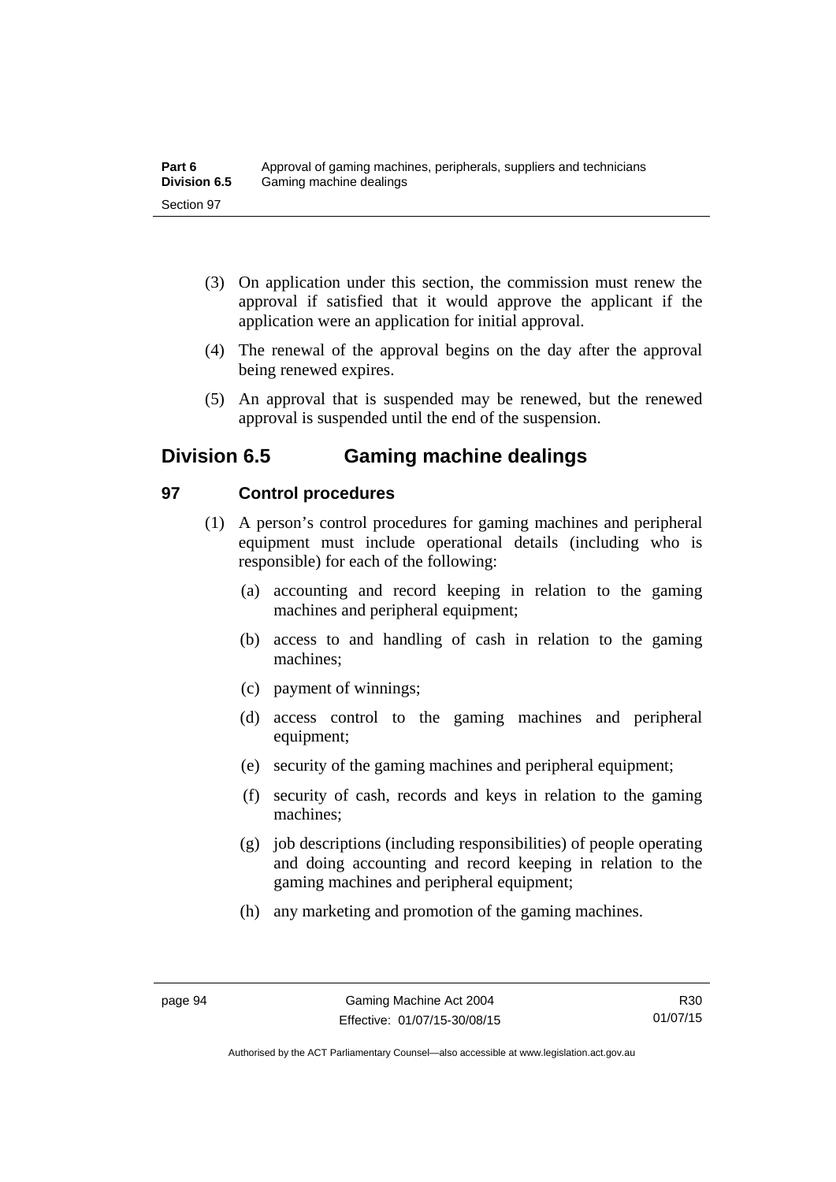(3) On application under this section, the commission must renew the approval if satisfied that it would approve the applicant if the application were an application for initial approval.

(4) The renewal of the approval begins on the day after the approval being renewed expires.

(5) An approval that is suspended may be renewed, but the renewed approval is suspended until the end of the suspension.

## Division 6.5 Gaming machine dealings

### 97 Control procedures

(1) A person's control procedures for gaming machines and peripheral equipment must include operational details (including who is responsible) for each of the following:

(a) accounting and record keeping in relation to the gaming machines and peripheral equipment;

(b) access to and handling of cash in relation to the gaming machines;

(c) payment of winnings;

(d) access control to the gaming machines and peripheral equipment;

(e) security of the gaming machines and peripheral equipment;

(f) security of cash, records and keys in relation to the gaming machines;

(g) job descriptions (including responsibilities) of people operating and doing accounting and record keeping in relation to the gaming machines and peripheral equipment;

(h) any marketing and promotion of the gaming machines.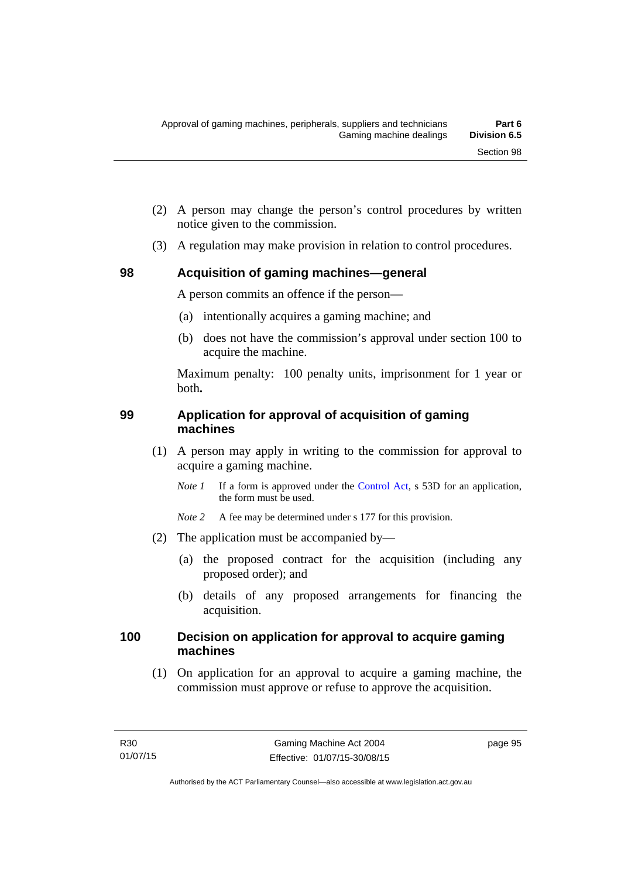(2) A person may change the person's control procedures by written notice given to the commission.

(3) A regulation may make provision in relation to control procedures.

## 98 Acquisition of gaming machines—general

A person commits an offence if the person—

(a) intentionally acquires a gaming machine; and

(b) does not have the commission's approval under section 100 to acquire the machine.

Maximum penalty: 100 penalty units, imprisonment for 1 year or both**.**

## 99 Application for approval of acquisition of gaming machines

(1) A person may apply in writing to the commission for approval to acquire a gaming machine.

*Note 1* If a form is approved under the Control Act, s 53D for an application, the form must be used.

*Note 2* A fee may be determined under s 177 for this provision.

(2) The application must be accompanied by—

(a) the proposed contract for the acquisition (including any proposed order); and

(b) details of any proposed arrangements for financing the acquisition.

## 100 Decision on application for approval to acquire gaming machines

(1) On application for an approval to acquire a gaming machine, the commission must approve or refuse to approve the acquisition.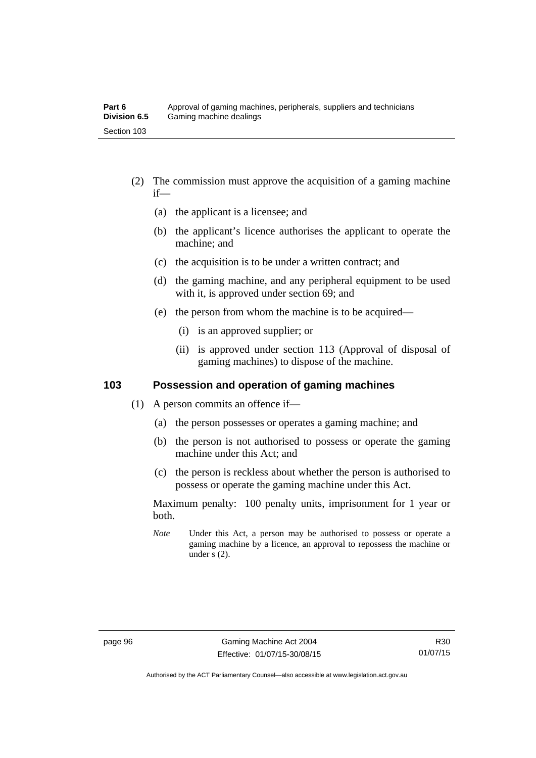(2) The commission must approve the acquisition of a gaming machine if—

(a) the applicant is a licensee; and

(b) the applicant's licence authorises the applicant to operate the machine; and

(c) the acquisition is to be under a written contract; and

(d) the gaming machine, and any peripheral equipment to be used with it, is approved under section 69; and

(e) the person from whom the machine is to be acquired—

(i) is an approved supplier; or

(ii) is approved under section 113 (Approval of disposal of gaming machines) to dispose of the machine.

## 103 Possession and operation of gaming machines

(1) A person commits an offence if—

(a) the person possesses or operates a gaming machine; and

(b) the person is not authorised to possess or operate the gaming machine under this Act; and

(c) the person is reckless about whether the person is authorised to possess or operate the gaming machine under this Act.

Maximum penalty: 100 penalty units, imprisonment for 1 year or both.

*Note* Under this Act, a person may be authorised to possess or operate a gaming machine by a licence, an approval to repossess the machine or under s (2).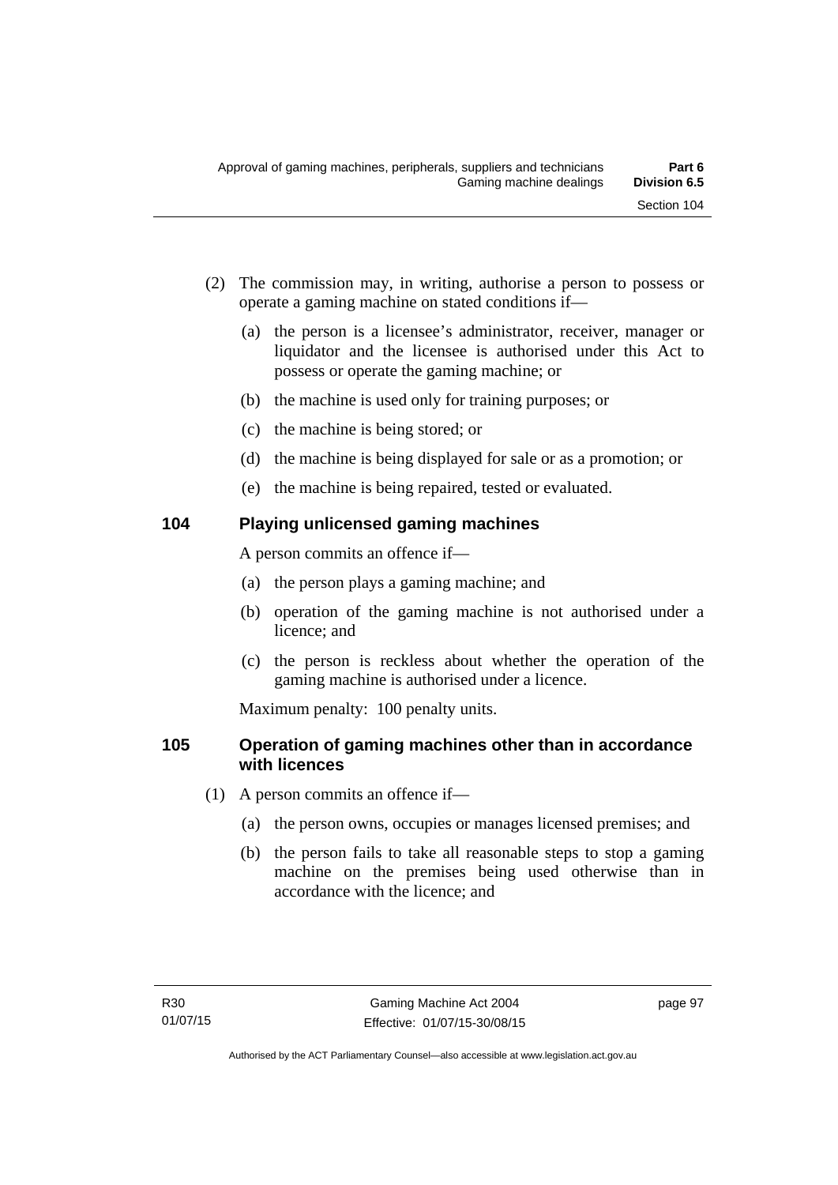(2) The commission may, in writing, authorise a person to possess or operate a gaming machine on stated conditions if—

   (a) the person is a licensee's administrator, receiver, manager or liquidator and the licensee is authorised under this Act to possess or operate the gaming machine; or

   (b) the machine is used only for training purposes; or

   (c) the machine is being stored; or

   (d) the machine is being displayed for sale or as a promotion; or

   (e) the machine is being repaired, tested or evaluated.

### 104 Playing unlicensed gaming machines

A person commits an offence if—

   (a) the person plays a gaming machine; and

   (b) operation of the gaming machine is not authorised under a licence; and

   (c) the person is reckless about whether the operation of the gaming machine is authorised under a licence.

Maximum penalty: 100 penalty units.

### 105 Operation of gaming machines other than in accordance with licences

(1) A person commits an offence if—

   (a) the person owns, occupies or manages licensed premises; and

   (b) the person fails to take all reasonable steps to stop a gaming machine on the premises being used otherwise than in accordance with the licence; and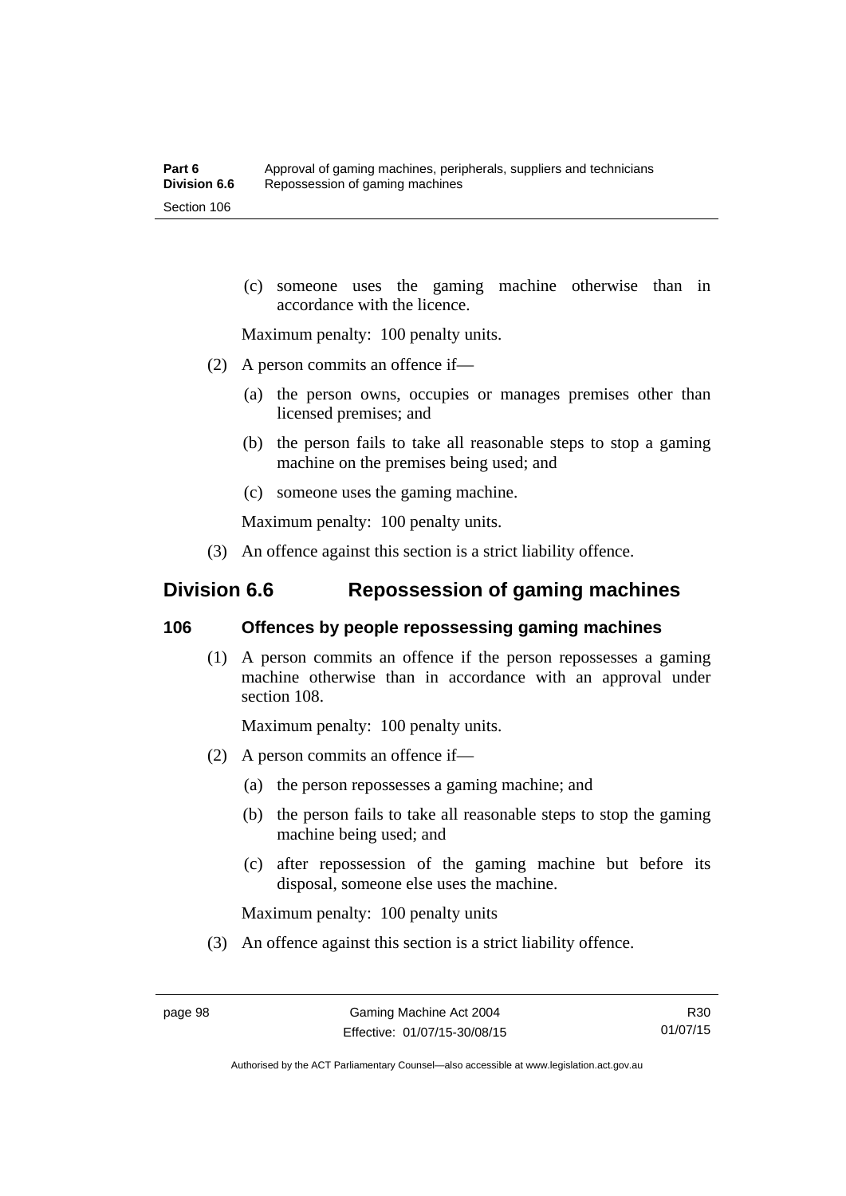(c) someone uses the gaming machine otherwise than in accordance with the licence.

Maximum penalty: 100 penalty units.

(2) A person commits an offence if—

(a) the person owns, occupies or manages premises other than licensed premises; and

(b) the person fails to take all reasonable steps to stop a gaming machine on the premises being used; and

(c) someone uses the gaming machine.

Maximum penalty: 100 penalty units.

(3) An offence against this section is a strict liability offence.

## Division 6.6 Repossession of gaming machines

### 106 Offences by people repossessing gaming machines

(1) A person commits an offence if the person repossesses a gaming machine otherwise than in accordance with an approval under section 108.

Maximum penalty: 100 penalty units.

(2) A person commits an offence if—

(a) the person repossesses a gaming machine; and

(b) the person fails to take all reasonable steps to stop the gaming machine being used; and

(c) after repossession of the gaming machine but before its disposal, someone else uses the machine.

Maximum penalty: 100 penalty units

(3) An offence against this section is a strict liability offence.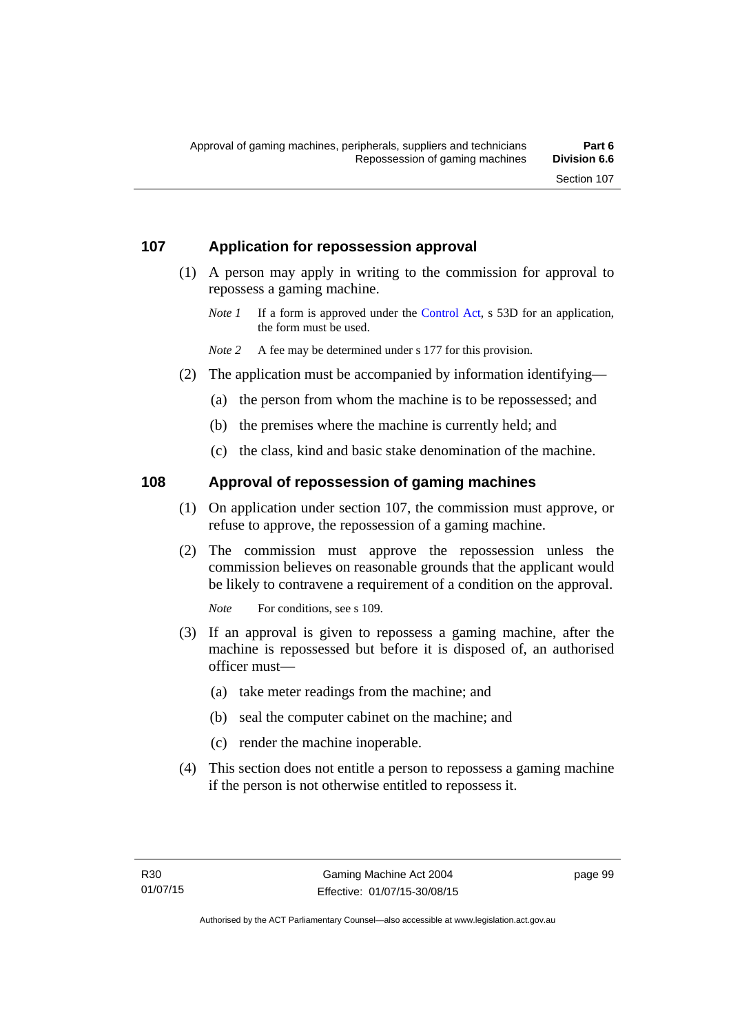## 107 Application for repossession approval

(1) A person may apply in writing to the commission for approval to repossess a gaming machine.

*Note 1* If a form is approved under the Control Act, s 53D for an application, the form must be used.

*Note 2* A fee may be determined under s 177 for this provision.

(2) The application must be accompanied by information identifying—

(a) the person from whom the machine is to be repossessed; and

(b) the premises where the machine is currently held; and

(c) the class, kind and basic stake denomination of the machine.

## 108 Approval of repossession of gaming machines

(1) On application under section 107, the commission must approve, or refuse to approve, the repossession of a gaming machine.

(2) The commission must approve the repossession unless the commission believes on reasonable grounds that the applicant would be likely to contravene a requirement of a condition on the approval.

*Note* For conditions, see s 109.

(3) If an approval is given to repossess a gaming machine, after the machine is repossessed but before it is disposed of, an authorised officer must—

(a) take meter readings from the machine; and

(b) seal the computer cabinet on the machine; and

(c) render the machine inoperable.

(4) This section does not entitle a person to repossess a gaming machine if the person is not otherwise entitled to repossess it.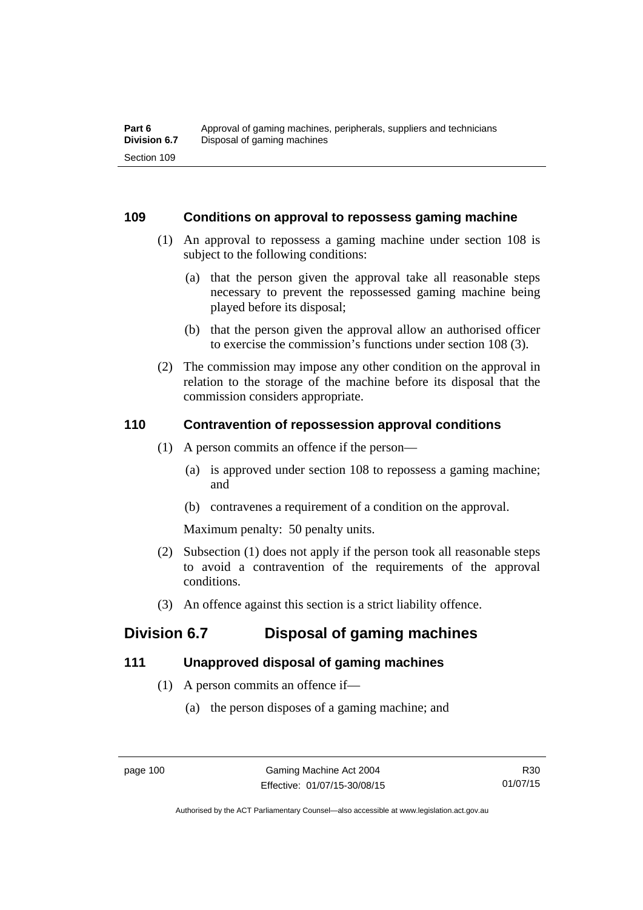### 109 Conditions on approval to repossess gaming machine

(1) An approval to repossess a gaming machine under section 108 is subject to the following conditions:

(a) that the person given the approval take all reasonable steps necessary to prevent the repossessed gaming machine being played before its disposal;

(b) that the person given the approval allow an authorised officer to exercise the commission's functions under section 108 (3).

(2) The commission may impose any other condition on the approval in relation to the storage of the machine before its disposal that the commission considers appropriate.

### 110 Contravention of repossession approval conditions

(1) A person commits an offence if the person—

(a) is approved under section 108 to repossess a gaming machine; and

(b) contravenes a requirement of a condition on the approval.

Maximum penalty: 50 penalty units.

(2) Subsection (1) does not apply if the person took all reasonable steps to avoid a contravention of the requirements of the approval conditions.

(3) An offence against this section is a strict liability offence.

## Division 6.7 Disposal of gaming machines

### 111 Unapproved disposal of gaming machines

(1) A person commits an offence if—

(a) the person disposes of a gaming machine; and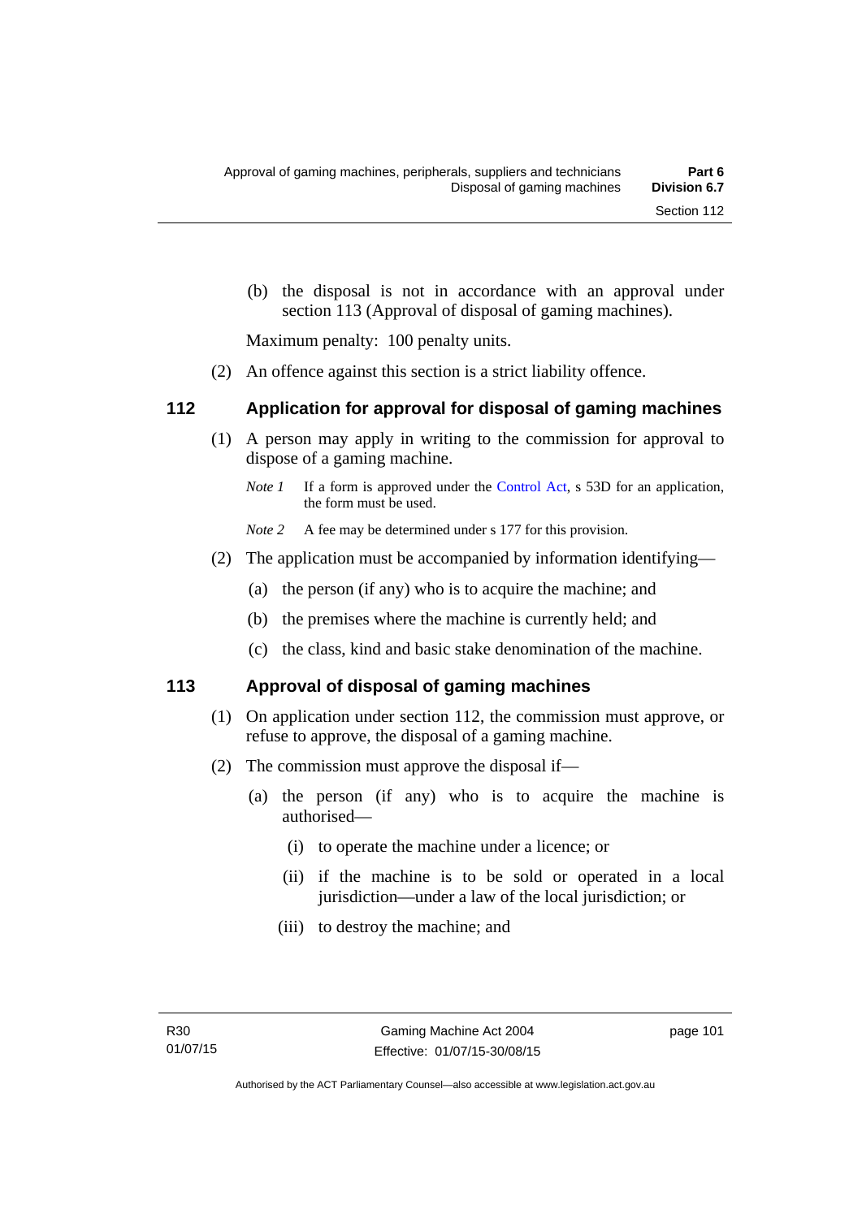(b) the disposal is not in accordance with an approval under section 113 (Approval of disposal of gaming machines).

Maximum penalty: 100 penalty units.

(2) An offence against this section is a strict liability offence.

## 112 Application for approval for disposal of gaming machines

(1) A person may apply in writing to the commission for approval to dispose of a gaming machine.

*Note 1* If a form is approved under the Control Act, s 53D for an application, the form must be used.

*Note 2* A fee may be determined under s 177 for this provision.

(2) The application must be accompanied by information identifying—

(a) the person (if any) who is to acquire the machine; and

(b) the premises where the machine is currently held; and

(c) the class, kind and basic stake denomination of the machine.

## 113 Approval of disposal of gaming machines

(1) On application under section 112, the commission must approve, or refuse to approve, the disposal of a gaming machine.

(2) The commission must approve the disposal if—

(a) the person (if any) who is to acquire the machine is authorised—

(i) to operate the machine under a licence; or

(ii) if the machine is to be sold or operated in a local jurisdiction—under a law of the local jurisdiction; or

(iii) to destroy the machine; and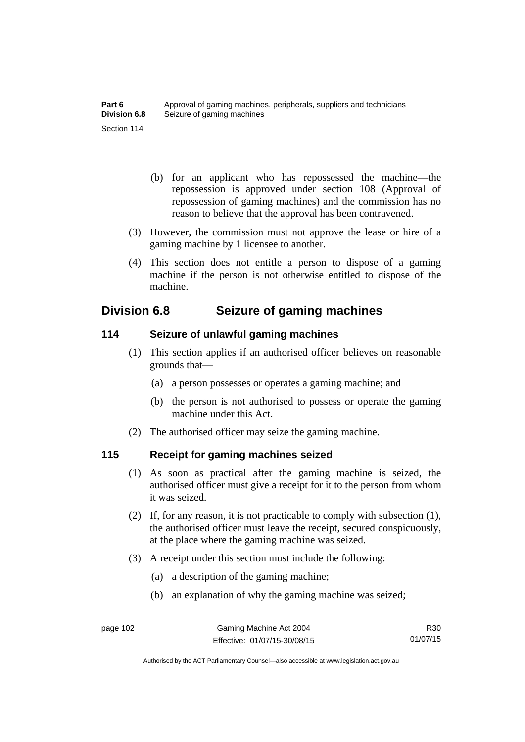(b) for an applicant who has repossessed the machine—the repossession is approved under section 108 (Approval of repossession of gaming machines) and the commission has no reason to believe that the approval has been contravened.

(3) However, the commission must not approve the lease or hire of a gaming machine by 1 licensee to another.

(4) This section does not entitle a person to dispose of a gaming machine if the person is not otherwise entitled to dispose of the machine.

## Division 6.8 Seizure of gaming machines

### 114 Seizure of unlawful gaming machines

(1) This section applies if an authorised officer believes on reasonable grounds that—

(a) a person possesses or operates a gaming machine; and

(b) the person is not authorised to possess or operate the gaming machine under this Act.

(2) The authorised officer may seize the gaming machine.

### 115 Receipt for gaming machines seized

(1) As soon as practical after the gaming machine is seized, the authorised officer must give a receipt for it to the person from whom it was seized.

(2) If, for any reason, it is not practicable to comply with subsection (1), the authorised officer must leave the receipt, secured conspicuously, at the place where the gaming machine was seized.

(3) A receipt under this section must include the following:

(a) a description of the gaming machine;

(b) an explanation of why the gaming machine was seized;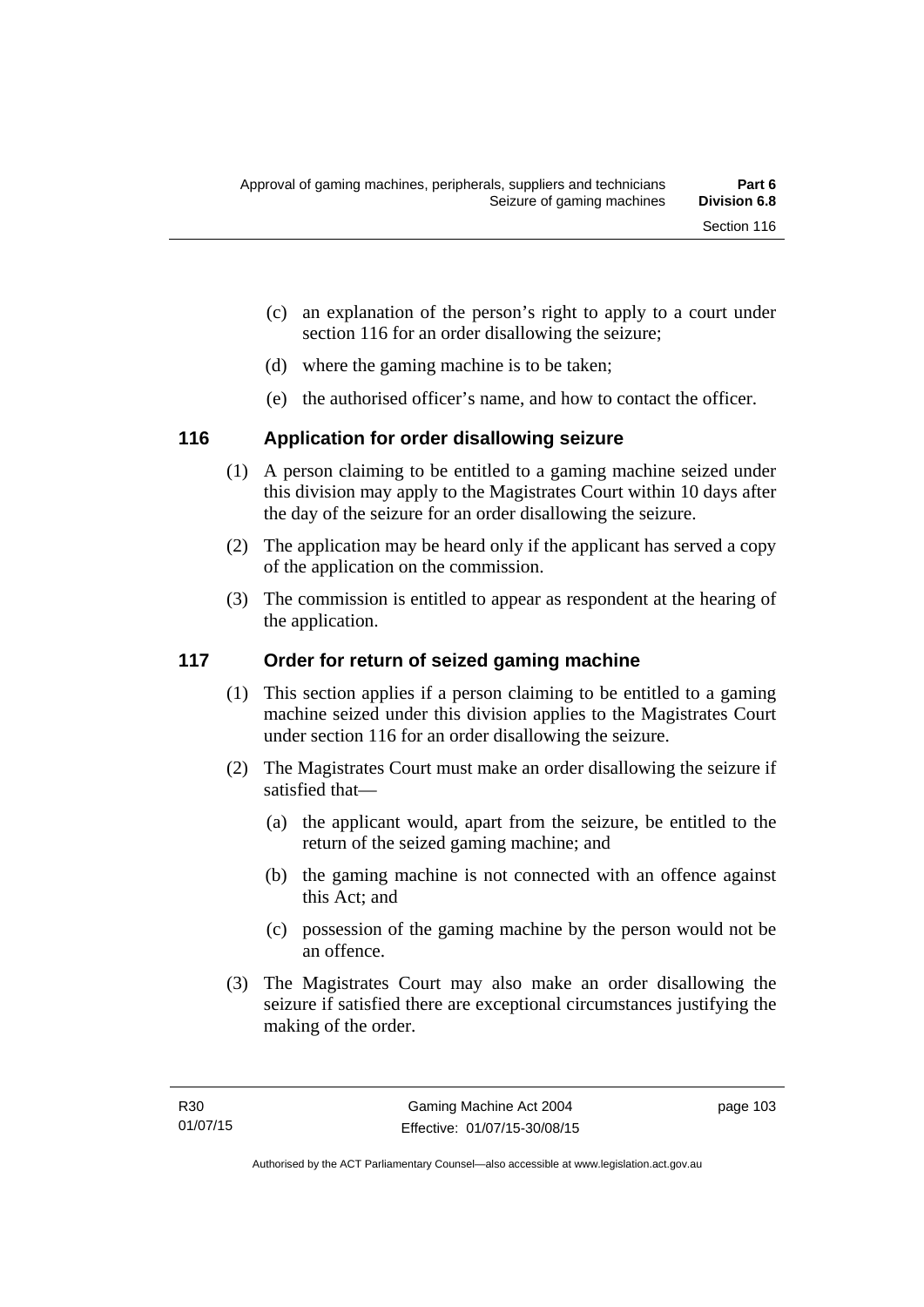(c) an explanation of the person's right to apply to a court under section 116 for an order disallowing the seizure;

(d) where the gaming machine is to be taken;

(e) the authorised officer's name, and how to contact the officer.

## 116 Application for order disallowing seizure

(1) A person claiming to be entitled to a gaming machine seized under this division may apply to the Magistrates Court within 10 days after the day of the seizure for an order disallowing the seizure.

(2) The application may be heard only if the applicant has served a copy of the application on the commission.

(3) The commission is entitled to appear as respondent at the hearing of the application.

## 117 Order for return of seized gaming machine

(1) This section applies if a person claiming to be entitled to a gaming machine seized under this division applies to the Magistrates Court under section 116 for an order disallowing the seizure.

(2) The Magistrates Court must make an order disallowing the seizure if satisfied that—

(a) the applicant would, apart from the seizure, be entitled to the return of the seized gaming machine; and

(b) the gaming machine is not connected with an offence against this Act; and

(c) possession of the gaming machine by the person would not be an offence.

(3) The Magistrates Court may also make an order disallowing the seizure if satisfied there are exceptional circumstances justifying the making of the order.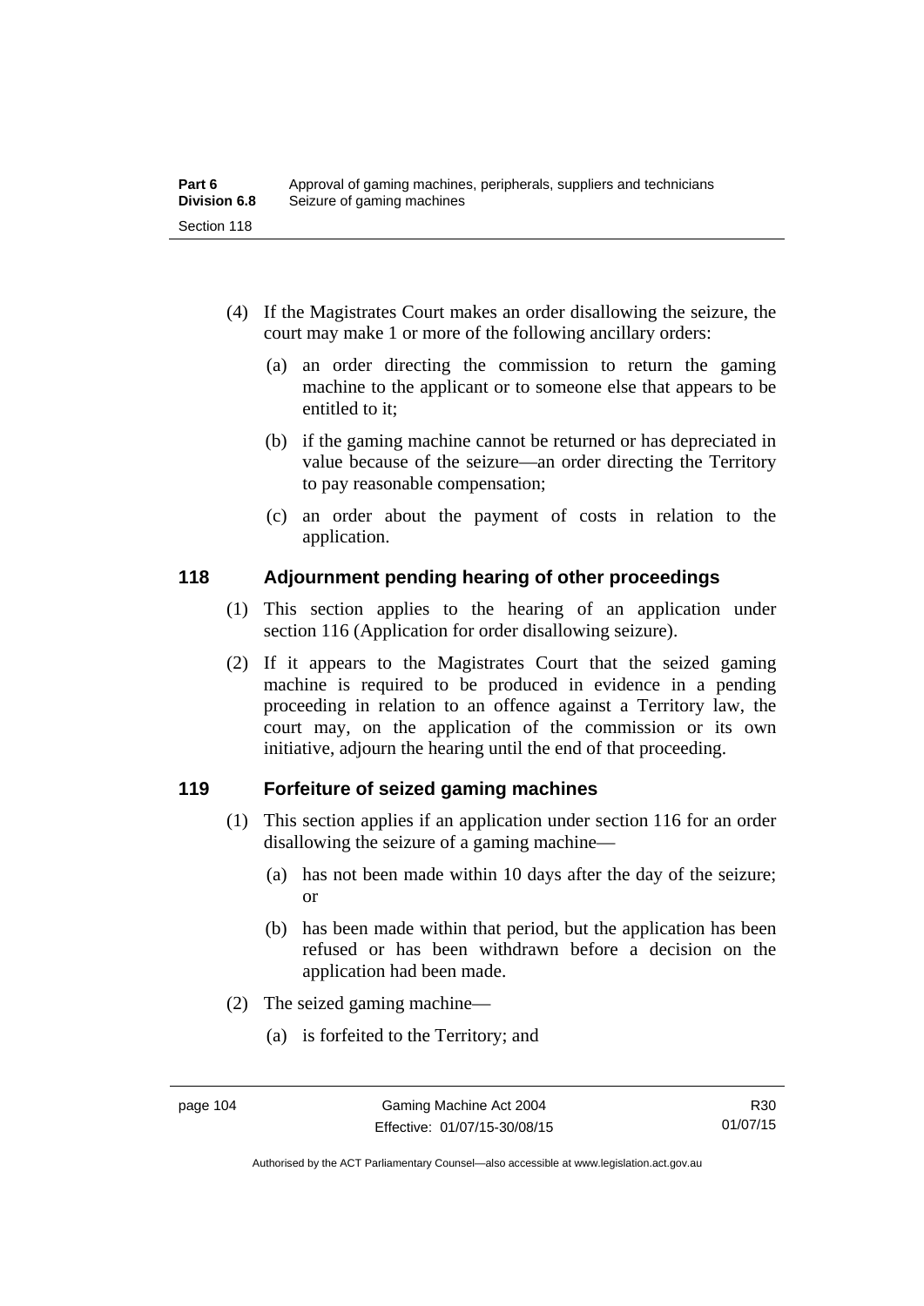(4) If the Magistrates Court makes an order disallowing the seizure, the court may make 1 or more of the following ancillary orders:

(a) an order directing the commission to return the gaming machine to the applicant or to someone else that appears to be entitled to it;

(b) if the gaming machine cannot be returned or has depreciated in value because of the seizure—an order directing the Territory to pay reasonable compensation;

(c) an order about the payment of costs in relation to the application.

## 118 Adjournment pending hearing of other proceedings

(1) This section applies to the hearing of an application under section 116 (Application for order disallowing seizure).

(2) If it appears to the Magistrates Court that the seized gaming machine is required to be produced in evidence in a pending proceeding in relation to an offence against a Territory law, the court may, on the application of the commission or its own initiative, adjourn the hearing until the end of that proceeding.

## 119 Forfeiture of seized gaming machines

(1) This section applies if an application under section 116 for an order disallowing the seizure of a gaming machine—

(a) has not been made within 10 days after the day of the seizure; or

(b) has been made within that period, but the application has been refused or has been withdrawn before a decision on the application had been made.

(2) The seized gaming machine—

(a) is forfeited to the Territory; and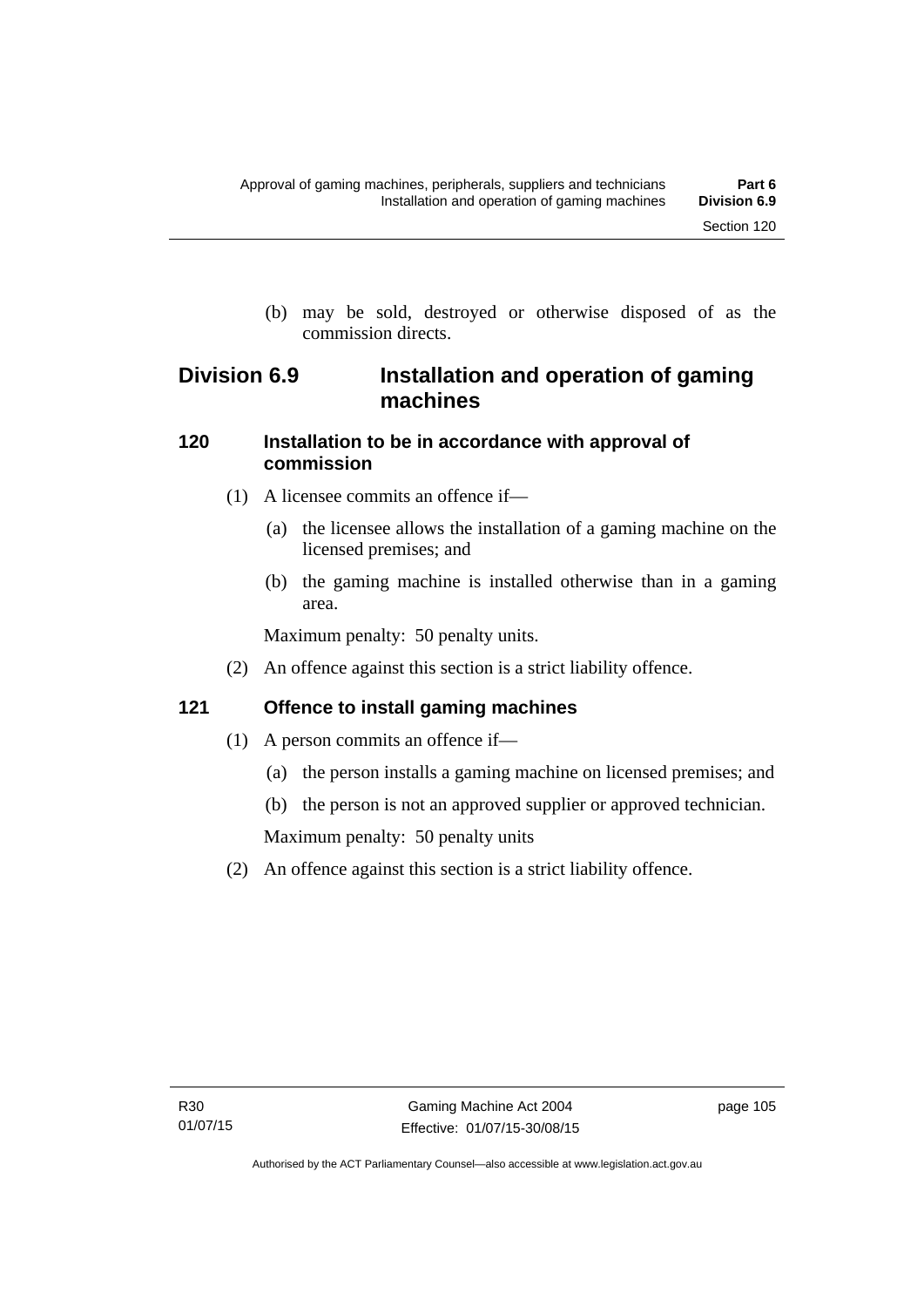(b) may be sold, destroyed or otherwise disposed of as the commission directs.

## Division 6.9 Installation and operation of gaming machines

### 120 Installation to be in accordance with approval of commission

(1) A licensee commits an offence if—

(a) the licensee allows the installation of a gaming machine on the licensed premises; and

(b) the gaming machine is installed otherwise than in a gaming area.

Maximum penalty: 50 penalty units.

(2) An offence against this section is a strict liability offence.

### 121 Offence to install gaming machines

(1) A person commits an offence if—

(a) the person installs a gaming machine on licensed premises; and

(b) the person is not an approved supplier or approved technician.

Maximum penalty: 50 penalty units

(2) An offence against this section is a strict liability offence.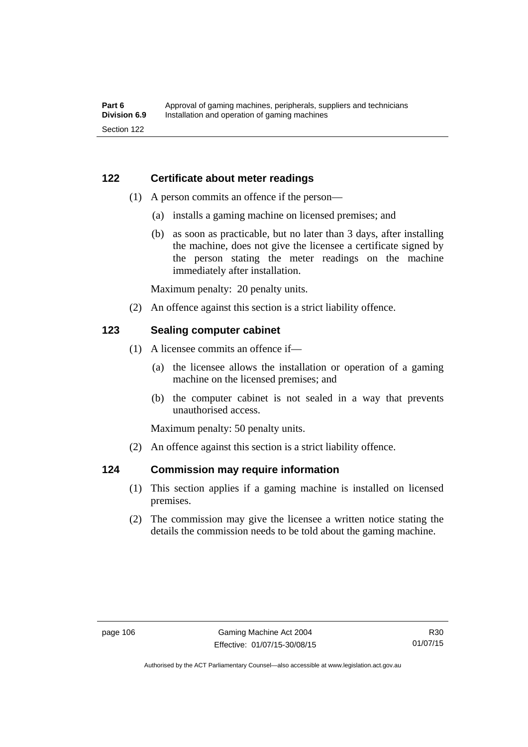### 122 Certificate about meter readings

(1) A person commits an offence if the person—

(a) installs a gaming machine on licensed premises; and

(b) as soon as practicable, but no later than 3 days, after installing the machine, does not give the licensee a certificate signed by the person stating the meter readings on the machine immediately after installation.

Maximum penalty: 20 penalty units.

(2) An offence against this section is a strict liability offence.

### 123 Sealing computer cabinet

(1) A licensee commits an offence if—

(a) the licensee allows the installation or operation of a gaming machine on the licensed premises; and

(b) the computer cabinet is not sealed in a way that prevents unauthorised access.

Maximum penalty: 50 penalty units.

(2) An offence against this section is a strict liability offence.

### 124 Commission may require information

(1) This section applies if a gaming machine is installed on licensed premises.

(2) The commission may give the licensee a written notice stating the details the commission needs to be told about the gaming machine.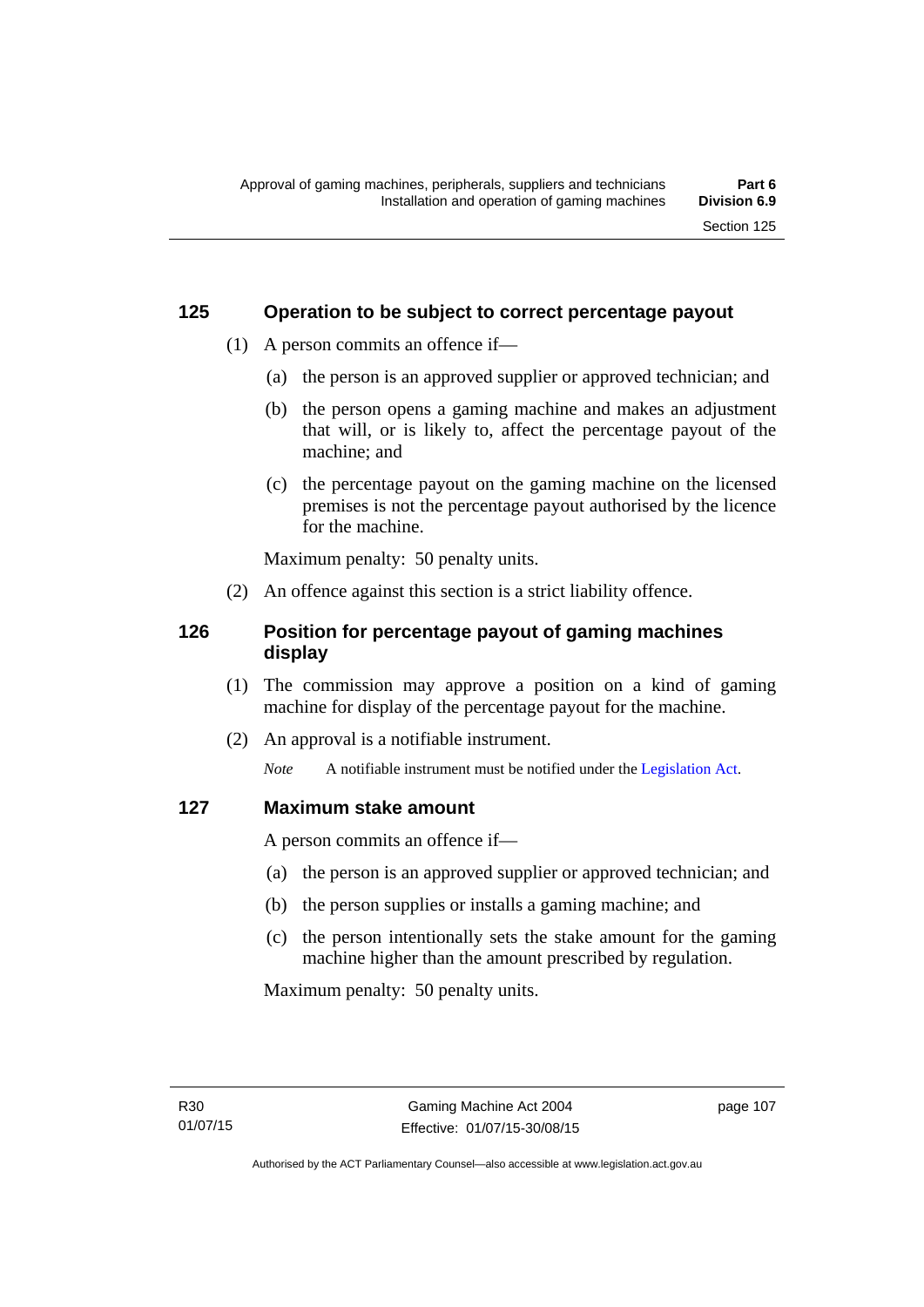## 125 Operation to be subject to correct percentage payout

(1) A person commits an offence if—

(a) the person is an approved supplier or approved technician; and

(b) the person opens a gaming machine and makes an adjustment that will, or is likely to, affect the percentage payout of the machine; and

(c) the percentage payout on the gaming machine on the licensed premises is not the percentage payout authorised by the licence for the machine.

Maximum penalty: 50 penalty units.

(2) An offence against this section is a strict liability offence.

## 126 Position for percentage payout of gaming machines display

(1) The commission may approve a position on a kind of gaming machine for display of the percentage payout for the machine.

(2) An approval is a notifiable instrument.

*Note* A notifiable instrument must be notified under the Legislation Act.

## 127 Maximum stake amount

A person commits an offence if—

(a) the person is an approved supplier or approved technician; and

(b) the person supplies or installs a gaming machine; and

(c) the person intentionally sets the stake amount for the gaming machine higher than the amount prescribed by regulation.

Maximum penalty: 50 penalty units.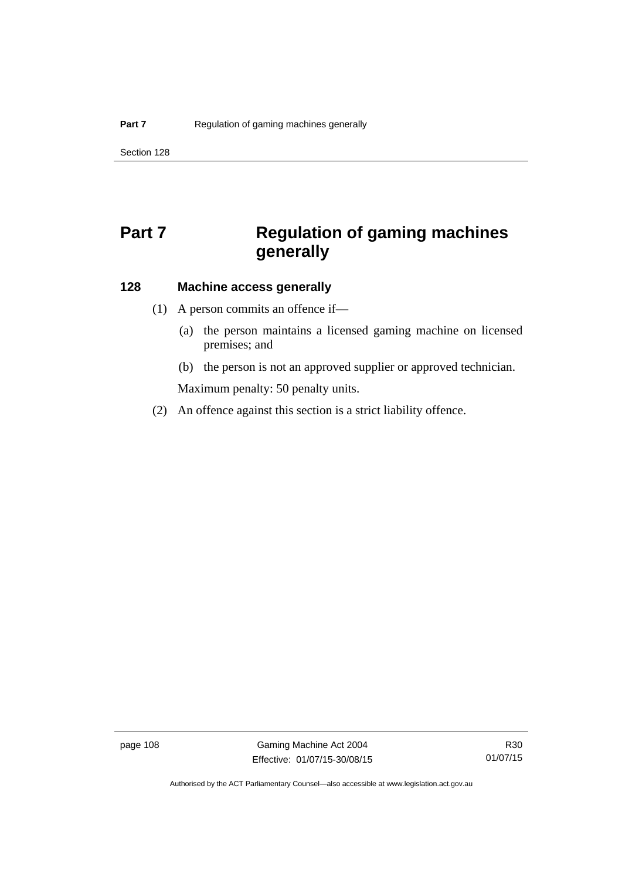# Part 7 Regulation of gaming machines generally

## 128 Machine access generally

(1) A person commits an offence if—

(a) the person maintains a licensed gaming machine on licensed premises; and

(b) the person is not an approved supplier or approved technician.

Maximum penalty: 50 penalty units.

(2) An offence against this section is a strict liability offence.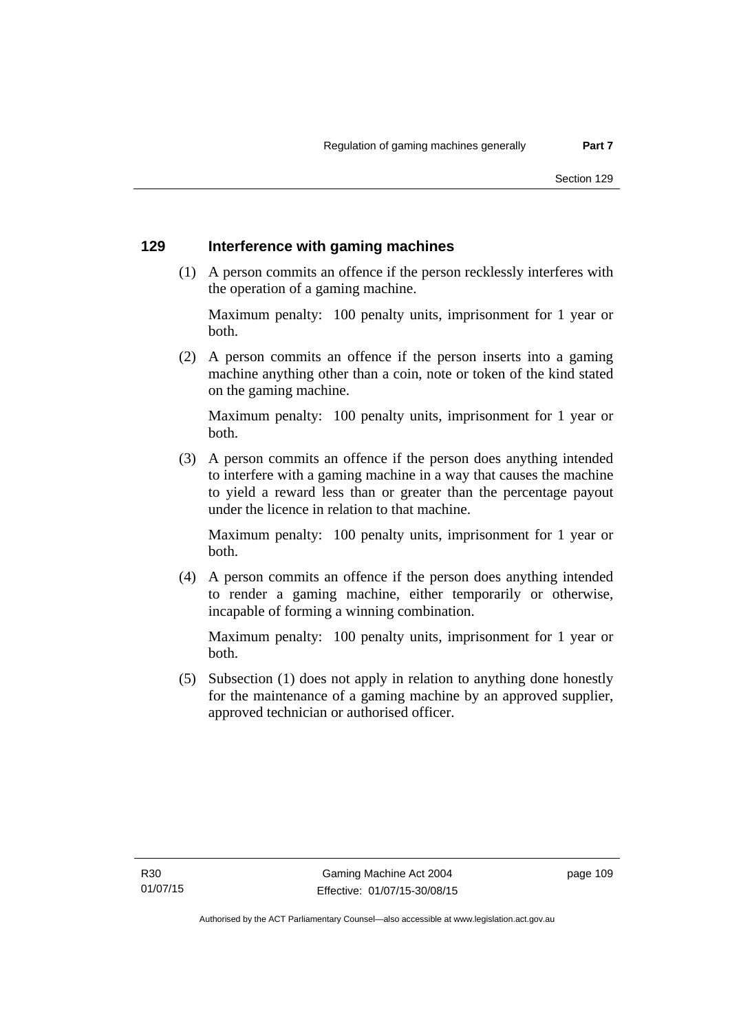## 129 Interference with gaming machines

(1) A person commits an offence if the person recklessly interferes with the operation of a gaming machine.

Maximum penalty: 100 penalty units, imprisonment for 1 year or both.

(2) A person commits an offence if the person inserts into a gaming machine anything other than a coin, note or token of the kind stated on the gaming machine.

Maximum penalty: 100 penalty units, imprisonment for 1 year or both.

(3) A person commits an offence if the person does anything intended to interfere with a gaming machine in a way that causes the machine to yield a reward less than or greater than the percentage payout under the licence in relation to that machine.

Maximum penalty: 100 penalty units, imprisonment for 1 year or both.

(4) A person commits an offence if the person does anything intended to render a gaming machine, either temporarily or otherwise, incapable of forming a winning combination.

Maximum penalty: 100 penalty units, imprisonment for 1 year or both.

(5) Subsection (1) does not apply in relation to anything done honestly for the maintenance of a gaming machine by an approved supplier, approved technician or authorised officer.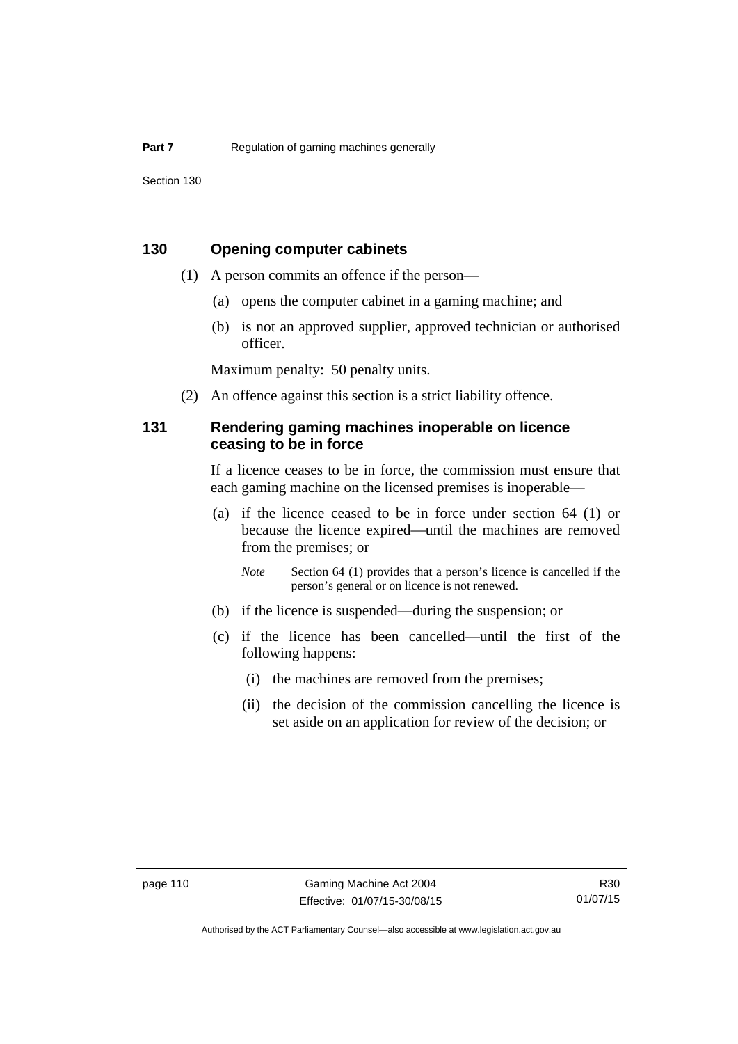### 130 Opening computer cabinets

(1) A person commits an offence if the person—

(a) opens the computer cabinet in a gaming machine; and

(b) is not an approved supplier, approved technician or authorised officer.

Maximum penalty: 50 penalty units.

(2) An offence against this section is a strict liability offence.

### 131 Rendering gaming machines inoperable on licence ceasing to be in force

If a licence ceases to be in force, the commission must ensure that each gaming machine on the licensed premises is inoperable—

(a) if the licence ceased to be in force under section 64 (1) or because the licence expired—until the machines are removed from the premises; or

*Note* Section 64 (1) provides that a person's licence is cancelled if the person's general or on licence is not renewed.

(b) if the licence is suspended—during the suspension; or

(c) if the licence has been cancelled—until the first of the following happens:

(i) the machines are removed from the premises;

(ii) the decision of the commission cancelling the licence is set aside on an application for review of the decision; or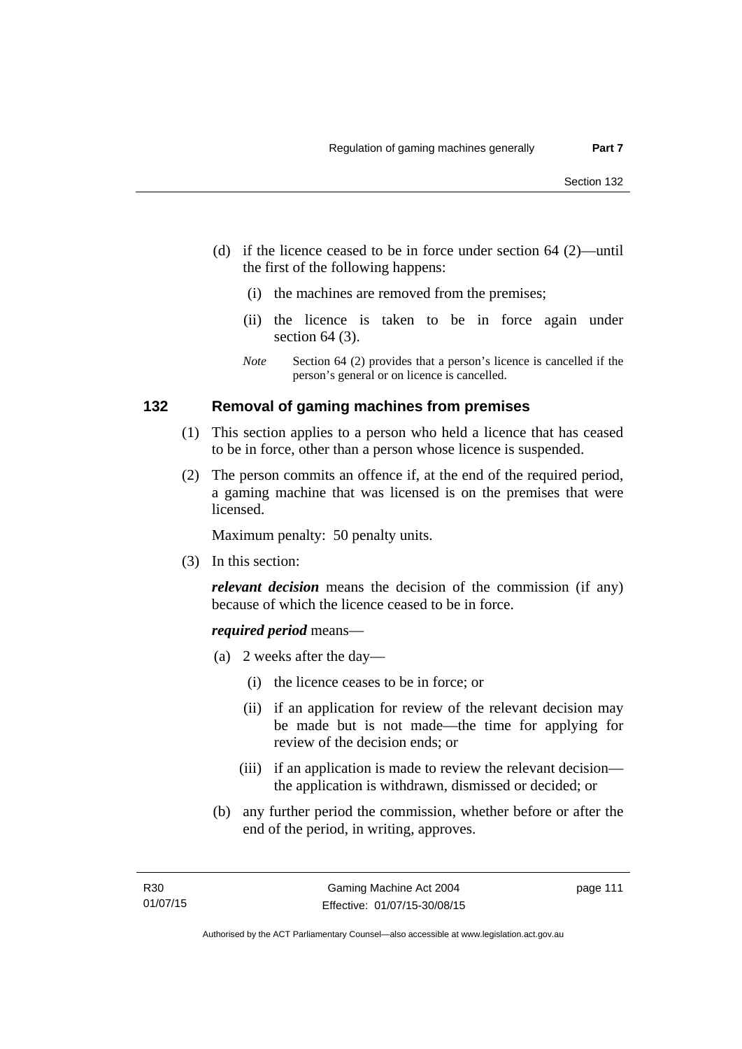(d) if the licence ceased to be in force under section 64 (2)—until the first of the following happens:

   (i) the machines are removed from the premises;

   (ii) the licence is taken to be in force again under section 64 (3).

*Note* Section 64 (2) provides that a person's licence is cancelled if the person's general or on licence is cancelled.

### 132 Removal of gaming machines from premises

(1) This section applies to a person who held a licence that has ceased to be in force, other than a person whose licence is suspended.

(2) The person commits an offence if, at the end of the required period, a gaming machine that was licensed is on the premises that were licensed.

Maximum penalty: 50 penalty units.

(3) In this section:

***relevant decision*** means the decision of the commission (if any) because of which the licence ceased to be in force.

***required period*** means—

(a) 2 weeks after the day—

   (i) the licence ceases to be in force; or

   (ii) if an application for review of the relevant decision may be made but is not made—the time for applying for review of the decision ends; or

   (iii) if an application is made to review the relevant decision—the application is withdrawn, dismissed or decided; or

(b) any further period the commission, whether before or after the end of the period, in writing, approves.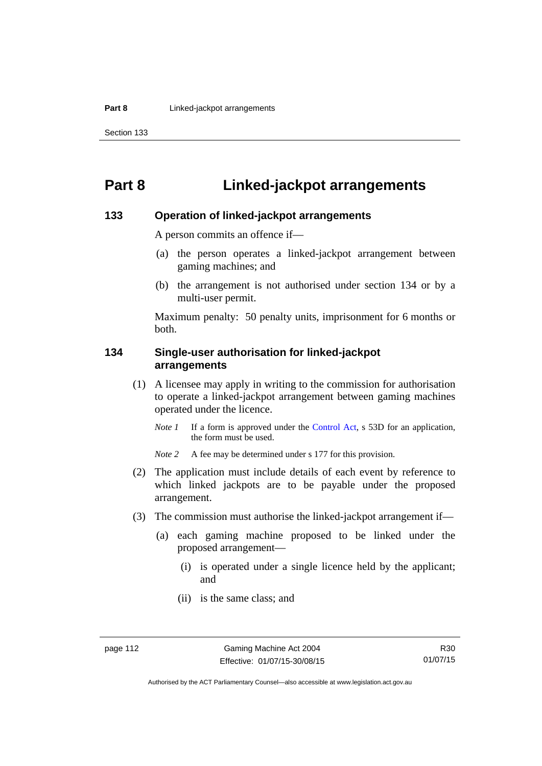# Part 8 Linked-jackpot arrangements

### 133 Operation of linked-jackpot arrangements

A person commits an offence if—

(a) the person operates a linked-jackpot arrangement between gaming machines; and

(b) the arrangement is not authorised under section 134 or by a multi-user permit.

Maximum penalty: 50 penalty units, imprisonment for 6 months or both.

### 134 Single-user authorisation for linked-jackpot arrangements

(1) A licensee may apply in writing to the commission for authorisation to operate a linked-jackpot arrangement between gaming machines operated under the licence.

*Note 1* If a form is approved under the Control Act, s 53D for an application, the form must be used.

*Note 2* A fee may be determined under s 177 for this provision.

(2) The application must include details of each event by reference to which linked jackpots are to be payable under the proposed arrangement.

(3) The commission must authorise the linked-jackpot arrangement if—

(a) each gaming machine proposed to be linked under the proposed arrangement—

(i) is operated under a single licence held by the applicant; and

(ii) is the same class; and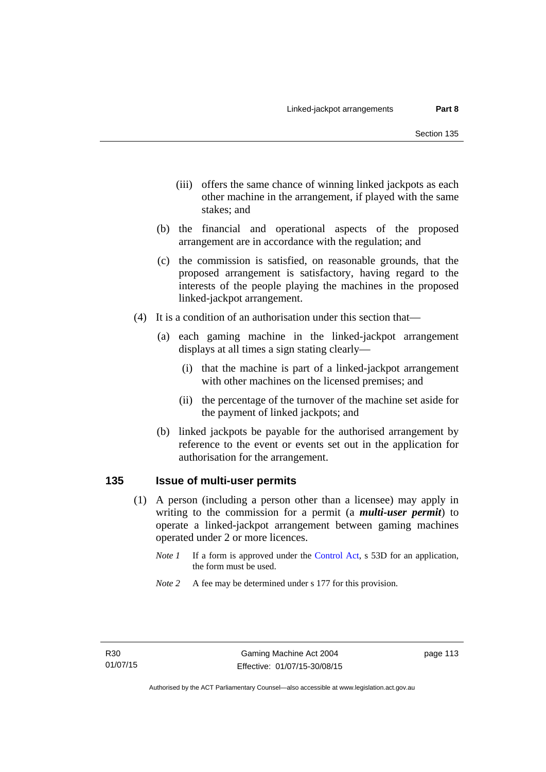(iii) offers the same chance of winning linked jackpots as each other machine in the arrangement, if played with the same stakes; and

(b) the financial and operational aspects of the proposed arrangement are in accordance with the regulation; and

(c) the commission is satisfied, on reasonable grounds, that the proposed arrangement is satisfactory, having regard to the interests of the people playing the machines in the proposed linked-jackpot arrangement.

(4) It is a condition of an authorisation under this section that—

(a) each gaming machine in the linked-jackpot arrangement displays at all times a sign stating clearly—

(i) that the machine is part of a linked-jackpot arrangement with other machines on the licensed premises; and

(ii) the percentage of the turnover of the machine set aside for the payment of linked jackpots; and

(b) linked jackpots be payable for the authorised arrangement by reference to the event or events set out in the application for authorisation for the arrangement.

## 135 Issue of multi-user permits

(1) A person (including a person other than a licensee) may apply in writing to the commission for a permit (a ***multi-user permit***) to operate a linked-jackpot arrangement between gaming machines operated under 2 or more licences.

*Note 1* If a form is approved under the Control Act, s 53D for an application, the form must be used.

*Note 2* A fee may be determined under s 177 for this provision.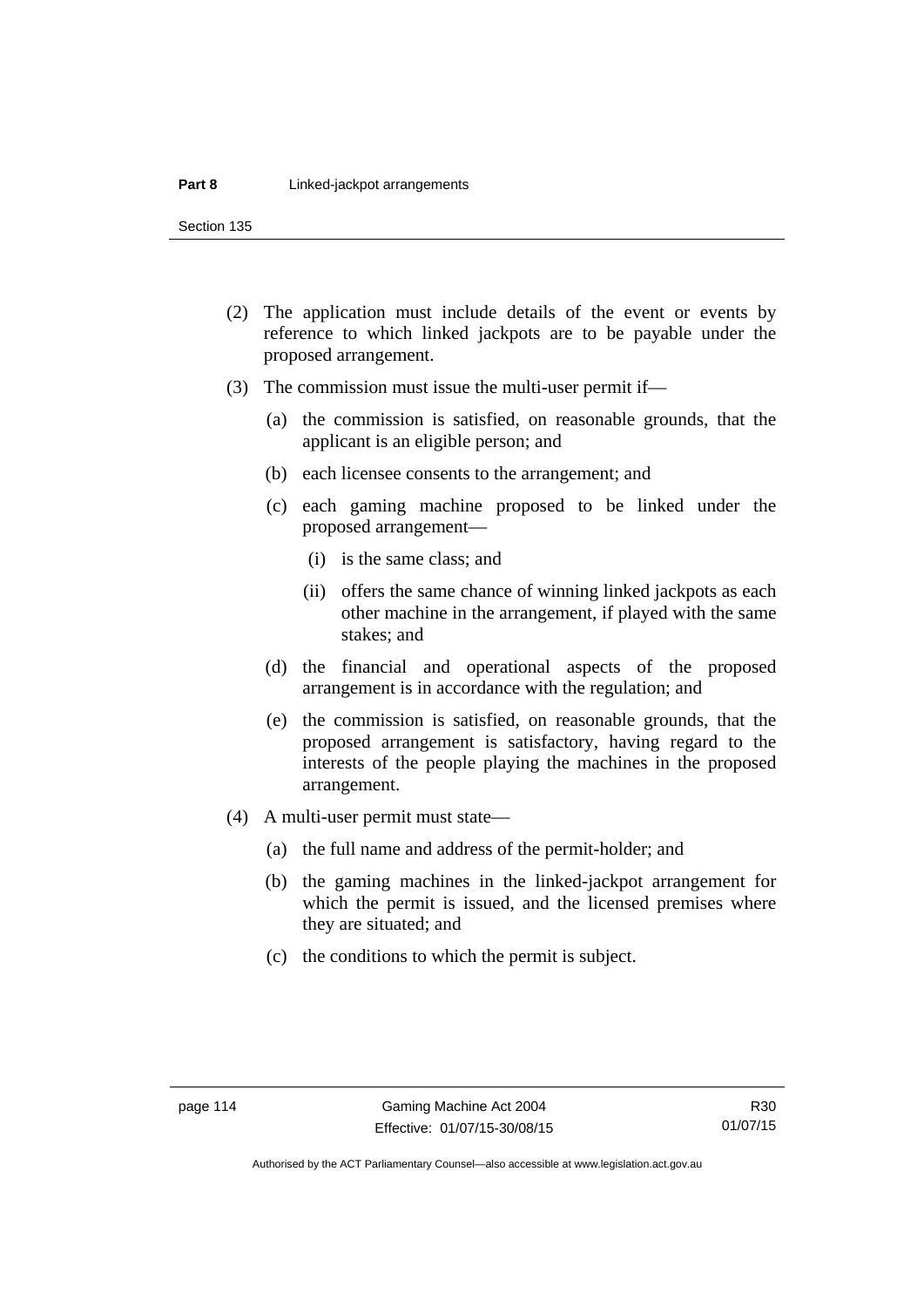(2) The application must include details of the event or events by reference to which linked jackpots are to be payable under the proposed arrangement.

(3) The commission must issue the multi-user permit if—

  (a) the commission is satisfied, on reasonable grounds, that the applicant is an eligible person; and

  (b) each licensee consents to the arrangement; and

  (c) each gaming machine proposed to be linked under the proposed arrangement—

    (i) is the same class; and

    (ii) offers the same chance of winning linked jackpots as each other machine in the arrangement, if played with the same stakes; and

  (d) the financial and operational aspects of the proposed arrangement is in accordance with the regulation; and

  (e) the commission is satisfied, on reasonable grounds, that the proposed arrangement is satisfactory, having regard to the interests of the people playing the machines in the proposed arrangement.

(4) A multi-user permit must state—

  (a) the full name and address of the permit-holder; and

  (b) the gaming machines in the linked-jackpot arrangement for which the permit is issued, and the licensed premises where they are situated; and

  (c) the conditions to which the permit is subject.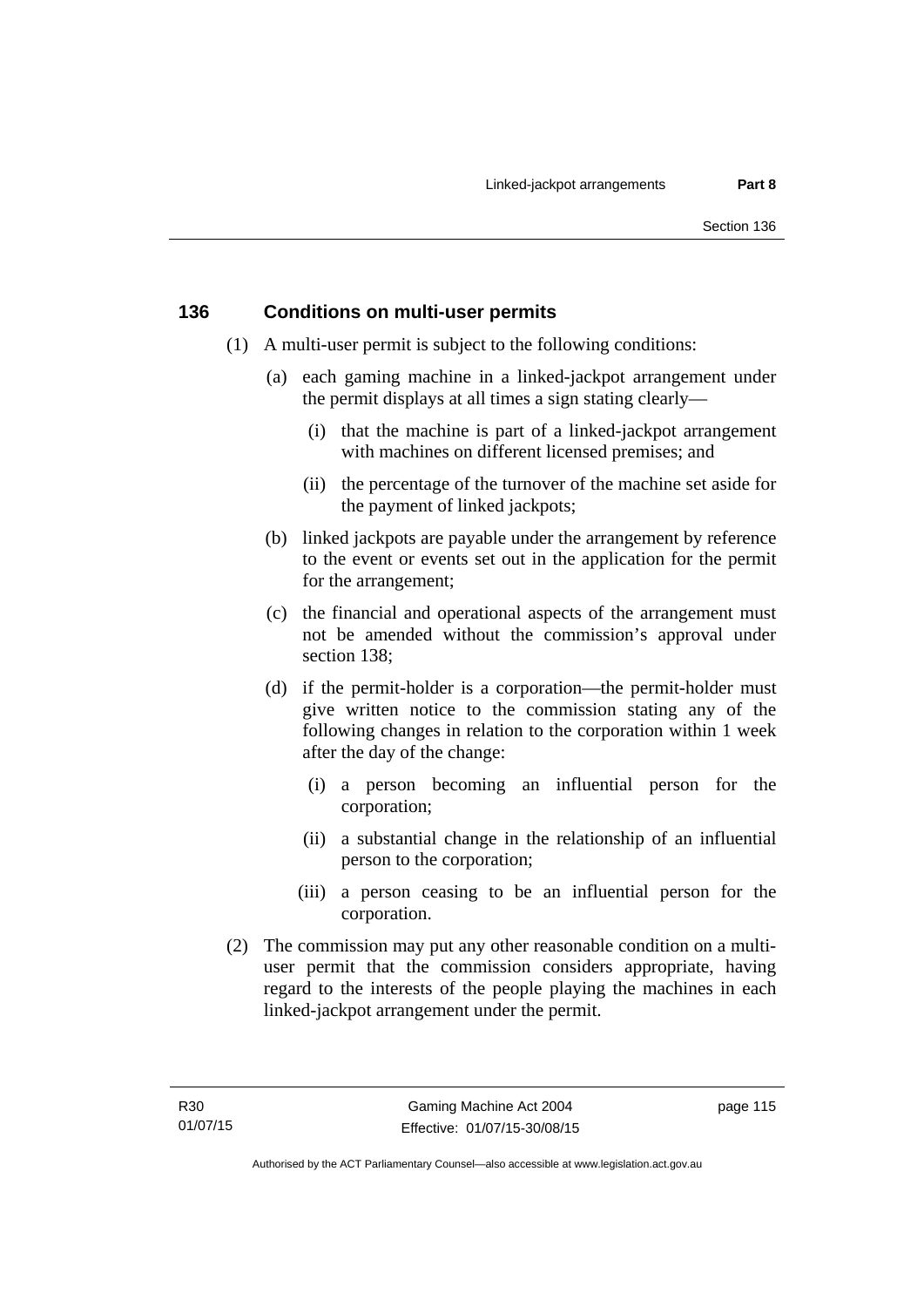## 136 Conditions on multi-user permits

(1) A multi-user permit is subject to the following conditions:

(a) each gaming machine in a linked-jackpot arrangement under the permit displays at all times a sign stating clearly—

(i) that the machine is part of a linked-jackpot arrangement with machines on different licensed premises; and

(ii) the percentage of the turnover of the machine set aside for the payment of linked jackpots;

(b) linked jackpots are payable under the arrangement by reference to the event or events set out in the application for the permit for the arrangement;

(c) the financial and operational aspects of the arrangement must not be amended without the commission's approval under section 138;

(d) if the permit-holder is a corporation—the permit-holder must give written notice to the commission stating any of the following changes in relation to the corporation within 1 week after the day of the change:

(i) a person becoming an influential person for the corporation;

(ii) a substantial change in the relationship of an influential person to the corporation;

(iii) a person ceasing to be an influential person for the corporation.

(2) The commission may put any other reasonable condition on a multi-user permit that the commission considers appropriate, having regard to the interests of the people playing the machines in each linked-jackpot arrangement under the permit.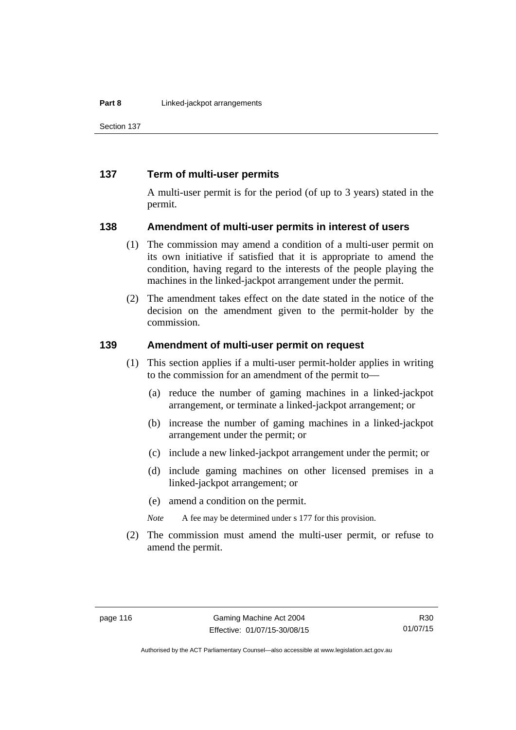## 137 Term of multi-user permits

A multi-user permit is for the period (of up to 3 years) stated in the permit.

## 138 Amendment of multi-user permits in interest of users

(1) The commission may amend a condition of a multi-user permit on its own initiative if satisfied that it is appropriate to amend the condition, having regard to the interests of the people playing the machines in the linked-jackpot arrangement under the permit.

(2) The amendment takes effect on the date stated in the notice of the decision on the amendment given to the permit-holder by the commission.

## 139 Amendment of multi-user permit on request

(1) This section applies if a multi-user permit-holder applies in writing to the commission for an amendment of the permit to—

(a) reduce the number of gaming machines in a linked-jackpot arrangement, or terminate a linked-jackpot arrangement; or

(b) increase the number of gaming machines in a linked-jackpot arrangement under the permit; or

(c) include a new linked-jackpot arrangement under the permit; or

(d) include gaming machines on other licensed premises in a linked-jackpot arrangement; or

(e) amend a condition on the permit.

*Note* A fee may be determined under s 177 for this provision.

(2) The commission must amend the multi-user permit, or refuse to amend the permit.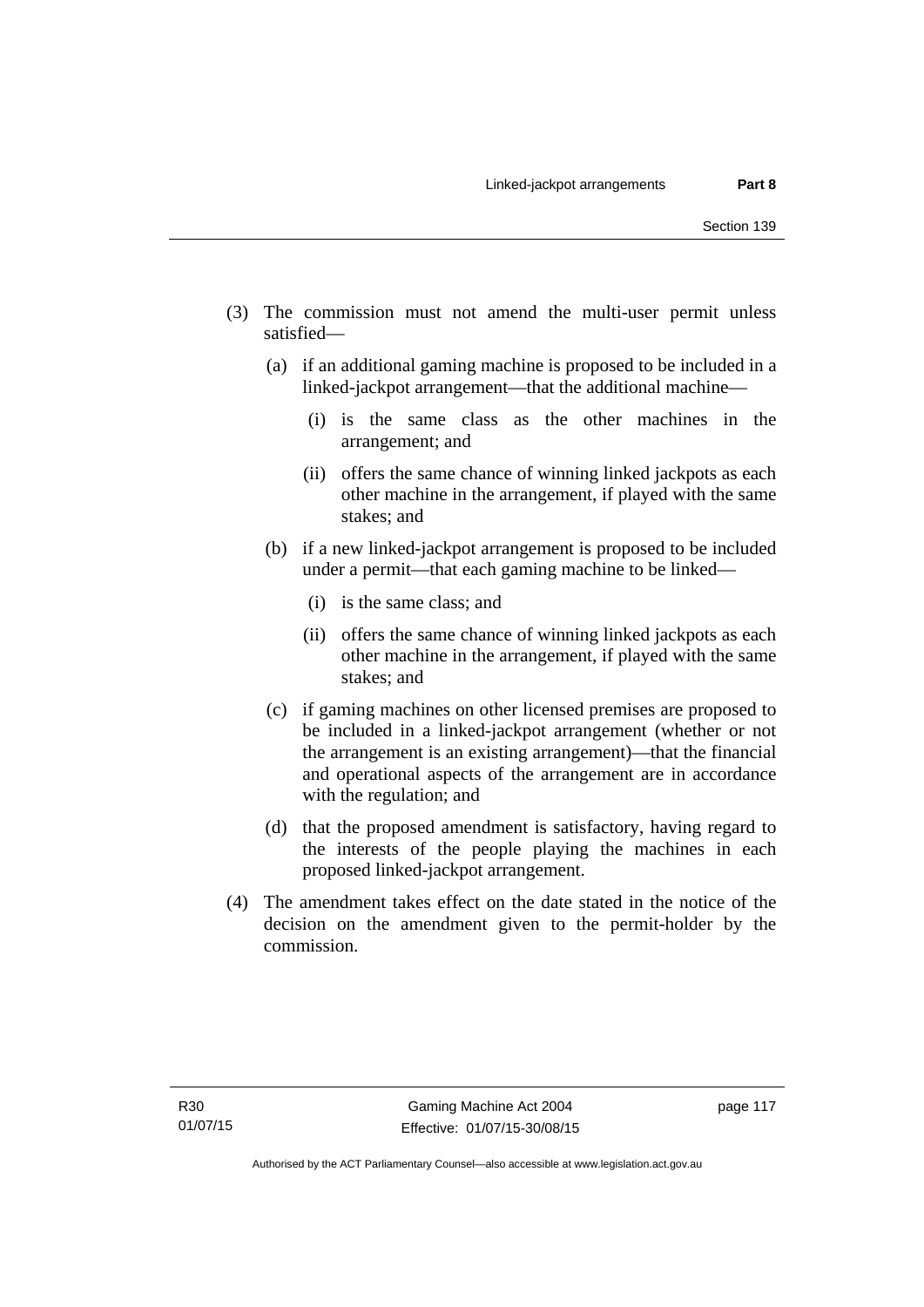(3) The commission must not amend the multi-user permit unless satisfied—

(a) if an additional gaming machine is proposed to be included in a linked-jackpot arrangement—that the additional machine—

(i) is the same class as the other machines in the arrangement; and

(ii) offers the same chance of winning linked jackpots as each other machine in the arrangement, if played with the same stakes; and

(b) if a new linked-jackpot arrangement is proposed to be included under a permit—that each gaming machine to be linked—

(i) is the same class; and

(ii) offers the same chance of winning linked jackpots as each other machine in the arrangement, if played with the same stakes; and

(c) if gaming machines on other licensed premises are proposed to be included in a linked-jackpot arrangement (whether or not the arrangement is an existing arrangement)—that the financial and operational aspects of the arrangement are in accordance with the regulation; and

(d) that the proposed amendment is satisfactory, having regard to the interests of the people playing the machines in each proposed linked-jackpot arrangement.

(4) The amendment takes effect on the date stated in the notice of the decision on the amendment given to the permit-holder by the commission.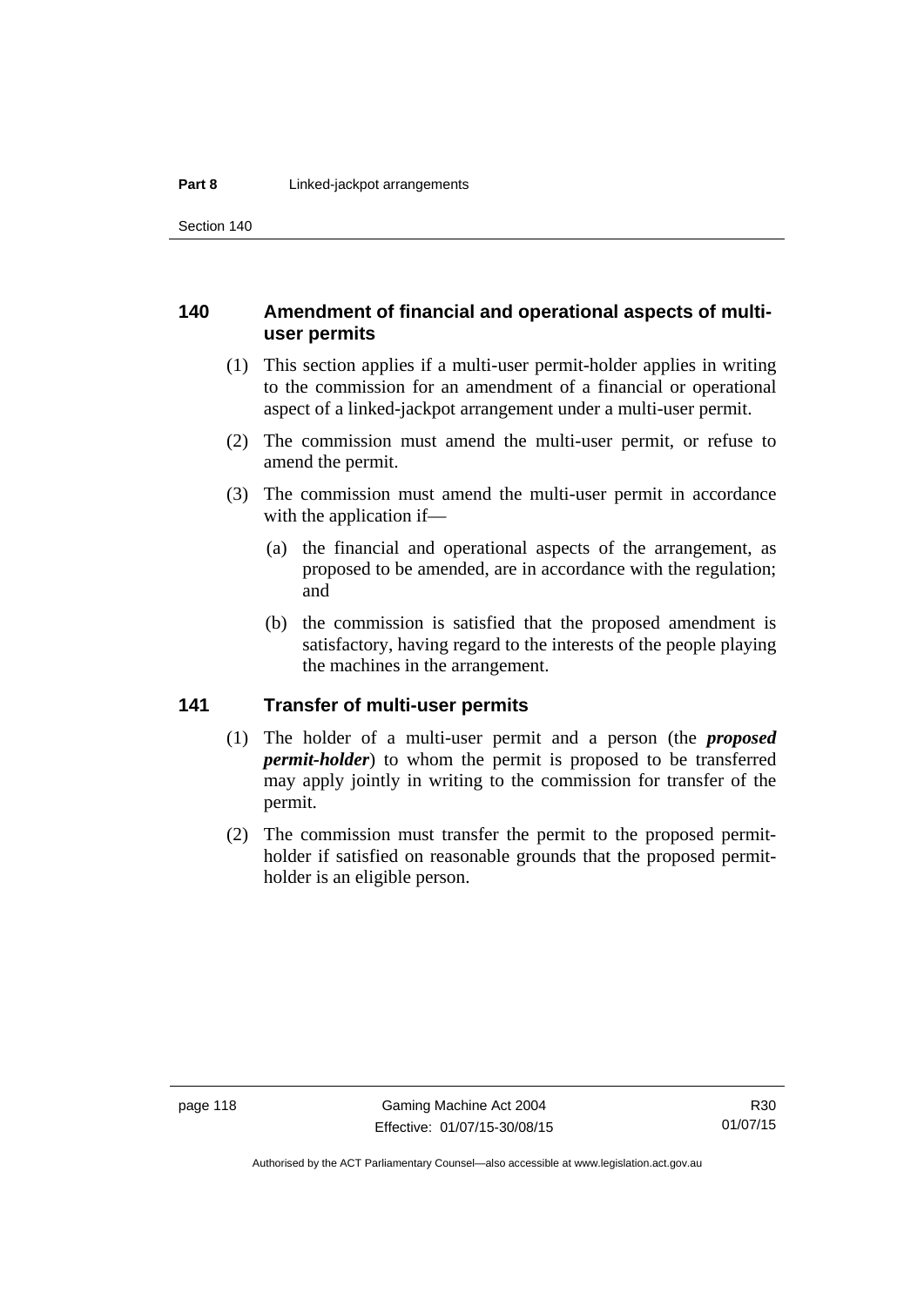### 140 Amendment of financial and operational aspects of multi-user permits

(1) This section applies if a multi-user permit-holder applies in writing to the commission for an amendment of a financial or operational aspect of a linked-jackpot arrangement under a multi-user permit.

(2) The commission must amend the multi-user permit, or refuse to amend the permit.

(3) The commission must amend the multi-user permit in accordance with the application if—

(a) the financial and operational aspects of the arrangement, as proposed to be amended, are in accordance with the regulation; and

(b) the commission is satisfied that the proposed amendment is satisfactory, having regard to the interests of the people playing the machines in the arrangement.

### 141 Transfer of multi-user permits

(1) The holder of a multi-user permit and a person (the ***proposed permit-holder***) to whom the permit is proposed to be transferred may apply jointly in writing to the commission for transfer of the permit.

(2) The commission must transfer the permit to the proposed permit-holder if satisfied on reasonable grounds that the proposed permit-holder is an eligible person.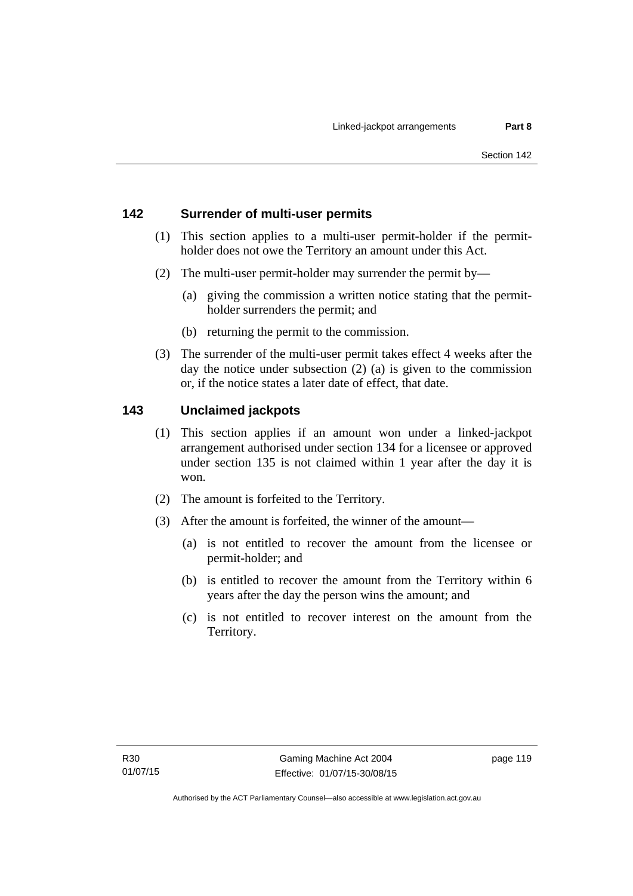### 142 Surrender of multi-user permits

(1) This section applies to a multi-user permit-holder if the permit-holder does not owe the Territory an amount under this Act.

(2) The multi-user permit-holder may surrender the permit by—

(a) giving the commission a written notice stating that the permit-holder surrenders the permit; and

(b) returning the permit to the commission.

(3) The surrender of the multi-user permit takes effect 4 weeks after the day the notice under subsection (2) (a) is given to the commission or, if the notice states a later date of effect, that date.

### 143 Unclaimed jackpots

(1) This section applies if an amount won under a linked-jackpot arrangement authorised under section 134 for a licensee or approved under section 135 is not claimed within 1 year after the day it is won.

(2) The amount is forfeited to the Territory.

(3) After the amount is forfeited, the winner of the amount—

(a) is not entitled to recover the amount from the licensee or permit-holder; and

(b) is entitled to recover the amount from the Territory within 6 years after the day the person wins the amount; and

(c) is not entitled to recover interest on the amount from the Territory.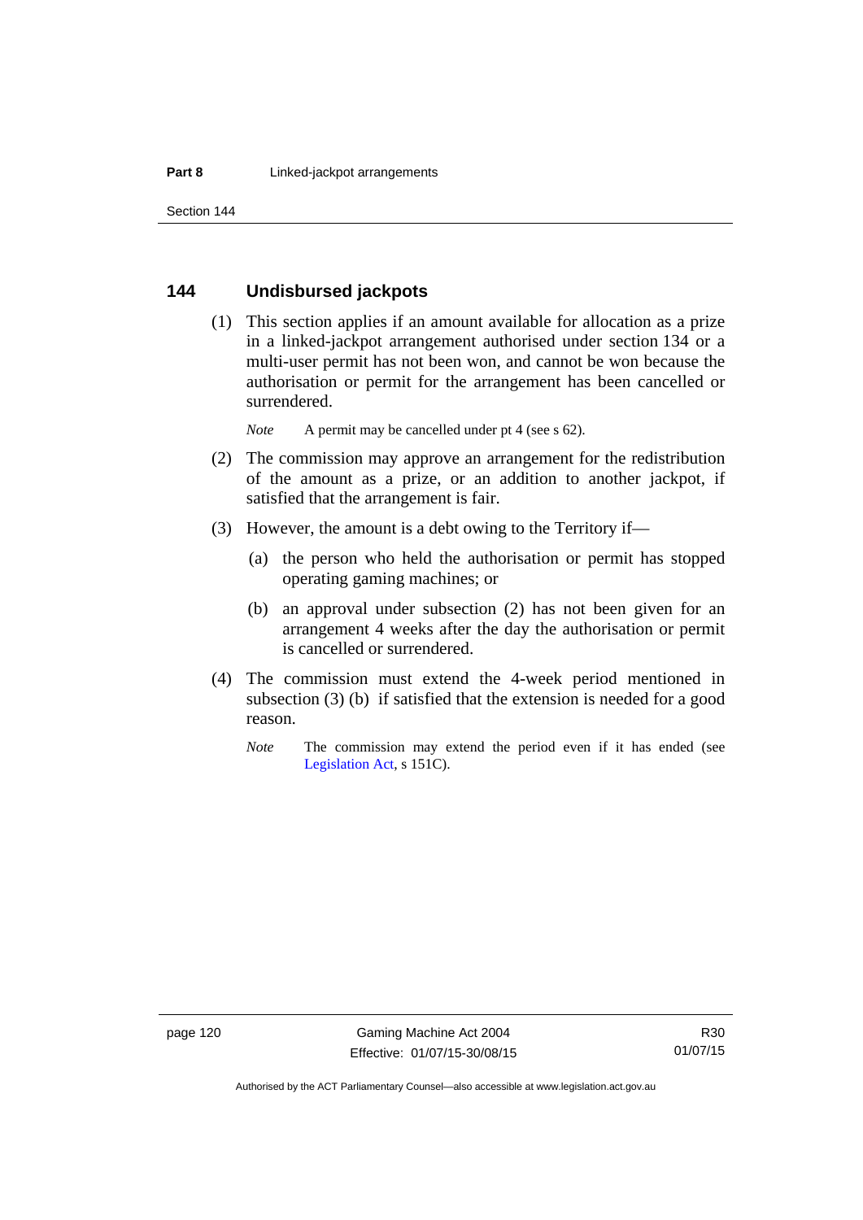## 144 Undisbursed jackpots

(1) This section applies if an amount available for allocation as a prize in a linked-jackpot arrangement authorised under section 134 or a multi-user permit has not been won, and cannot be won because the authorisation or permit for the arrangement has been cancelled or surrendered.

*Note* A permit may be cancelled under pt 4 (see s 62).

(2) The commission may approve an arrangement for the redistribution of the amount as a prize, or an addition to another jackpot, if satisfied that the arrangement is fair.

(3) However, the amount is a debt owing to the Territory if—

(a) the person who held the authorisation or permit has stopped operating gaming machines; or

(b) an approval under subsection (2) has not been given for an arrangement 4 weeks after the day the authorisation or permit is cancelled or surrendered.

(4) The commission must extend the 4-week period mentioned in subsection (3) (b) if satisfied that the extension is needed for a good reason.

*Note* The commission may extend the period even if it has ended (see Legislation Act, s 151C).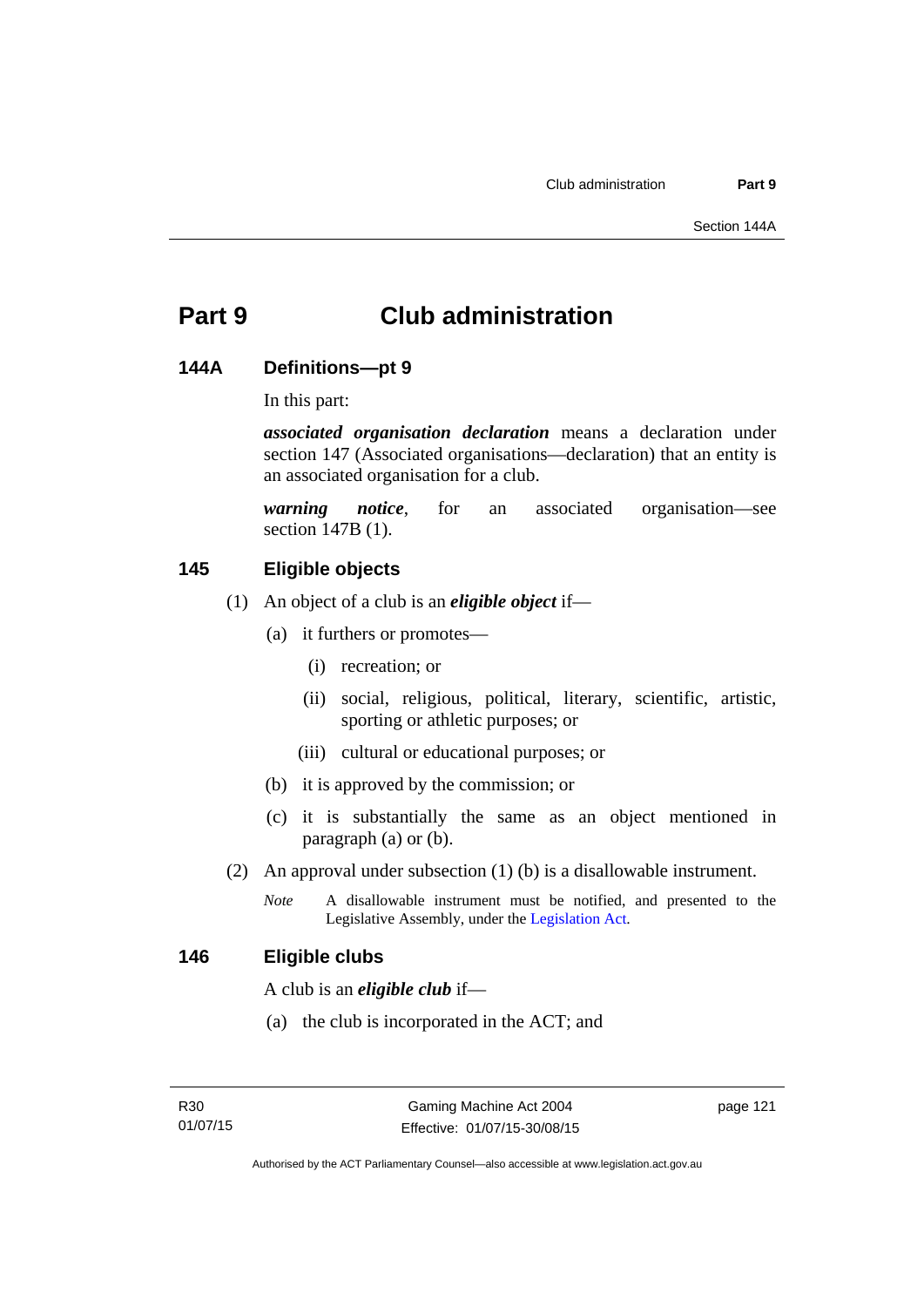# Part 9 Club administration

## 144A Definitions—pt 9

In this part:

***associated organisation declaration*** means a declaration under section 147 (Associated organisations—declaration) that an entity is an associated organisation for a club.

***warning notice***, for an associated organisation—see section 147B (1).

## 145 Eligible objects

(1) An object of a club is an ***eligible object*** if—

(a) it furthers or promotes—

(i) recreation; or

(ii) social, religious, political, literary, scientific, artistic, sporting or athletic purposes; or

(iii) cultural or educational purposes; or

(b) it is approved by the commission; or

(c) it is substantially the same as an object mentioned in paragraph (a) or (b).

(2) An approval under subsection (1) (b) is a disallowable instrument.

*Note* A disallowable instrument must be notified, and presented to the Legislative Assembly, under the Legislation Act.

## 146 Eligible clubs

A club is an ***eligible club*** if—

(a) the club is incorporated in the ACT; and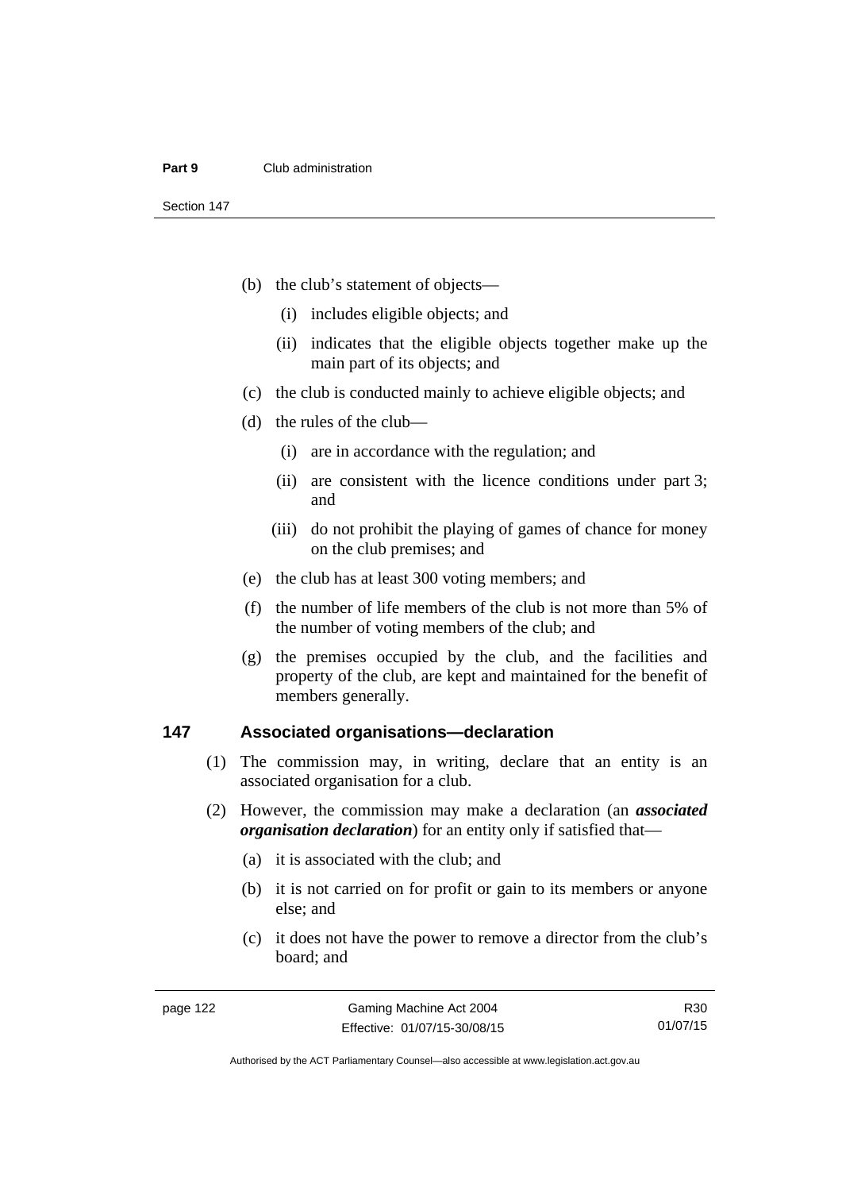(b) the club's statement of objects—

(i) includes eligible objects; and

(ii) indicates that the eligible objects together make up the main part of its objects; and

(c) the club is conducted mainly to achieve eligible objects; and

(d) the rules of the club—

(i) are in accordance with the regulation; and

(ii) are consistent with the licence conditions under part 3; and

(iii) do not prohibit the playing of games of chance for money on the club premises; and

(e) the club has at least 300 voting members; and

(f) the number of life members of the club is not more than 5% of the number of voting members of the club; and

(g) the premises occupied by the club, and the facilities and property of the club, are kept and maintained for the benefit of members generally.

## 147 Associated organisations—declaration

(1) The commission may, in writing, declare that an entity is an associated organisation for a club.

(2) However, the commission may make a declaration (an ***associated organisation declaration***) for an entity only if satisfied that—

(a) it is associated with the club; and

(b) it is not carried on for profit or gain to its members or anyone else; and

(c) it does not have the power to remove a director from the club's board; and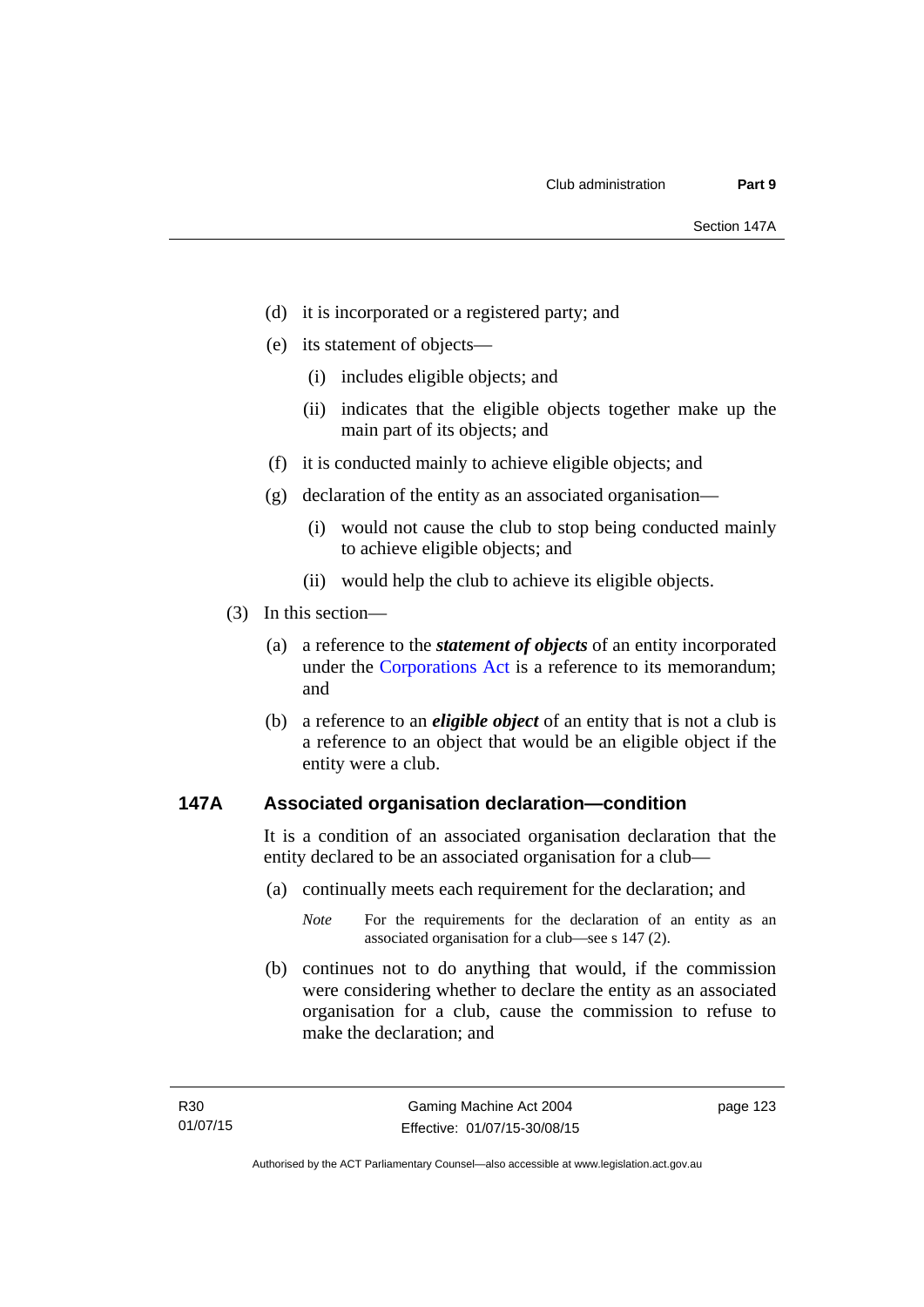(d) it is incorporated or a registered party; and

(e) its statement of objects—

(i) includes eligible objects; and

(ii) indicates that the eligible objects together make up the main part of its objects; and

(f) it is conducted mainly to achieve eligible objects; and

(g) declaration of the entity as an associated organisation—

(i) would not cause the club to stop being conducted mainly to achieve eligible objects; and

(ii) would help the club to achieve its eligible objects.

(3) In this section—

(a) a reference to the ***statement of objects*** of an entity incorporated under the Corporations Act is a reference to its memorandum; and

(b) a reference to an ***eligible object*** of an entity that is not a club is a reference to an object that would be an eligible object if the entity were a club.

## 147A Associated organisation declaration—condition

It is a condition of an associated organisation declaration that the entity declared to be an associated organisation for a club—

(a) continually meets each requirement for the declaration; and

*Note* For the requirements for the declaration of an entity as an associated organisation for a club—see s 147 (2).

(b) continues not to do anything that would, if the commission were considering whether to declare the entity as an associated organisation for a club, cause the commission to refuse to make the declaration; and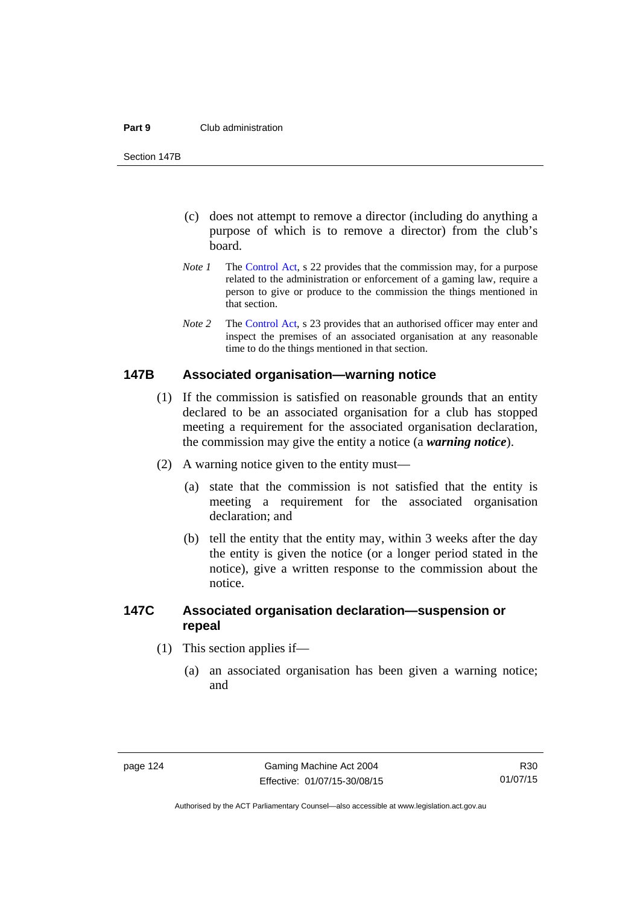(c) does not attempt to remove a director (including do anything a purpose of which is to remove a director) from the club's board.

*Note 1* The Control Act, s 22 provides that the commission may, for a purpose related to the administration or enforcement of a gaming law, require a person to give or produce to the commission the things mentioned in that section.

*Note 2* The Control Act, s 23 provides that an authorised officer may enter and inspect the premises of an associated organisation at any reasonable time to do the things mentioned in that section.

### 147B Associated organisation—warning notice

(1) If the commission is satisfied on reasonable grounds that an entity declared to be an associated organisation for a club has stopped meeting a requirement for the associated organisation declaration, the commission may give the entity a notice (a ***warning notice***).

(2) A warning notice given to the entity must—

(a) state that the commission is not satisfied that the entity is meeting a requirement for the associated organisation declaration; and

(b) tell the entity that the entity may, within 3 weeks after the day the entity is given the notice (or a longer period stated in the notice), give a written response to the commission about the notice.

### 147C Associated organisation declaration—suspension or repeal

(1) This section applies if—

(a) an associated organisation has been given a warning notice; and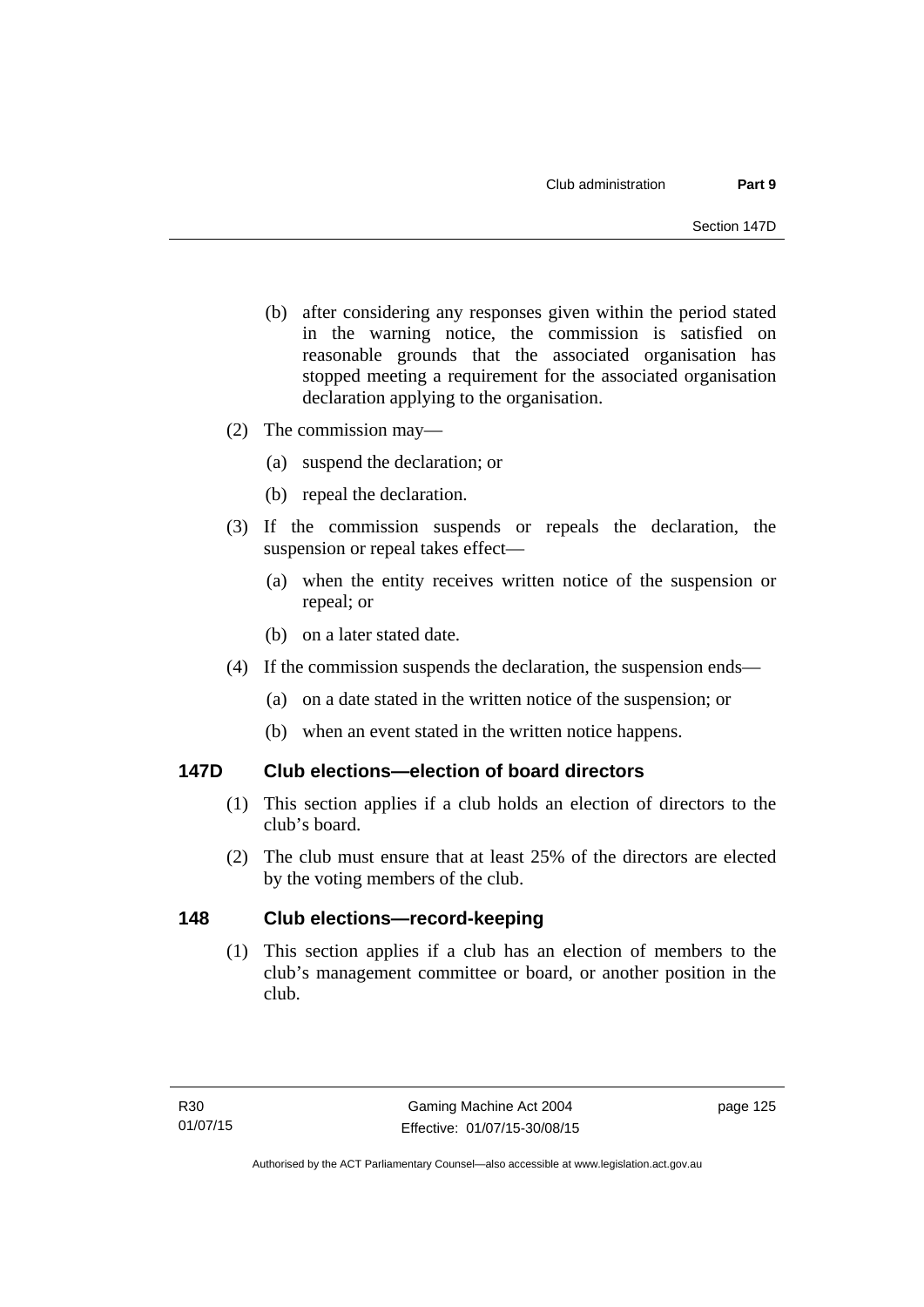(b) after considering any responses given within the period stated in the warning notice, the commission is satisfied on reasonable grounds that the associated organisation has stopped meeting a requirement for the associated organisation declaration applying to the organisation.

(2) The commission may—

(a) suspend the declaration; or

(b) repeal the declaration.

(3) If the commission suspends or repeals the declaration, the suspension or repeal takes effect—

(a) when the entity receives written notice of the suspension or repeal; or

(b) on a later stated date.

(4) If the commission suspends the declaration, the suspension ends—

(a) on a date stated in the written notice of the suspension; or

(b) when an event stated in the written notice happens.

## 147D Club elections—election of board directors

(1) This section applies if a club holds an election of directors to the club's board.

(2) The club must ensure that at least 25% of the directors are elected by the voting members of the club.

## 148 Club elections—record-keeping

(1) This section applies if a club has an election of members to the club's management committee or board, or another position in the club.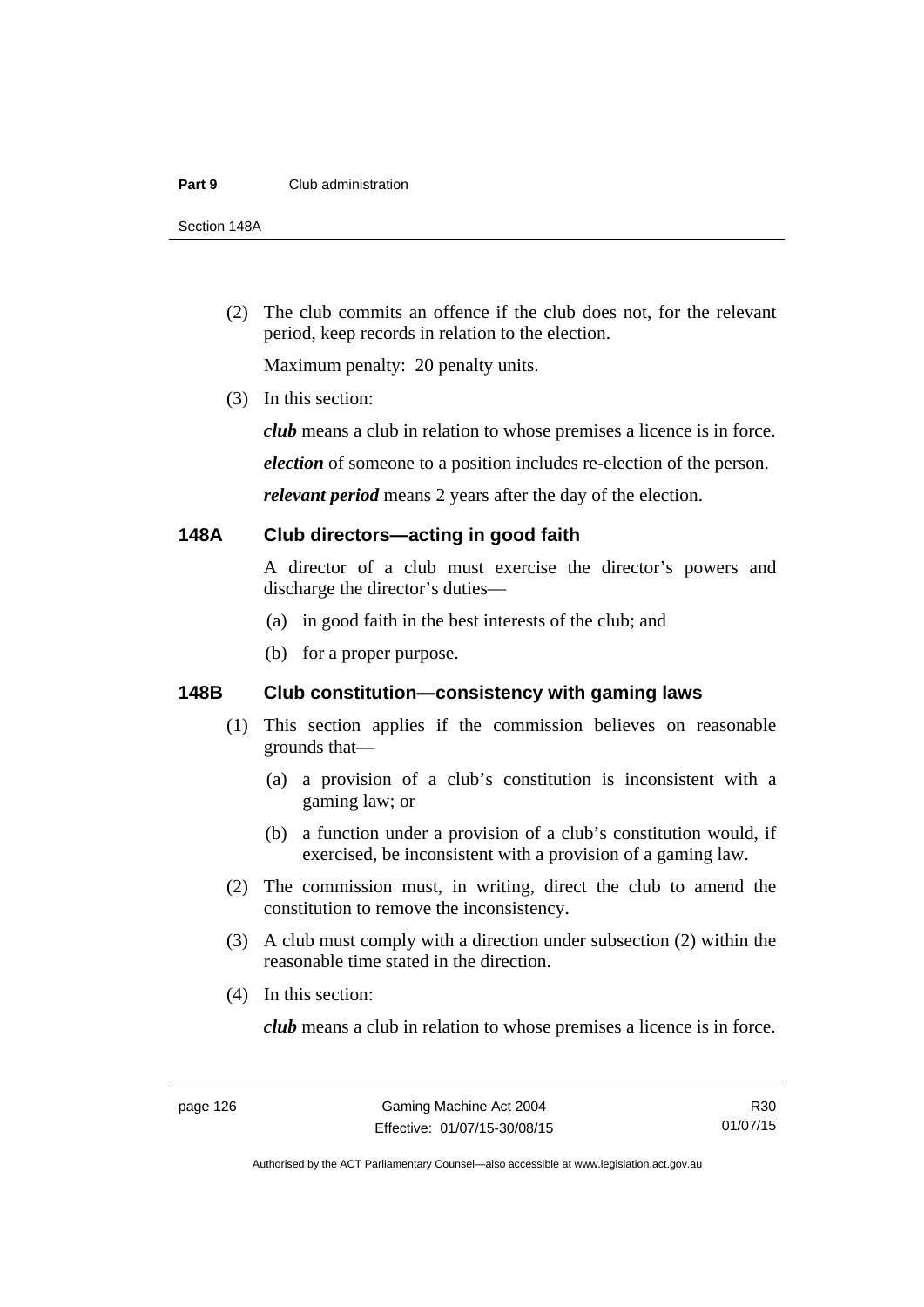(2) The club commits an offence if the club does not, for the relevant period, keep records in relation to the election.

Maximum penalty: 20 penalty units.

(3) In this section:

***club*** means a club in relation to whose premises a licence is in force.

***election*** of someone to a position includes re-election of the person.

***relevant period*** means 2 years after the day of the election.

### 148A Club directors—acting in good faith

A director of a club must exercise the director's powers and discharge the director's duties—

(a) in good faith in the best interests of the club; and

(b) for a proper purpose.

### 148B Club constitution—consistency with gaming laws

(1) This section applies if the commission believes on reasonable grounds that—

(a) a provision of a club's constitution is inconsistent with a gaming law; or

(b) a function under a provision of a club's constitution would, if exercised, be inconsistent with a provision of a gaming law.

(2) The commission must, in writing, direct the club to amend the constitution to remove the inconsistency.

(3) A club must comply with a direction under subsection (2) within the reasonable time stated in the direction.

(4) In this section:

***club*** means a club in relation to whose premises a licence is in force.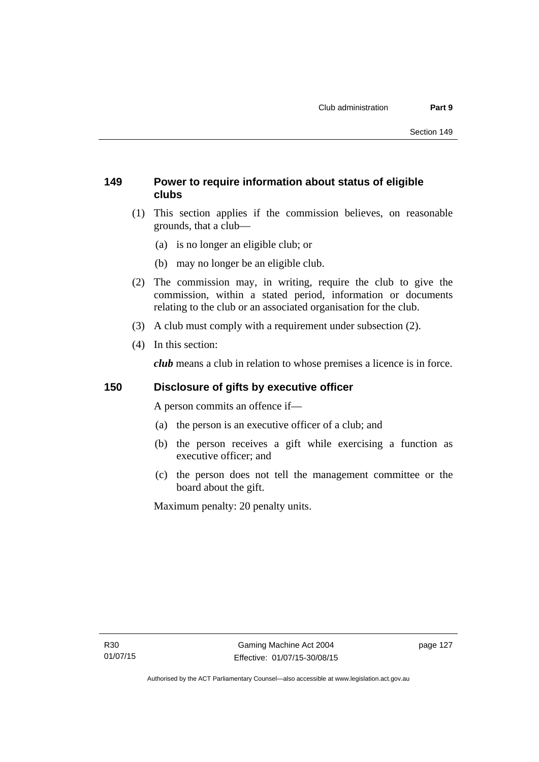### 149 Power to require information about status of eligible clubs

(1) This section applies if the commission believes, on reasonable grounds, that a club—

(a) is no longer an eligible club; or

(b) may no longer be an eligible club.

(2) The commission may, in writing, require the club to give the commission, within a stated period, information or documents relating to the club or an associated organisation for the club.

(3) A club must comply with a requirement under subsection (2).

(4) In this section:

***club*** means a club in relation to whose premises a licence is in force.

### 150 Disclosure of gifts by executive officer

A person commits an offence if—

(a) the person is an executive officer of a club; and

(b) the person receives a gift while exercising a function as executive officer; and

(c) the person does not tell the management committee or the board about the gift.

Maximum penalty: 20 penalty units.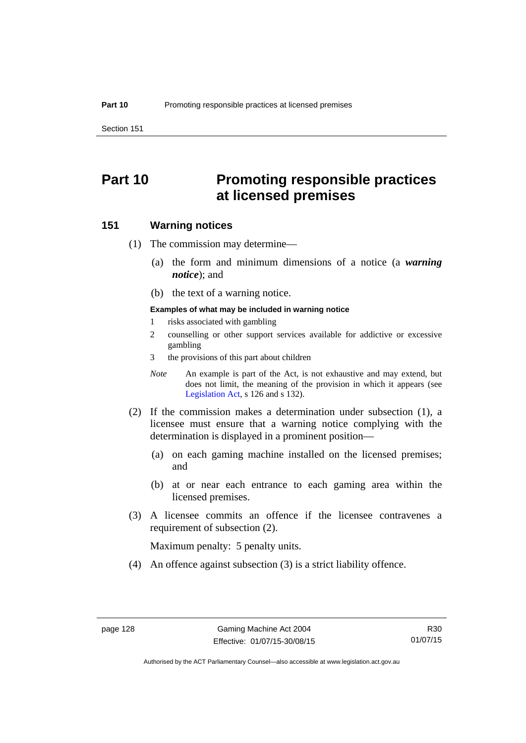# Part 10 Promoting responsible practices at licensed premises

## 151 Warning notices

(1) The commission may determine—

(a) the form and minimum dimensions of a notice (a ***warning notice***); and

(b) the text of a warning notice.

**Examples of what may be included in warning notice**

1 risks associated with gambling

2 counselling or other support services available for addictive or excessive gambling

3 the provisions of this part about children

*Note* An example is part of the Act, is not exhaustive and may extend, but does not limit, the meaning of the provision in which it appears (see Legislation Act, s 126 and s 132).

(2) If the commission makes a determination under subsection (1), a licensee must ensure that a warning notice complying with the determination is displayed in a prominent position—

(a) on each gaming machine installed on the licensed premises; and

(b) at or near each entrance to each gaming area within the licensed premises.

(3) A licensee commits an offence if the licensee contravenes a requirement of subsection (2).

Maximum penalty: 5 penalty units.

(4) An offence against subsection (3) is a strict liability offence.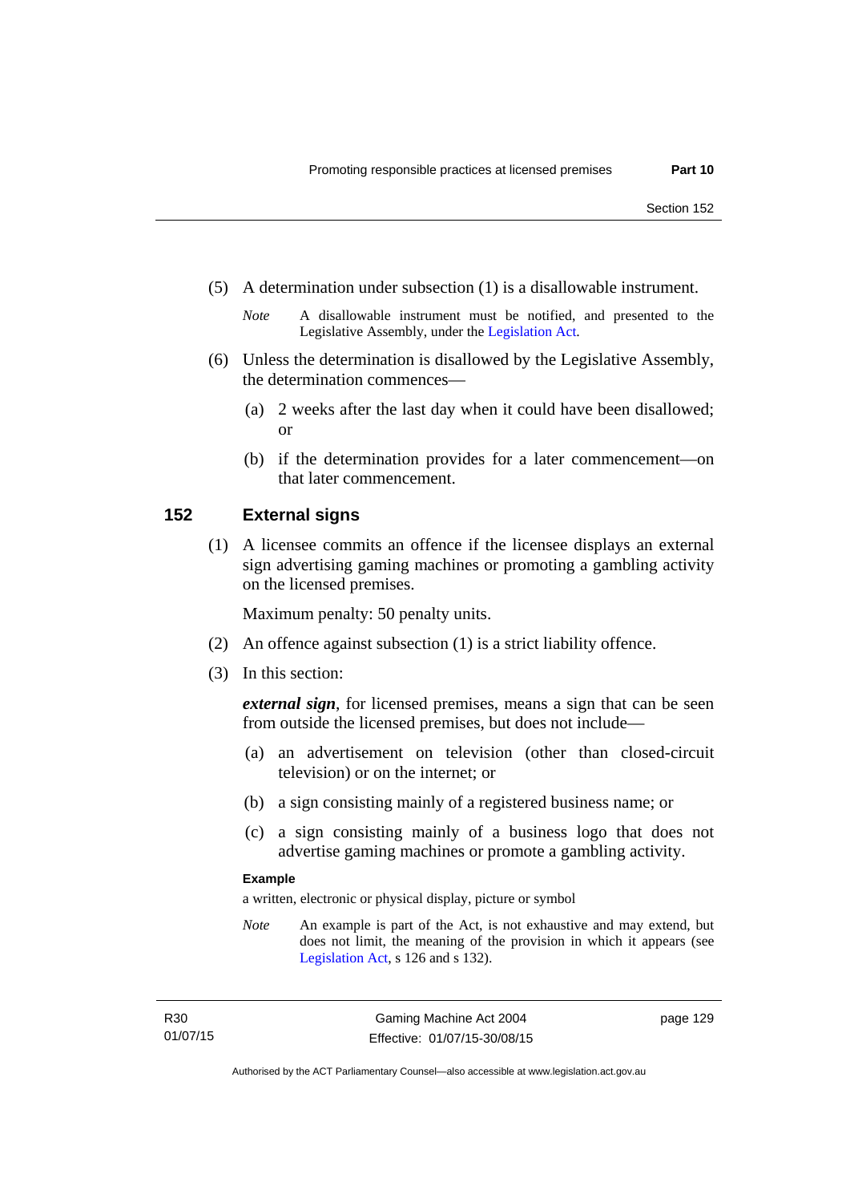(5) A determination under subsection (1) is a disallowable instrument.

*Note* A disallowable instrument must be notified, and presented to the Legislative Assembly, under the Legislation Act.

(6) Unless the determination is disallowed by the Legislative Assembly, the determination commences—

(a) 2 weeks after the last day when it could have been disallowed; or

(b) if the determination provides for a later commencement—on that later commencement.

## 152 External signs

(1) A licensee commits an offence if the licensee displays an external sign advertising gaming machines or promoting a gambling activity on the licensed premises.

Maximum penalty: 50 penalty units.

(2) An offence against subsection (1) is a strict liability offence.

(3) In this section:

***external sign***, for licensed premises, means a sign that can be seen from outside the licensed premises, but does not include—

(a) an advertisement on television (other than closed-circuit television) or on the internet; or

(b) a sign consisting mainly of a registered business name; or

(c) a sign consisting mainly of a business logo that does not advertise gaming machines or promote a gambling activity.

**Example**

a written, electronic or physical display, picture or symbol

*Note* An example is part of the Act, is not exhaustive and may extend, but does not limit, the meaning of the provision in which it appears (see Legislation Act, s 126 and s 132).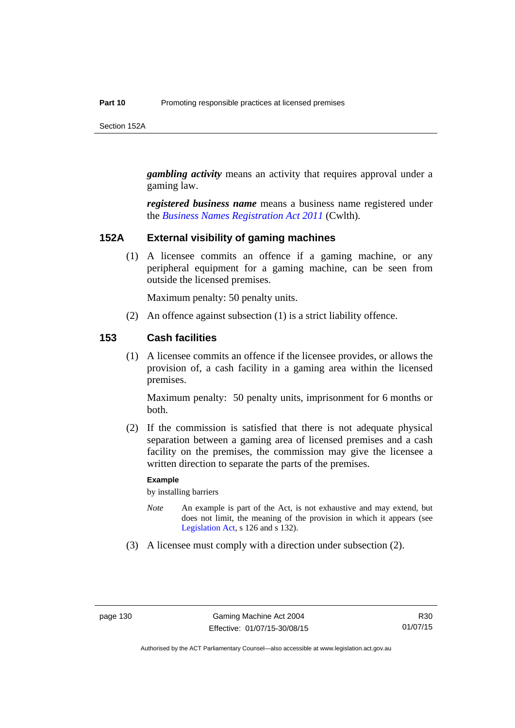***gambling activity*** means an activity that requires approval under a gaming law.

***registered business name*** means a business name registered under the *Business Names Registration Act 2011* (Cwlth).

## 152A External visibility of gaming machines

(1) A licensee commits an offence if a gaming machine, or any peripheral equipment for a gaming machine, can be seen from outside the licensed premises.

Maximum penalty: 50 penalty units.

(2) An offence against subsection (1) is a strict liability offence.

## 153 Cash facilities

(1) A licensee commits an offence if the licensee provides, or allows the provision of, a cash facility in a gaming area within the licensed premises.

Maximum penalty: 50 penalty units, imprisonment for 6 months or both.

(2) If the commission is satisfied that there is not adequate physical separation between a gaming area of licensed premises and a cash facility on the premises, the commission may give the licensee a written direction to separate the parts of the premises.

**Example**

by installing barriers

*Note* An example is part of the Act, is not exhaustive and may extend, but does not limit, the meaning of the provision in which it appears (see Legislation Act, s 126 and s 132).

(3) A licensee must comply with a direction under subsection (2).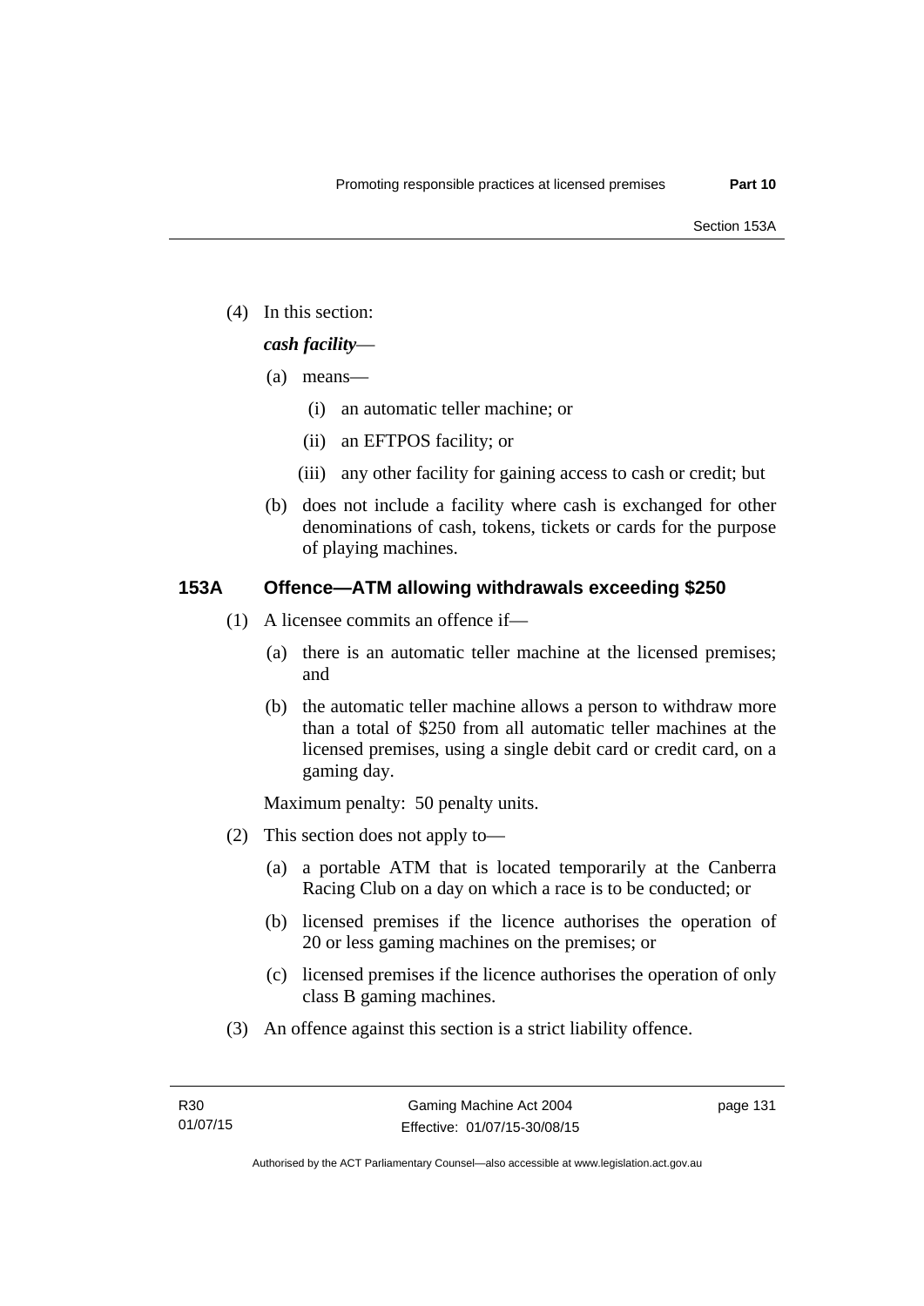(4) In this section:

***cash facility***—

(a) means—

(i) an automatic teller machine; or

(ii) an EFTPOS facility; or

(iii) any other facility for gaining access to cash or credit; but

(b) does not include a facility where cash is exchanged for other denominations of cash, tokens, tickets or cards for the purpose of playing machines.

## 153A Offence—ATM allowing withdrawals exceeding $250

(1) A licensee commits an offence if—

(a) there is an automatic teller machine at the licensed premises; and

(b) the automatic teller machine allows a person to withdraw more than a total of $250 from all automatic teller machines at the licensed premises, using a single debit card or credit card, on a gaming day.

Maximum penalty: 50 penalty units.

(2) This section does not apply to—

(a) a portable ATM that is located temporarily at the Canberra Racing Club on a day on which a race is to be conducted; or

(b) licensed premises if the licence authorises the operation of 20 or less gaming machines on the premises; or

(c) licensed premises if the licence authorises the operation of only class B gaming machines.

(3) An offence against this section is a strict liability offence.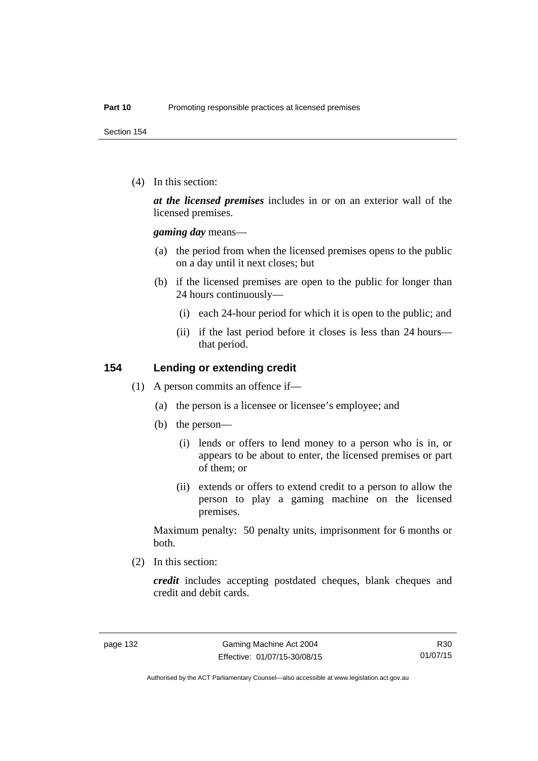(4) In this section:

***at the licensed premises*** includes in or on an exterior wall of the licensed premises.

***gaming day*** means—

(a) the period from when the licensed premises opens to the public on a day until it next closes; but

(b) if the licensed premises are open to the public for longer than 24 hours continuously—

(i) each 24-hour period for which it is open to the public; and

(ii) if the last period before it closes is less than 24 hours—that period.

### 154 Lending or extending credit

(1) A person commits an offence if—

(a) the person is a licensee or licensee's employee; and

(b) the person—

(i) lends or offers to lend money to a person who is in, or appears to be about to enter, the licensed premises or part of them; or

(ii) extends or offers to extend credit to a person to allow the person to play a gaming machine on the licensed premises.

Maximum penalty: 50 penalty units, imprisonment for 6 months or both.

(2) In this section:

***credit*** includes accepting postdated cheques, blank cheques and credit and debit cards.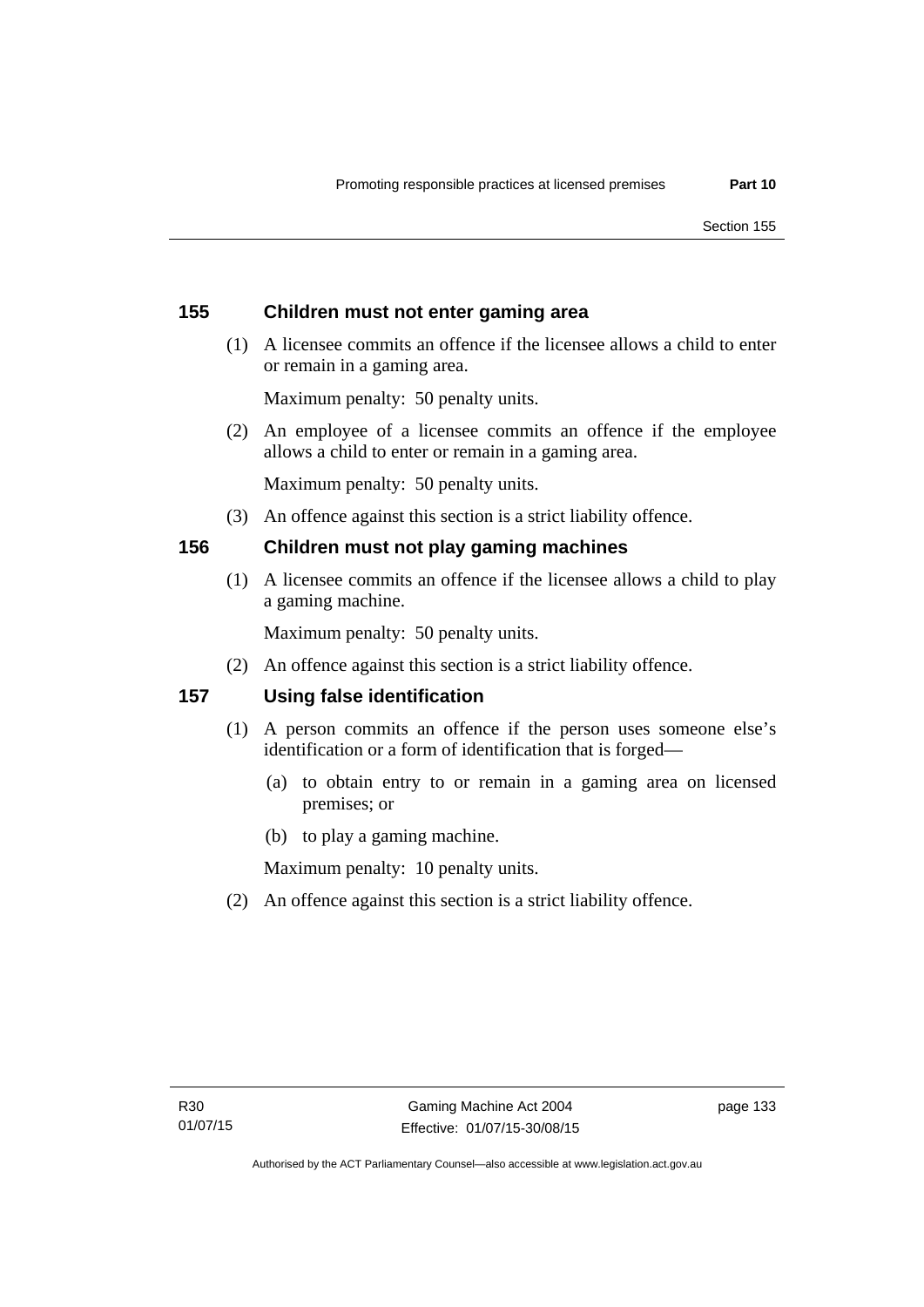## 155 Children must not enter gaming area

(1) A licensee commits an offence if the licensee allows a child to enter or remain in a gaming area.

Maximum penalty: 50 penalty units.

(2) An employee of a licensee commits an offence if the employee allows a child to enter or remain in a gaming area.

Maximum penalty: 50 penalty units.

(3) An offence against this section is a strict liability offence.

## 156 Children must not play gaming machines

(1) A licensee commits an offence if the licensee allows a child to play a gaming machine.

Maximum penalty: 50 penalty units.

(2) An offence against this section is a strict liability offence.

## 157 Using false identification

(1) A person commits an offence if the person uses someone else's identification or a form of identification that is forged—

(a) to obtain entry to or remain in a gaming area on licensed premises; or

(b) to play a gaming machine.

Maximum penalty: 10 penalty units.

(2) An offence against this section is a strict liability offence.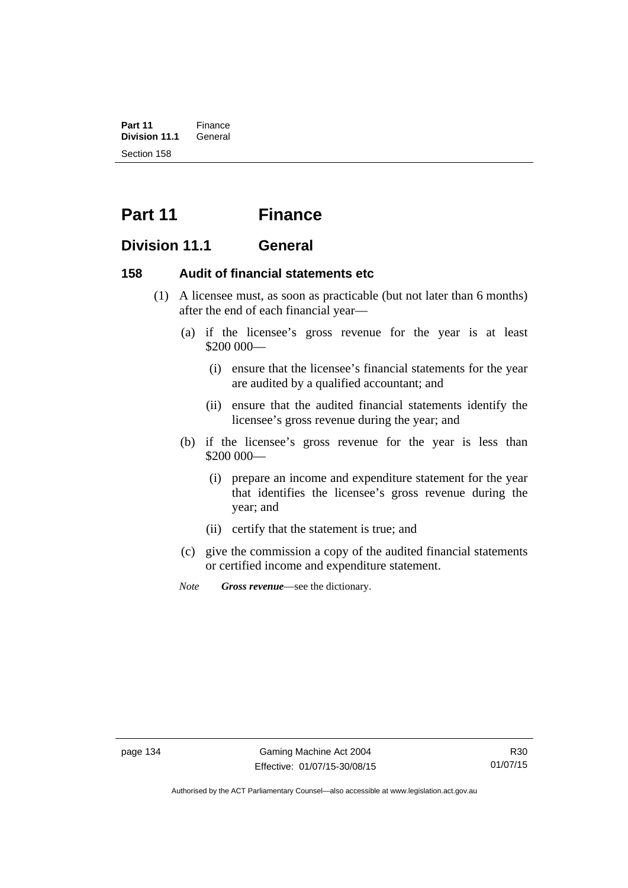# Part 11 Finance

## Division 11.1 General

### 158 Audit of financial statements etc

(1) A licensee must, as soon as practicable (but not later than 6 months) after the end of each financial year—

(a) if the licensee's gross revenue for the year is at least $200 000—

(i) ensure that the licensee's financial statements for the year are audited by a qualified accountant; and

(ii) ensure that the audited financial statements identify the licensee's gross revenue during the year; and

(b) if the licensee's gross revenue for the year is less than $200 000—

(i) prepare an income and expenditure statement for the year that identifies the licensee's gross revenue during the year; and

(ii) certify that the statement is true; and

(c) give the commission a copy of the audited financial statements or certified income and expenditure statement.

*Note* ***Gross revenue***—see the dictionary.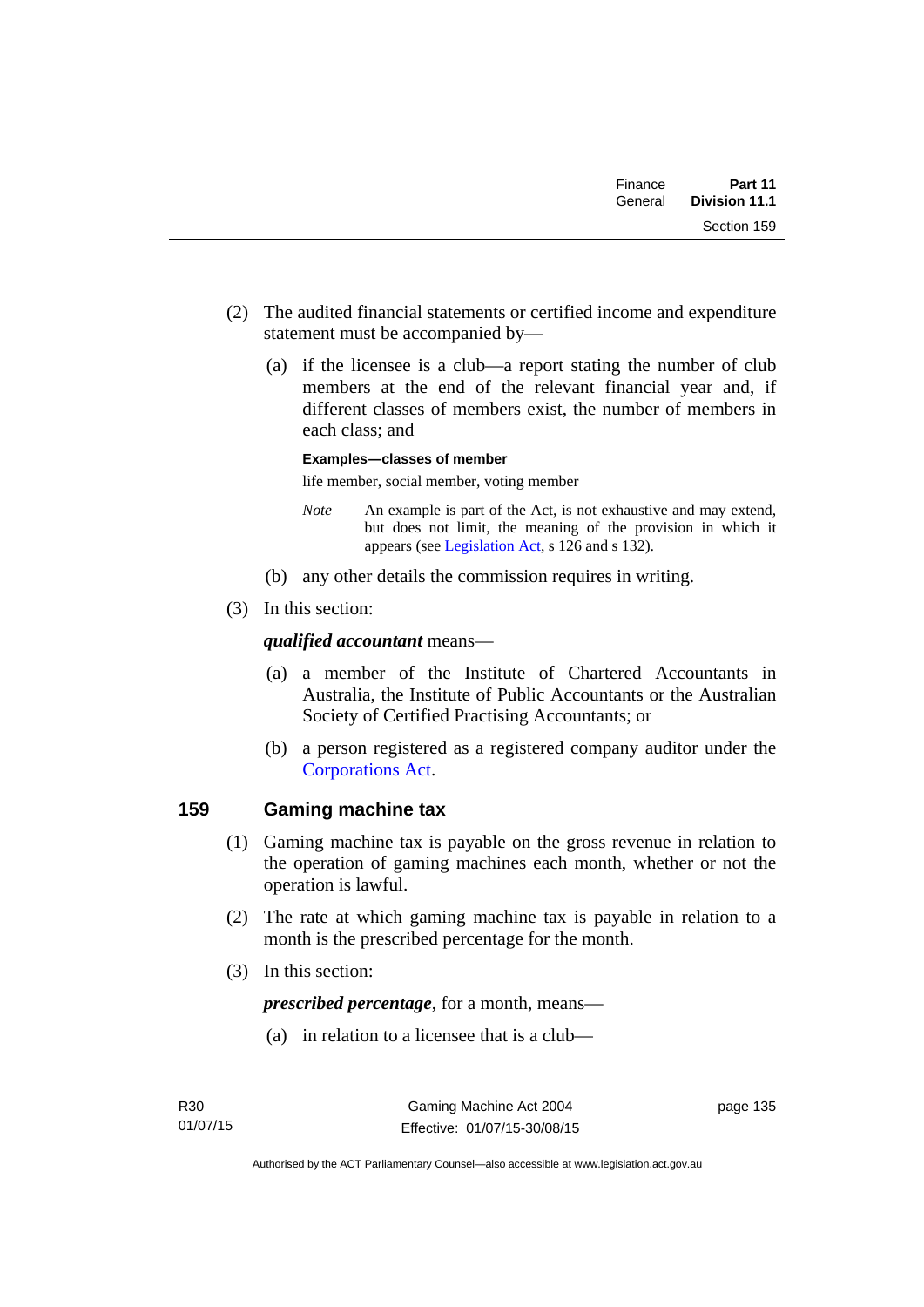(2) The audited financial statements or certified income and expenditure statement must be accompanied by—

(a) if the licensee is a club—a report stating the number of club members at the end of the relevant financial year and, if different classes of members exist, the number of members in each class; and

**Examples—classes of member**

life member, social member, voting member

*Note* An example is part of the Act, is not exhaustive and may extend, but does not limit, the meaning of the provision in which it appears (see Legislation Act, s 126 and s 132).

(b) any other details the commission requires in writing.

(3) In this section:

***qualified accountant*** means—

(a) a member of the Institute of Chartered Accountants in Australia, the Institute of Public Accountants or the Australian Society of Certified Practising Accountants; or

(b) a person registered as a registered company auditor under the Corporations Act.

## 159 Gaming machine tax

(1) Gaming machine tax is payable on the gross revenue in relation to the operation of gaming machines each month, whether or not the operation is lawful.

(2) The rate at which gaming machine tax is payable in relation to a month is the prescribed percentage for the month.

(3) In this section:

***prescribed percentage***, for a month, means—

(a) in relation to a licensee that is a club—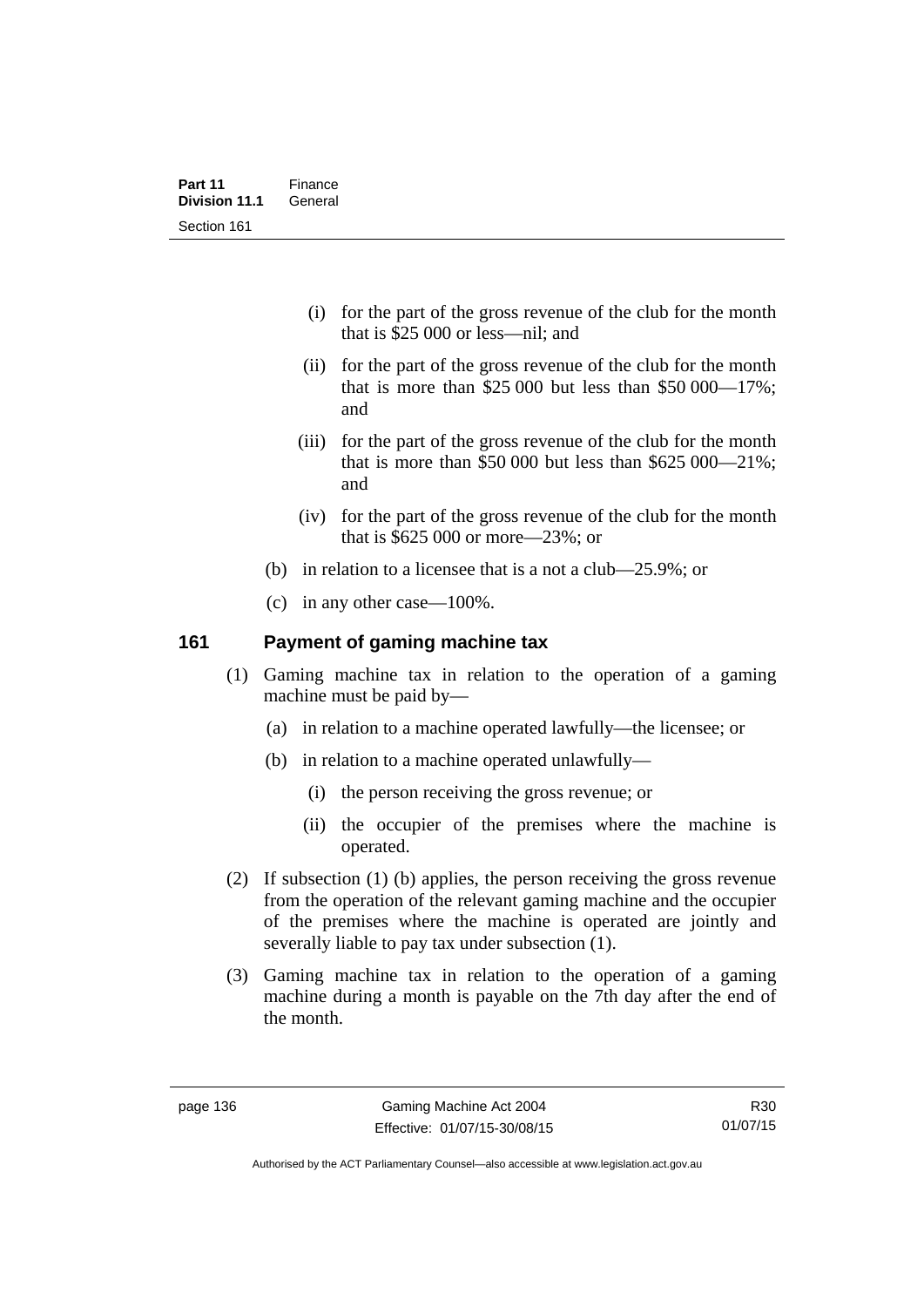(i) for the part of the gross revenue of the club for the month that is $25 000 or less—nil; and

(ii) for the part of the gross revenue of the club for the month that is more than $25 000 but less than $50 000—17%; and

(iii) for the part of the gross revenue of the club for the month that is more than $50 000 but less than $625 000—21%; and

(iv) for the part of the gross revenue of the club for the month that is $625 000 or more—23%; or

(b) in relation to a licensee that is a not a club—25.9%; or

(c) in any other case—100%.

## 161 Payment of gaming machine tax

(1) Gaming machine tax in relation to the operation of a gaming machine must be paid by—

(a) in relation to a machine operated lawfully—the licensee; or

(b) in relation to a machine operated unlawfully—

(i) the person receiving the gross revenue; or

(ii) the occupier of the premises where the machine is operated.

(2) If subsection (1) (b) applies, the person receiving the gross revenue from the operation of the relevant gaming machine and the occupier of the premises where the machine is operated are jointly and severally liable to pay tax under subsection (1).

(3) Gaming machine tax in relation to the operation of a gaming machine during a month is payable on the 7th day after the end of the month.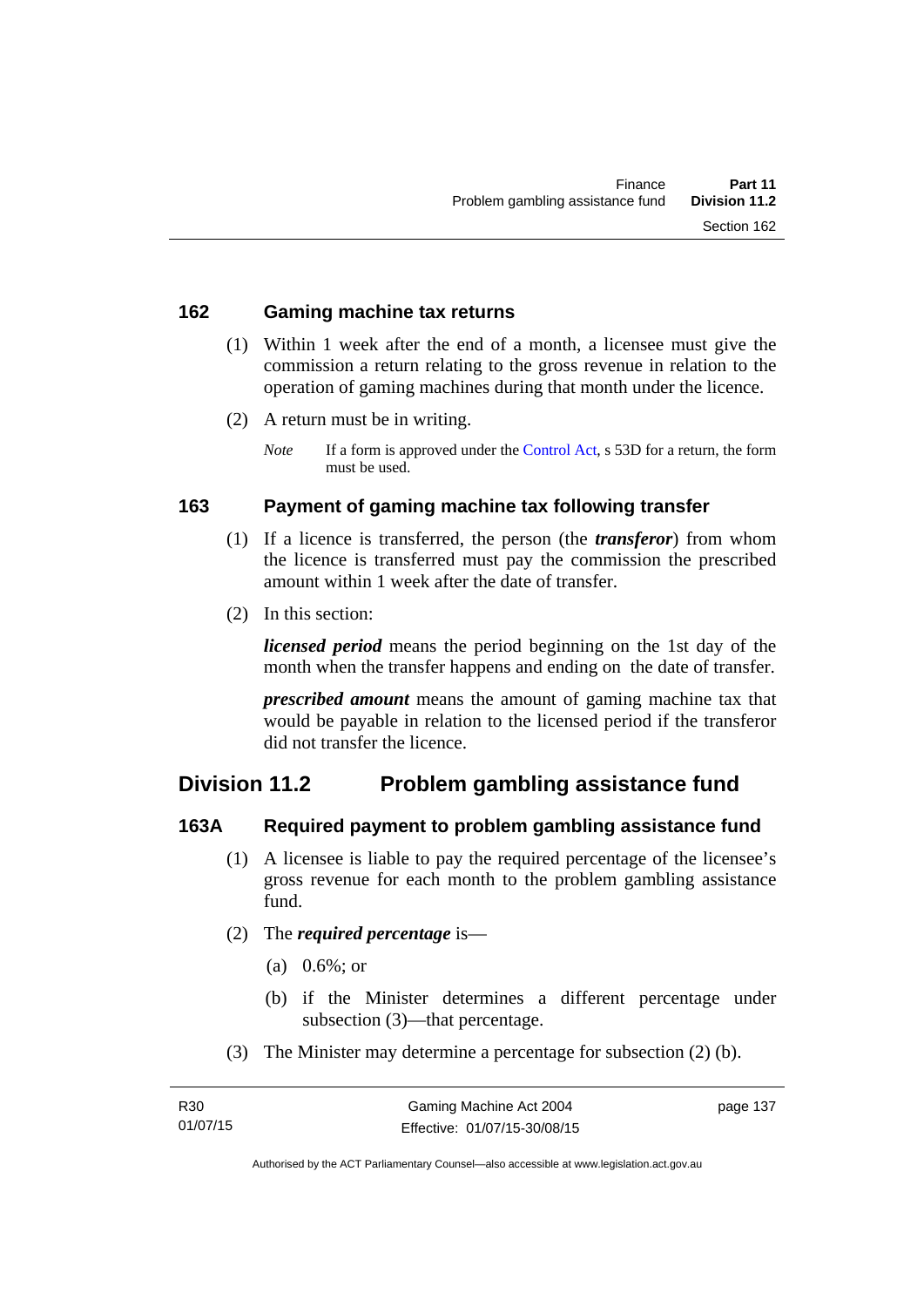### 162 Gaming machine tax returns

(1) Within 1 week after the end of a month, a licensee must give the commission a return relating to the gross revenue in relation to the operation of gaming machines during that month under the licence.

(2) A return must be in writing.

*Note* If a form is approved under the Control Act, s 53D for a return, the form must be used.

### 163 Payment of gaming machine tax following transfer

(1) If a licence is transferred, the person (the ***transferor***) from whom the licence is transferred must pay the commission the prescribed amount within 1 week after the date of transfer.

(2) In this section:

***licensed period*** means the period beginning on the 1st day of the month when the transfer happens and ending on the date of transfer.

***prescribed amount*** means the amount of gaming machine tax that would be payable in relation to the licensed period if the transferor did not transfer the licence.

## Division 11.2 Problem gambling assistance fund

### 163A Required payment to problem gambling assistance fund

(1) A licensee is liable to pay the required percentage of the licensee's gross revenue for each month to the problem gambling assistance fund.

(2) The ***required percentage*** is—

(a) 0.6%; or

(b) if the Minister determines a different percentage under subsection (3)—that percentage.

(3) The Minister may determine a percentage for subsection (2) (b).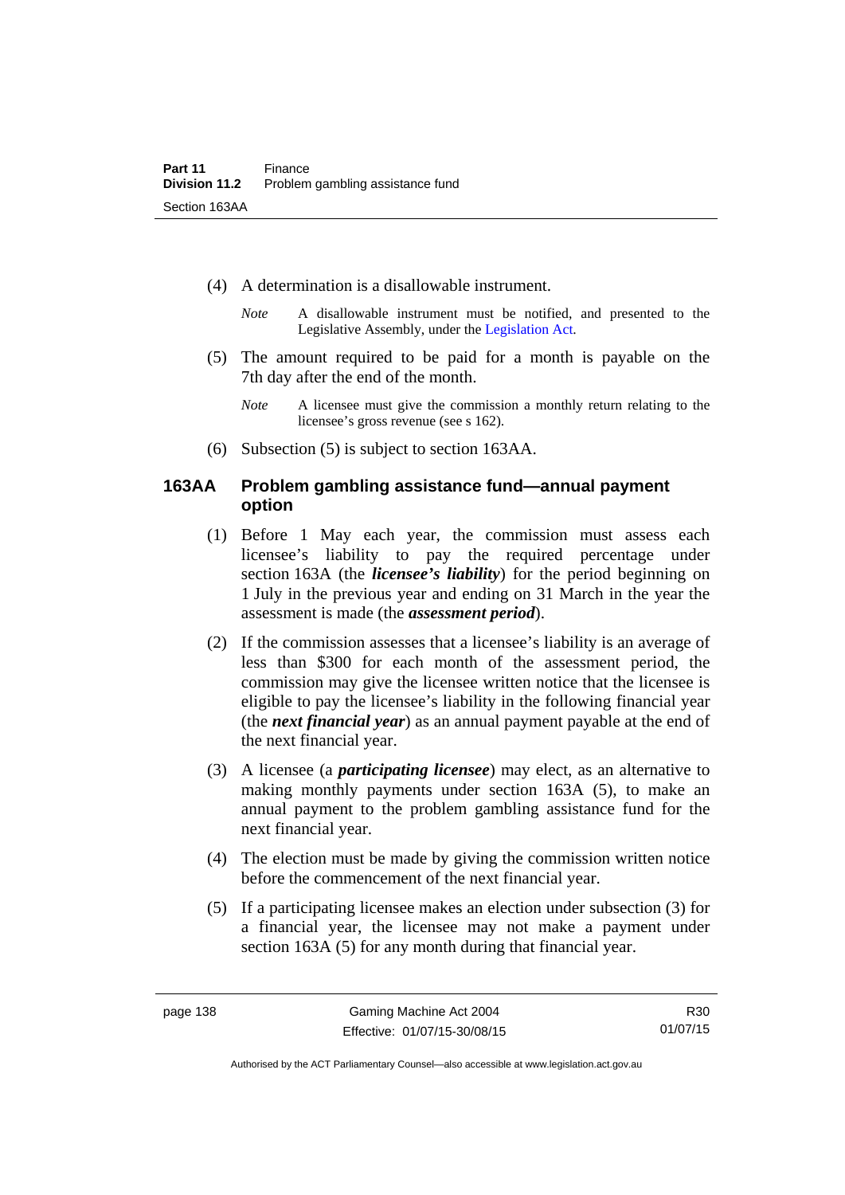(4) A determination is a disallowable instrument.

*Note* A disallowable instrument must be notified, and presented to the Legislative Assembly, under the Legislation Act.

(5) The amount required to be paid for a month is payable on the 7th day after the end of the month.

*Note* A licensee must give the commission a monthly return relating to the licensee's gross revenue (see s 162).

(6) Subsection (5) is subject to section 163AA.

### 163AA Problem gambling assistance fund—annual payment option

(1) Before 1 May each year, the commission must assess each licensee's liability to pay the required percentage under section 163A (the ***licensee's liability***) for the period beginning on 1 July in the previous year and ending on 31 March in the year the assessment is made (the ***assessment period***).

(2) If the commission assesses that a licensee's liability is an average of less than $300 for each month of the assessment period, the commission may give the licensee written notice that the licensee is eligible to pay the licensee's liability in the following financial year (the ***next financial year***) as an annual payment payable at the end of the next financial year.

(3) A licensee (a ***participating licensee***) may elect, as an alternative to making monthly payments under section 163A (5), to make an annual payment to the problem gambling assistance fund for the next financial year.

(4) The election must be made by giving the commission written notice before the commencement of the next financial year.

(5) If a participating licensee makes an election under subsection (3) for a financial year, the licensee may not make a payment under section 163A (5) for any month during that financial year.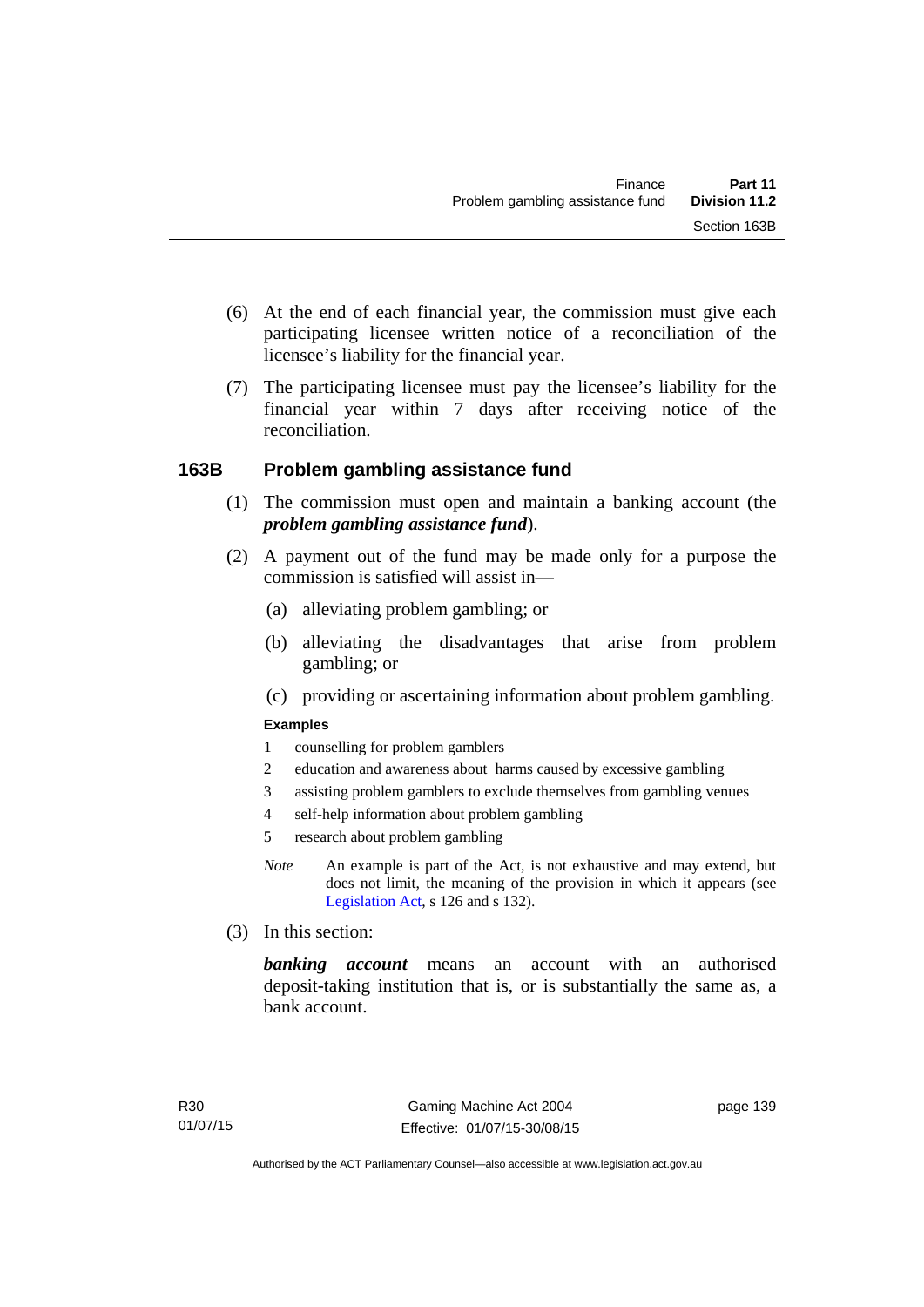(6) At the end of each financial year, the commission must give each participating licensee written notice of a reconciliation of the licensee's liability for the financial year.

(7) The participating licensee must pay the licensee's liability for the financial year within 7 days after receiving notice of the reconciliation.

### 163B Problem gambling assistance fund

(1) The commission must open and maintain a banking account (the ***problem gambling assistance fund***).

(2) A payment out of the fund may be made only for a purpose the commission is satisfied will assist in—

(a) alleviating problem gambling; or

(b) alleviating the disadvantages that arise from problem gambling; or

(c) providing or ascertaining information about problem gambling.

**Examples**

1 counselling for problem gamblers

2 education and awareness about harms caused by excessive gambling

3 assisting problem gamblers to exclude themselves from gambling venues

4 self-help information about problem gambling

5 research about problem gambling

*Note* An example is part of the Act, is not exhaustive and may extend, but does not limit, the meaning of the provision in which it appears (see Legislation Act, s 126 and s 132).

(3) In this section:

***banking account*** means an account with an authorised deposit-taking institution that is, or is substantially the same as, a bank account.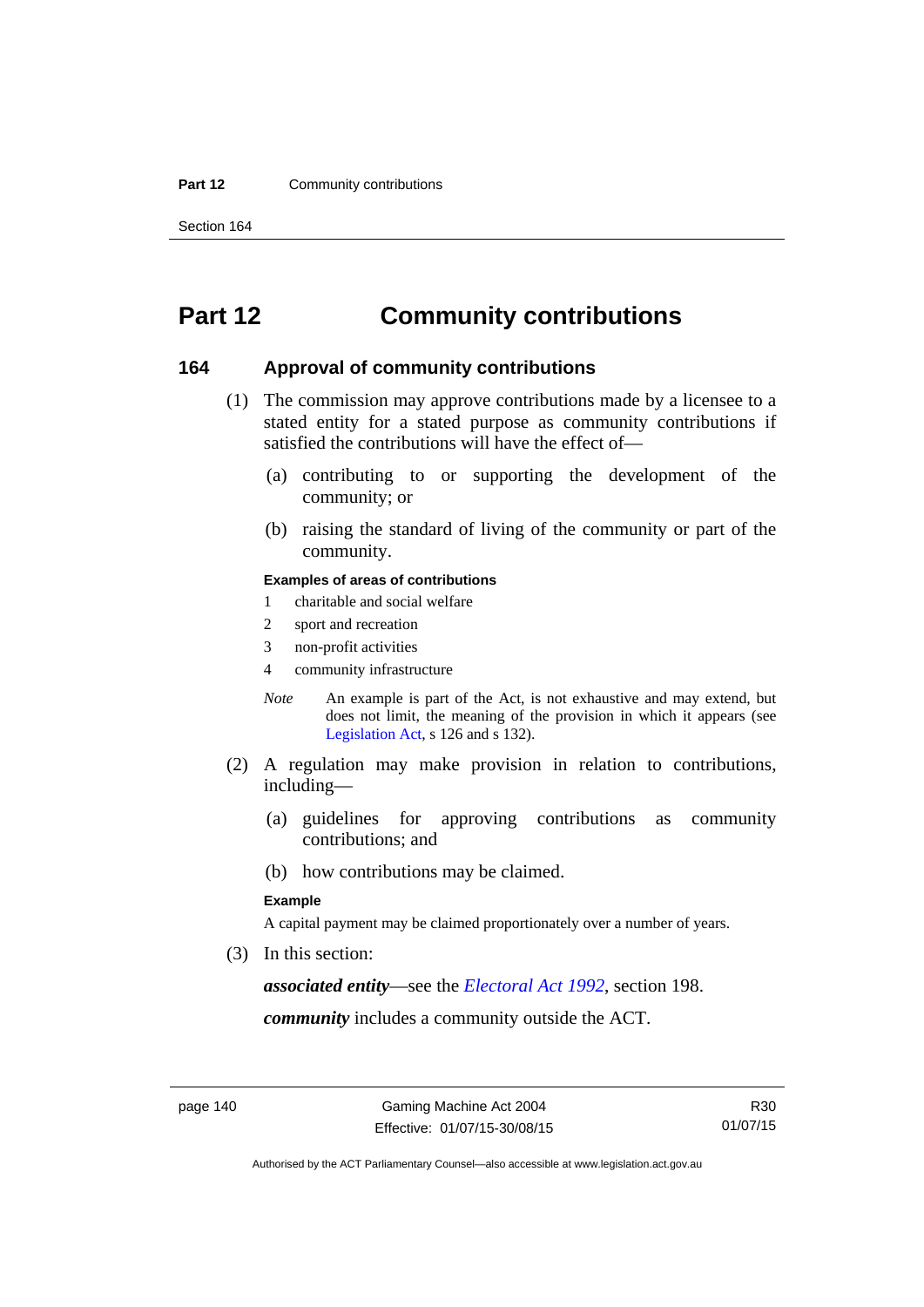# Part 12 Community contributions

## 164 Approval of community contributions

(1) The commission may approve contributions made by a licensee to a stated entity for a stated purpose as community contributions if satisfied the contributions will have the effect of—

(a) contributing to or supporting the development of the community; or

(b) raising the standard of living of the community or part of the community.

**Examples of areas of contributions**

1 charitable and social welfare

2 sport and recreation

3 non-profit activities

4 community infrastructure

*Note* An example is part of the Act, is not exhaustive and may extend, but does not limit, the meaning of the provision in which it appears (see Legislation Act, s 126 and s 132).

(2) A regulation may make provision in relation to contributions, including—

(a) guidelines for approving contributions as community contributions; and

(b) how contributions may be claimed.

**Example**

A capital payment may be claimed proportionately over a number of years.

(3) In this section:

***associated entity***—see the *Electoral Act 1992*, section 198.

***community*** includes a community outside the ACT.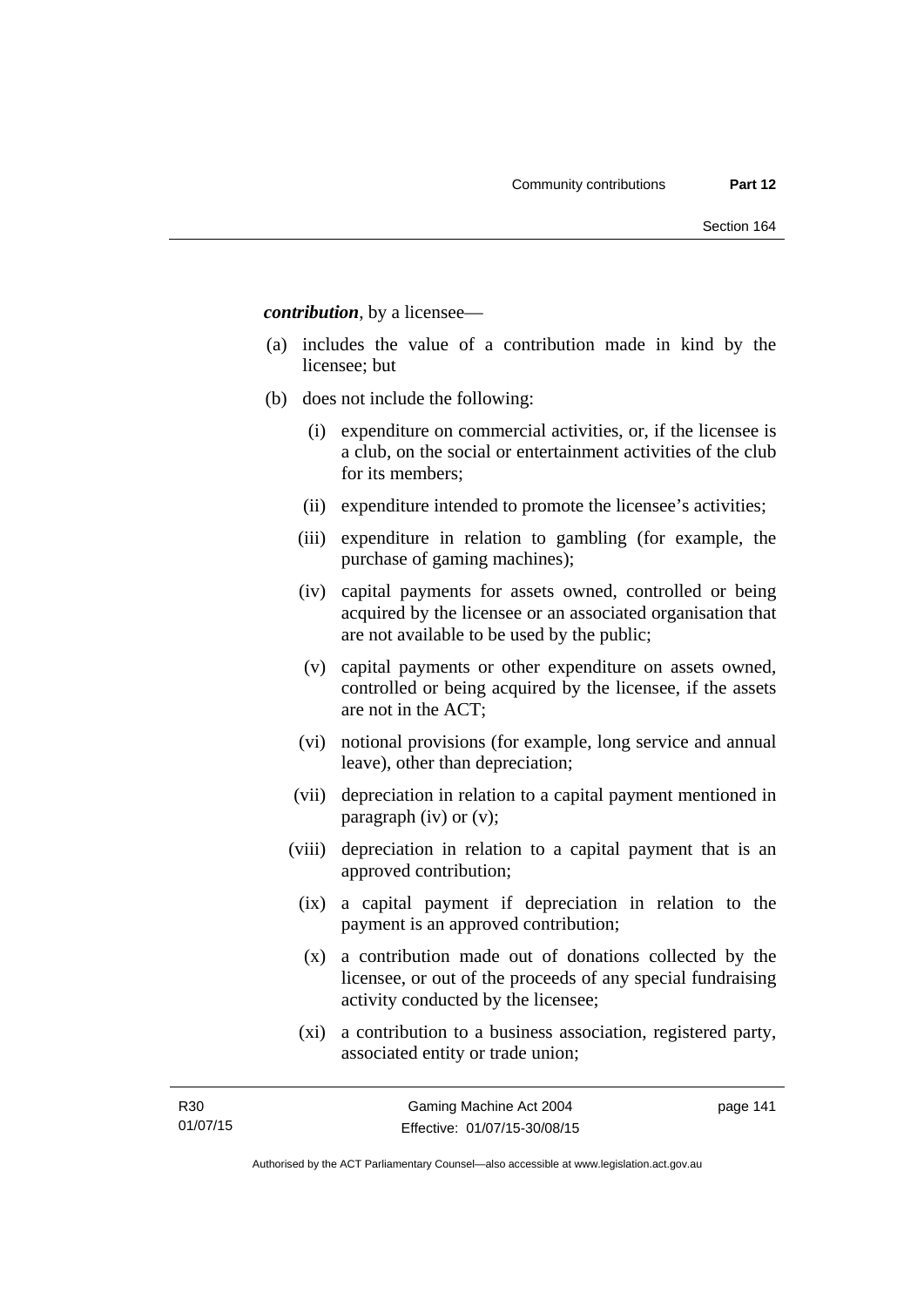***contribution***, by a licensee—

(a) includes the value of a contribution made in kind by the licensee; but

(b) does not include the following:

   (i) expenditure on commercial activities, or, if the licensee is a club, on the social or entertainment activities of the club for its members;

   (ii) expenditure intended to promote the licensee's activities;

   (iii) expenditure in relation to gambling (for example, the purchase of gaming machines);

   (iv) capital payments for assets owned, controlled or being acquired by the licensee or an associated organisation that are not available to be used by the public;

   (v) capital payments or other expenditure on assets owned, controlled or being acquired by the licensee, if the assets are not in the ACT;

   (vi) notional provisions (for example, long service and annual leave), other than depreciation;

   (vii) depreciation in relation to a capital payment mentioned in paragraph (iv) or (v);

   (viii) depreciation in relation to a capital payment that is an approved contribution;

   (ix) a capital payment if depreciation in relation to the payment is an approved contribution;

   (x) a contribution made out of donations collected by the licensee, or out of the proceeds of any special fundraising activity conducted by the licensee;

   (xi) a contribution to a business association, registered party, associated entity or trade union;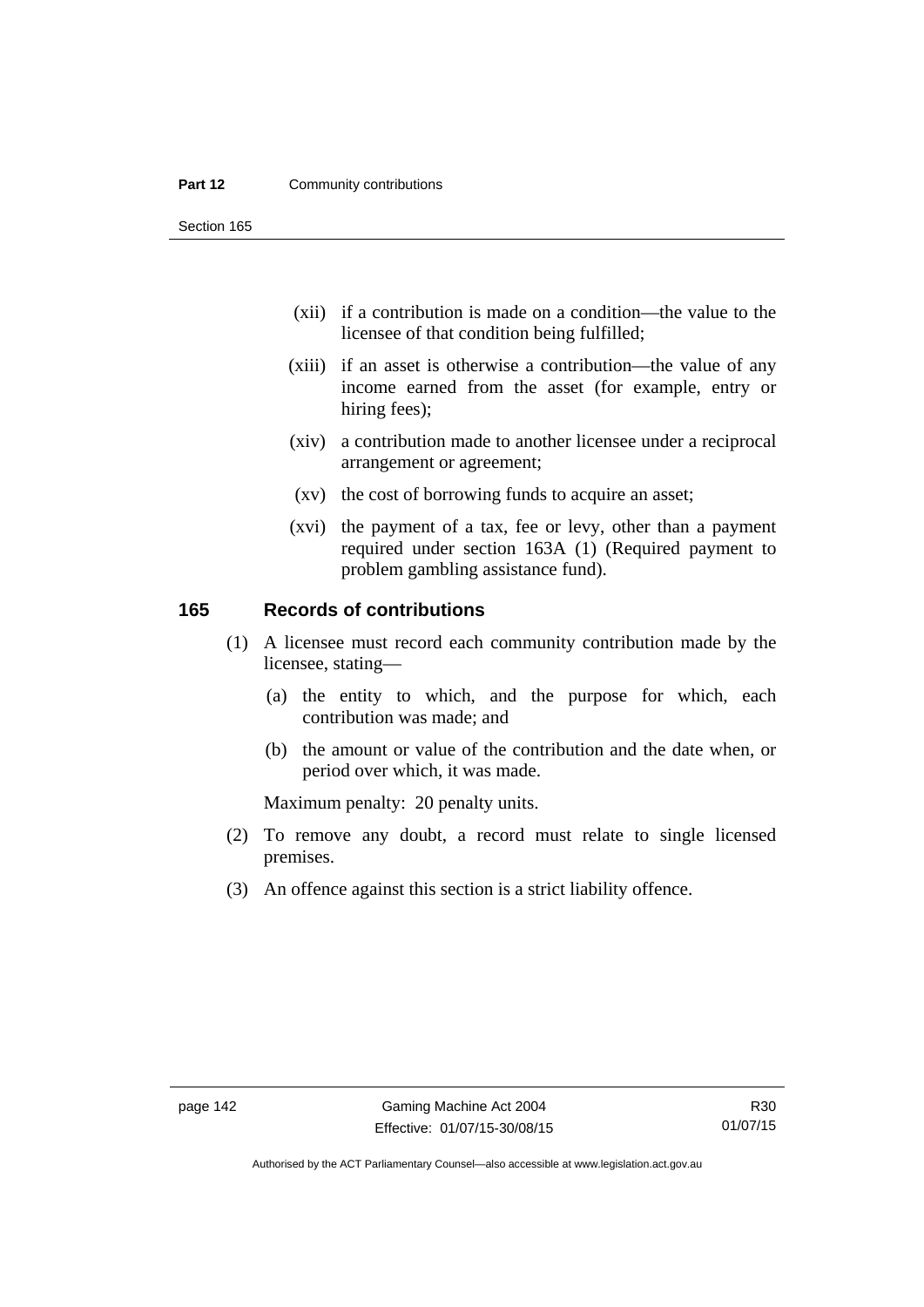(xii) if a contribution is made on a condition—the value to the licensee of that condition being fulfilled;

(xiii) if an asset is otherwise a contribution—the value of any income earned from the asset (for example, entry or hiring fees);

(xiv) a contribution made to another licensee under a reciprocal arrangement or agreement;

(xv) the cost of borrowing funds to acquire an asset;

(xvi) the payment of a tax, fee or levy, other than a payment required under section 163A (1) (Required payment to problem gambling assistance fund).

## 165 Records of contributions

(1) A licensee must record each community contribution made by the licensee, stating—

(a) the entity to which, and the purpose for which, each contribution was made; and

(b) the amount or value of the contribution and the date when, or period over which, it was made.

Maximum penalty: 20 penalty units.

(2) To remove any doubt, a record must relate to single licensed premises.

(3) An offence against this section is a strict liability offence.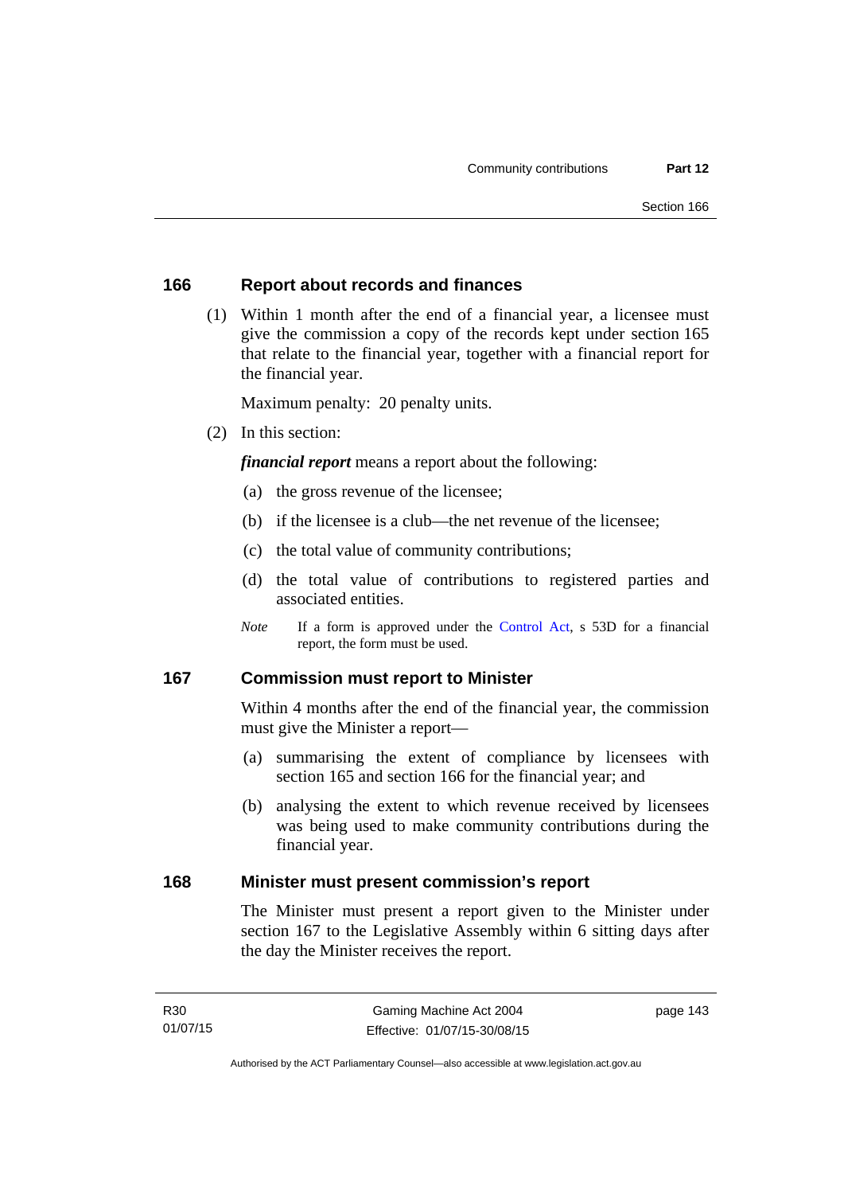## 166 Report about records and finances

(1) Within 1 month after the end of a financial year, a licensee must give the commission a copy of the records kept under section 165 that relate to the financial year, together with a financial report for the financial year.

Maximum penalty: 20 penalty units.

(2) In this section:

***financial report*** means a report about the following:

(a) the gross revenue of the licensee;

(b) if the licensee is a club—the net revenue of the licensee;

(c) the total value of community contributions;

(d) the total value of contributions to registered parties and associated entities.

*Note* If a form is approved under the Control Act, s 53D for a financial report, the form must be used.

## 167 Commission must report to Minister

Within 4 months after the end of the financial year, the commission must give the Minister a report—

(a) summarising the extent of compliance by licensees with section 165 and section 166 for the financial year; and

(b) analysing the extent to which revenue received by licensees was being used to make community contributions during the financial year.

## 168 Minister must present commission's report

The Minister must present a report given to the Minister under section 167 to the Legislative Assembly within 6 sitting days after the day the Minister receives the report.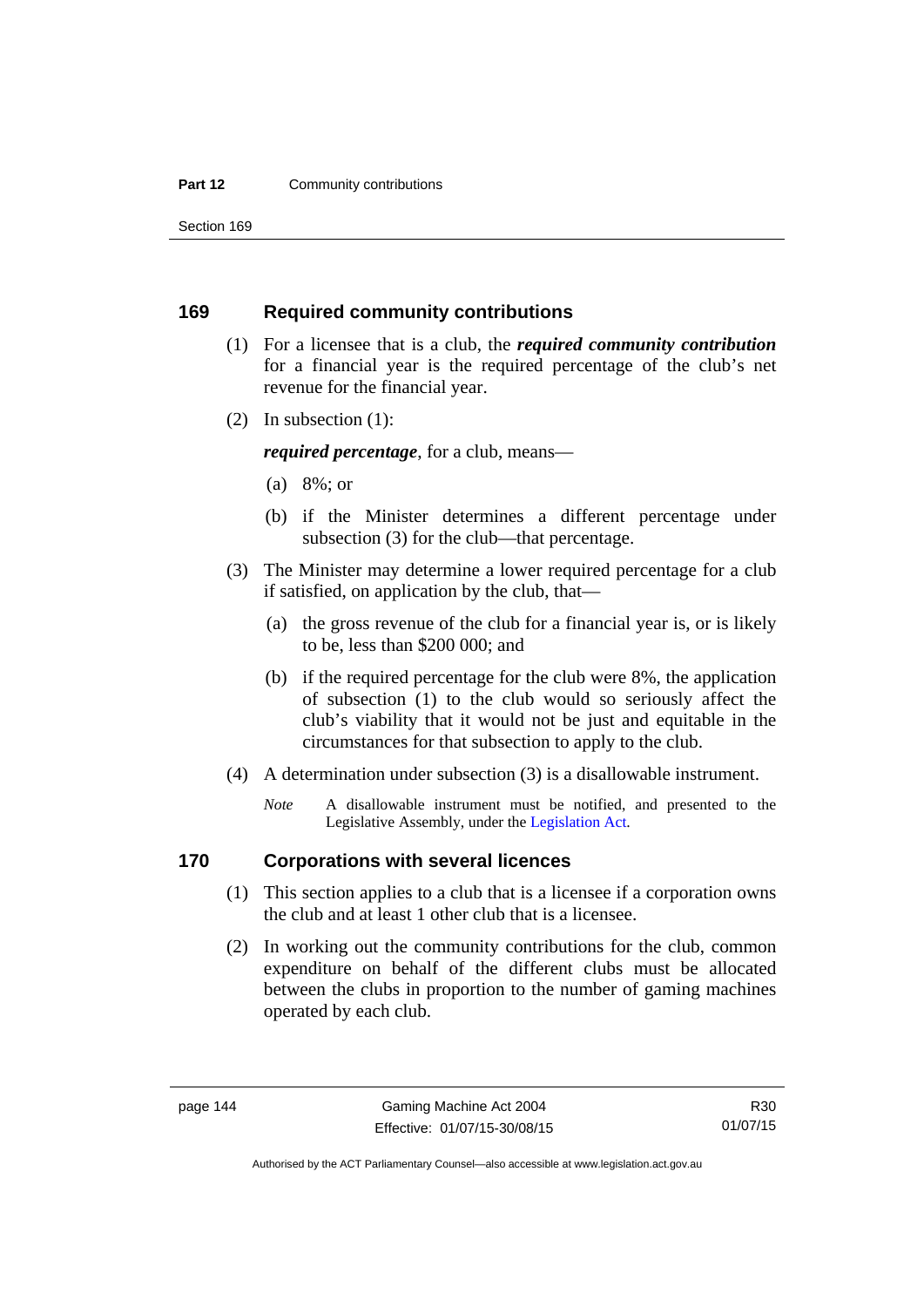## 169 Required community contributions

(1) For a licensee that is a club, the ***required community contribution*** for a financial year is the required percentage of the club's net revenue for the financial year.

(2) In subsection (1):

***required percentage***, for a club, means—

(a) 8%; or

(b) if the Minister determines a different percentage under subsection (3) for the club—that percentage.

(3) The Minister may determine a lower required percentage for a club if satisfied, on application by the club, that—

(a) the gross revenue of the club for a financial year is, or is likely to be, less than $200 000; and

(b) if the required percentage for the club were 8%, the application of subsection (1) to the club would so seriously affect the club's viability that it would not be just and equitable in the circumstances for that subsection to apply to the club.

(4) A determination under subsection (3) is a disallowable instrument.

*Note* A disallowable instrument must be notified, and presented to the Legislative Assembly, under the Legislation Act.

## 170 Corporations with several licences

(1) This section applies to a club that is a licensee if a corporation owns the club and at least 1 other club that is a licensee.

(2) In working out the community contributions for the club, common expenditure on behalf of the different clubs must be allocated between the clubs in proportion to the number of gaming machines operated by each club.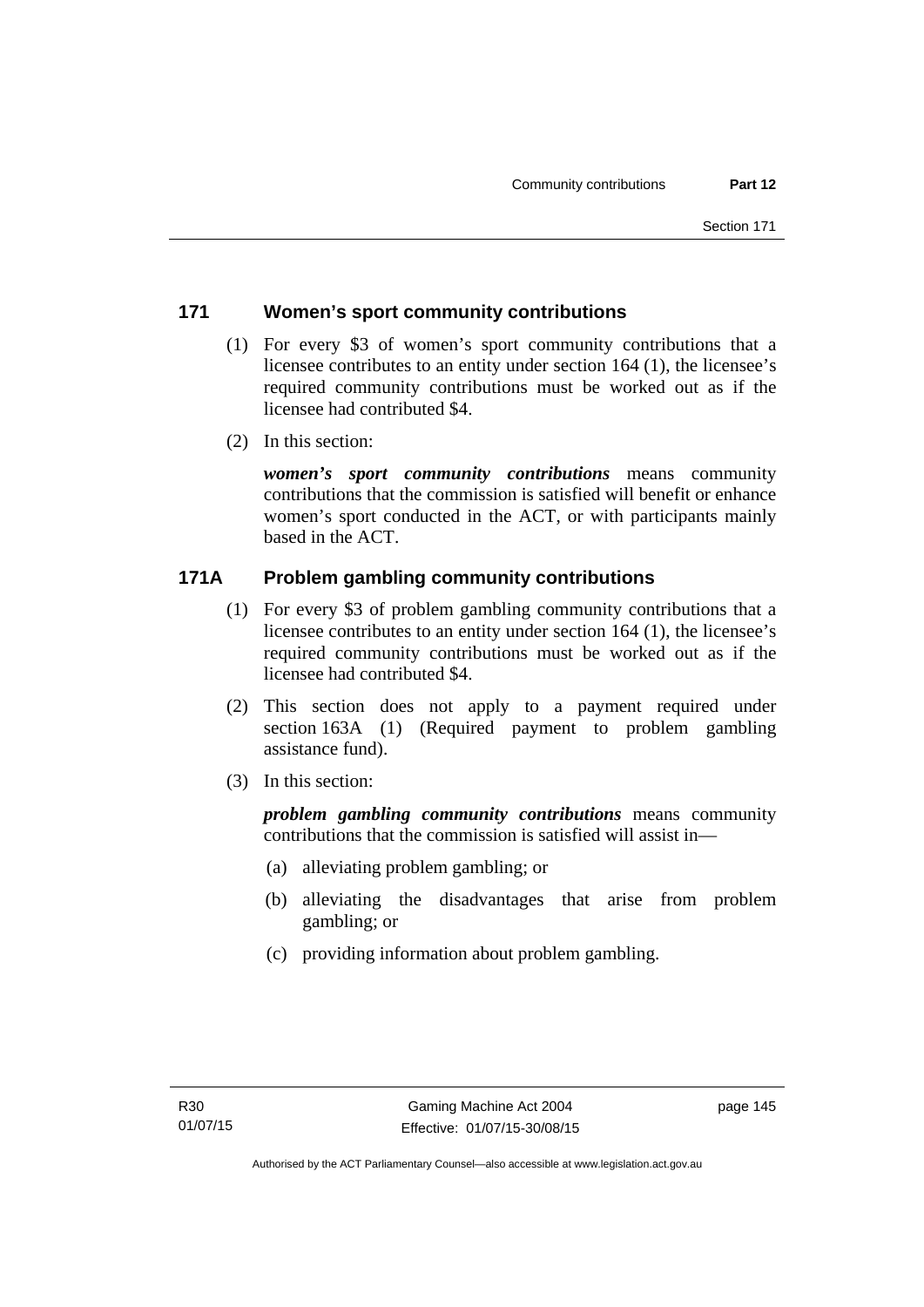## 171 Women's sport community contributions

(1) For every $3 of women's sport community contributions that a licensee contributes to an entity under section 164 (1), the licensee's required community contributions must be worked out as if the licensee had contributed $4.

(2) In this section:

***women's sport community contributions*** means community contributions that the commission is satisfied will benefit or enhance women's sport conducted in the ACT, or with participants mainly based in the ACT.

## 171A Problem gambling community contributions

(1) For every $3 of problem gambling community contributions that a licensee contributes to an entity under section 164 (1), the licensee's required community contributions must be worked out as if the licensee had contributed $4.

(2) This section does not apply to a payment required under section 163A (1) (Required payment to problem gambling assistance fund).

(3) In this section:

***problem gambling community contributions*** means community contributions that the commission is satisfied will assist in—

(a) alleviating problem gambling; or

(b) alleviating the disadvantages that arise from problem gambling; or

(c) providing information about problem gambling.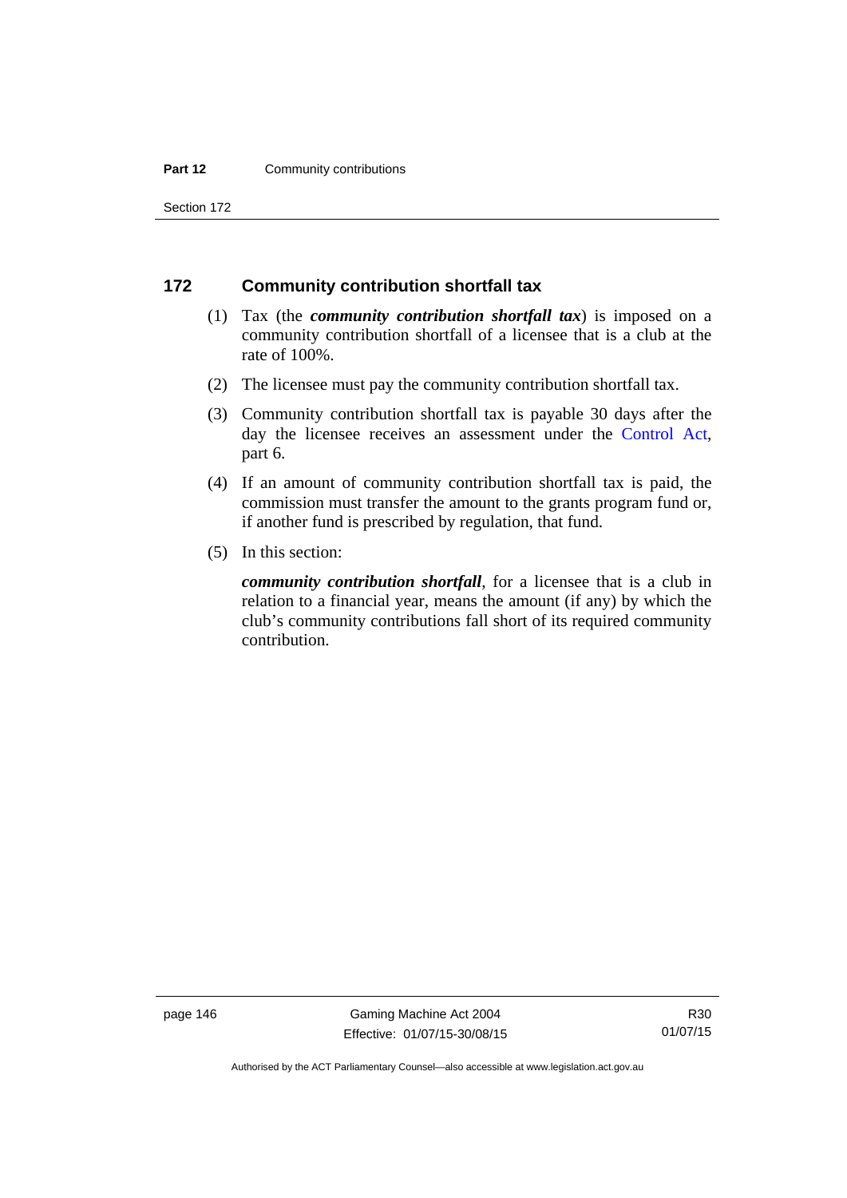## 172 Community contribution shortfall tax

(1) Tax (the ***community contribution shortfall tax***) is imposed on a community contribution shortfall of a licensee that is a club at the rate of 100%.

(2) The licensee must pay the community contribution shortfall tax.

(3) Community contribution shortfall tax is payable 30 days after the day the licensee receives an assessment under the Control Act, part 6.

(4) If an amount of community contribution shortfall tax is paid, the commission must transfer the amount to the grants program fund or, if another fund is prescribed by regulation, that fund.

(5) In this section:

***community contribution shortfall***, for a licensee that is a club in relation to a financial year, means the amount (if any) by which the club's community contributions fall short of its required community contribution.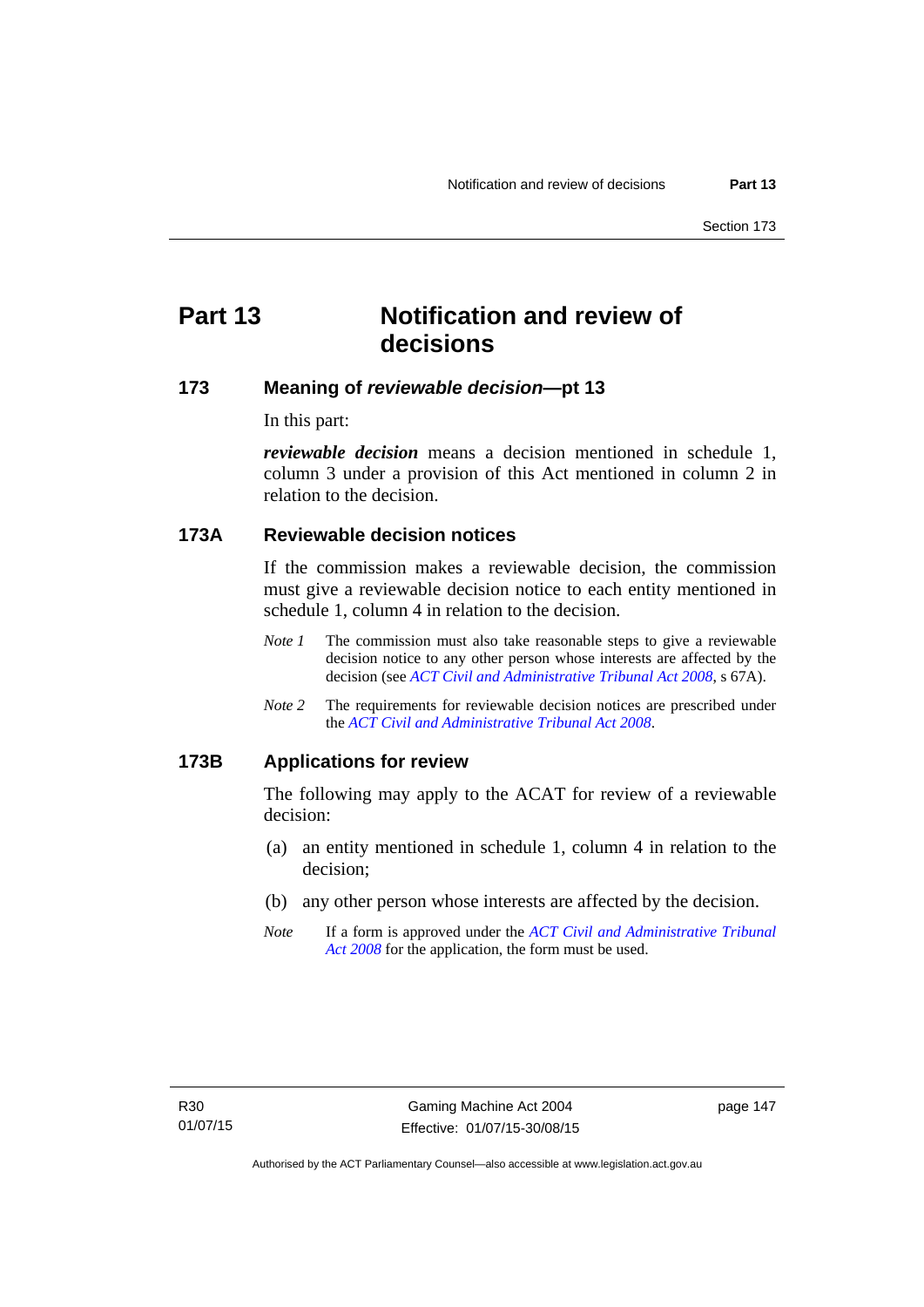# Part 13 Notification and review of decisions

## 173 Meaning of *reviewable decision*—pt 13

In this part:

***reviewable decision*** means a decision mentioned in schedule 1, column 3 under a provision of this Act mentioned in column 2 in relation to the decision.

## 173A Reviewable decision notices

If the commission makes a reviewable decision, the commission must give a reviewable decision notice to each entity mentioned in schedule 1, column 4 in relation to the decision.

*Note 1* The commission must also take reasonable steps to give a reviewable decision notice to any other person whose interests are affected by the decision (see *ACT Civil and Administrative Tribunal Act 2008*, s 67A).

*Note 2* The requirements for reviewable decision notices are prescribed under the *ACT Civil and Administrative Tribunal Act 2008*.

## 173B Applications for review

The following may apply to the ACAT for review of a reviewable decision:

(a) an entity mentioned in schedule 1, column 4 in relation to the decision;

(b) any other person whose interests are affected by the decision.

*Note* If a form is approved under the *ACT Civil and Administrative Tribunal Act 2008* for the application, the form must be used.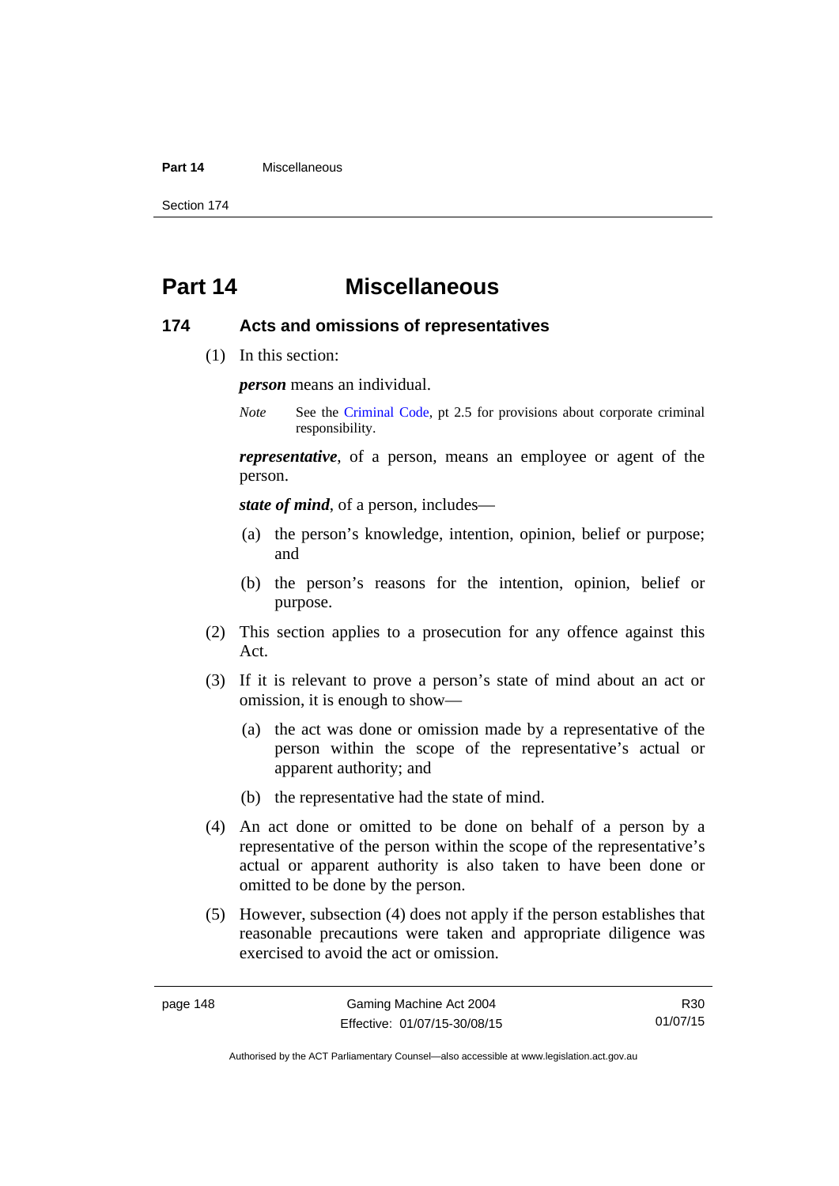# Part 14 Miscellaneous

## 174 Acts and omissions of representatives

(1) In this section:

***person*** means an individual.

*Note* See the Criminal Code, pt 2.5 for provisions about corporate criminal responsibility.

***representative***, of a person, means an employee or agent of the person.

***state of mind***, of a person, includes—

(a) the person's knowledge, intention, opinion, belief or purpose; and

(b) the person's reasons for the intention, opinion, belief or purpose.

(2) This section applies to a prosecution for any offence against this Act.

(3) If it is relevant to prove a person's state of mind about an act or omission, it is enough to show—

(a) the act was done or omission made by a representative of the person within the scope of the representative's actual or apparent authority; and

(b) the representative had the state of mind.

(4) An act done or omitted to be done on behalf of a person by a representative of the person within the scope of the representative's actual or apparent authority is also taken to have been done or omitted to be done by the person.

(5) However, subsection (4) does not apply if the person establishes that reasonable precautions were taken and appropriate diligence was exercised to avoid the act or omission.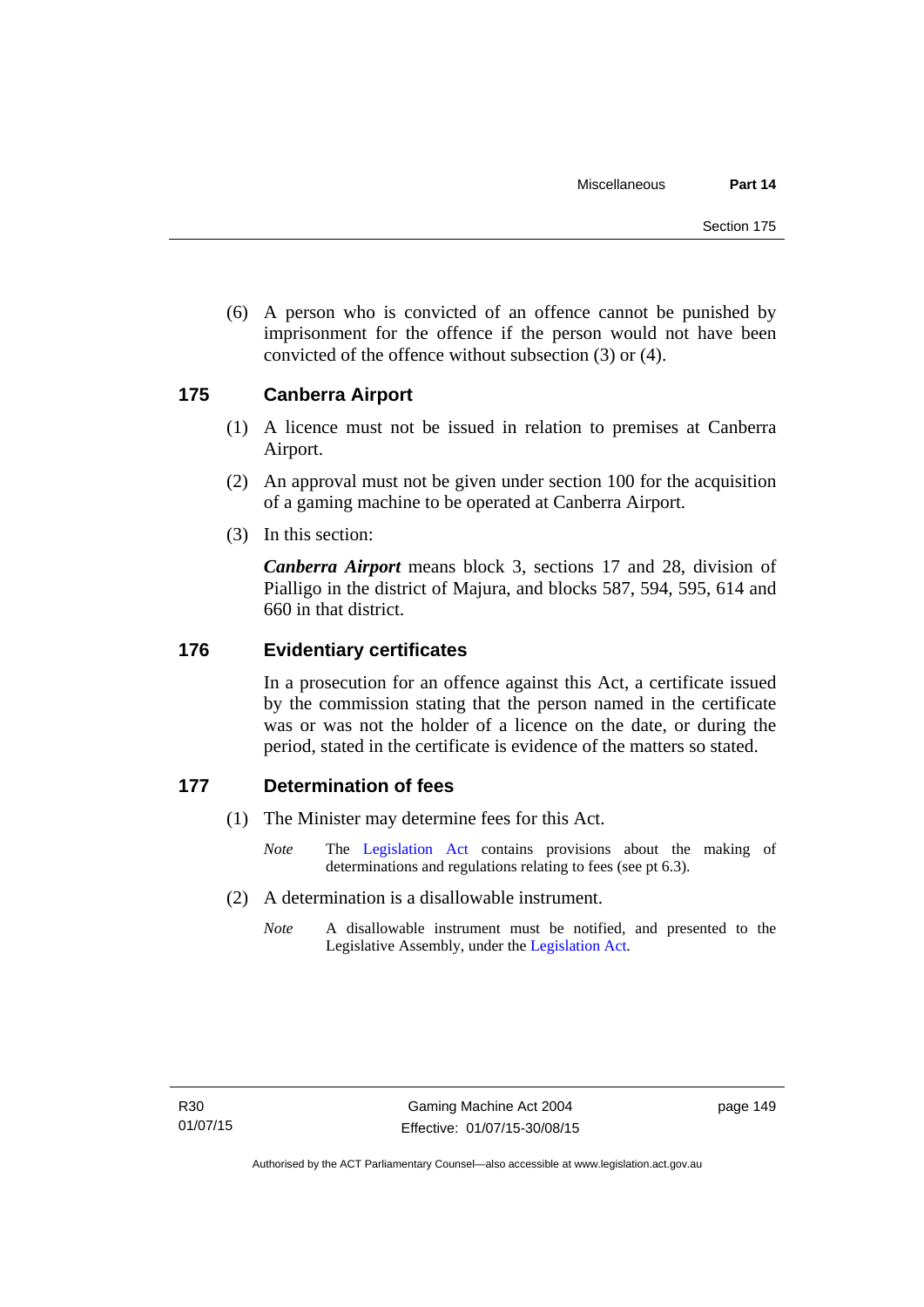(6) A person who is convicted of an offence cannot be punished by imprisonment for the offence if the person would not have been convicted of the offence without subsection (3) or (4).

## 175 Canberra Airport

(1) A licence must not be issued in relation to premises at Canberra Airport.

(2) An approval must not be given under section 100 for the acquisition of a gaming machine to be operated at Canberra Airport.

(3) In this section:

***Canberra Airport*** means block 3, sections 17 and 28, division of Pialligo in the district of Majura, and blocks 587, 594, 595, 614 and 660 in that district.

## 176 Evidentiary certificates

In a prosecution for an offence against this Act, a certificate issued by the commission stating that the person named in the certificate was or was not the holder of a licence on the date, or during the period, stated in the certificate is evidence of the matters so stated.

## 177 Determination of fees

(1) The Minister may determine fees for this Act.

*Note* The Legislation Act contains provisions about the making of determinations and regulations relating to fees (see pt 6.3).

(2) A determination is a disallowable instrument.

*Note* A disallowable instrument must be notified, and presented to the Legislative Assembly, under the Legislation Act.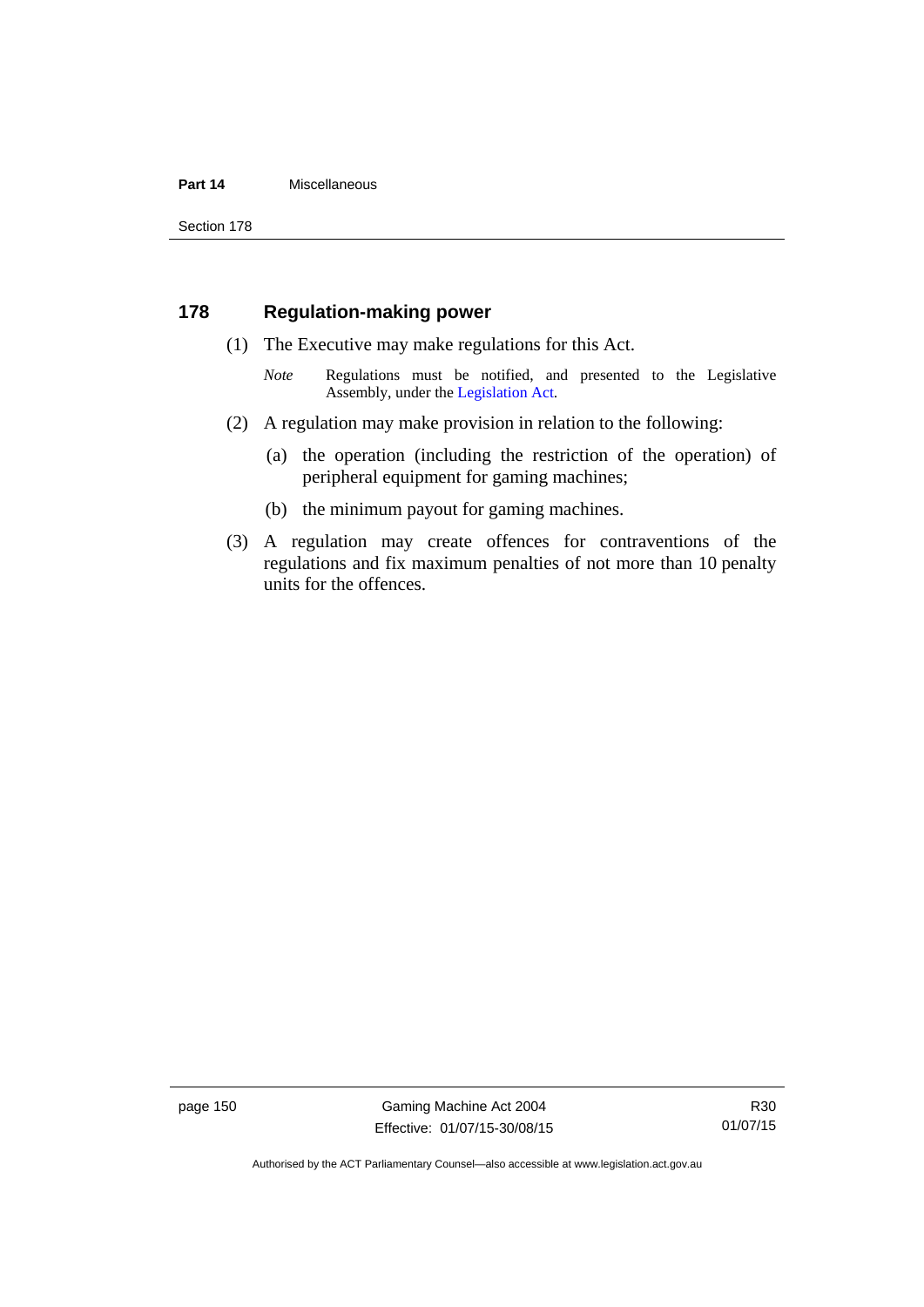## 178 Regulation-making power

(1) The Executive may make regulations for this Act.

*Note* Regulations must be notified, and presented to the Legislative Assembly, under the Legislation Act.

(2) A regulation may make provision in relation to the following:

(a) the operation (including the restriction of the operation) of peripheral equipment for gaming machines;

(b) the minimum payout for gaming machines.

(3) A regulation may create offences for contraventions of the regulations and fix maximum penalties of not more than 10 penalty units for the offences.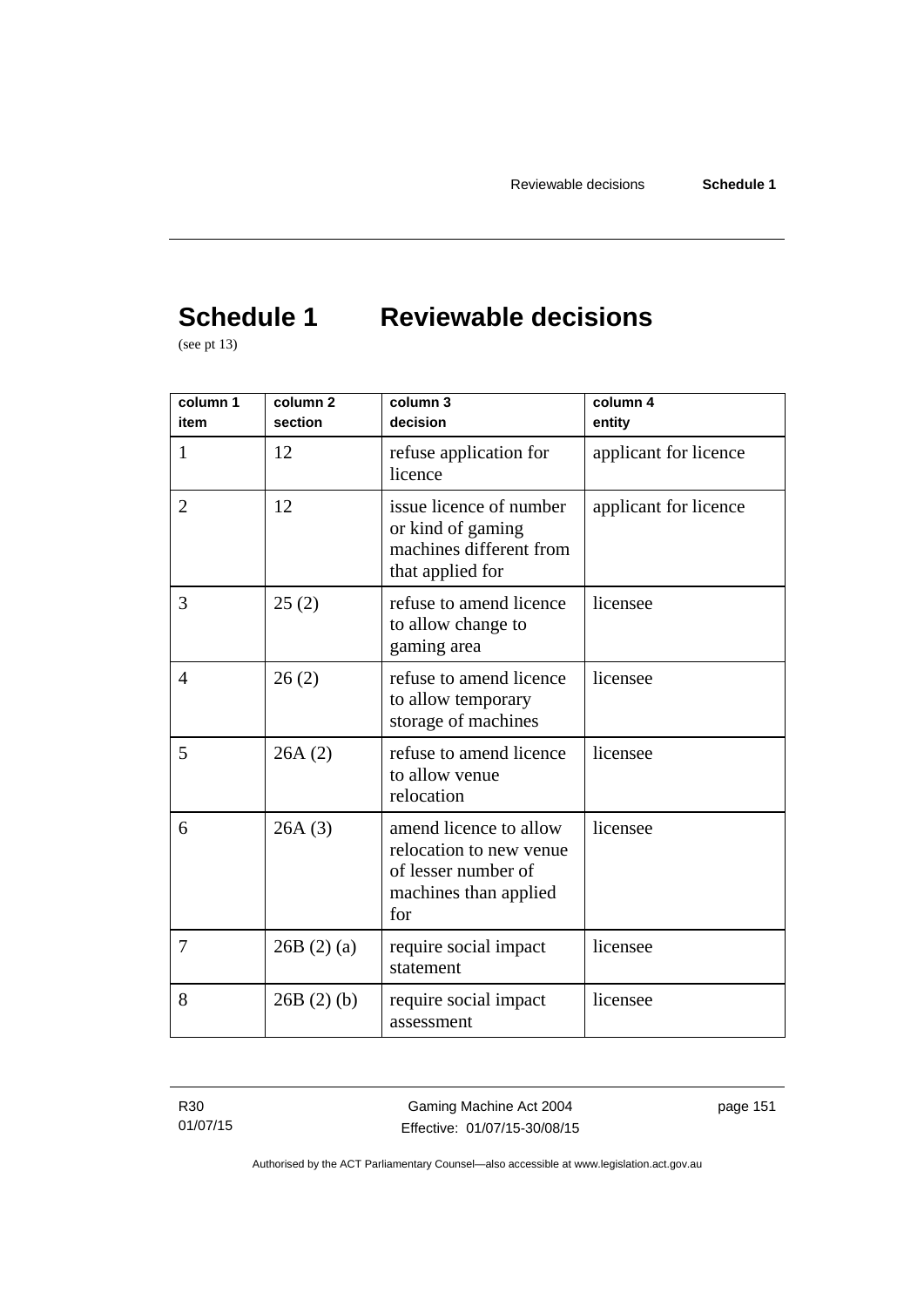# Schedule 1 Reviewable decisions

(see pt 13)

| column 1 item | column 2 section | column 3 decision | column 4 entity |
|---|---|---|---|
| 1 | 12 | refuse application for licence | applicant for licence |
| 2 | 12 | issue licence of number or kind of gaming machines different from that applied for | applicant for licence |
| 3 | 25 (2) | refuse to amend licence to allow change to gaming area | licensee |
| 4 | 26 (2) | refuse to amend licence to allow temporary storage of machines | licensee |
| 5 | 26A (2) | refuse to amend licence to allow venue relocation | licensee |
| 6 | 26A (3) | amend licence to allow relocation to new venue of lesser number of machines than applied for | licensee |
| 7 | 26B (2) (a) | require social impact statement | licensee |
| 8 | 26B (2) (b) | require social impact assessment | licensee |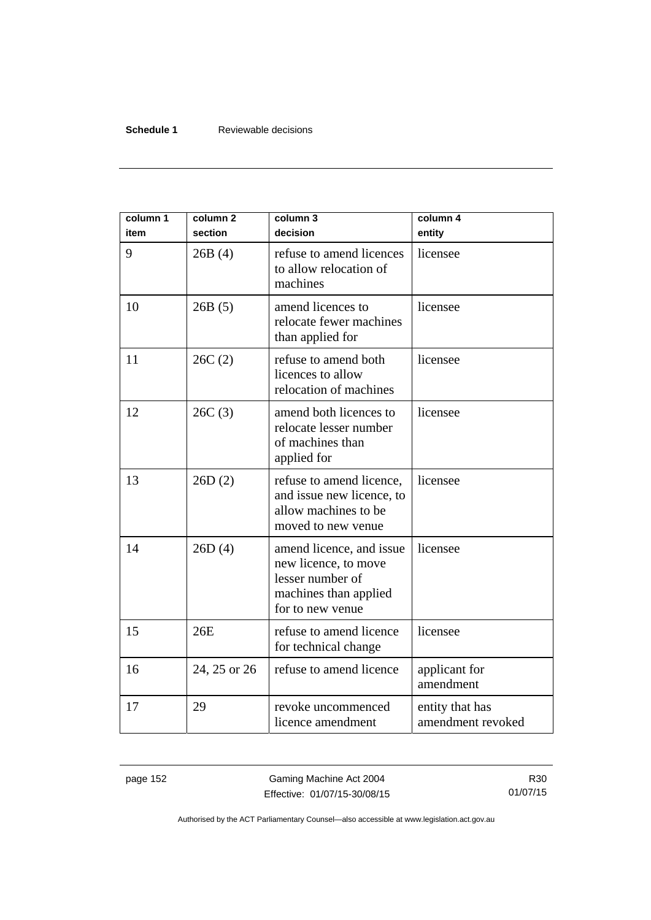| column 1<br>item | column 2<br>section | column 3<br>decision | column 4<br>entity |
|---|---|---|---|
| 9 | 26B (4) | refuse to amend licences to allow relocation of machines | licensee |
| 10 | 26B (5) | amend licences to relocate fewer machines than applied for | licensee |
| 11 | 26C (2) | refuse to amend both licences to allow relocation of machines | licensee |
| 12 | 26C (3) | amend both licences to relocate lesser number of machines than applied for | licensee |
| 13 | 26D (2) | refuse to amend licence, and issue new licence, to allow machines to be moved to new venue | licensee |
| 14 | 26D (4) | amend licence, and issue new licence, to move lesser number of machines than applied for to new venue | licensee |
| 15 | 26E | refuse to amend licence for technical change | licensee |
| 16 | 24, 25 or 26 | refuse to amend licence | applicant for amendment |
| 17 | 29 | revoke uncommenced licence amendment | entity that has amendment revoked |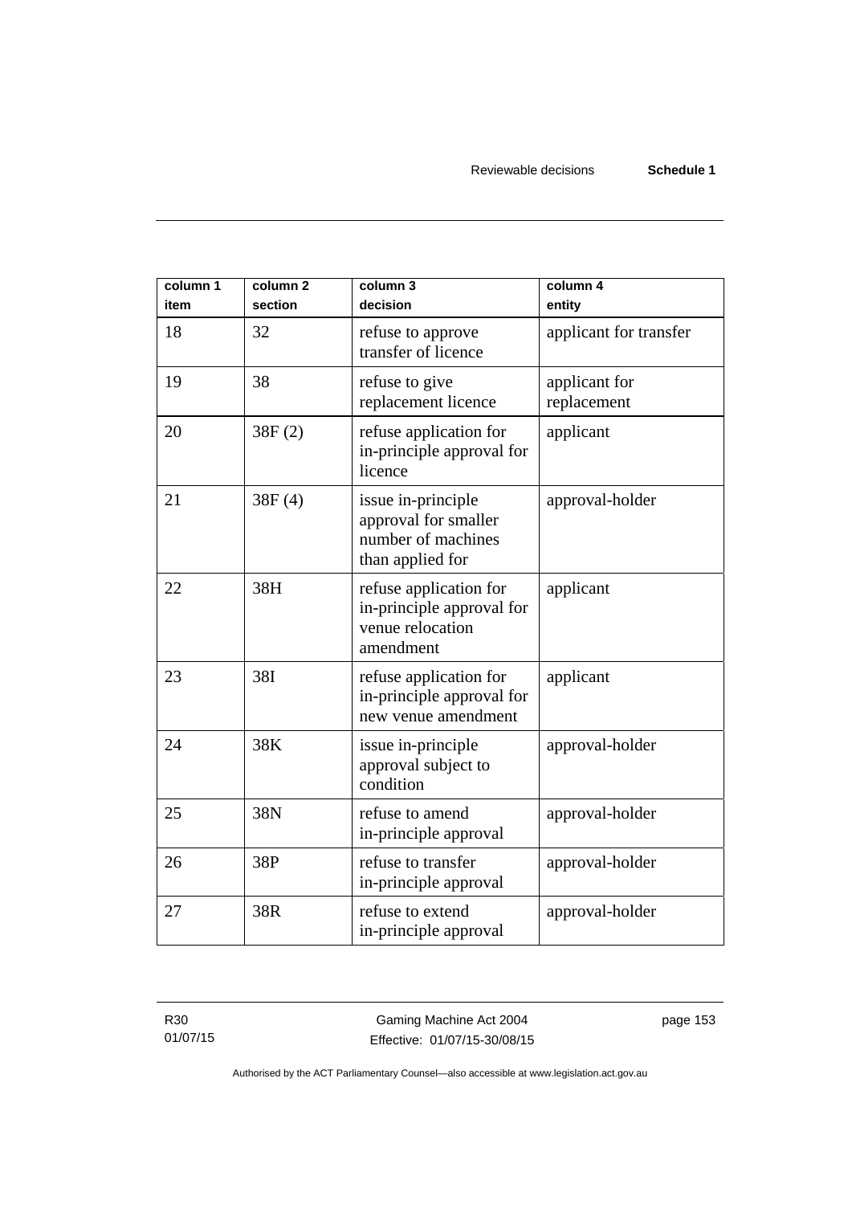| column 1 item | column 2 section | column 3 decision | column 4 entity |
|---|---|---|---|
| 18 | 32 | refuse to approve transfer of licence | applicant for transfer |
| 19 | 38 | refuse to give replacement licence | applicant for replacement |
| 20 | 38F (2) | refuse application for in-principle approval for licence | applicant |
| 21 | 38F (4) | issue in-principle approval for smaller number of machines than applied for | approval-holder |
| 22 | 38H | refuse application for in-principle approval for venue relocation amendment | applicant |
| 23 | 38I | refuse application for in-principle approval for new venue amendment | applicant |
| 24 | 38K | issue in-principle approval subject to condition | approval-holder |
| 25 | 38N | refuse to amend in-principle approval | approval-holder |
| 26 | 38P | refuse to transfer in-principle approval | approval-holder |
| 27 | 38R | refuse to extend in-principle approval | approval-holder |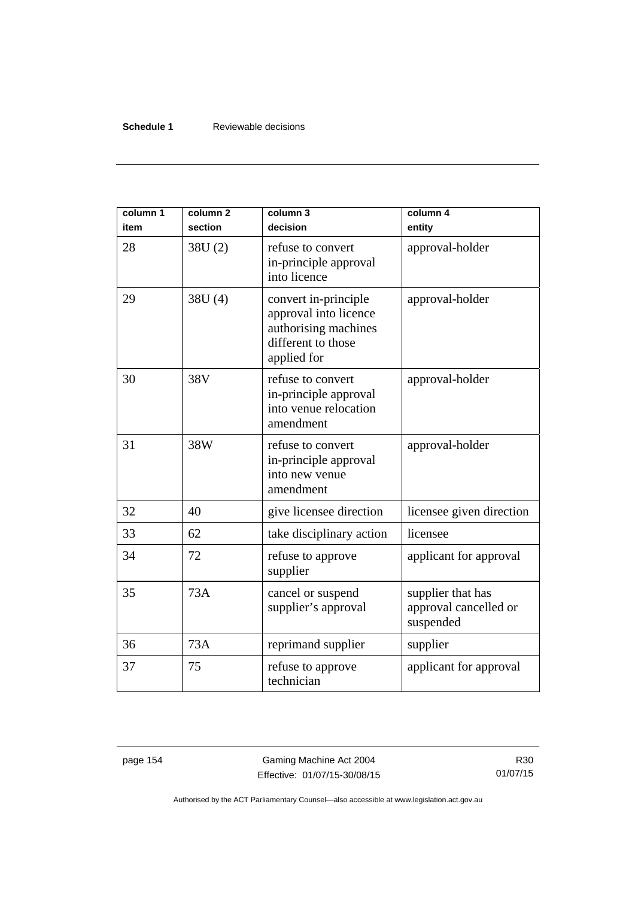| column 1 item | column 2 section | column 3 decision | column 4 entity |
|---|---|---|---|
| 28 | 38U (2) | refuse to convert in-principle approval into licence | approval-holder |
| 29 | 38U (4) | convert in-principle approval into licence authorising machines different to those applied for | approval-holder |
| 30 | 38V | refuse to convert in-principle approval into venue relocation amendment | approval-holder |
| 31 | 38W | refuse to convert in-principle approval into new venue amendment | approval-holder |
| 32 | 40 | give licensee direction | licensee given direction |
| 33 | 62 | take disciplinary action | licensee |
| 34 | 72 | refuse to approve supplier | applicant for approval |
| 35 | 73A | cancel or suspend supplier's approval | supplier that has approval cancelled or suspended |
| 36 | 73A | reprimand supplier | supplier |
| 37 | 75 | refuse to approve technician | applicant for approval |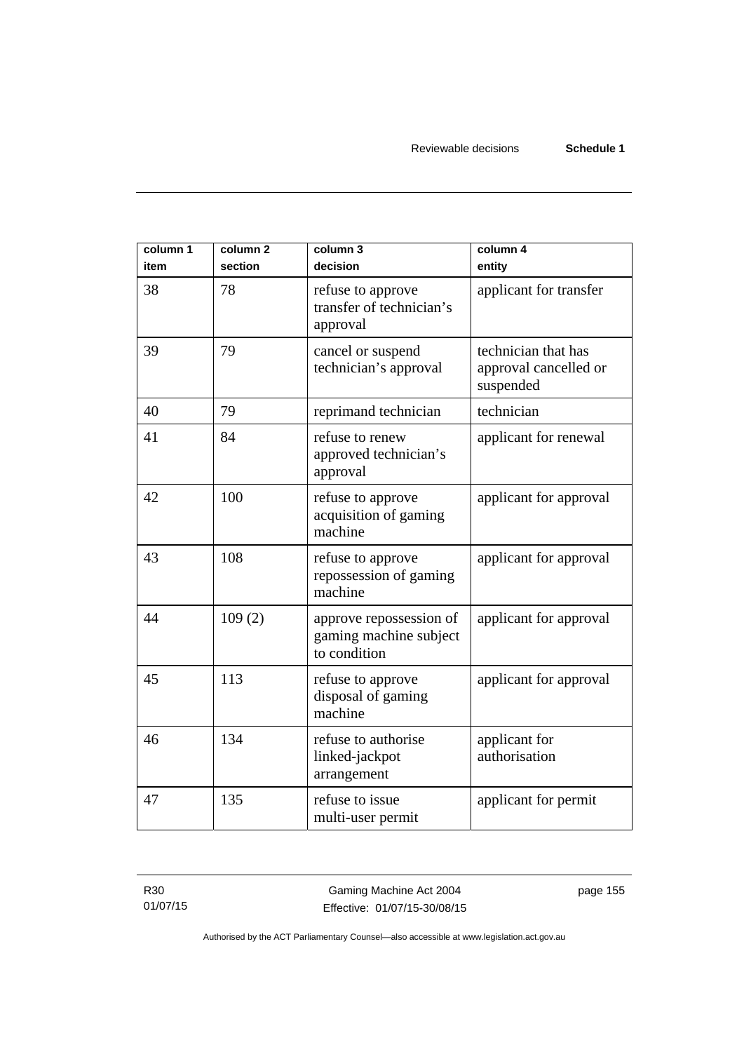| column 1 item | column 2 section | column 3 decision | column 4 entity |
|---|---|---|---|
| 38 | 78 | refuse to approve transfer of technician's approval | applicant for transfer |
| 39 | 79 | cancel or suspend technician's approval | technician that has approval cancelled or suspended |
| 40 | 79 | reprimand technician | technician |
| 41 | 84 | refuse to renew approved technician's approval | applicant for renewal |
| 42 | 100 | refuse to approve acquisition of gaming machine | applicant for approval |
| 43 | 108 | refuse to approve repossession of gaming machine | applicant for approval |
| 44 | 109 (2) | approve repossession of gaming machine subject to condition | applicant for approval |
| 45 | 113 | refuse to approve disposal of gaming machine | applicant for approval |
| 46 | 134 | refuse to authorise linked-jackpot arrangement | applicant for authorisation |
| 47 | 135 | refuse to issue multi-user permit | applicant for permit |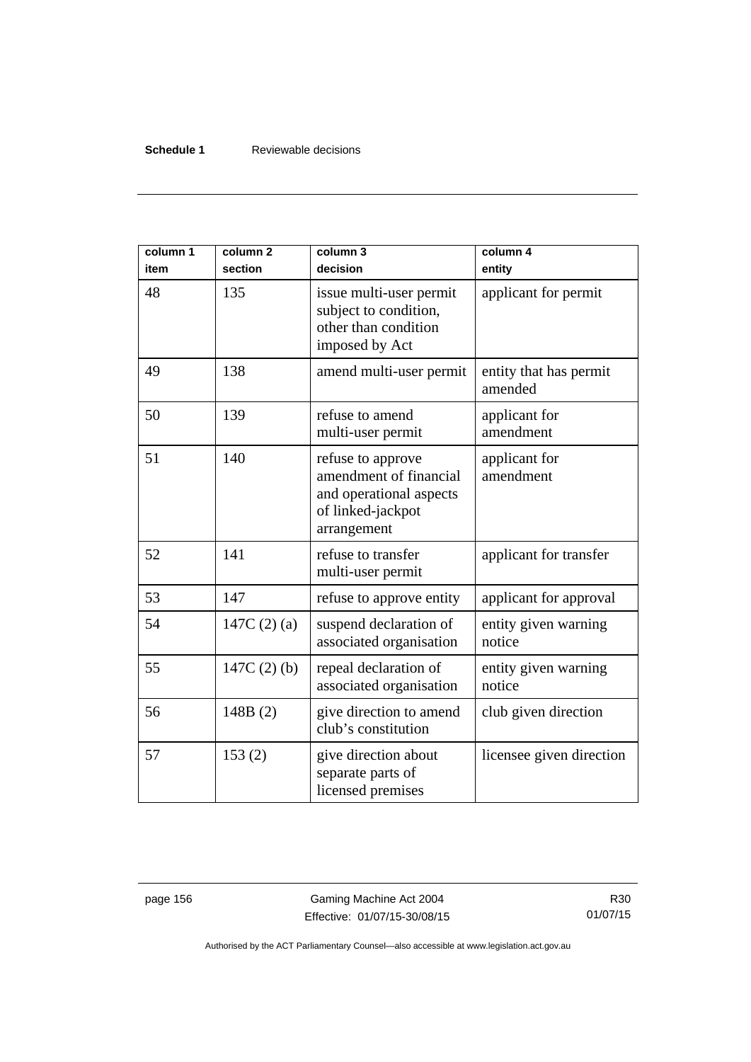| column 1<br>item | column 2<br>section | column 3<br>decision | column 4<br>entity |
|---|---|---|---|
| 48 | 135 | issue multi-user permit subject to condition, other than condition imposed by Act | applicant for permit |
| 49 | 138 | amend multi-user permit | entity that has permit amended |
| 50 | 139 | refuse to amend multi-user permit | applicant for amendment |
| 51 | 140 | refuse to approve amendment of financial and operational aspects of linked-jackpot arrangement | applicant for amendment |
| 52 | 141 | refuse to transfer multi-user permit | applicant for transfer |
| 53 | 147 | refuse to approve entity | applicant for approval |
| 54 | 147C (2) (a) | suspend declaration of associated organisation | entity given warning notice |
| 55 | 147C (2) (b) | repeal declaration of associated organisation | entity given warning notice |
| 56 | 148B (2) | give direction to amend club's constitution | club given direction |
| 57 | 153 (2) | give direction about separate parts of licensed premises | licensee given direction |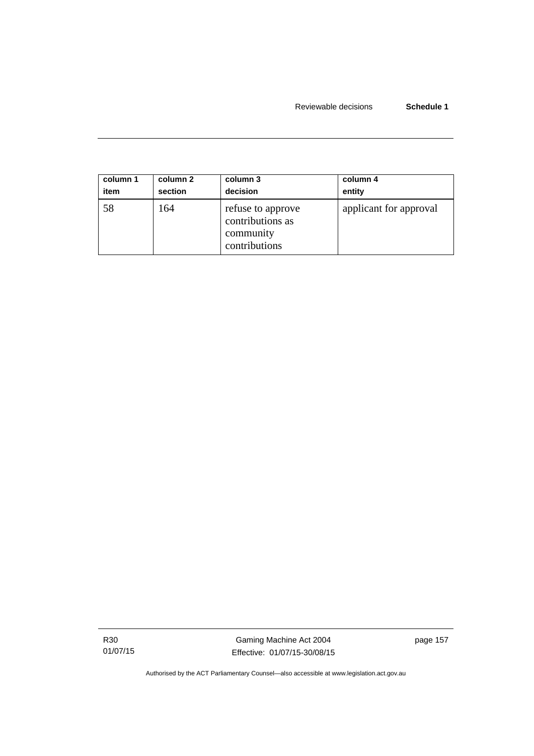| column 1<br>item | column 2<br>section | column 3<br>decision | column 4<br>entity |
|---|---|---|---|
| 58 | 164 | refuse to approve contributions as community contributions | applicant for approval |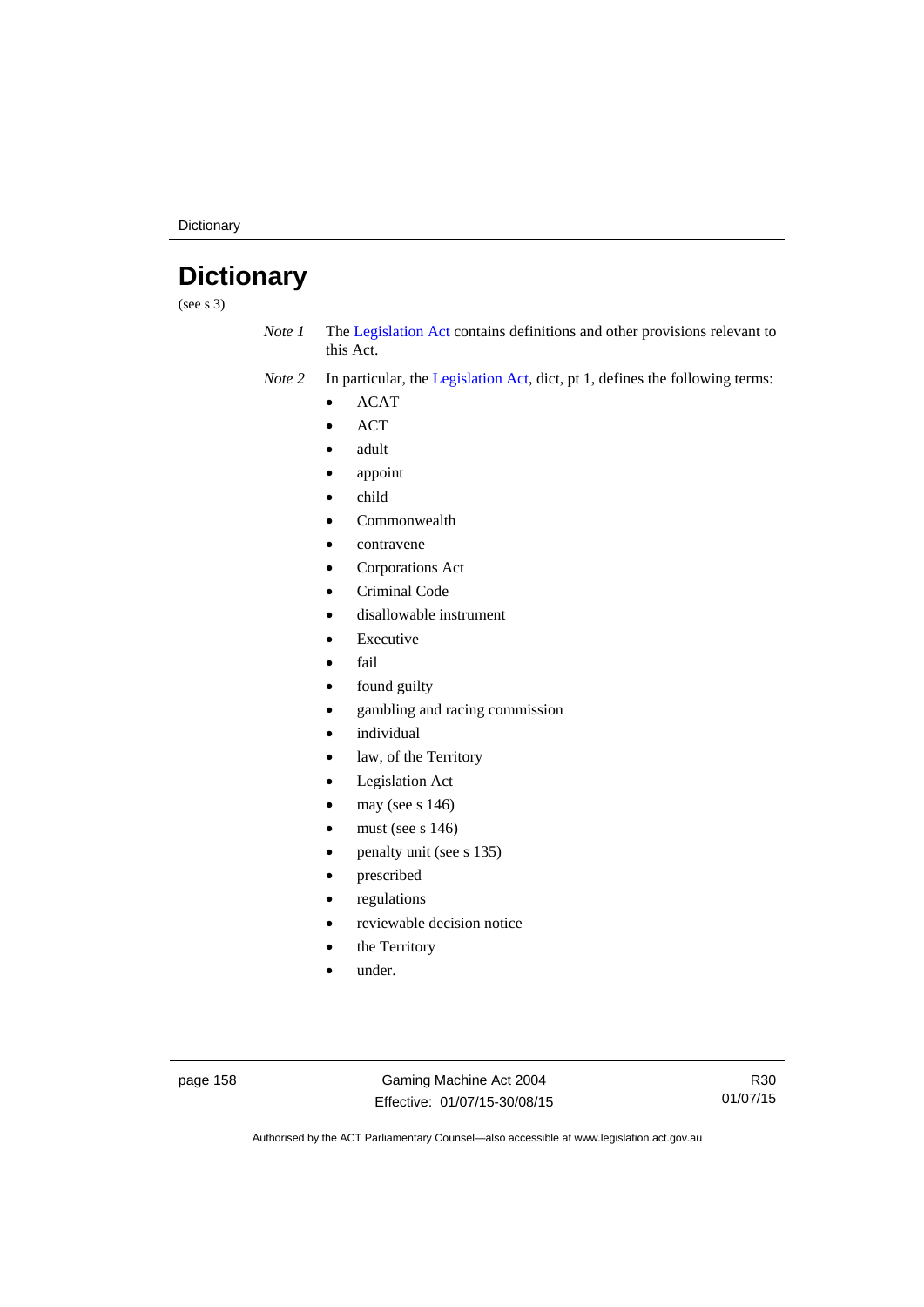# Dictionary

(see s 3)

*Note 1* The Legislation Act contains definitions and other provisions relevant to this Act.

*Note 2* In particular, the Legislation Act, dict, pt 1, defines the following terms:

- ACAT
- ACT
- adult
- appoint
- child
- Commonwealth
- contravene
- Corporations Act
- Criminal Code
- disallowable instrument
- Executive
- fail
- found guilty
- gambling and racing commission
- individual
- law, of the Territory
- Legislation Act
- may (see s 146)
- must (see s 146)
- penalty unit (see s 135)
- prescribed
- regulations
- reviewable decision notice
- the Territory
- under.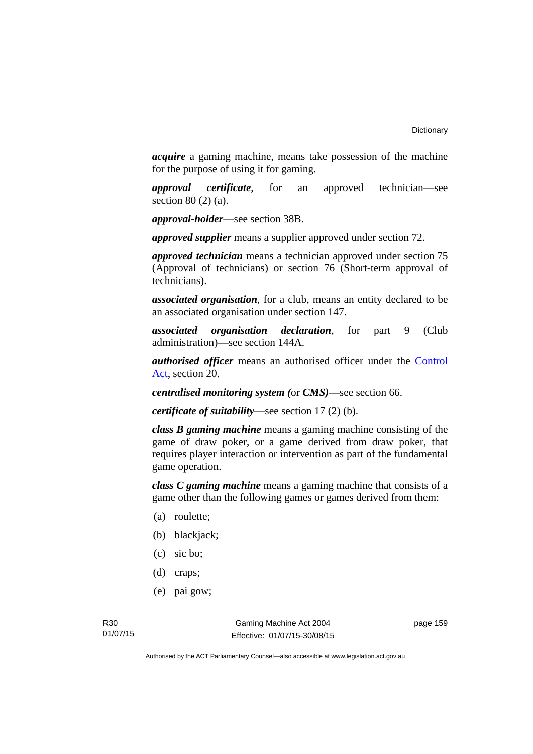***acquire*** a gaming machine, means take possession of the machine for the purpose of using it for gaming.

***approval certificate***, for an approved technician—see section 80 (2) (a).

***approval-holder***—see section 38B.

***approved supplier*** means a supplier approved under section 72.

***approved technician*** means a technician approved under section 75 (Approval of technicians) or section 76 (Short-term approval of technicians).

***associated organisation***, for a club, means an entity declared to be an associated organisation under section 147.

***associated organisation declaration***, for part 9 (Club administration)—see section 144A.

***authorised officer*** means an authorised officer under the Control Act, section 20.

***centralised monitoring system (*****or *****CMS)***—see section 66.

***certificate of suitability***—see section 17 (2) (b).

***class B gaming machine*** means a gaming machine consisting of the game of draw poker, or a game derived from draw poker, that requires player interaction or intervention as part of the fundamental game operation.

***class C gaming machine*** means a gaming machine that consists of a game other than the following games or games derived from them:

(a) roulette;

(b) blackjack;

(c) sic bo;

(d) craps;

(e) pai gow;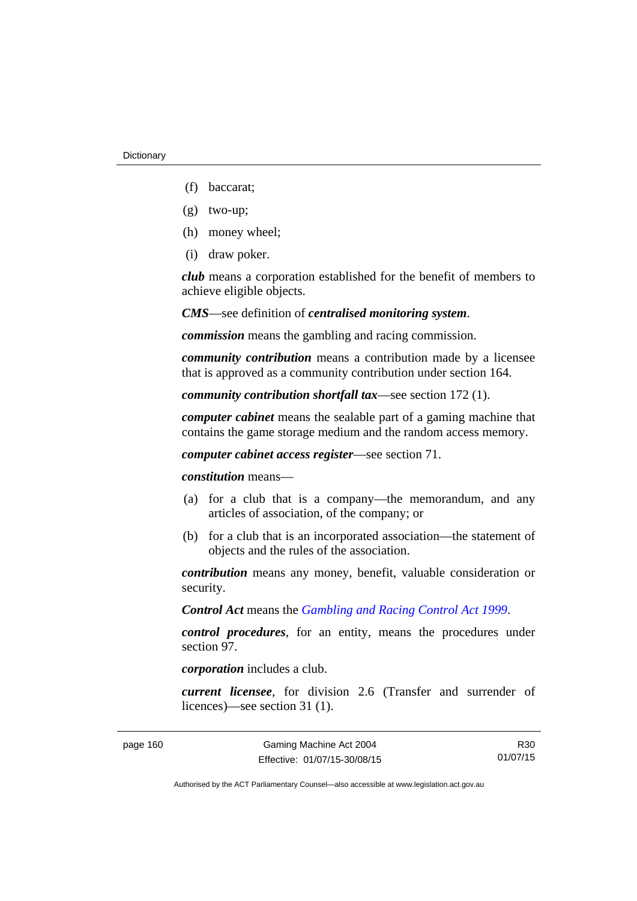(f) baccarat;

(g) two-up;

(h) money wheel;

(i) draw poker.

***club*** means a corporation established for the benefit of members to achieve eligible objects.

***CMS***—see definition of ***centralised monitoring system***.

***commission*** means the gambling and racing commission.

***community contribution*** means a contribution made by a licensee that is approved as a community contribution under section 164.

***community contribution shortfall tax***—see section 172 (1).

***computer cabinet*** means the sealable part of a gaming machine that contains the game storage medium and the random access memory.

***computer cabinet access register***—see section 71.

***constitution*** means—

(a) for a club that is a company—the memorandum, and any articles of association, of the company; or

(b) for a club that is an incorporated association—the statement of objects and the rules of the association.

***contribution*** means any money, benefit, valuable consideration or security.

***Control Act*** means the *Gambling and Racing Control Act 1999*.

***control procedures***, for an entity, means the procedures under section 97.

***corporation*** includes a club.

***current licensee***, for division 2.6 (Transfer and surrender of licences)—see section 31 (1).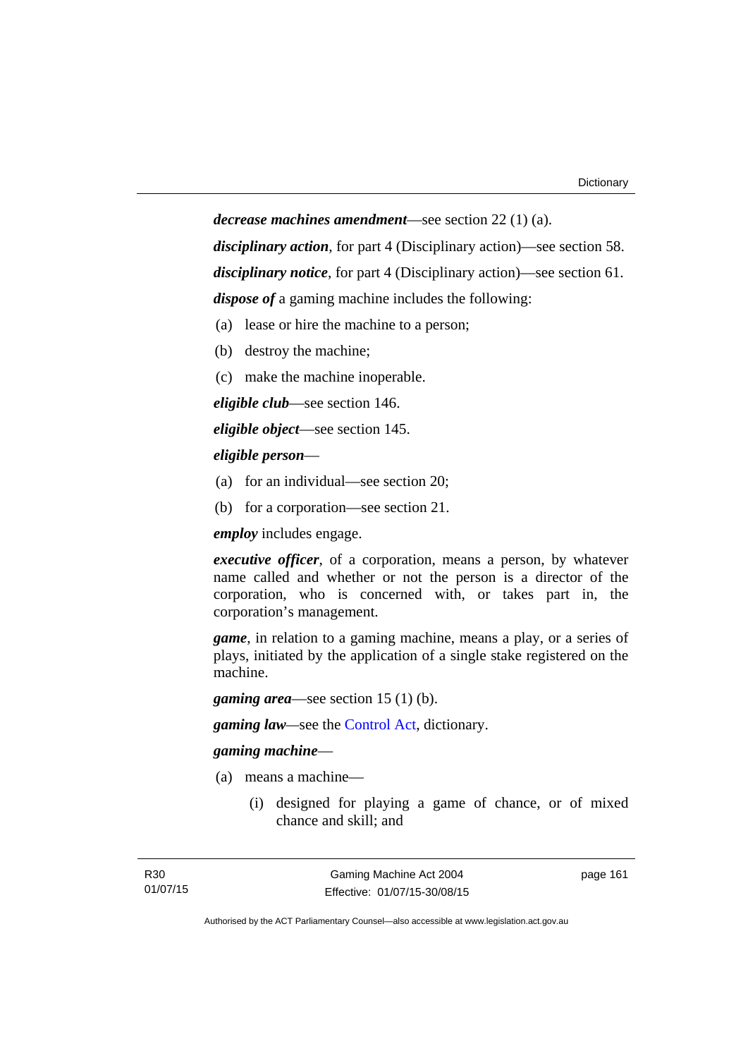***decrease machines amendment***—see section 22 (1) (a).

***disciplinary action***, for part 4 (Disciplinary action)—see section 58.

***disciplinary notice***, for part 4 (Disciplinary action)—see section 61.

***dispose of*** a gaming machine includes the following:

(a) lease or hire the machine to a person;

(b) destroy the machine;

(c) make the machine inoperable.

***eligible club***—see section 146.

***eligible object***—see section 145.

***eligible person***—

(a) for an individual—see section 20;

(b) for a corporation—see section 21.

***employ*** includes engage.

***executive officer***, of a corporation, means a person, by whatever name called and whether or not the person is a director of the corporation, who is concerned with, or takes part in, the corporation's management.

***game***, in relation to a gaming machine, means a play, or a series of plays, initiated by the application of a single stake registered on the machine.

***gaming area***—see section 15 (1) (b).

***gaming law***—see the Control Act, dictionary.

***gaming machine***—

(a) means a machine—

(i) designed for playing a game of chance, or of mixed chance and skill; and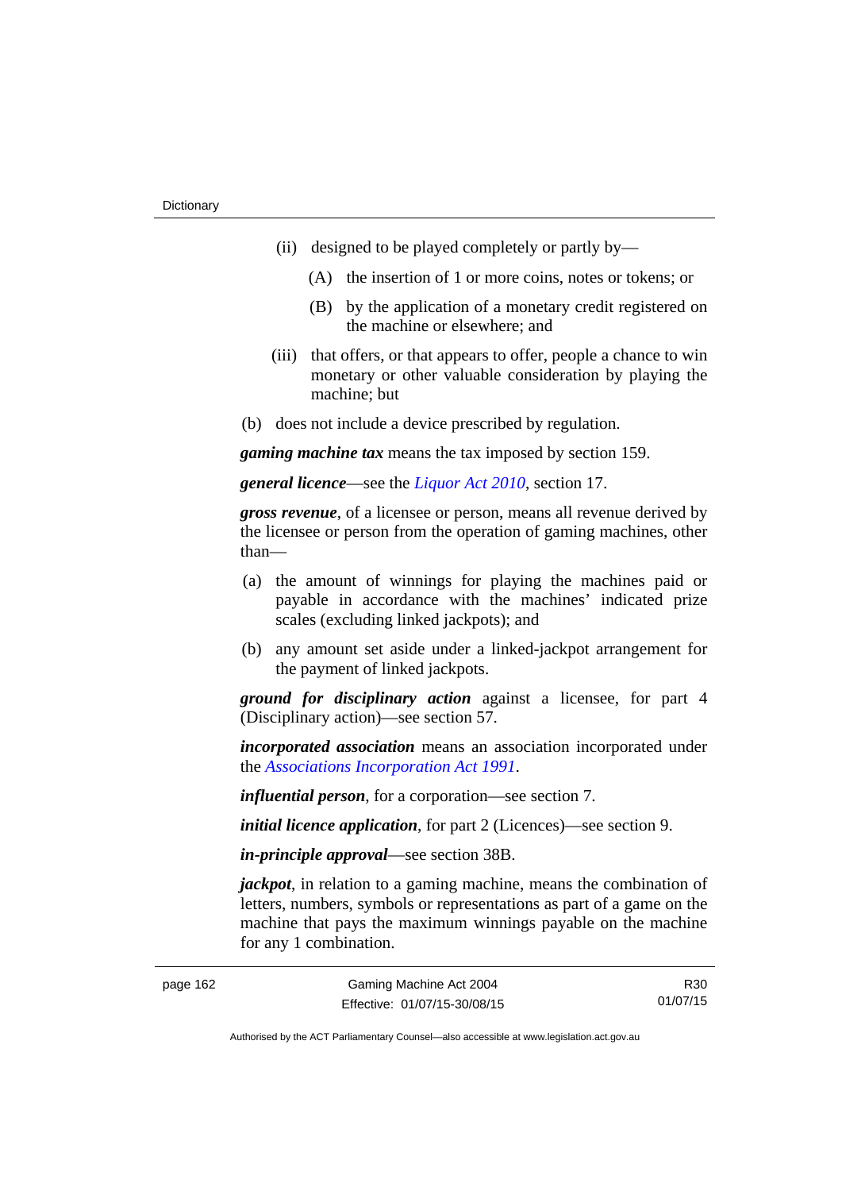(ii) designed to be played completely or partly by—

(A) the insertion of 1 or more coins, notes or tokens; or

(B) by the application of a monetary credit registered on the machine or elsewhere; and

(iii) that offers, or that appears to offer, people a chance to win monetary or other valuable consideration by playing the machine; but

(b) does not include a device prescribed by regulation.

***gaming machine tax*** means the tax imposed by section 159.

***general licence***—see the *Liquor Act 2010*, section 17.

***gross revenue***, of a licensee or person, means all revenue derived by the licensee or person from the operation of gaming machines, other than—

(a) the amount of winnings for playing the machines paid or payable in accordance with the machines' indicated prize scales (excluding linked jackpots); and

(b) any amount set aside under a linked-jackpot arrangement for the payment of linked jackpots.

***ground for disciplinary action*** against a licensee, for part 4 (Disciplinary action)—see section 57.

***incorporated association*** means an association incorporated under the *Associations Incorporation Act 1991*.

***influential person***, for a corporation—see section 7.

***initial licence application***, for part 2 (Licences)—see section 9.

***in-principle approval***—see section 38B.

***jackpot***, in relation to a gaming machine, means the combination of letters, numbers, symbols or representations as part of a game on the machine that pays the maximum winnings payable on the machine for any 1 combination.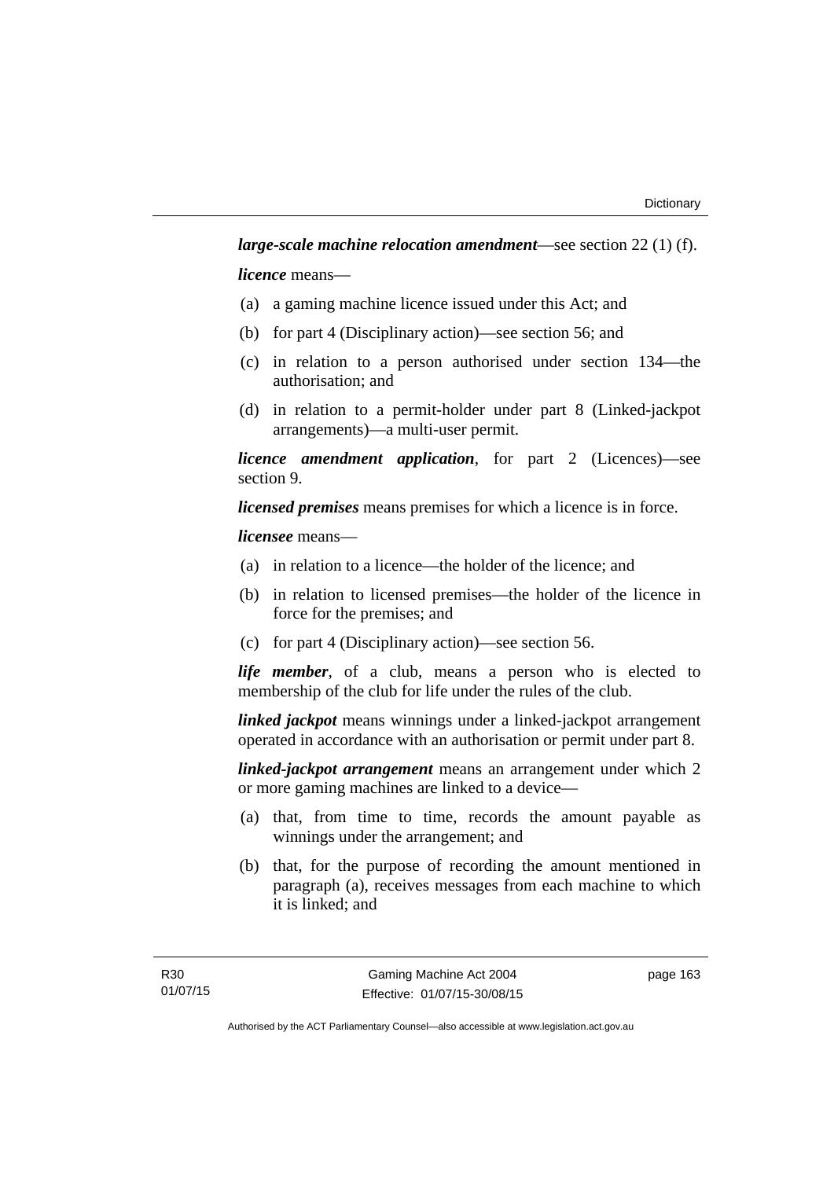***large-scale machine relocation amendment***—see section 22 (1) (f).

***licence*** means—

(a) a gaming machine licence issued under this Act; and

(b) for part 4 (Disciplinary action)—see section 56; and

(c) in relation to a person authorised under section 134—the authorisation; and

(d) in relation to a permit-holder under part 8 (Linked-jackpot arrangements)—a multi-user permit.

***licence amendment application***, for part 2 (Licences)—see section 9.

***licensed premises*** means premises for which a licence is in force.

***licensee*** means—

(a) in relation to a licence—the holder of the licence; and

(b) in relation to licensed premises—the holder of the licence in force for the premises; and

(c) for part 4 (Disciplinary action)—see section 56.

***life member***, of a club, means a person who is elected to membership of the club for life under the rules of the club.

***linked jackpot*** means winnings under a linked-jackpot arrangement operated in accordance with an authorisation or permit under part 8.

***linked-jackpot arrangement*** means an arrangement under which 2 or more gaming machines are linked to a device—

(a) that, from time to time, records the amount payable as winnings under the arrangement; and

(b) that, for the purpose of recording the amount mentioned in paragraph (a), receives messages from each machine to which it is linked; and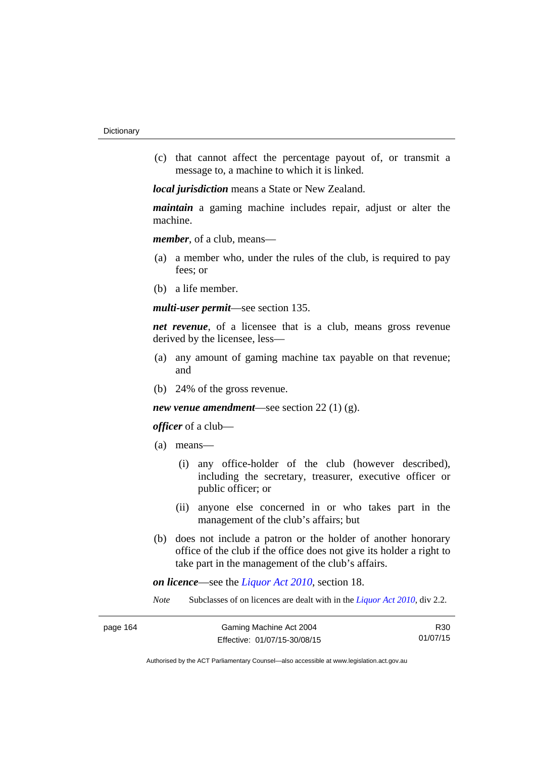(c) that cannot affect the percentage payout of, or transmit a message to, a machine to which it is linked.

***local jurisdiction*** means a State or New Zealand.

***maintain*** a gaming machine includes repair, adjust or alter the machine.

***member***, of a club, means—

(a) a member who, under the rules of the club, is required to pay fees; or

(b) a life member.

***multi-user permit***—see section 135.

***net revenue***, of a licensee that is a club, means gross revenue derived by the licensee, less—

(a) any amount of gaming machine tax payable on that revenue; and

(b) 24% of the gross revenue.

***new venue amendment***—see section 22 (1) (g).

***officer*** of a club—

(a) means—

(i) any office-holder of the club (however described), including the secretary, treasurer, executive officer or public officer; or

(ii) anyone else concerned in or who takes part in the management of the club's affairs; but

(b) does not include a patron or the holder of another honorary office of the club if the office does not give its holder a right to take part in the management of the club's affairs.

***on licence***—see the *Liquor Act 2010*, section 18.

*Note* Subclasses of on licences are dealt with in the *Liquor Act 2010*, div 2.2.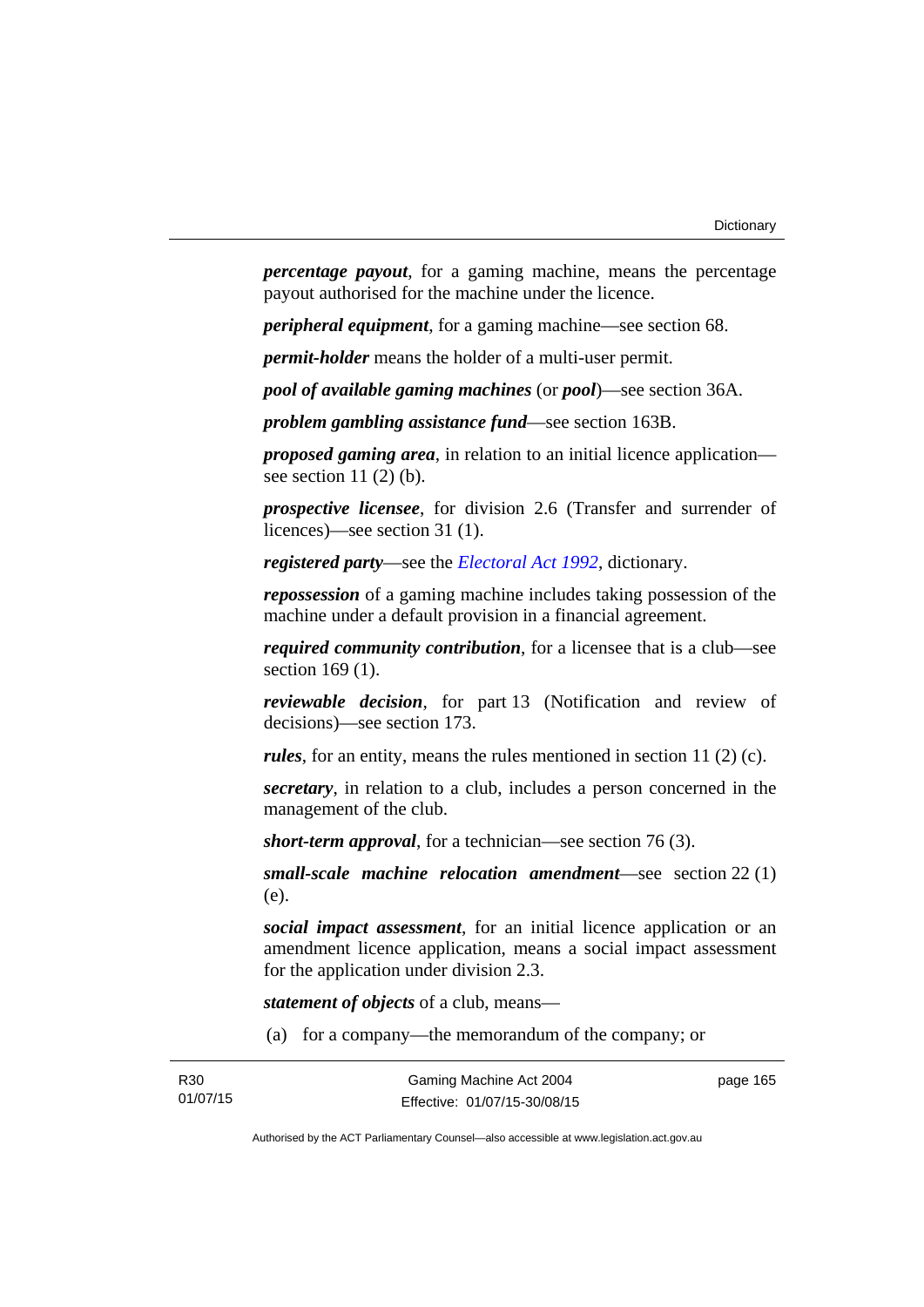***percentage payout***, for a gaming machine, means the percentage payout authorised for the machine under the licence.

***peripheral equipment***, for a gaming machine—see section 68.

***permit-holder*** means the holder of a multi-user permit.

***pool of available gaming machines*** (or ***pool***)—see section 36A.

***problem gambling assistance fund***—see section 163B.

***proposed gaming area***, in relation to an initial licence application—see section 11 (2) (b).

***prospective licensee***, for division 2.6 (Transfer and surrender of licences)—see section 31 (1).

***registered party***—see the *Electoral Act 1992*, dictionary.

***repossession*** of a gaming machine includes taking possession of the machine under a default provision in a financial agreement.

***required community contribution***, for a licensee that is a club—see section 169 (1).

***reviewable decision***, for part 13 (Notification and review of decisions)—see section 173.

***rules***, for an entity, means the rules mentioned in section 11 (2) (c).

***secretary***, in relation to a club, includes a person concerned in the management of the club.

***short-term approval***, for a technician—see section 76 (3).

***small-scale machine relocation amendment***—see section 22 (1) (e).

***social impact assessment***, for an initial licence application or an amendment licence application, means a social impact assessment for the application under division 2.3.

***statement of objects*** of a club, means—

(a) for a company—the memorandum of the company; or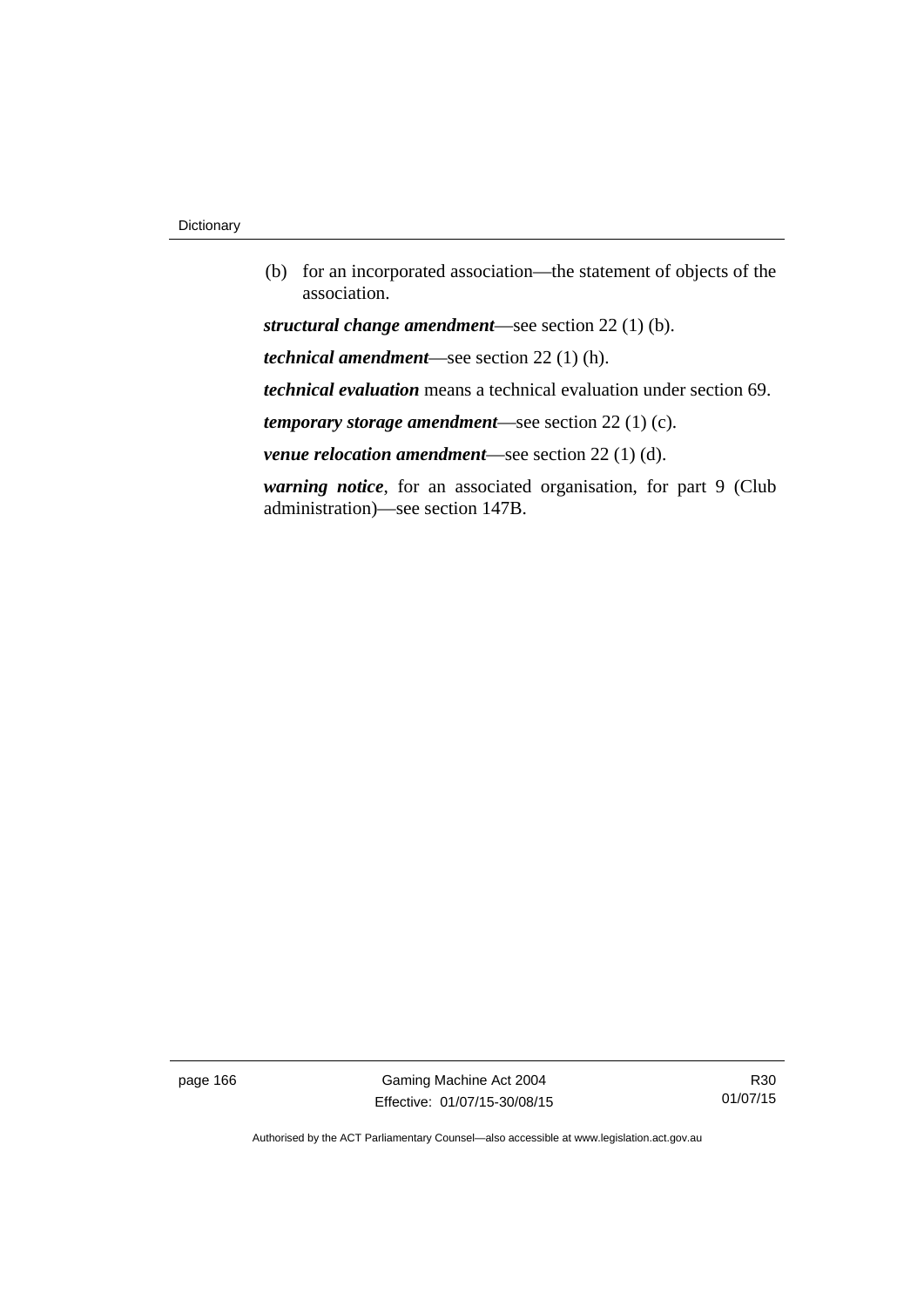(b) for an incorporated association—the statement of objects of the association.

***structural change amendment***—see section 22 (1) (b).

***technical amendment***—see section 22 (1) (h).

***technical evaluation*** means a technical evaluation under section 69.

***temporary storage amendment***—see section 22 (1) (c).

***venue relocation amendment***—see section 22 (1) (d).

***warning notice***, for an associated organisation, for part 9 (Club administration)—see section 147B.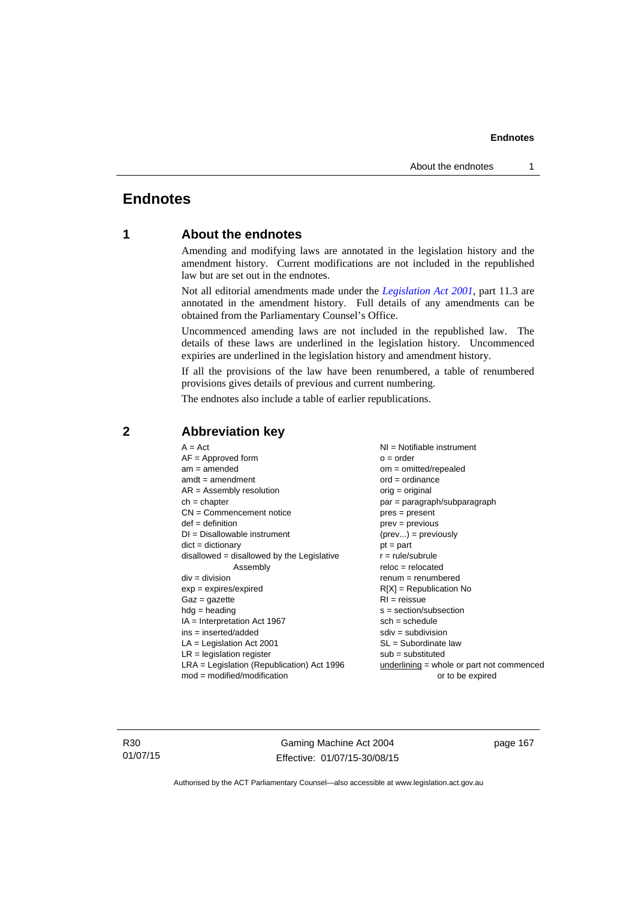# Endnotes

## 1 About the endnotes

Amending and modifying laws are annotated in the legislation history and the amendment history. Current modifications are not included in the republished law but are set out in the endnotes.

Not all editorial amendments made under the *Legislation Act 2001*, part 11.3 are annotated in the amendment history. Full details of any amendments can be obtained from the Parliamentary Counsel's Office.

Uncommenced amending laws are not included in the republished law. The details of these laws are underlined in the legislation history. Uncommenced expiries are underlined in the legislation history and amendment history.

If all the provisions of the law have been renumbered, a table of renumbered provisions gives details of previous and current numbering.

The endnotes also include a table of earlier republications.

## 2 Abbreviation key

A = Act
AF = Approved form
am = amended
amdt = amendment
AR = Assembly resolution
ch = chapter
CN = Commencement notice
def = definition
DI = Disallowable instrument
dict = dictionary
disallowed = disallowed by the Legislative Assembly
div = division
exp = expires/expired
Gaz = gazette
hdg = heading
IA = Interpretation Act 1967
ins = inserted/added
LA = Legislation Act 2001
LR = legislation register
LRA = Legislation (Republication) Act 1996
mod = modified/modification
NI = Notifiable instrument
o = order
om = omitted/repealed
ord = ordinance
orig = original
par = paragraph/subparagraph
pres = present
prev = previous
(prev...) = previously
pt = part
r = rule/subrule
reloc = relocated
renum = renumbered
R[X] = Republication No
RI = reissue
s = section/subsection
sch = schedule
sdiv = subdivision
SL = Subordinate law
sub = substituted
underlining = whole or part not commenced or to be expired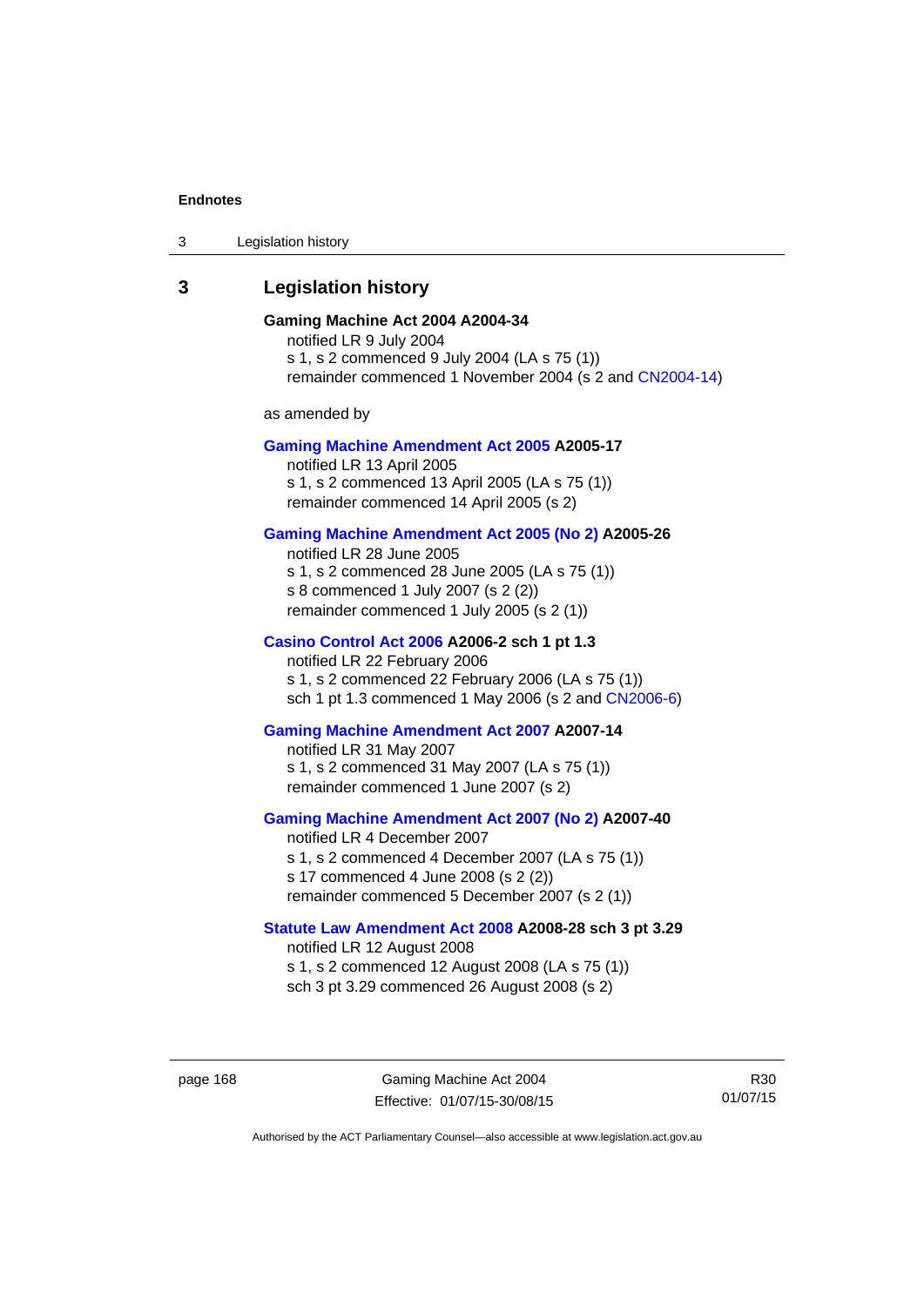## 3 Legislation history

**Gaming Machine Act 2004 A2004-34**

notified LR 9 July 2004

s 1, s 2 commenced 9 July 2004 (LA s 75 (1))

remainder commenced 1 November 2004 (s 2 and CN2004-14)

as amended by

**Gaming Machine Amendment Act 2005 A2005-17**

notified LR 13 April 2005

s 1, s 2 commenced 13 April 2005 (LA s 75 (1))

remainder commenced 14 April 2005 (s 2)

**Gaming Machine Amendment Act 2005 (No 2) A2005-26**

notified LR 28 June 2005

s 1, s 2 commenced 28 June 2005 (LA s 75 (1))

s 8 commenced 1 July 2007 (s 2 (2))

remainder commenced 1 July 2005 (s 2 (1))

**Casino Control Act 2006 A2006-2 sch 1 pt 1.3**

notified LR 22 February 2006

s 1, s 2 commenced 22 February 2006 (LA s 75 (1))

sch 1 pt 1.3 commenced 1 May 2006 (s 2 and CN2006-6)

**Gaming Machine Amendment Act 2007 A2007-14**

notified LR 31 May 2007

s 1, s 2 commenced 31 May 2007 (LA s 75 (1))

remainder commenced 1 June 2007 (s 2)

**Gaming Machine Amendment Act 2007 (No 2) A2007-40**

notified LR 4 December 2007

s 1, s 2 commenced 4 December 2007 (LA s 75 (1))

s 17 commenced 4 June 2008 (s 2 (2))

remainder commenced 5 December 2007 (s 2 (1))

**Statute Law Amendment Act 2008 A2008-28 sch 3 pt 3.29**

notified LR 12 August 2008

s 1, s 2 commenced 12 August 2008 (LA s 75 (1))

sch 3 pt 3.29 commenced 26 August 2008 (s 2)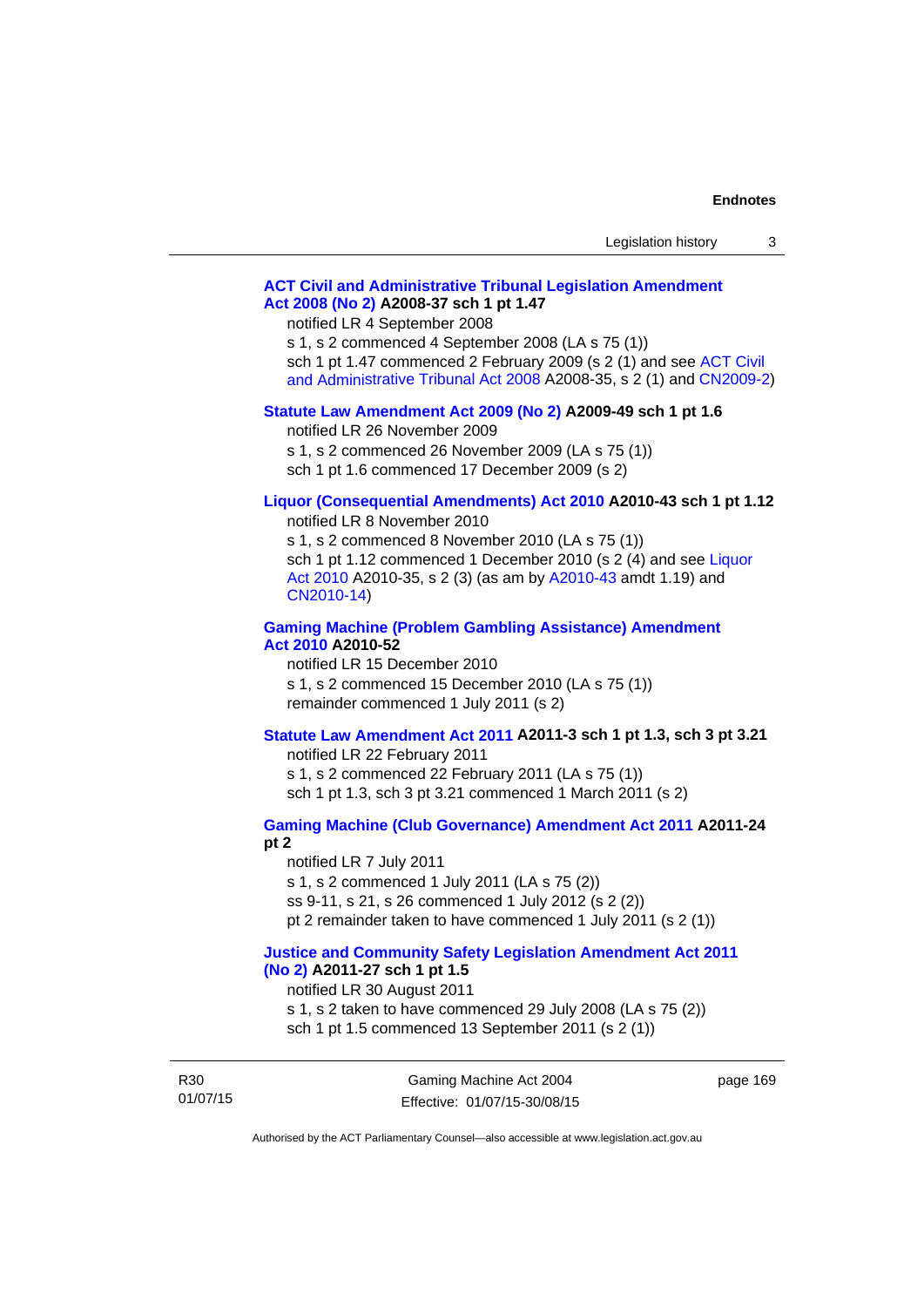**ACT Civil and Administrative Tribunal Legislation Amendment Act 2008 (No 2) A2008-37 sch 1 pt 1.47**

notified LR 4 September 2008

s 1, s 2 commenced 4 September 2008 (LA s 75 (1))

sch 1 pt 1.47 commenced 2 February 2009 (s 2 (1) and see ACT Civil and Administrative Tribunal Act 2008 A2008-35, s 2 (1) and CN2009-2)

**Statute Law Amendment Act 2009 (No 2) A2009-49 sch 1 pt 1.6**

notified LR 26 November 2009

s 1, s 2 commenced 26 November 2009 (LA s 75 (1))

sch 1 pt 1.6 commenced 17 December 2009 (s 2)

**Liquor (Consequential Amendments) Act 2010 A2010-43 sch 1 pt 1.12**

notified LR 8 November 2010

s 1, s 2 commenced 8 November 2010 (LA s 75 (1))

sch 1 pt 1.12 commenced 1 December 2010 (s 2 (4) and see Liquor Act 2010 A2010-35, s 2 (3) (as am by A2010-43 amdt 1.19) and CN2010-14)

**Gaming Machine (Problem Gambling Assistance) Amendment Act 2010 A2010-52**

notified LR 15 December 2010

s 1, s 2 commenced 15 December 2010 (LA s 75 (1))

remainder commenced 1 July 2011 (s 2)

**Statute Law Amendment Act 2011 A2011-3 sch 1 pt 1.3, sch 3 pt 3.21**

notified LR 22 February 2011

s 1, s 2 commenced 22 February 2011 (LA s 75 (1))

sch 1 pt 1.3, sch 3 pt 3.21 commenced 1 March 2011 (s 2)

**Gaming Machine (Club Governance) Amendment Act 2011 A2011-24 pt 2**

notified LR 7 July 2011

s 1, s 2 commenced 1 July 2011 (LA s 75 (2))

ss 9-11, s 21, s 26 commenced 1 July 2012 (s 2 (2))

pt 2 remainder taken to have commenced 1 July 2011 (s 2 (1))

**Justice and Community Safety Legislation Amendment Act 2011 (No 2) A2011-27 sch 1 pt 1.5**

notified LR 30 August 2011

s 1, s 2 taken to have commenced 29 July 2008 (LA s 75 (2))

sch 1 pt 1.5 commenced 13 September 2011 (s 2 (1))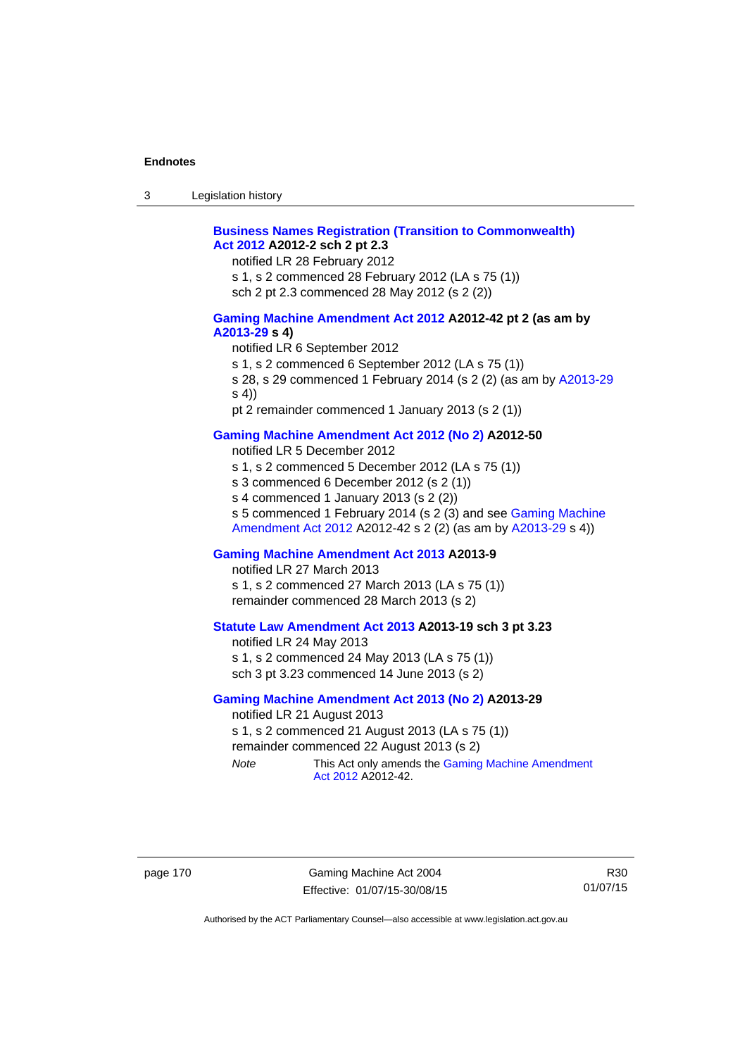**Business Names Registration (Transition to Commonwealth) Act 2012 A2012-2 sch 2 pt 2.3**

notified LR 28 February 2012

s 1, s 2 commenced 28 February 2012 (LA s 75 (1))

sch 2 pt 2.3 commenced 28 May 2012 (s 2 (2))

**Gaming Machine Amendment Act 2012 A2012-42 pt 2 (as am by A2013-29 s 4)**

notified LR 6 September 2012

s 1, s 2 commenced 6 September 2012 (LA s 75 (1))

s 28, s 29 commenced 1 February 2014 (s 2 (2) (as am by A2013-29 s 4))

pt 2 remainder commenced 1 January 2013 (s 2 (1))

**Gaming Machine Amendment Act 2012 (No 2) A2012-50**

notified LR 5 December 2012

s 1, s 2 commenced 5 December 2012 (LA s 75 (1))

s 3 commenced 6 December 2012 (s 2 (1))

s 4 commenced 1 January 2013 (s 2 (2))

s 5 commenced 1 February 2014 (s 2 (3) and see Gaming Machine Amendment Act 2012 A2012-42 s 2 (2) (as am by A2013-29 s 4))

**Gaming Machine Amendment Act 2013 A2013-9**

notified LR 27 March 2013

s 1, s 2 commenced 27 March 2013 (LA s 75 (1))

remainder commenced 28 March 2013 (s 2)

**Statute Law Amendment Act 2013 A2013-19 sch 3 pt 3.23**

notified LR 24 May 2013

s 1, s 2 commenced 24 May 2013 (LA s 75 (1))

sch 3 pt 3.23 commenced 14 June 2013 (s 2)

**Gaming Machine Amendment Act 2013 (No 2) A2013-29**

notified LR 21 August 2013

s 1, s 2 commenced 21 August 2013 (LA s 75 (1))

remainder commenced 22 August 2013 (s 2)

*Note* This Act only amends the Gaming Machine Amendment Act 2012 A2012-42.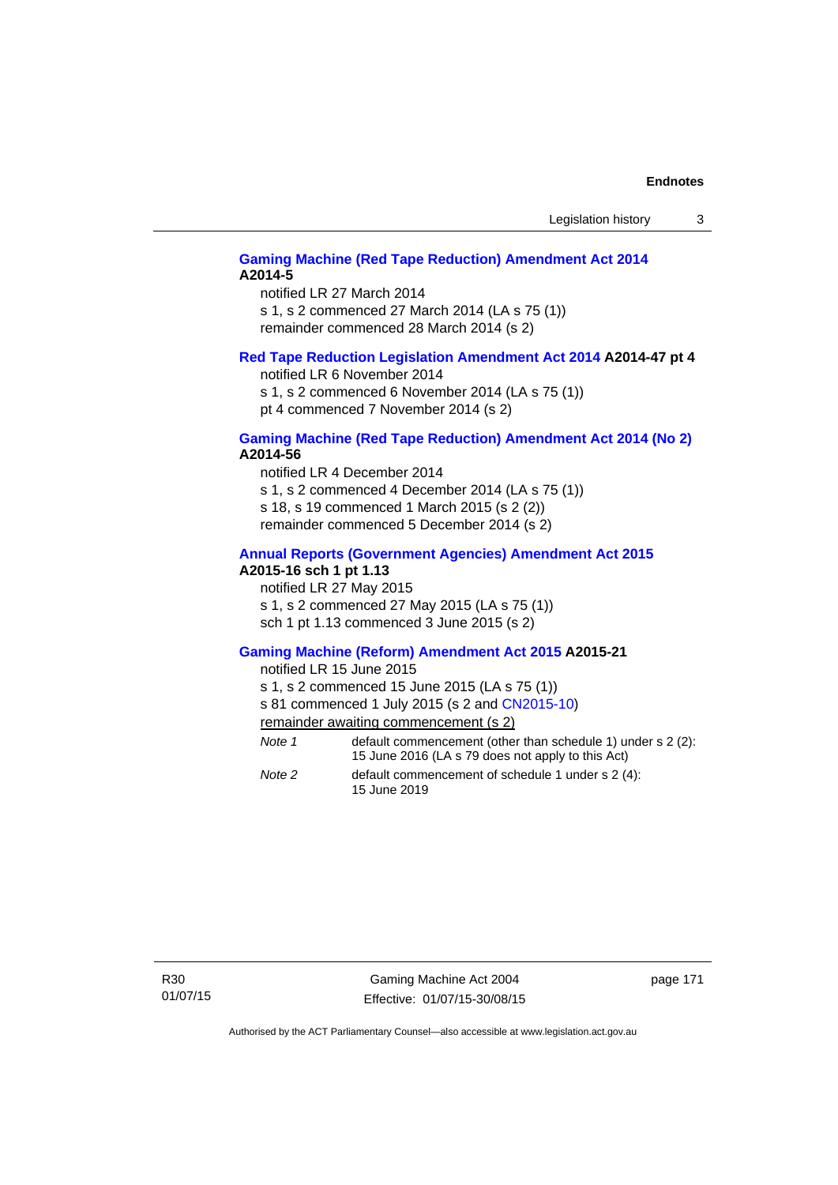**Gaming Machine (Red Tape Reduction) Amendment Act 2014 A2014-5**

notified LR 27 March 2014
s 1, s 2 commenced 27 March 2014 (LA s 75 (1))
remainder commenced 28 March 2014 (s 2)

**Red Tape Reduction Legislation Amendment Act 2014 A2014-47 pt 4**

notified LR 6 November 2014
s 1, s 2 commenced 6 November 2014 (LA s 75 (1))
pt 4 commenced 7 November 2014 (s 2)

**Gaming Machine (Red Tape Reduction) Amendment Act 2014 (No 2) A2014-56**

notified LR 4 December 2014
s 1, s 2 commenced 4 December 2014 (LA s 75 (1))
s 18, s 19 commenced 1 March 2015 (s 2 (2))
remainder commenced 5 December 2014 (s 2)

**Annual Reports (Government Agencies) Amendment Act 2015 A2015-16 sch 1 pt 1.13**

notified LR 27 May 2015
s 1, s 2 commenced 27 May 2015 (LA s 75 (1))
sch 1 pt 1.13 commenced 3 June 2015 (s 2)

**Gaming Machine (Reform) Amendment Act 2015 A2015-21**

notified LR 15 June 2015
s 1, s 2 commenced 15 June 2015 (LA s 75 (1))
s 81 commenced 1 July 2015 (s 2 and CN2015-10)
remainder awaiting commencement (s 2)

*Note 1* default commencement (other than schedule 1) under s 2 (2): 15 June 2016 (LA s 79 does not apply to this Act)

*Note 2* default commencement of schedule 1 under s 2 (4): 15 June 2019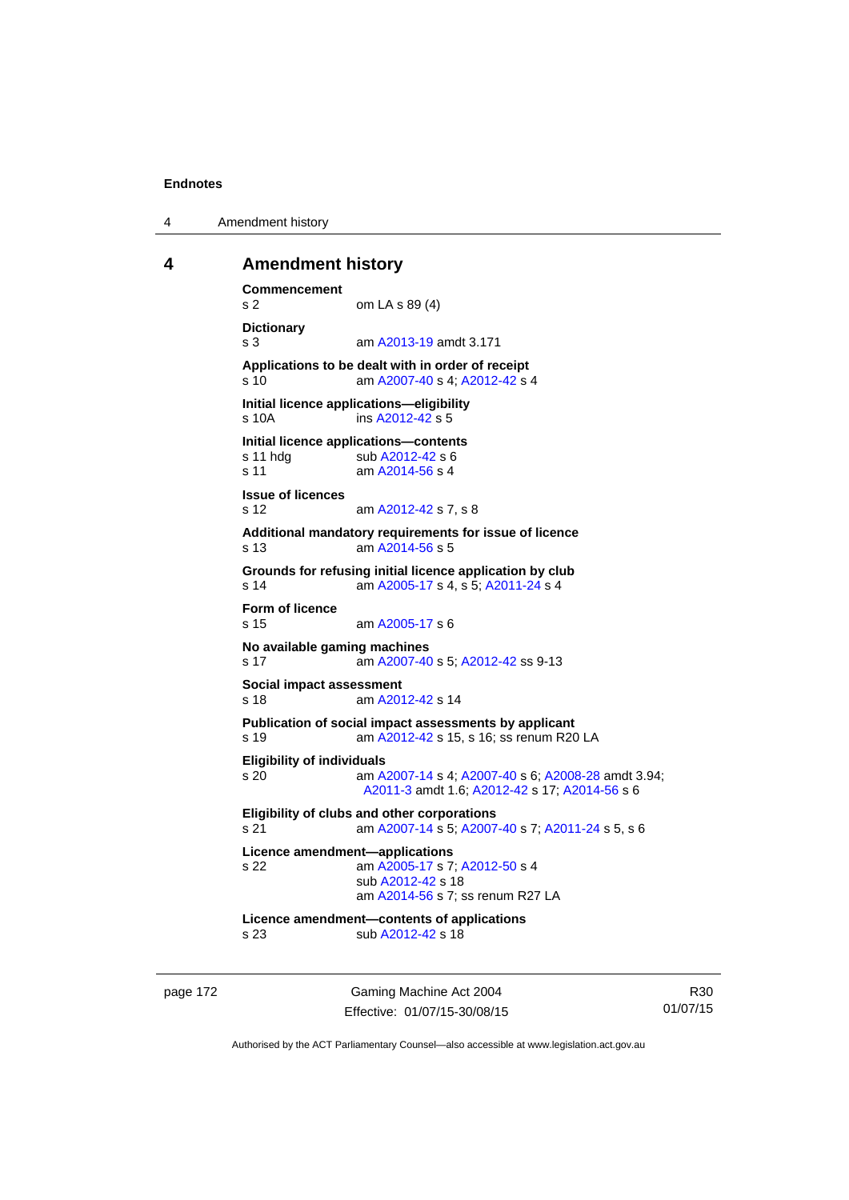## 4 Amendment history

**Commencement**
s 2 om LA s 89 (4)

**Dictionary**
s 3 am A2013-19 amdt 3.171

**Applications to be dealt with in order of receipt**
s 10 am A2007-40 s 4; A2012-42 s 4

**Initial licence applications—eligibility**
s 10A ins A2012-42 s 5

**Initial licence applications—contents**
s 11 hdg sub A2012-42 s 6
s 11 am A2014-56 s 4

**Issue of licences**
s 12 am A2012-42 s 7, s 8

**Additional mandatory requirements for issue of licence**
s 13 am A2014-56 s 5

**Grounds for refusing initial licence application by club**
s 14 am A2005-17 s 4, s 5; A2011-24 s 4

**Form of licence**
s 15 am A2005-17 s 6

**No available gaming machines**
s 17 am A2007-40 s 5; A2012-42 ss 9-13

**Social impact assessment**
s 18 am A2012-42 s 14

**Publication of social impact assessments by applicant**
s 19 am A2012-42 s 15, s 16; ss renum R20 LA

**Eligibility of individuals**
s 20 am A2007-14 s 4; A2007-40 s 6; A2008-28 amdt 3.94; A2011-3 amdt 1.6; A2012-42 s 17; A2014-56 s 6

**Eligibility of clubs and other corporations**
s 21 am A2007-14 s 5; A2007-40 s 7; A2011-24 s 5, s 6

**Licence amendment—applications**
s 22 am A2005-17 s 7; A2012-50 s 4
sub A2012-42 s 18
am A2014-56 s 7; ss renum R27 LA

**Licence amendment—contents of applications**
s 23 sub A2012-42 s 18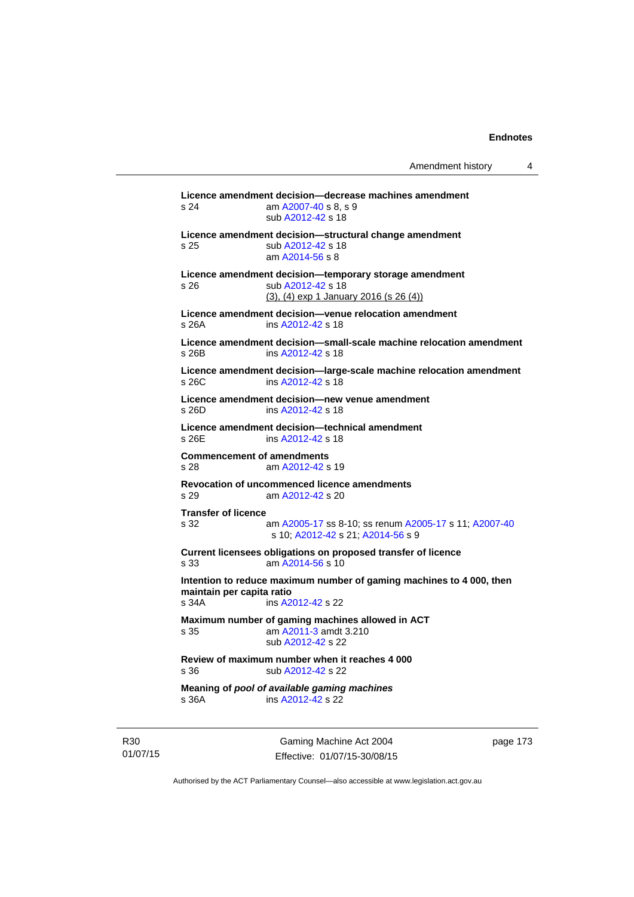**Licence amendment decision—decrease machines amendment**
s 24 am A2007-40 s 8, s 9
sub A2012-42 s 18

**Licence amendment decision—structural change amendment**
s 25 sub A2012-42 s 18
am A2014-56 s 8

**Licence amendment decision—temporary storage amendment**
s 26 sub A2012-42 s 18
(3), (4) exp 1 January 2016 (s 26 (4))

**Licence amendment decision—venue relocation amendment**
s 26A ins A2012-42 s 18

**Licence amendment decision—small-scale machine relocation amendment**
s 26B ins A2012-42 s 18

**Licence amendment decision—large-scale machine relocation amendment**
s 26C ins A2012-42 s 18

**Licence amendment decision—new venue amendment**
s 26D ins A2012-42 s 18

**Licence amendment decision—technical amendment**
s 26E ins A2012-42 s 18

**Commencement of amendments**
s 28 am A2012-42 s 19

**Revocation of uncommenced licence amendments**
s 29 am A2012-42 s 20

**Transfer of licence**
s 32 am A2005-17 ss 8-10; ss renum A2005-17 s 11; A2007-40 s 10; A2012-42 s 21; A2014-56 s 9

**Current licensees obligations on proposed transfer of licence**
s 33 am A2014-56 s 10

**Intention to reduce maximum number of gaming machines to 4 000, then maintain per capita ratio**
s 34A ins A2012-42 s 22

**Maximum number of gaming machines allowed in ACT**
s 35 am A2011-3 amdt 3.210
sub A2012-42 s 22

**Review of maximum number when it reaches 4 000**
s 36 sub A2012-42 s 22

**Meaning of *pool of available gaming machines***
s 36A ins A2012-42 s 22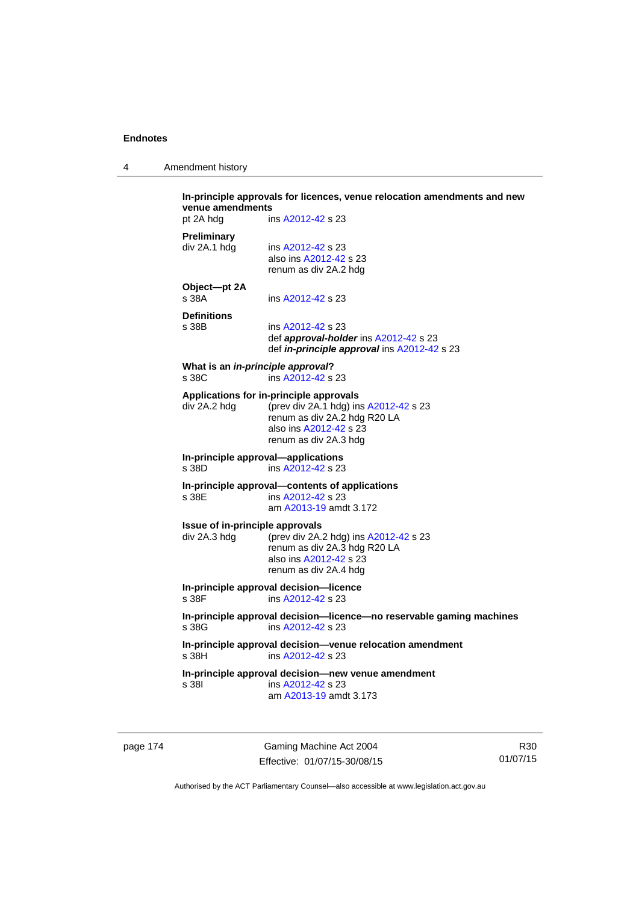**In-principle approvals for licences, venue relocation amendments and new venue amendments**
pt 2A hdg — ins A2012-42 s 23

**Preliminary**
div 2A.1 hdg — ins A2012-42 s 23
also ins A2012-42 s 23
renum as div 2A.2 hdg

**Object—pt 2A**
s 38A — ins A2012-42 s 23

**Definitions**
s 38B — ins A2012-42 s 23
def ***approval-holder*** ins A2012-42 s 23
def ***in-principle approval*** ins A2012-42 s 23

**What is an *in-principle approval*?**
s 38C — ins A2012-42 s 23

**Applications for in-principle approvals**
div 2A.2 hdg — (prev div 2A.1 hdg) ins A2012-42 s 23
renum as div 2A.2 hdg R20 LA
also ins A2012-42 s 23
renum as div 2A.3 hdg

**In-principle approval—applications**
s 38D — ins A2012-42 s 23

**In-principle approval—contents of applications**
s 38E — ins A2012-42 s 23
am A2013-19 amdt 3.172

**Issue of in-principle approvals**
div 2A.3 hdg — (prev div 2A.2 hdg) ins A2012-42 s 23
renum as div 2A.3 hdg R20 LA
also ins A2012-42 s 23
renum as div 2A.4 hdg

**In-principle approval decision—licence**
s 38F — ins A2012-42 s 23

**In-principle approval decision—licence—no reservable gaming machines**
s 38G — ins A2012-42 s 23

**In-principle approval decision—venue relocation amendment**
s 38H — ins A2012-42 s 23

**In-principle approval decision—new venue amendment**
s 38I — ins A2012-42 s 23
am A2013-19 amdt 3.173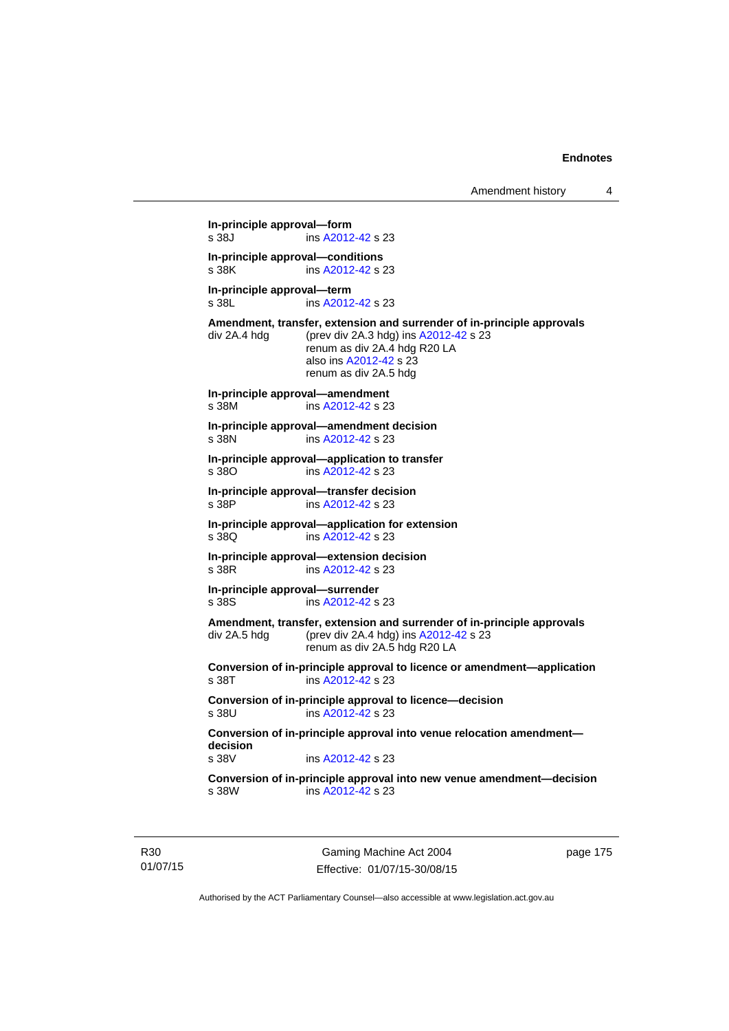**In-principle approval—form**
s 38J ins A2012-42 s 23

**In-principle approval—conditions**
s 38K ins A2012-42 s 23

**In-principle approval—term**
s 38L ins A2012-42 s 23

**Amendment, transfer, extension and surrender of in-principle approvals**
div 2A.4 hdg (prev div 2A.3 hdg) ins A2012-42 s 23
renum as div 2A.4 hdg R20 LA
also ins A2012-42 s 23
renum as div 2A.5 hdg

**In-principle approval—amendment**
s 38M ins A2012-42 s 23

**In-principle approval—amendment decision**
s 38N ins A2012-42 s 23

**In-principle approval—application to transfer**
s 38O ins A2012-42 s 23

**In-principle approval—transfer decision**
s 38P ins A2012-42 s 23

**In-principle approval—application for extension**
s 38Q ins A2012-42 s 23

**In-principle approval—extension decision**
s 38R ins A2012-42 s 23

**In-principle approval—surrender**
s 38S ins A2012-42 s 23

**Amendment, transfer, extension and surrender of in-principle approvals**
div 2A.5 hdg (prev div 2A.4 hdg) ins A2012-42 s 23
renum as div 2A.5 hdg R20 LA

**Conversion of in-principle approval to licence or amendment—application**
s 38T ins A2012-42 s 23

**Conversion of in-principle approval to licence—decision**
s 38U ins A2012-42 s 23

**Conversion of in-principle approval into venue relocation amendment—decision**
s 38V ins A2012-42 s 23

**Conversion of in-principle approval into new venue amendment—decision**
s 38W ins A2012-42 s 23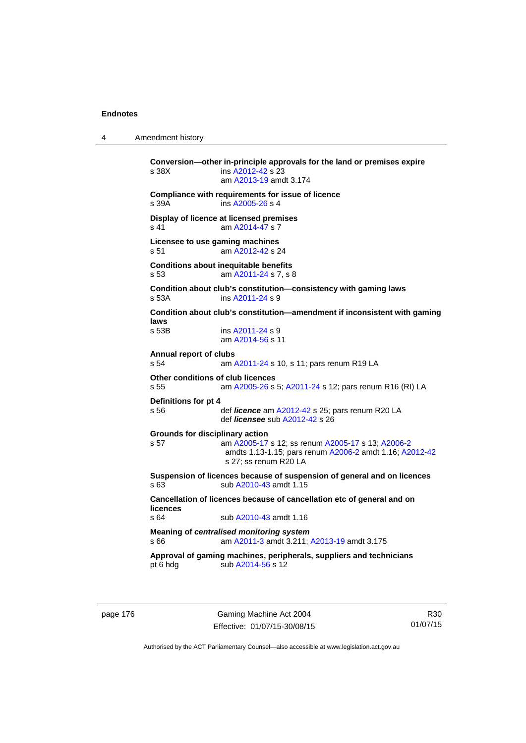**Conversion—other in-principle approvals for the land or premises expire**
s 38X ins A2012-42 s 23
am A2013-19 amdt 3.174

**Compliance with requirements for issue of licence**
s 39A ins A2005-26 s 4

**Display of licence at licensed premises**
s 41 am A2014-47 s 7

**Licensee to use gaming machines**
s 51 am A2012-42 s 24

**Conditions about inequitable benefits**
s 53 am A2011-24 s 7, s 8

**Condition about club's constitution—consistency with gaming laws**
s 53A ins A2011-24 s 9

**Condition about club's constitution—amendment if inconsistent with gaming laws**
s 53B ins A2011-24 s 9
am A2014-56 s 11

**Annual report of clubs**
s 54 am A2011-24 s 10, s 11; pars renum R19 LA

**Other conditions of club licences**
s 55 am A2005-26 s 5; A2011-24 s 12; pars renum R16 (RI) LA

**Definitions for pt 4**
s 56 def ***licence*** am A2012-42 s 25; pars renum R20 LA
def ***licensee*** sub A2012-42 s 26

**Grounds for disciplinary action**
s 57 am A2005-17 s 12; ss renum A2005-17 s 13; A2006-2 amdts 1.13-1.15; pars renum A2006-2 amdt 1.16; A2012-42 s 27; ss renum R20 LA

**Suspension of licences because of suspension of general and on licences**
s 63 sub A2010-43 amdt 1.15

**Cancellation of licences because of cancellation etc of general and on licences**
s 64 sub A2010-43 amdt 1.16

**Meaning of *centralised monitoring system***
s 66 am A2011-3 amdt 3.211; A2013-19 amdt 3.175

**Approval of gaming machines, peripherals, suppliers and technicians**
pt 6 hdg sub A2014-56 s 12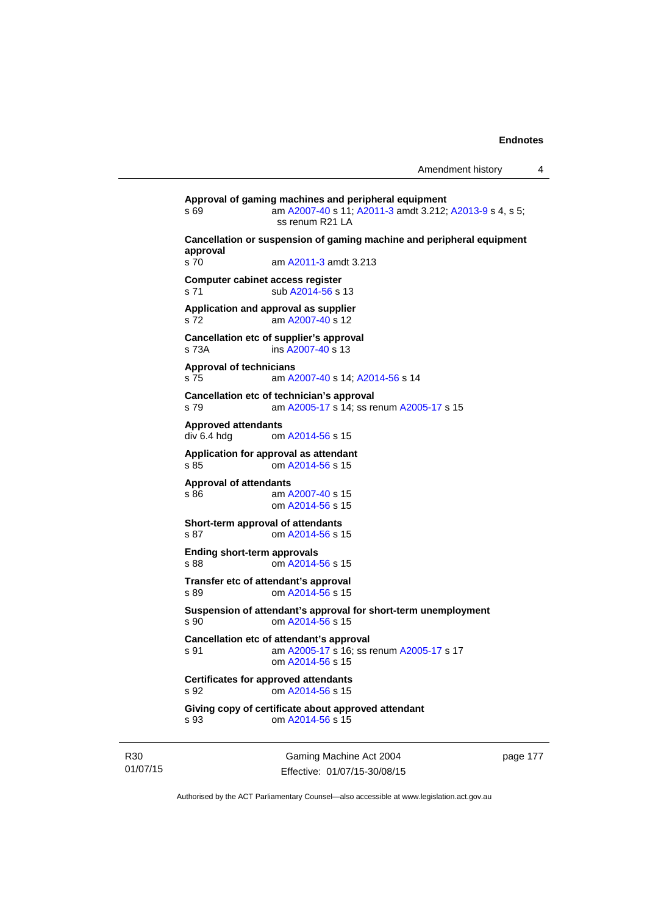**Approval of gaming machines and peripheral equipment**
s 69 am A2007-40 s 11; A2011-3 amdt 3.212; A2013-9 s 4, s 5; ss renum R21 LA

**Cancellation or suspension of gaming machine and peripheral equipment approval**
s 70 am A2011-3 amdt 3.213

**Computer cabinet access register**
s 71 sub A2014-56 s 13

**Application and approval as supplier**
s 72 am A2007-40 s 12

**Cancellation etc of supplier's approval**
s 73A ins A2007-40 s 13

**Approval of technicians**
s 75 am A2007-40 s 14; A2014-56 s 14

**Cancellation etc of technician's approval**
s 79 am A2005-17 s 14; ss renum A2005-17 s 15

**Approved attendants**
div 6.4 hdg om A2014-56 s 15

**Application for approval as attendant**
s 85 om A2014-56 s 15

**Approval of attendants**
s 86 am A2007-40 s 15
om A2014-56 s 15

**Short-term approval of attendants**
s 87 om A2014-56 s 15

**Ending short-term approvals**
s 88 om A2014-56 s 15

**Transfer etc of attendant's approval**
s 89 om A2014-56 s 15

**Suspension of attendant's approval for short-term unemployment**
s 90 om A2014-56 s 15

**Cancellation etc of attendant's approval**
s 91 am A2005-17 s 16; ss renum A2005-17 s 17
om A2014-56 s 15

**Certificates for approved attendants**
s 92 om A2014-56 s 15

**Giving copy of certificate about approved attendant**
s 93 om A2014-56 s 15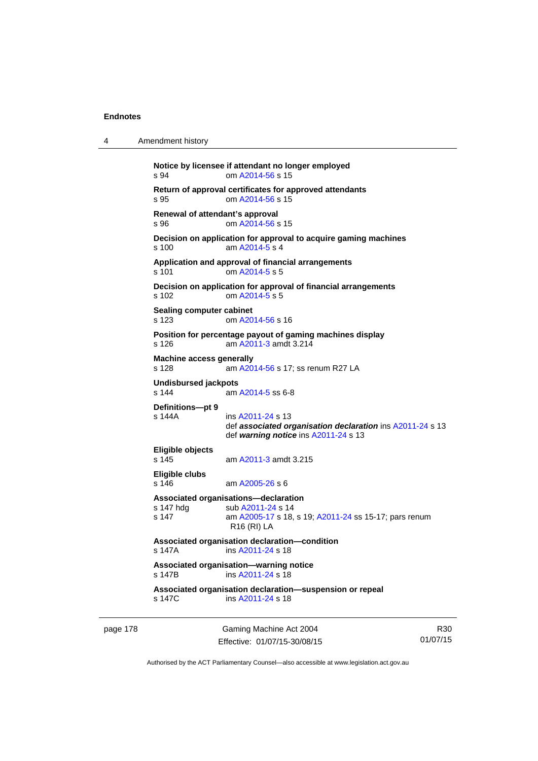**Notice by licensee if attendant no longer employed**
s 94 om A2014-56 s 15

**Return of approval certificates for approved attendants**
s 95 om A2014-56 s 15

**Renewal of attendant's approval**
s 96 om A2014-56 s 15

**Decision on application for approval to acquire gaming machines**
s 100 am A2014-5 s 4

**Application and approval of financial arrangements**
s 101 om A2014-5 s 5

**Decision on application for approval of financial arrangements**
s 102 om A2014-5 s 5

**Sealing computer cabinet**
s 123 om A2014-56 s 16

**Position for percentage payout of gaming machines display**
s 126 am A2011-3 amdt 3.214

**Machine access generally**
s 128 am A2014-56 s 17; ss renum R27 LA

**Undisbursed jackpots**
s 144 am A2014-5 ss 6-8

**Definitions—pt 9**
s 144A ins A2011-24 s 13
def ***associated organisation declaration*** ins A2011-24 s 13
def ***warning notice*** ins A2011-24 s 13

**Eligible objects**
s 145 am A2011-3 amdt 3.215

**Eligible clubs**
s 146 am A2005-26 s 6

**Associated organisations—declaration**
s 147 hdg sub A2011-24 s 14
s 147 am A2005-17 s 18, s 19; A2011-24 ss 15-17; pars renum R16 (RI) LA

**Associated organisation declaration—condition**
s 147A ins A2011-24 s 18

**Associated organisation—warning notice**
s 147B ins A2011-24 s 18

**Associated organisation declaration—suspension or repeal**
s 147C ins A2011-24 s 18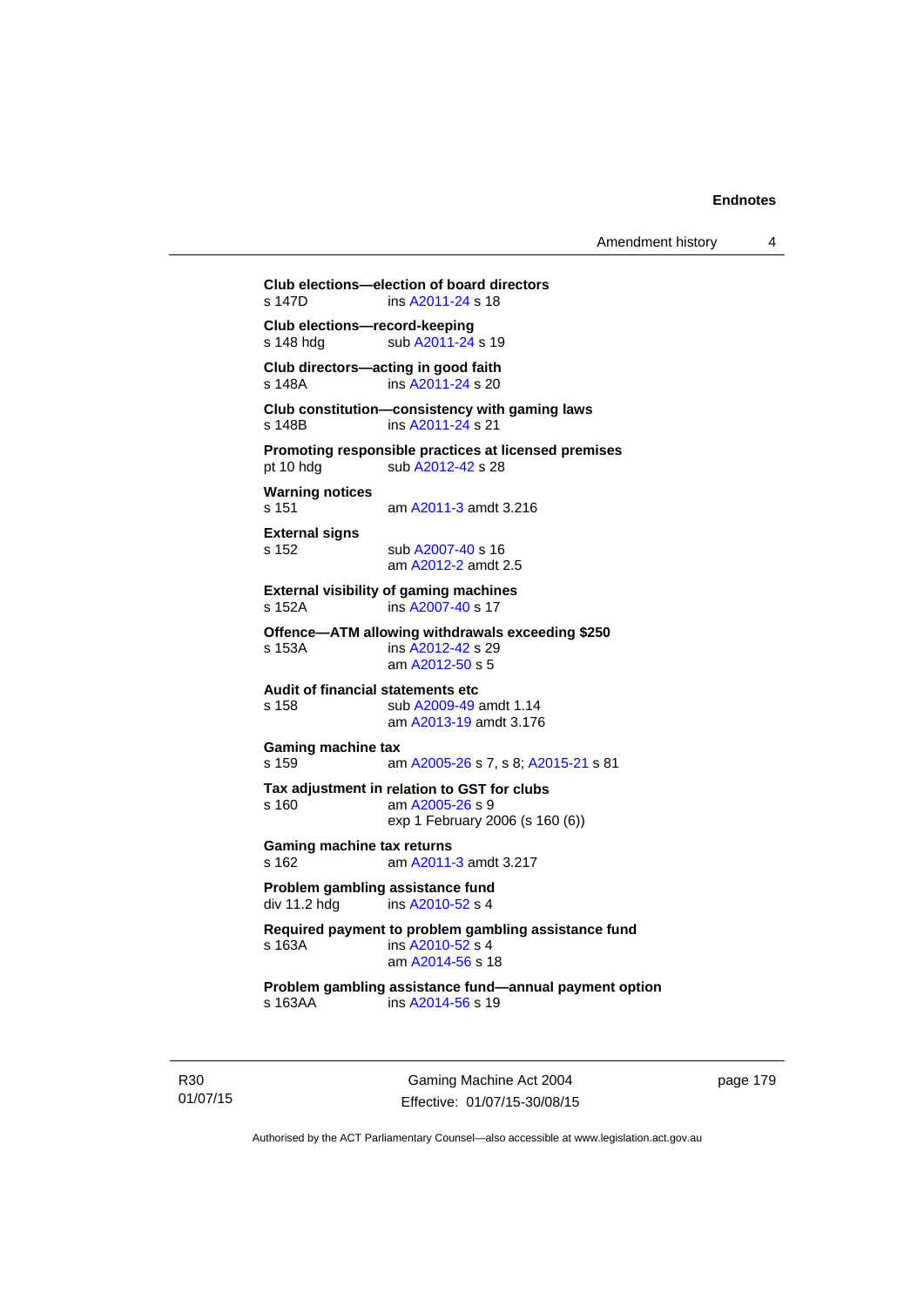**Club elections—election of board directors**
s 147D ins A2011-24 s 18

**Club elections—record-keeping**
s 148 hdg sub A2011-24 s 19

**Club directors—acting in good faith**
s 148A ins A2011-24 s 20

**Club constitution—consistency with gaming laws**
s 148B ins A2011-24 s 21

**Promoting responsible practices at licensed premises**
pt 10 hdg sub A2012-42 s 28

**Warning notices**
s 151 am A2011-3 amdt 3.216

**External signs**
s 152 sub A2007-40 s 16
am A2012-2 amdt 2.5

**External visibility of gaming machines**
s 152A ins A2007-40 s 17

**Offence—ATM allowing withdrawals exceeding $250**
s 153A ins A2012-42 s 29
am A2012-50 s 5

**Audit of financial statements etc**
s 158 sub A2009-49 amdt 1.14
am A2013-19 amdt 3.176

**Gaming machine tax**
s 159 am A2005-26 s 7, s 8; A2015-21 s 81

**Tax adjustment in relation to GST for clubs**
s 160 am A2005-26 s 9
exp 1 February 2006 (s 160 (6))

**Gaming machine tax returns**
s 162 am A2011-3 amdt 3.217

**Problem gambling assistance fund**
div 11.2 hdg ins A2010-52 s 4

**Required payment to problem gambling assistance fund**
s 163A ins A2010-52 s 4
am A2014-56 s 18

**Problem gambling assistance fund—annual payment option**
s 163AA ins A2014-56 s 19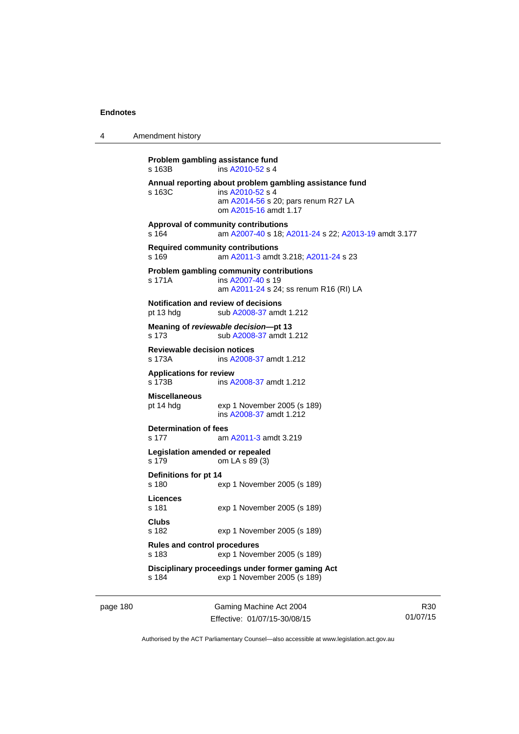**Problem gambling assistance fund**
s 163B ins A2010-52 s 4

**Annual reporting about problem gambling assistance fund**
s 163C ins A2010-52 s 4
am A2014-56 s 20; pars renum R27 LA
om A2015-16 amdt 1.17

**Approval of community contributions**
s 164 am A2007-40 s 18; A2011-24 s 22; A2013-19 amdt 3.177

**Required community contributions**
s 169 am A2011-3 amdt 3.218; A2011-24 s 23

**Problem gambling community contributions**
s 171A ins A2007-40 s 19
am A2011-24 s 24; ss renum R16 (RI) LA

**Notification and review of decisions**
pt 13 hdg sub A2008-37 amdt 1.212

**Meaning of *reviewable decision*—pt 13**
s 173 sub A2008-37 amdt 1.212

**Reviewable decision notices**
s 173A ins A2008-37 amdt 1.212

**Applications for review**
s 173B ins A2008-37 amdt 1.212

**Miscellaneous**
pt 14 hdg exp 1 November 2005 (s 189)
ins A2008-37 amdt 1.212

**Determination of fees**
s 177 am A2011-3 amdt 3.219

**Legislation amended or repealed**
s 179 om LA s 89 (3)

**Definitions for pt 14**
s 180 exp 1 November 2005 (s 189)

**Licences**
s 181 exp 1 November 2005 (s 189)

**Clubs**
s 182 exp 1 November 2005 (s 189)

**Rules and control procedures**
s 183 exp 1 November 2005 (s 189)

**Disciplinary proceedings under former gaming Act**
s 184 exp 1 November 2005 (s 189)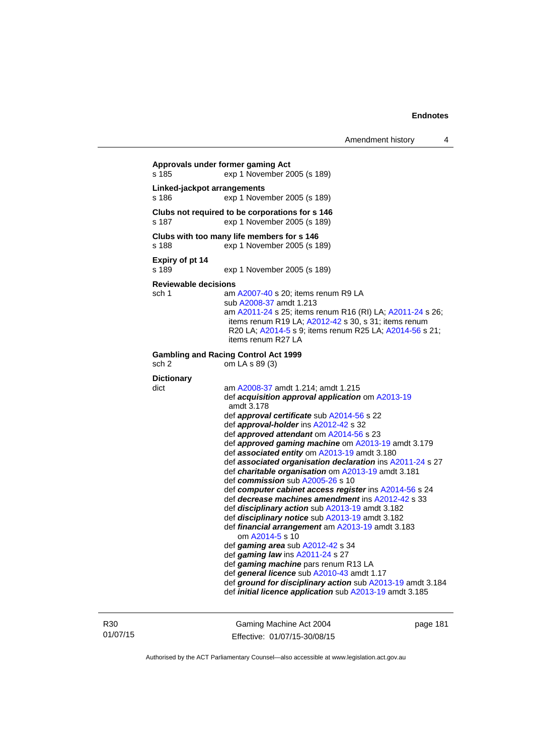**Approvals under former gaming Act**

s 185 exp 1 November 2005 (s 189)

**Linked-jackpot arrangements**

s 186 exp 1 November 2005 (s 189)

**Clubs not required to be corporations for s 146**

s 187 exp 1 November 2005 (s 189)

**Clubs with too many life members for s 146**

s 188 exp 1 November 2005 (s 189)

**Expiry of pt 14**

s 189 exp 1 November 2005 (s 189)

**Reviewable decisions**

sch 1 am A2007-40 s 20; items renum R9 LA
sub A2008-37 amdt 1.213
am A2011-24 s 25; items renum R16 (RI) LA; A2011-24 s 26; items renum R19 LA; A2012-42 s 30, s 31; items renum R20 LA; A2014-5 s 9; items renum R25 LA; A2014-56 s 21; items renum R27 LA

**Gambling and Racing Control Act 1999**

sch 2 om LA s 89 (3)

**Dictionary**

dict am A2008-37 amdt 1.214; amdt 1.215
def ***acquisition approval application*** om A2013-19 amdt 3.178
def ***approval certificate*** sub A2014-56 s 22
def ***approval-holder*** ins A2012-42 s 32
def ***approved attendant*** om A2014-56 s 23
def ***approved gaming machine*** om A2013-19 amdt 3.179
def ***associated entity*** om A2013-19 amdt 3.180
def ***associated organisation declaration*** ins A2011-24 s 27
def ***charitable organisation*** om A2013-19 amdt 3.181
def ***commission*** sub A2005-26 s 10
def ***computer cabinet access register*** ins A2014-56 s 24
def ***decrease machines amendment*** ins A2012-42 s 33
def ***disciplinary action*** sub A2013-19 amdt 3.182
def ***disciplinary notice*** sub A2013-19 amdt 3.182
def ***financial arrangement*** am A2013-19 amdt 3.183
om A2014-5 s 10
def ***gaming area*** sub A2012-42 s 34
def ***gaming law*** ins A2011-24 s 27
def ***gaming machine*** pars renum R13 LA
def ***general licence*** sub A2010-43 amdt 1.17
def ***ground for disciplinary action*** sub A2013-19 amdt 3.184
def ***initial licence application*** sub A2013-19 amdt 3.185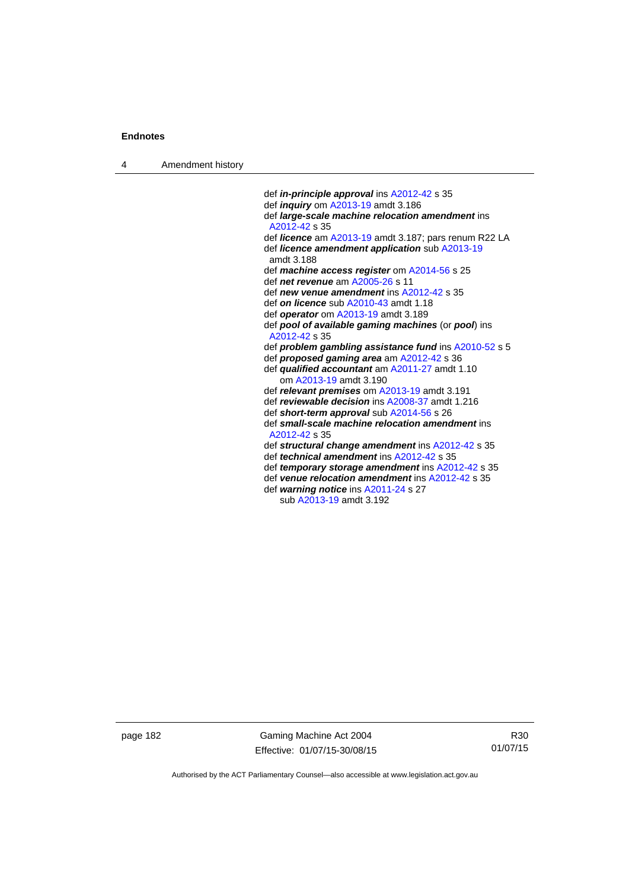def ***in-principle approval*** ins A2012-42 s 35
def ***inquiry*** om A2013-19 amdt 3.186
def ***large-scale machine relocation amendment*** ins A2012-42 s 35
def ***licence*** am A2013-19 amdt 3.187; pars renum R22 LA
def ***licence amendment application*** sub A2013-19 amdt 3.188
def ***machine access register*** om A2014-56 s 25
def ***net revenue*** am A2005-26 s 11
def ***new venue amendment*** ins A2012-42 s 35
def ***on licence*** sub A2010-43 amdt 1.18
def ***operator*** om A2013-19 amdt 3.189
def ***pool of available gaming machines*** (or ***pool***) ins A2012-42 s 35
def ***problem gambling assistance fund*** ins A2010-52 s 5
def ***proposed gaming area*** am A2012-42 s 36
def ***qualified accountant*** am A2011-27 amdt 1.10
om A2013-19 amdt 3.190
def ***relevant premises*** om A2013-19 amdt 3.191
def ***reviewable decision*** ins A2008-37 amdt 1.216
def ***short-term approval*** sub A2014-56 s 26
def ***small-scale machine relocation amendment*** ins A2012-42 s 35
def ***structural change amendment*** ins A2012-42 s 35
def ***technical amendment*** ins A2012-42 s 35
def ***temporary storage amendment*** ins A2012-42 s 35
def ***venue relocation amendment*** ins A2012-42 s 35
def ***warning notice*** ins A2011-24 s 27
sub A2013-19 amdt 3.192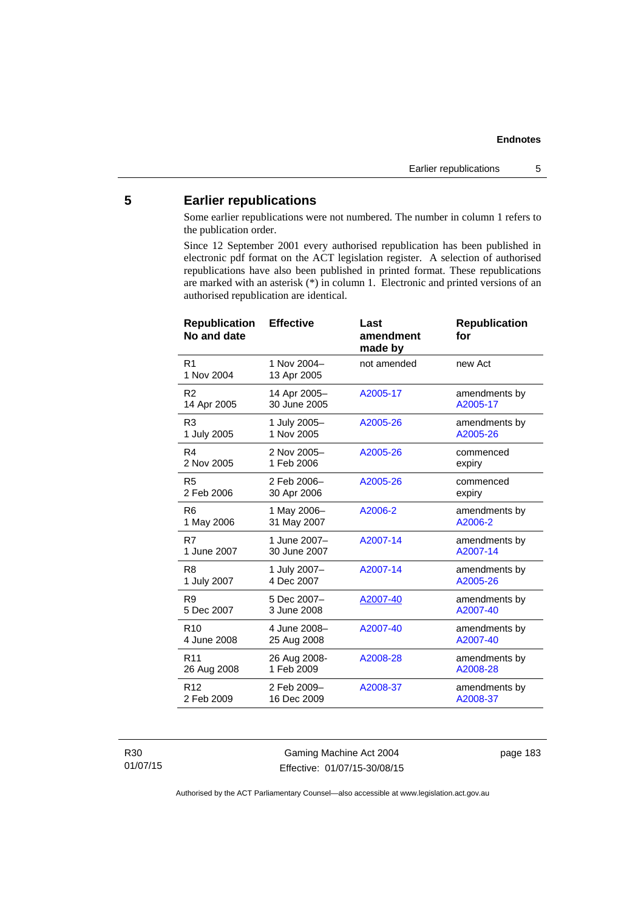## 5 Earlier republications

Some earlier republications were not numbered. The number in column 1 refers to the publication order.

Since 12 September 2001 every authorised republication has been published in electronic pdf format on the ACT legislation register. A selection of authorised republications have also been published in printed format. These republications are marked with an asterisk (*) in column 1. Electronic and printed versions of an authorised republication are identical.

| Republication No and date | Effective | Last amendment made by | Republication for |
|---|---|---|---|
| R1<br>1 Nov 2004 | 1 Nov 2004–<br>13 Apr 2005 | not amended | new Act |
| R2<br>14 Apr 2005 | 14 Apr 2005–<br>30 June 2005 | A2005-17 | amendments by A2005-17 |
| R3<br>1 July 2005 | 1 July 2005–<br>1 Nov 2005 | A2005-26 | amendments by A2005-26 |
| R4<br>2 Nov 2005 | 2 Nov 2005–<br>1 Feb 2006 | A2005-26 | commenced expiry |
| R5<br>2 Feb 2006 | 2 Feb 2006–<br>30 Apr 2006 | A2005-26 | commenced expiry |
| R6<br>1 May 2006 | 1 May 2006–<br>31 May 2007 | A2006-2 | amendments by A2006-2 |
| R7<br>1 June 2007 | 1 June 2007–<br>30 June 2007 | A2007-14 | amendments by A2007-14 |
| R8<br>1 July 2007 | 1 July 2007–<br>4 Dec 2007 | A2007-14 | amendments by A2005-26 |
| R9<br>5 Dec 2007 | 5 Dec 2007–<br>3 June 2008 | A2007-40 | amendments by A2007-40 |
| R10<br>4 June 2008 | 4 June 2008–<br>25 Aug 2008 | A2007-40 | amendments by A2007-40 |
| R11<br>26 Aug 2008 | 26 Aug 2008-<br>1 Feb 2009 | A2008-28 | amendments by A2008-28 |
| R12<br>2 Feb 2009 | 2 Feb 2009–<br>16 Dec 2009 | A2008-37 | amendments by A2008-37 |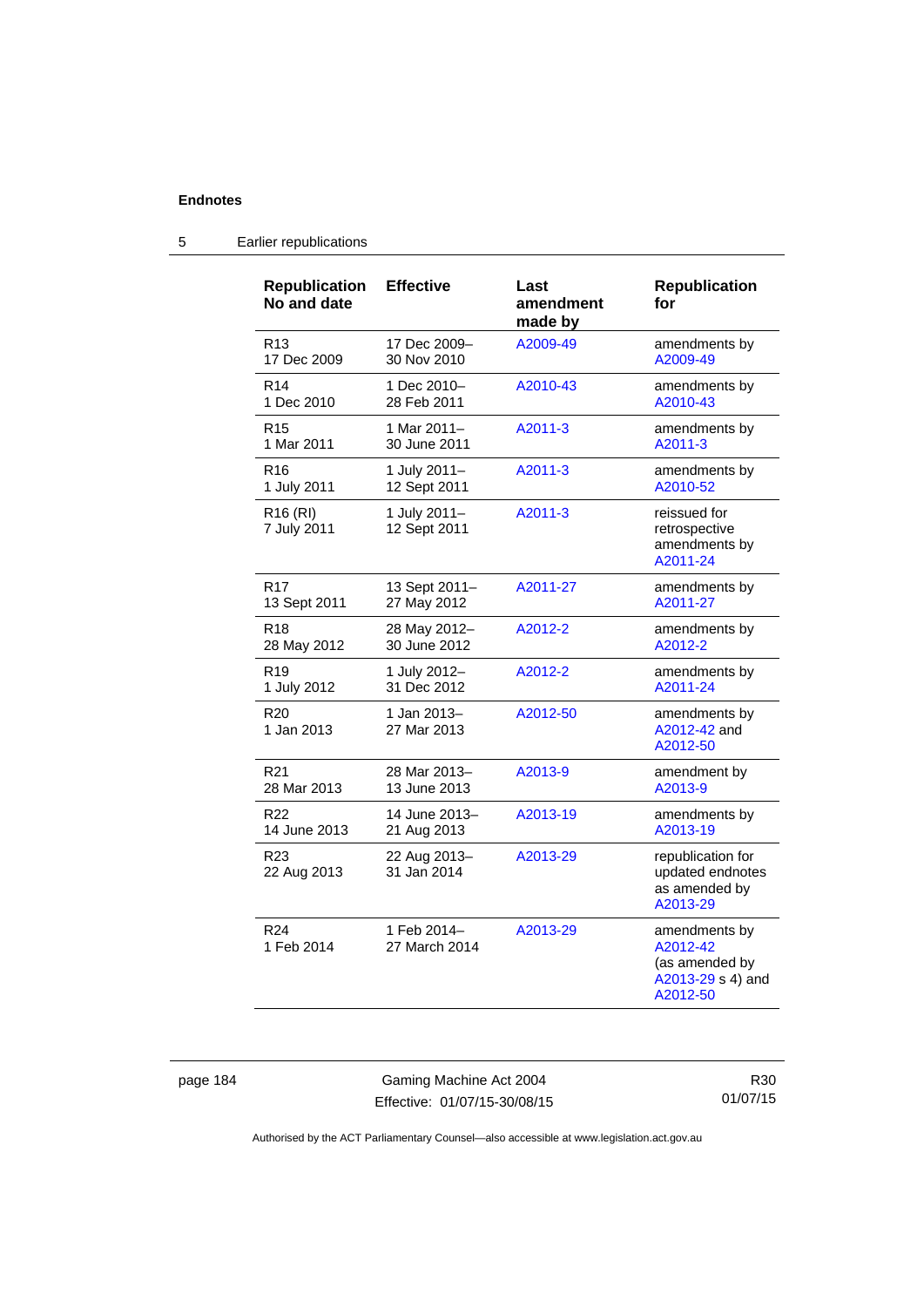**Endnotes**

## 5 Earlier republications

| Republication No and date | Effective | Last amendment made by | Republication for |
|---|---|---|---|
| R13 17 Dec 2009 | 17 Dec 2009– 30 Nov 2010 | A2009-49 | amendments by A2009-49 |
| R14 1 Dec 2010 | 1 Dec 2010– 28 Feb 2011 | A2010-43 | amendments by A2010-43 |
| R15 1 Mar 2011 | 1 Mar 2011– 30 June 2011 | A2011-3 | amendments by A2011-3 |
| R16 1 July 2011 | 1 July 2011– 12 Sept 2011 | A2011-3 | amendments by A2010-52 |
| R16 (RI) 7 July 2011 | 1 July 2011– 12 Sept 2011 | A2011-3 | reissued for retrospective amendments by A2011-24 |
| R17 13 Sept 2011 | 13 Sept 2011– 27 May 2012 | A2011-27 | amendments by A2011-27 |
| R18 28 May 2012 | 28 May 2012– 30 June 2012 | A2012-2 | amendments by A2012-2 |
| R19 1 July 2012 | 1 July 2012– 31 Dec 2012 | A2012-2 | amendments by A2011-24 |
| R20 1 Jan 2013 | 1 Jan 2013– 27 Mar 2013 | A2012-50 | amendments by A2012-42 and A2012-50 |
| R21 28 Mar 2013 | 28 Mar 2013– 13 June 2013 | A2013-9 | amendment by A2013-9 |
| R22 14 June 2013 | 14 June 2013– 21 Aug 2013 | A2013-19 | amendments by A2013-19 |
| R23 22 Aug 2013 | 22 Aug 2013– 31 Jan 2014 | A2013-29 | republication for updated endnotes as amended by A2013-29 |
| R24 1 Feb 2014 | 1 Feb 2014– 27 March 2014 | A2013-29 | amendments by A2012-42 (as amended by A2013-29 s 4) and A2012-50 |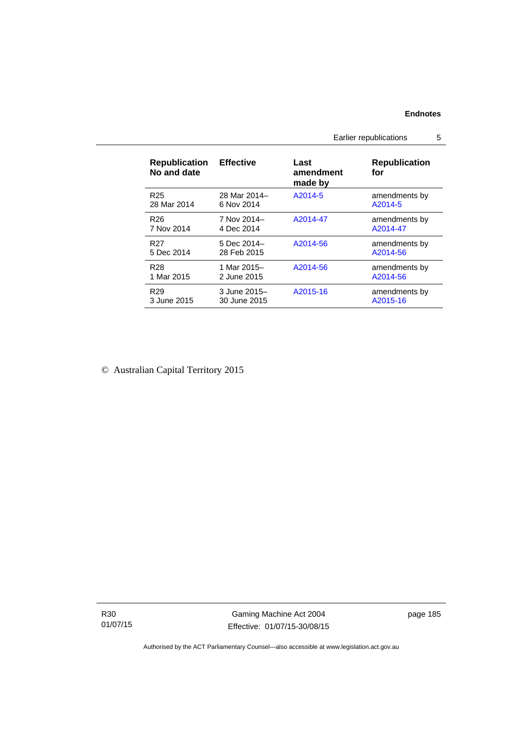| Republication No and date | Effective | Last amendment made by | Republication for |
|---|---|---|---|
| R25<br>28 Mar 2014 | 28 Mar 2014–<br>6 Nov 2014 | A2014-5 | amendments by A2014-5 |
| R26<br>7 Nov 2014 | 7 Nov 2014–<br>4 Dec 2014 | A2014-47 | amendments by A2014-47 |
| R27<br>5 Dec 2014 | 5 Dec 2014–<br>28 Feb 2015 | A2014-56 | amendments by A2014-56 |
| R28<br>1 Mar 2015 | 1 Mar 2015–<br>2 June 2015 | A2014-56 | amendments by A2014-56 |
| R29<br>3 June 2015 | 3 June 2015–<br>30 June 2015 | A2015-16 | amendments by A2015-16 |

© Australian Capital Territory 2015